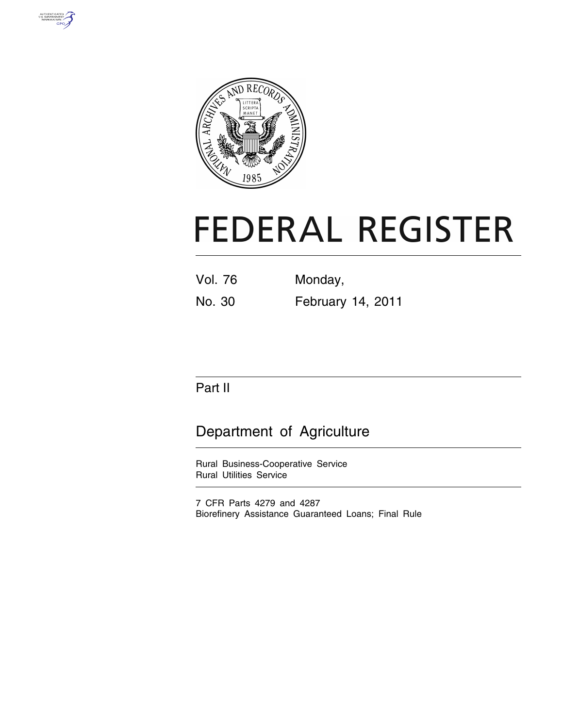# FEDERAL REGISTER

Vol. 76 No. 30

Monday, February 14, 2011

## Part II

## Department of Agriculture

Rural Business-Cooperative Service
Rural Utilities Service

7 CFR Parts 4279 and 4287
Biorefinery Assistance Guaranteed Loans; Final Rule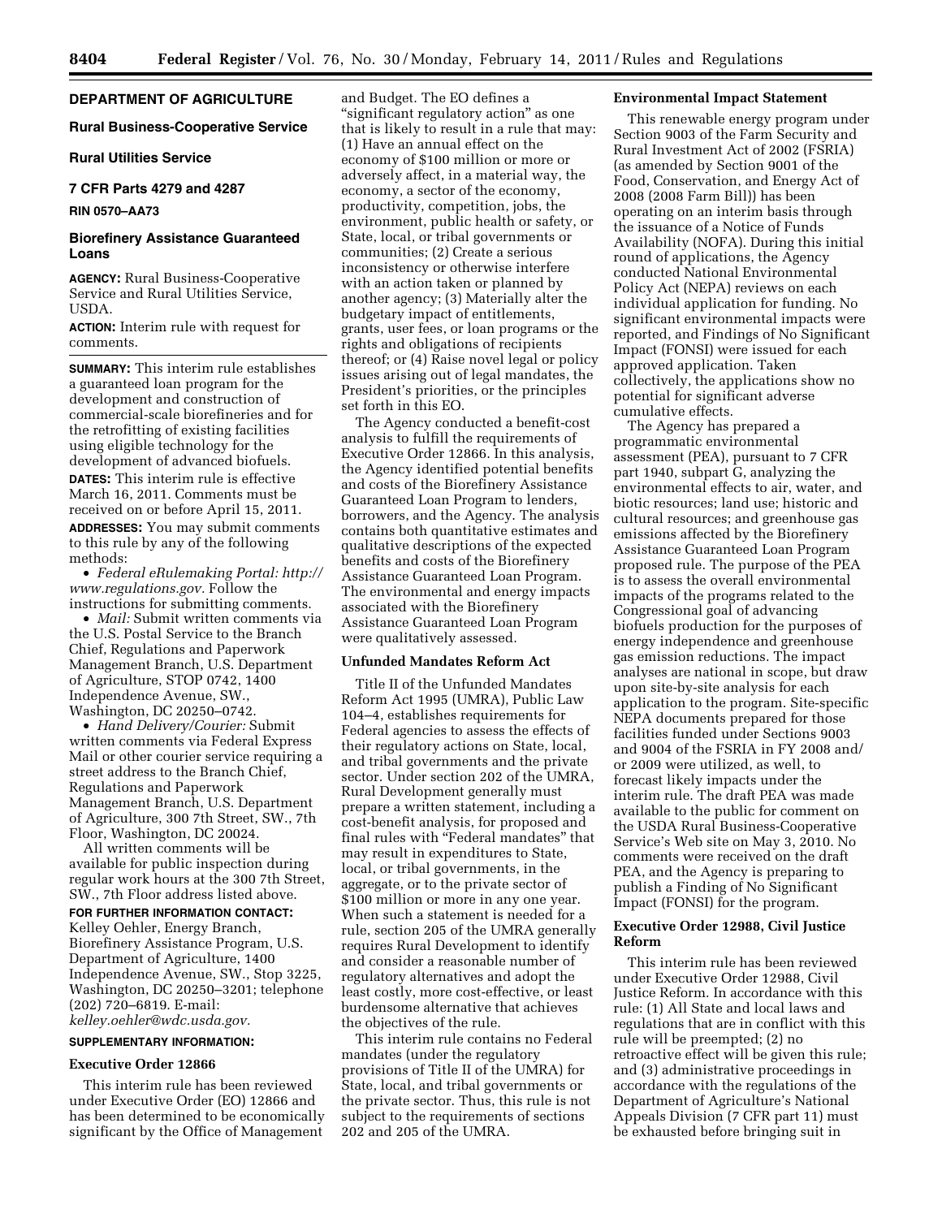## DEPARTMENT OF AGRICULTURE

### Rural Business-Cooperative Service

### Rural Utilities Service

### 7 CFR Parts 4279 and 4287

**RIN 0570–AA73**

### Biorefinery Assistance Guaranteed Loans

**AGENCY:** Rural Business-Cooperative Service and Rural Utilities Service, USDA.

**ACTION:** Interim rule with request for comments.

**SUMMARY:** This interim rule establishes a guaranteed loan program for the development and construction of commercial-scale biorefineries and for the retrofitting of existing facilities using eligible technology for the development of advanced biofuels.

**DATES:** This interim rule is effective March 16, 2011. Comments must be received on or before April 15, 2011.

**ADDRESSES:** You may submit comments to this rule by any of the following methods:

- *Federal eRulemaking Portal: http://www.regulations.gov.* Follow the instructions for submitting comments.
- *Mail:* Submit written comments via the U.S. Postal Service to the Branch Chief, Regulations and Paperwork Management Branch, U.S. Department of Agriculture, STOP 0742, 1400 Independence Avenue, SW., Washington, DC 20250–0742.
- *Hand Delivery/Courier:* Submit written comments via Federal Express Mail or other courier service requiring a street address to the Branch Chief, Regulations and Paperwork Management Branch, U.S. Department of Agriculture, 300 7th Street, SW., 7th Floor, Washington, DC 20024.

All written comments will be available for public inspection during regular work hours at the 300 7th Street, SW., 7th Floor address listed above.

**FOR FURTHER INFORMATION CONTACT:** Kelley Oehler, Energy Branch, Biorefinery Assistance Program, U.S. Department of Agriculture, 1400 Independence Avenue, SW., Stop 3225, Washington, DC 20250–3201; telephone (202) 720–6819. E-mail: *kelley.oehler@wdc.usda.gov.*

**SUPPLEMENTARY INFORMATION:**

#### Executive Order 12866

This interim rule has been reviewed under Executive Order (EO) 12866 and has been determined to be economically significant by the Office of Management and Budget. The EO defines a "significant regulatory action" as one that is likely to result in a rule that may: (1) Have an annual effect on the economy of $100 million or more or adversely affect, in a material way, the economy, a sector of the economy, productivity, competition, jobs, the environment, public health or safety, or State, local, or tribal governments or communities; (2) Create a serious inconsistency or otherwise interfere with an action taken or planned by another agency; (3) Materially alter the budgetary impact of entitlements, grants, user fees, or loan programs or the rights and obligations of recipients thereof; or (4) Raise novel legal or policy issues arising out of legal mandates, the President's priorities, or the principles set forth in this EO.

The Agency conducted a benefit-cost analysis to fulfill the requirements of Executive Order 12866. In this analysis, the Agency identified potential benefits and costs of the Biorefinery Assistance Guaranteed Loan Program to lenders, borrowers, and the Agency. The analysis contains both quantitative estimates and qualitative descriptions of the expected benefits and costs of the Biorefinery Assistance Guaranteed Loan Program. The environmental and energy impacts associated with the Biorefinery Assistance Guaranteed Loan Program were qualitatively assessed.

#### Unfunded Mandates Reform Act

Title II of the Unfunded Mandates Reform Act 1995 (UMRA), Public Law 104–4, establishes requirements for Federal agencies to assess the effects of their regulatory actions on State, local, and tribal governments and the private sector. Under section 202 of the UMRA, Rural Development generally must prepare a written statement, including a cost-benefit analysis, for proposed and final rules with "Federal mandates" that may result in expenditures to State, local, or tribal governments, in the aggregate, or to the private sector of $100 million or more in any one year. When such a statement is needed for a rule, section 205 of the UMRA generally requires Rural Development to identify and consider a reasonable number of regulatory alternatives and adopt the least costly, more cost-effective, or least burdensome alternative that achieves the objectives of the rule.

This interim rule contains no Federal mandates (under the regulatory provisions of Title II of the UMRA) for State, local, and tribal governments or the private sector. Thus, this rule is not subject to the requirements of sections 202 and 205 of the UMRA.

#### Environmental Impact Statement

This renewable energy program under Section 9003 of the Farm Security and Rural Investment Act of 2002 (FSRIA) (as amended by Section 9001 of the Food, Conservation, and Energy Act of 2008 (2008 Farm Bill)) has been operating on an interim basis through the issuance of a Notice of Funds Availability (NOFA). During this initial round of applications, the Agency conducted National Environmental Policy Act (NEPA) reviews on each individual application for funding. No significant environmental impacts were reported, and Findings of No Significant Impact (FONSI) were issued for each approved application. Taken collectively, the applications show no potential for significant adverse cumulative effects.

The Agency has prepared a programmatic environmental assessment (PEA), pursuant to 7 CFR part 1940, subpart G, analyzing the environmental effects to air, water, and biotic resources; land use; historic and cultural resources; and greenhouse gas emissions affected by the Biorefinery Assistance Guaranteed Loan Program proposed rule. The purpose of the PEA is to assess the overall environmental impacts of the programs related to the Congressional goal of advancing biofuels production for the purposes of energy independence and greenhouse gas emission reductions. The impact analyses are national in scope, but draw upon site-by-site analysis for each application to the program. Site-specific NEPA documents prepared for those facilities funded under Sections 9003 and 9004 of the FSRIA in FY 2008 and/or 2009 were utilized, as well, to forecast likely impacts under the interim rule. The draft PEA was made available to the public for comment on the USDA Rural Business-Cooperative Service's Web site on May 3, 2010. No comments were received on the draft PEA, and the Agency is preparing to publish a Finding of No Significant Impact (FONSI) for the program.

#### Executive Order 12988, Civil Justice Reform

This interim rule has been reviewed under Executive Order 12988, Civil Justice Reform. In accordance with this rule: (1) All State and local laws and regulations that are in conflict with this rule will be preempted; (2) no retroactive effect will be given this rule; and (3) administrative proceedings in accordance with the regulations of the Department of Agriculture's National Appeals Division (7 CFR part 11) must be exhausted before bringing suit in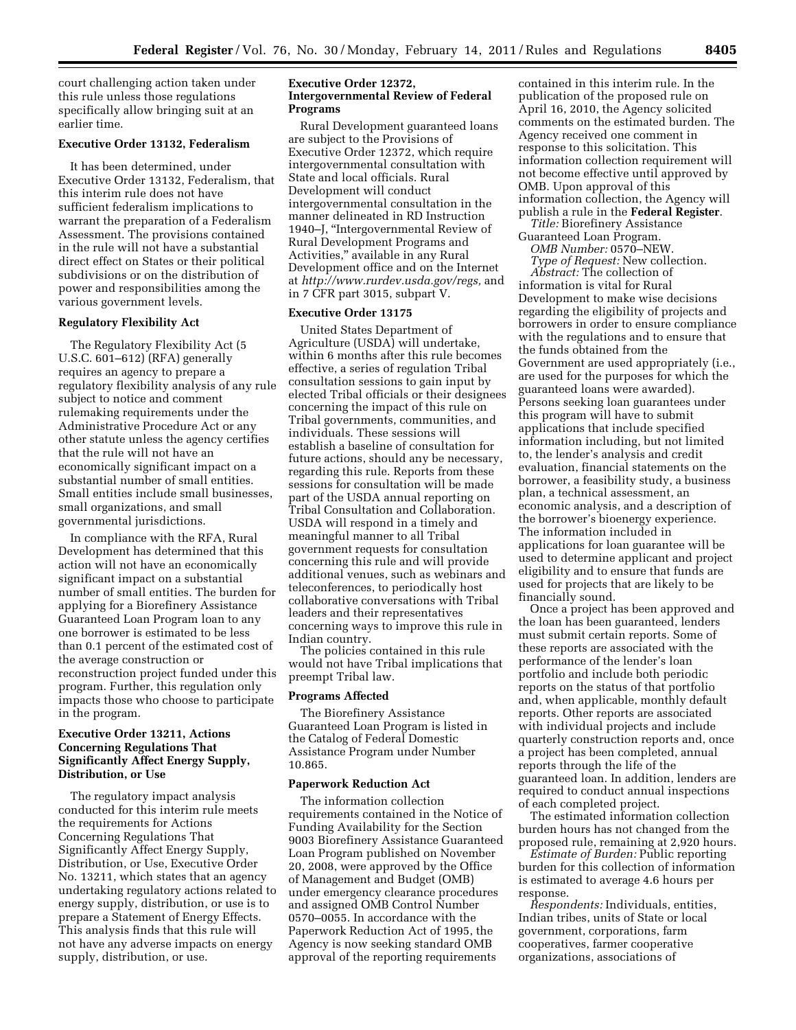court challenging action taken under this rule unless those regulations specifically allow bringing suit at an earlier time.

### Executive Order 13132, Federalism

It has been determined, under Executive Order 13132, Federalism, that this interim rule does not have sufficient federalism implications to warrant the preparation of a Federalism Assessment. The provisions contained in the rule will not have a substantial direct effect on States or their political subdivisions or on the distribution of power and responsibilities among the various government levels.

### Regulatory Flexibility Act

The Regulatory Flexibility Act (5 U.S.C. 601–612) (RFA) generally requires an agency to prepare a regulatory flexibility analysis of any rule subject to notice and comment rulemaking requirements under the Administrative Procedure Act or any other statute unless the agency certifies that the rule will not have an economically significant impact on a substantial number of small entities. Small entities include small businesses, small organizations, and small governmental jurisdictions.

In compliance with the RFA, Rural Development has determined that this action will not have an economically significant impact on a substantial number of small entities. The burden for applying for a Biorefinery Assistance Guaranteed Loan Program loan to any one borrower is estimated to be less than 0.1 percent of the estimated cost of the average construction or reconstruction project funded under this program. Further, this regulation only impacts those who choose to participate in the program.

### Executive Order 13211, Actions Concerning Regulations That Significantly Affect Energy Supply, Distribution, or Use

The regulatory impact analysis conducted for this interim rule meets the requirements for Actions Concerning Regulations That Significantly Affect Energy Supply, Distribution, or Use, Executive Order No. 13211, which states that an agency undertaking regulatory actions related to energy supply, distribution, or use is to prepare a Statement of Energy Effects. This analysis finds that this rule will not have any adverse impacts on energy supply, distribution, or use.

### Executive Order 12372, Intergovernmental Review of Federal Programs

Rural Development guaranteed loans are subject to the Provisions of Executive Order 12372, which require intergovernmental consultation with State and local officials. Rural Development will conduct intergovernmental consultation in the manner delineated in RD Instruction 1940–J, "Intergovernmental Review of Rural Development Programs and Activities," available in any Rural Development office and on the Internet at *http://www.rurdev.usda.gov/regs,* and in 7 CFR part 3015, subpart V.

### Executive Order 13175

United States Department of Agriculture (USDA) will undertake, within 6 months after this rule becomes effective, a series of regulation Tribal consultation sessions to gain input by elected Tribal officials or their designees concerning the impact of this rule on Tribal governments, communities, and individuals. These sessions will establish a baseline of consultation for future actions, should any be necessary, regarding this rule. Reports from these sessions for consultation will be made part of the USDA annual reporting on Tribal Consultation and Collaboration. USDA will respond in a timely and meaningful manner to all Tribal government requests for consultation concerning this rule and will provide additional venues, such as webinars and teleconferences, to periodically host collaborative conversations with Tribal leaders and their representatives concerning ways to improve this rule in Indian country.

The policies contained in this rule would not have Tribal implications that preempt Tribal law.

### Programs Affected

The Biorefinery Assistance Guaranteed Loan Program is listed in the Catalog of Federal Domestic Assistance Program under Number 10.865.

### Paperwork Reduction Act

The information collection requirements contained in the Notice of Funding Availability for the Section 9003 Biorefinery Assistance Guaranteed Loan Program published on November 20, 2008, were approved by the Office of Management and Budget (OMB) under emergency clearance procedures and assigned OMB Control Number 0570–0055. In accordance with the Paperwork Reduction Act of 1995, the Agency is now seeking standard OMB approval of the reporting requirements contained in this interim rule. In the publication of the proposed rule on April 16, 2010, the Agency solicited comments on the estimated burden. The Agency received one comment in response to this solicitation. This information collection requirement will not become effective until approved by OMB. Upon approval of this information collection, the Agency will publish a rule in the **Federal Register**.

*Title:* Biorefinery Assistance Guaranteed Loan Program.

*OMB Number:* 0570–NEW.

*Type of Request:* New collection.

*Abstract:* The collection of information is vital for Rural Development to make wise decisions regarding the eligibility of projects and borrowers in order to ensure compliance with the regulations and to ensure that the funds obtained from the Government are used appropriately (i.e., are used for the purposes for which the guaranteed loans were awarded). Persons seeking loan guarantees under this program will have to submit applications that include specified information including, but not limited to, the lender's analysis and credit evaluation, financial statements on the borrower, a feasibility study, a business plan, a technical assessment, an economic analysis, and a description of the borrower's bioenergy experience. The information included in applications for loan guarantee will be used to determine applicant and project eligibility and to ensure that funds are used for projects that are likely to be financially sound.

Once a project has been approved and the loan has been guaranteed, lenders must submit certain reports. Some of these reports are associated with the performance of the lender's loan portfolio and include both periodic reports on the status of that portfolio and, when applicable, monthly default reports. Other reports are associated with individual projects and include quarterly construction reports and, once a project has been completed, annual reports through the life of the guaranteed loan. In addition, lenders are required to conduct annual inspections of each completed project.

The estimated information collection burden hours has not changed from the proposed rule, remaining at 2,920 hours.

*Estimate of Burden:* Public reporting burden for this collection of information is estimated to average 4.6 hours per response.

*Respondents:* Individuals, entities, Indian tribes, units of State or local government, corporations, farm cooperatives, farmer cooperative organizations, associations of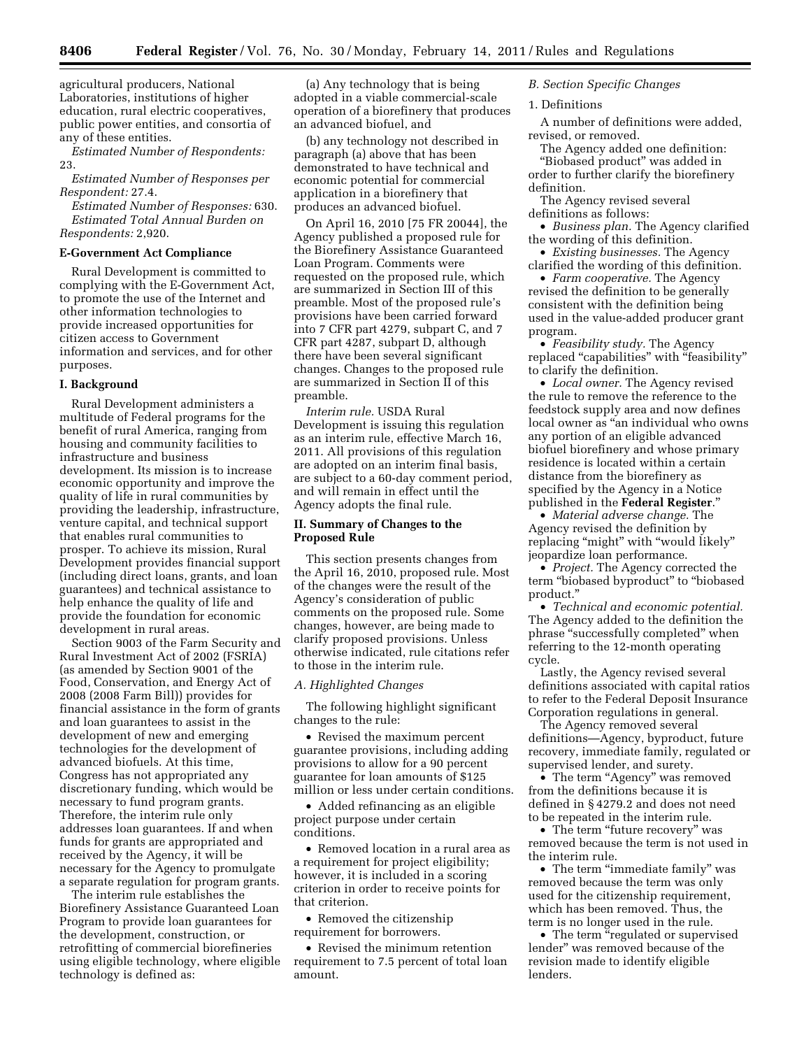agricultural producers, National Laboratories, institutions of higher education, rural electric cooperatives, public power entities, and consortia of any of these entities.

*Estimated Number of Respondents:* 23.

*Estimated Number of Responses per Respondent:* 27.4.

*Estimated Number of Responses:* 630.

*Estimated Total Annual Burden on Respondents:* 2,920.

### E-Government Act Compliance

Rural Development is committed to complying with the E-Government Act, to promote the use of the Internet and other information technologies to provide increased opportunities for citizen access to Government information and services, and for other purposes.

### I. Background

Rural Development administers a multitude of Federal programs for the benefit of rural America, ranging from housing and community facilities to infrastructure and business development. Its mission is to increase economic opportunity and improve the quality of life in rural communities by providing the leadership, infrastructure, venture capital, and technical support that enables rural communities to prosper. To achieve its mission, Rural Development provides financial support (including direct loans, grants, and loan guarantees) and technical assistance to help enhance the quality of life and provide the foundation for economic development in rural areas.

Section 9003 of the Farm Security and Rural Investment Act of 2002 (FSRIA) (as amended by Section 9001 of the Food, Conservation, and Energy Act of 2008 (2008 Farm Bill)) provides for financial assistance in the form of grants and loan guarantees to assist in the development of new and emerging technologies for the development of advanced biofuels. At this time, Congress has not appropriated any discretionary funding, which would be necessary to fund program grants. Therefore, the interim rule only addresses loan guarantees. If and when funds for grants are appropriated and received by the Agency, it will be necessary for the Agency to promulgate a separate regulation for program grants.

The interim rule establishes the Biorefinery Assistance Guaranteed Loan Program to provide loan guarantees for the development, construction, or retrofitting of commercial biorefineries using eligible technology, where eligible technology is defined as:

(a) Any technology that is being adopted in a viable commercial-scale operation of a biorefinery that produces an advanced biofuel, and

(b) any technology not described in paragraph (a) above that has been demonstrated to have technical and economic potential for commercial application in a biorefinery that produces an advanced biofuel.

On April 16, 2010 [75 FR 20044], the Agency published a proposed rule for the Biorefinery Assistance Guaranteed Loan Program. Comments were requested on the proposed rule, which are summarized in Section III of this preamble. Most of the proposed rule's provisions have been carried forward into 7 CFR part 4279, subpart C, and 7 CFR part 4287, subpart D, although there have been several significant changes. Changes to the proposed rule are summarized in Section II of this preamble.

*Interim rule.* USDA Rural Development is issuing this regulation as an interim rule, effective March 16, 2011. All provisions of this regulation are adopted on an interim final basis, are subject to a 60-day comment period, and will remain in effect until the Agency adopts the final rule.

### II. Summary of Changes to the Proposed Rule

This section presents changes from the April 16, 2010, proposed rule. Most of the changes were the result of the Agency's consideration of public comments on the proposed rule. Some changes, however, are being made to clarify proposed provisions. Unless otherwise indicated, rule citations refer to those in the interim rule.

#### *A. Highlighted Changes*

The following highlight significant changes to the rule:

- Revised the maximum percent guarantee provisions, including adding provisions to allow for a 90 percent guarantee for loan amounts of $125 million or less under certain conditions.
- Added refinancing as an eligible project purpose under certain conditions.
- Removed location in a rural area as a requirement for project eligibility; however, it is included in a scoring criterion in order to receive points for that criterion.
- Removed the citizenship requirement for borrowers.
- Revised the minimum retention requirement to 7.5 percent of total loan amount.

#### *B. Section Specific Changes*

1. Definitions

A number of definitions were added, revised, or removed.

The Agency added one definition: "Biobased product" was added in order to further clarify the biorefinery definition.

The Agency revised several definitions as follows:

- *Business plan.* The Agency clarified the wording of this definition.
- *Existing businesses.* The Agency clarified the wording of this definition.
- *Farm cooperative.* The Agency revised the definition to be generally consistent with the definition being used in the value-added producer grant program.
- *Feasibility study.* The Agency replaced "capabilities" with "feasibility" to clarify the definition.
- *Local owner.* The Agency revised the rule to remove the reference to the feedstock supply area and now defines local owner as "an individual who owns any portion of an eligible advanced biofuel biorefinery and whose primary residence is located within a certain distance from the biorefinery as specified by the Agency in a Notice published in the **Federal Register**."
- *Material adverse change.* The Agency revised the definition by replacing "might" with "would likely" jeopardize loan performance.
- *Project.* The Agency corrected the term "biobased byproduct" to "biobased product."
- *Technical and economic potential.* The Agency added to the definition the phrase "successfully completed" when referring to the 12-month operating cycle.

Lastly, the Agency revised several definitions associated with capital ratios to refer to the Federal Deposit Insurance Corporation regulations in general.

The Agency removed several definitions—Agency, byproduct, future recovery, immediate family, regulated or supervised lender, and surety.

- The term "Agency" was removed from the definitions because it is defined in § 4279.2 and does not need to be repeated in the interim rule.
- The term "future recovery" was removed because the term is not used in the interim rule.
- The term "immediate family" was removed because the term was only used for the citizenship requirement, which has been removed. Thus, the term is no longer used in the rule.
- The term "regulated or supervised lender" was removed because of the revision made to identify eligible lenders.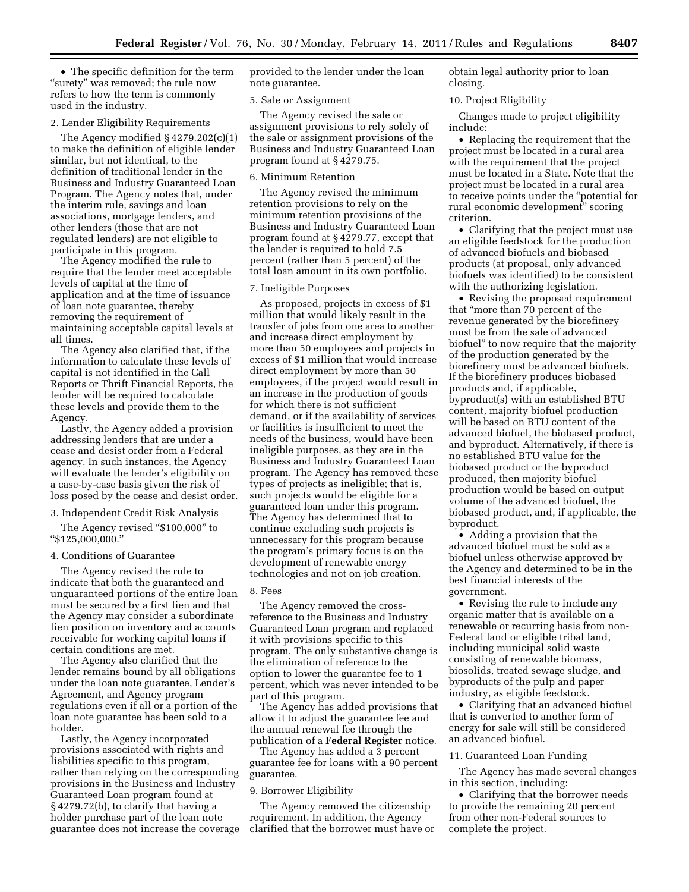- The specific definition for the term "surety" was removed; the rule now refers to how the term is commonly used in the industry.

2. Lender Eligibility Requirements

The Agency modified § 4279.202(c)(1) to make the definition of eligible lender similar, but not identical, to the definition of traditional lender in the Business and Industry Guaranteed Loan Program. The Agency notes that, under the interim rule, savings and loan associations, mortgage lenders, and other lenders (those that are not regulated lenders) are not eligible to participate in this program.

The Agency modified the rule to require that the lender meet acceptable levels of capital at the time of application and at the time of issuance of loan note guarantee, thereby removing the requirement of maintaining acceptable capital levels at all times.

The Agency also clarified that, if the information to calculate these levels of capital is not identified in the Call Reports or Thrift Financial Reports, the lender will be required to calculate these levels and provide them to the Agency.

Lastly, the Agency added a provision addressing lenders that are under a cease and desist order from a Federal agency. In such instances, the Agency will evaluate the lender's eligibility on a case-by-case basis given the risk of loss posed by the cease and desist order.

3. Independent Credit Risk Analysis

The Agency revised "$100,000" to "$125,000,000."

4. Conditions of Guarantee

The Agency revised the rule to indicate that both the guaranteed and unguaranteed portions of the entire loan must be secured by a first lien and that the Agency may consider a subordinate lien position on inventory and accounts receivable for working capital loans if certain conditions are met.

The Agency also clarified that the lender remains bound by all obligations under the loan note guarantee, Lender's Agreement, and Agency program regulations even if all or a portion of the loan note guarantee has been sold to a holder.

Lastly, the Agency incorporated provisions associated with rights and liabilities specific to this program, rather than relying on the corresponding provisions in the Business and Industry Guaranteed Loan program found at § 4279.72(b), to clarify that having a holder purchase part of the loan note guarantee does not increase the coverage provided to the lender under the loan note guarantee.

5. Sale or Assignment

The Agency revised the sale or assignment provisions to rely solely of the sale or assignment provisions of the Business and Industry Guaranteed Loan program found at § 4279.75.

6. Minimum Retention

The Agency revised the minimum retention provisions to rely on the minimum retention provisions of the Business and Industry Guaranteed Loan program found at § 4279.77, except that the lender is required to hold 7.5 percent (rather than 5 percent) of the total loan amount in its own portfolio.

7. Ineligible Purposes

As proposed, projects in excess of $1 million that would likely result in the transfer of jobs from one area to another and increase direct employment by more than 50 employees and projects in excess of $1 million that would increase direct employment by more than 50 employees, if the project would result in an increase in the production of goods for which there is not sufficient demand, or if the availability of services or facilities is insufficient to meet the needs of the business, would have been ineligible purposes, as they are in the Business and Industry Guaranteed Loan program. The Agency has removed these types of projects as ineligible; that is, such projects would be eligible for a guaranteed loan under this program. The Agency has determined that to continue excluding such projects is unnecessary for this program because the program's primary focus is on the development of renewable energy technologies and not on job creation.

8. Fees

The Agency removed the cross-reference to the Business and Industry Guaranteed Loan program and replaced it with provisions specific to this program. The only substantive change is the elimination of reference to the option to lower the guarantee fee to 1 percent, which was never intended to be part of this program.

The Agency has added provisions that allow it to adjust the guarantee fee and the annual renewal fee through the publication of a **Federal Register** notice.

The Agency has added a 3 percent guarantee fee for loans with a 90 percent guarantee.

9. Borrower Eligibility

The Agency removed the citizenship requirement. In addition, the Agency clarified that the borrower must have or obtain legal authority prior to loan closing.

10. Project Eligibility

Changes made to project eligibility include:

- Replacing the requirement that the project must be located in a rural area with the requirement that the project must be located in a State. Note that the project must be located in a rural area to receive points under the "potential for rural economic development" scoring criterion.
- Clarifying that the project must use an eligible feedstock for the production of advanced biofuels and biobased products (at proposal, only advanced biofuels was identified) to be consistent with the authorizing legislation.
- Revising the proposed requirement that "more than 70 percent of the revenue generated by the biorefinery must be from the sale of advanced biofuel" to now require that the majority of the production generated by the biorefinery must be advanced biofuels. If the biorefinery produces biobased products and, if applicable, byproduct(s) with an established BTU content, majority biofuel production will be based on BTU content of the advanced biofuel, the biobased product, and byproduct. Alternatively, if there is no established BTU value for the biobased product or the byproduct produced, then majority biofuel production would be based on output volume of the advanced biofuel, the biobased product, and, if applicable, the byproduct.
- Adding a provision that the advanced biofuel must be sold as a biofuel unless otherwise approved by the Agency and determined to be in the best financial interests of the government.
- Revising the rule to include any organic matter that is available on a renewable or recurring basis from non-Federal land or eligible tribal land, including municipal solid waste consisting of renewable biomass, biosolids, treated sewage sludge, and byproducts of the pulp and paper industry, as eligible feedstock.
- Clarifying that an advanced biofuel that is converted to another form of energy for sale will still be considered an advanced biofuel.

11. Guaranteed Loan Funding

The Agency has made several changes in this section, including:

- Clarifying that the borrower needs to provide the remaining 20 percent from other non-Federal sources to complete the project.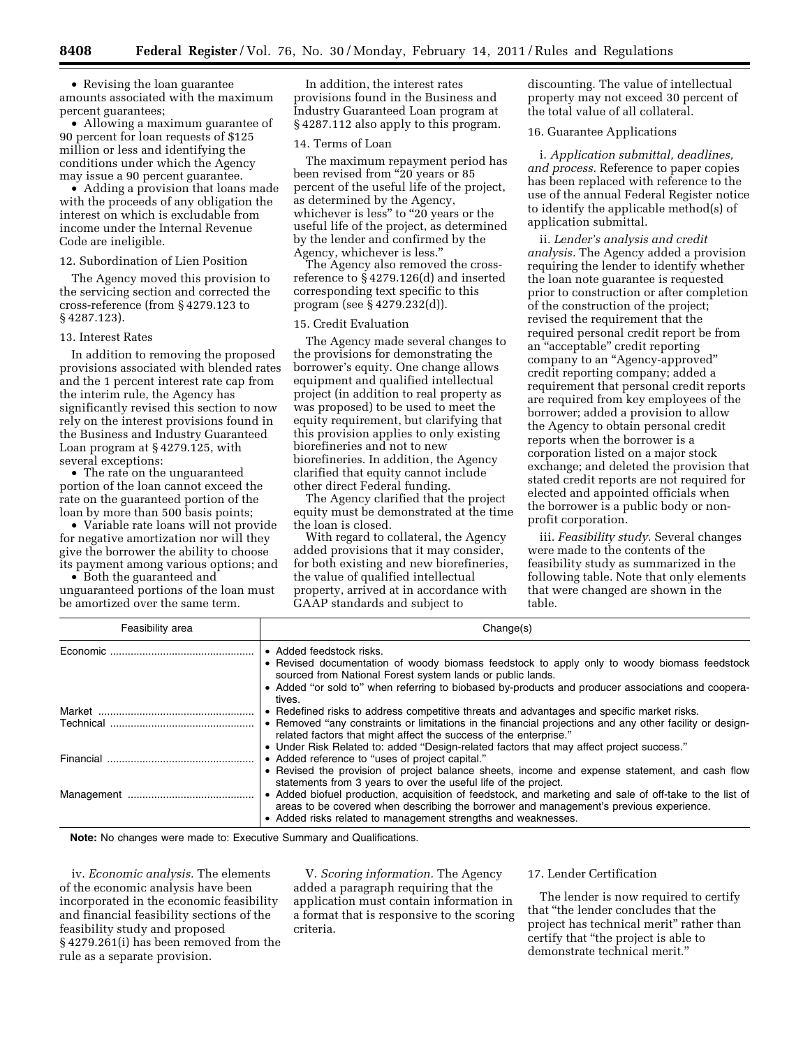• Revising the loan guarantee amounts associated with the maximum percent guarantees;

• Allowing a maximum guarantee of 90 percent for loan requests of $125 million or less and identifying the conditions under which the Agency may issue a 90 percent guarantee.

• Adding a provision that loans made with the proceeds of any obligation the interest on which is excludable from income under the Internal Revenue Code are ineligible.

12. Subordination of Lien Position

The Agency moved this provision to the servicing section and corrected the cross-reference (from § 4279.123 to § 4287.123).

13. Interest Rates

In addition to removing the proposed provisions associated with blended rates and the 1 percent interest rate cap from the interim rule, the Agency has significantly revised this section to now rely on the interest provisions found in the Business and Industry Guaranteed Loan program at § 4279.125, with several exceptions:

• The rate on the unguaranteed portion of the loan cannot exceed the rate on the guaranteed portion of the loan by more than 500 basis points;

• Variable rate loans will not provide for negative amortization nor will they give the borrower the ability to choose its payment among various options; and

• Both the guaranteed and unguaranteed portions of the loan must be amortized over the same term.

In addition, the interest rates provisions found in the Business and Industry Guaranteed Loan program at § 4287.112 also apply to this program.

14. Terms of Loan

The maximum repayment period has been revised from "20 years or 85 percent of the useful life of the project, as determined by the Agency, whichever is less" to "20 years or the useful life of the project, as determined by the lender and confirmed by the Agency, whichever is less."

The Agency also removed the cross-reference to § 4279.126(d) and inserted corresponding text specific to this program (see § 4279.232(d)).

15. Credit Evaluation

The Agency made several changes to the provisions for demonstrating the borrower's equity. One change allows equipment and qualified intellectual project (in addition to real property as was proposed) to be used to meet the equity requirement, but clarifying that this provision applies to only existing biorefineries and not to new biorefineries. In addition, the Agency clarified that equity cannot include other direct Federal funding.

The Agency clarified that the project equity must be demonstrated at the time the loan is closed.

With regard to collateral, the Agency added provisions that it may consider, for both existing and new biorefineries, the value of qualified intellectual property, arrived at in accordance with GAAP standards and subject to discounting. The value of intellectual property may not exceed 30 percent of the total value of all collateral.

16. Guarantee Applications

i. *Application submittal, deadlines, and process.* Reference to paper copies has been replaced with reference to the use of the annual Federal Register notice to identify the applicable method(s) of application submittal.

ii. *Lender's analysis and credit analysis.* The Agency added a provision requiring the lender to identify whether the loan note guarantee is requested prior to construction or after completion of the construction of the project; revised the requirement that the required personal credit report be from an "acceptable" credit reporting company to an "Agency-approved" credit reporting company; added a requirement that personal credit reports are required from key employees of the borrower; added a provision to allow the Agency to obtain personal credit reports when the borrower is a corporation listed on a major stock exchange; and deleted the provision that stated credit reports are not required for elected and appointed officials when the borrower is a public body or non-profit corporation.

iii. *Feasibility study.* Several changes were made to the contents of the feasibility study as summarized in the following table. Note that only elements that were changed are shown in the table.

| Feasibility area | Change(s) |
|---|---|
| Economic | • Added feedstock risks.<br>• Revised documentation of woody biomass feedstock to apply only to woody biomass feedstock sourced from National Forest system lands or public lands.<br>• Added "or sold to" when referring to biobased by-products and producer associations and cooperatives. |
| Market | • Redefined risks to address competitive threats and advantages and specific market risks. |
| Technical | • Removed "any constraints or limitations in the financial projections and any other facility or design-related factors that might affect the success of the enterprise."<br>• Under Risk Related to: added "Design-related factors that may affect project success." |
| Financial | • Added reference to "uses of project capital."<br>• Revised the provision of project balance sheets, income and expense statement, and cash flow statements from 3 years to over the useful life of the project. |
| Management | • Added biofuel production, acquisition of feedstock, and marketing and sale of off-take to the list of areas to be covered when describing the borrower and management's previous experience.<br>• Added risks related to management strengths and weaknesses. |

**Note:** No changes were made to: Executive Summary and Qualifications.

iv. *Economic analysis.* The elements of the economic analysis have been incorporated in the economic feasibility and financial feasibility sections of the feasibility study and proposed § 4279.261(i) has been removed from the rule as a separate provision.

V. *Scoring information.* The Agency added a paragraph requiring that the application must contain information in a format that is responsive to the scoring criteria.

17. Lender Certification

The lender is now required to certify that "the lender concludes that the project has technical merit" rather than certify that "the project is able to demonstrate technical merit."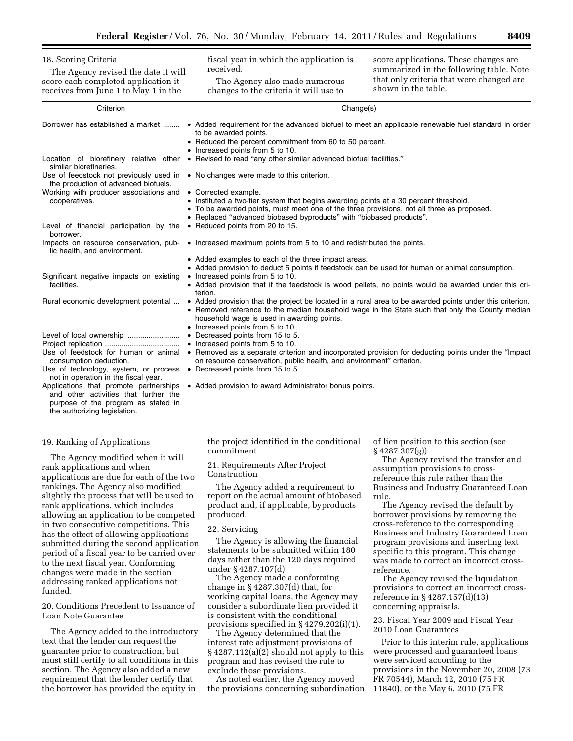18. Scoring Criteria

The Agency revised the date it will score each completed application it receives from June 1 to May 1 in the fiscal year in which the application is received.

The Agency also made numerous changes to the criteria it will use to score applications. These changes are summarized in the following table. Note that only criteria that were changed are shown in the table.

| Criterion | Change(s) |
| --- | --- |
| Borrower has established a market | • Added requirement for the advanced biofuel to meet an applicable renewable fuel standard in order to be awarded points.<br>• Reduced the percent commitment from 60 to 50 percent.<br>• Increased points from 5 to 10. |
| Location of biorefinery relative other similar biorefineries. | • Revised to read "any other similar advanced biofuel facilities." |
| Use of feedstock not previously used in the production of advanced biofuels. | • No changes were made to this criterion. |
| Working with producer associations and cooperatives. | • Corrected example.<br>• Instituted a two-tier system that begins awarding points at a 30 percent threshold.<br>• To be awarded points, must meet one of the three provisions, not all three as proposed.<br>• Replaced "advanced biobased byproducts" with "biobased products". |
| Level of financial participation by the borrower. | • Reduced points from 20 to 15. |
| Impacts on resource conservation, public health, and environment. | • Increased maximum points from 5 to 10 and redistributed the points.<br>• Added examples to each of the three impact areas.<br>• Added provision to deduct 5 points if feedstock can be used for human or animal consumption. |
| Significant negative impacts on existing facilities. | • Increased points from 5 to 10.<br>• Added provision that if the feedstock is wood pellets, no points would be awarded under this criterion. |
| Rural economic development potential ... | • Added provision that the project be located in a rural area to be awarded points under this criterion.<br>• Removed reference to the median household wage in the State such that only the County median household wage is used in awarding points.<br>• Increased points from 5 to 10. |
| Level of local ownership | • Decreased points from 15 to 5. |
| Project replication | • Increased points from 5 to 10. |
| Use of feedstock for human or animal consumption deduction. | • Removed as a separate criterion and incorporated provision for deducting points under the "Impact on resource conservation, public health, and environment" criterion. |
| Use of technology, system, or process not in operation in the fiscal year. | • Decreased points from 15 to 5. |
| Applications that promote partnerships and other activities that further the purpose of the program as stated in the authorizing legislation. | • Added provision to award Administrator bonus points. |

19. Ranking of Applications

The Agency modified when it will rank applications and when applications are due for each of the two rankings. The Agency also modified slightly the process that will be used to rank applications, which includes allowing an application to be competed in two consecutive competitions. This has the effect of allowing applications submitted during the second application period of a fiscal year to be carried over to the next fiscal year. Conforming changes were made in the section addressing ranked applications not funded.

20. Conditions Precedent to Issuance of Loan Note Guarantee

The Agency added to the introductory text that the lender can request the guarantee prior to construction, but must still certify to all conditions in this section. The Agency also added a new requirement that the lender certify that the borrower has provided the equity in the project identified in the conditional commitment.

21. Requirements After Project Construction

The Agency added a requirement to report on the actual amount of biobased product and, if applicable, byproducts produced.

22. Servicing

The Agency is allowing the financial statements to be submitted within 180 days rather than the 120 days required under § 4287.107(d).

The Agency made a conforming change in § 4287.307(d) that, for working capital loans, the Agency may consider a subordinate lien provided it is consistent with the conditional provisions specified in § 4279.202(i)(1).

The Agency determined that the interest rate adjustment provisions of § 4287.112(a)(2) should not apply to this program and has revised the rule to exclude those provisions.

As noted earlier, the Agency moved the provisions concerning subordination of lien position to this section (see § 4287.307(g)).

The Agency revised the transfer and assumption provisions to cross-reference this rule rather than the Business and Industry Guaranteed Loan rule.

The Agency revised the default by borrower provisions by removing the cross-reference to the corresponding Business and Industry Guaranteed Loan program provisions and inserting text specific to this program. This change was made to correct an incorrect cross-reference.

The Agency revised the liquidation provisions to correct an incorrect cross-reference in § 4287.157(d)(13) concerning appraisals.

23. Fiscal Year 2009 and Fiscal Year 2010 Loan Guarantees

Prior to this interim rule, applications were processed and guaranteed loans were serviced according to the provisions in the November 20, 2008 (73 FR 70544), March 12, 2010 (75 FR 11840), or the May 6, 2010 (75 FR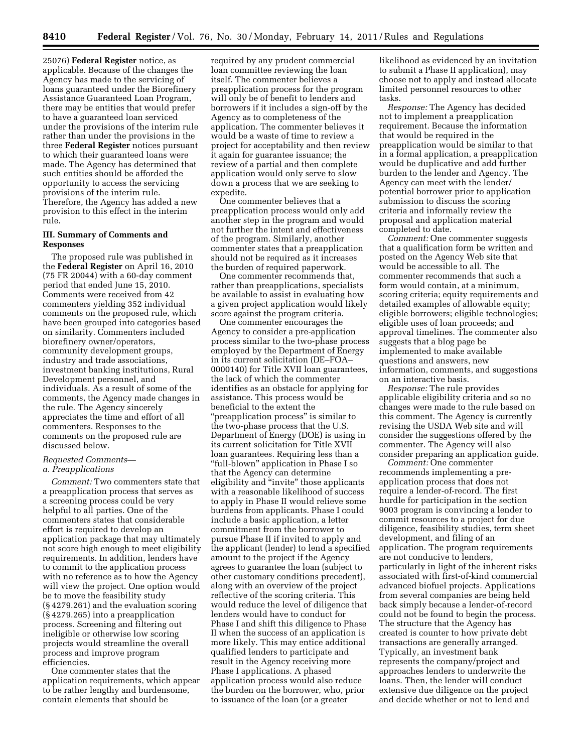25076) **Federal Register** notice, as applicable. Because of the changes the Agency has made to the servicing of loans guaranteed under the Biorefinery Assistance Guaranteed Loan Program, there may be entities that would prefer to have a guaranteed loan serviced under the provisions of the interim rule rather than under the provisions in the three **Federal Register** notices pursuant to which their guaranteed loans were made. The Agency has determined that such entities should be afforded the opportunity to access the servicing provisions of the interim rule. Therefore, the Agency has added a new provision to this effect in the interim rule.

### III. Summary of Comments and Responses

The proposed rule was published in the **Federal Register** on April 16, 2010 (75 FR 20044) with a 60-day comment period that ended June 15, 2010. Comments were received from 42 commenters yielding 352 individual comments on the proposed rule, which have been grouped into categories based on similarity. Commenters included biorefinery owner/operators, community development groups, industry and trade associations, investment banking institutions, Rural Development personnel, and individuals. As a result of some of the comments, the Agency made changes in the rule. The Agency sincerely appreciates the time and effort of all commenters. Responses to the comments on the proposed rule are discussed below.

*Requested Comments—*
*a. Preapplications*

*Comment:* Two commenters state that a preapplication process that serves as a screening process could be very helpful to all parties. One of the commenters states that considerable effort is required to develop an application package that may ultimately not score high enough to meet eligibility requirements. In addition, lenders have to commit to the application process with no reference as to how the Agency will view the project. One option would be to move the feasibility study (§ 4279.261) and the evaluation scoring (§ 4279.265) into a preapplication process. Screening and filtering out ineligible or otherwise low scoring projects would streamline the overall process and improve program efficiencies.

One commenter states that the application requirements, which appear to be rather lengthy and burdensome, contain elements that should be required by any prudent commercial loan committee reviewing the loan itself. The commenter believes a preapplication process for the program will only be of benefit to lenders and borrowers if it includes a sign-off by the Agency as to completeness of the application. The commenter believes it would be a waste of time to review a project for acceptability and then review it again for guarantee issuance; the review of a partial and then complete application would only serve to slow down a process that we are seeking to expedite.

One commenter believes that a preapplication process would only add another step in the program and would not further the intent and effectiveness of the program. Similarly, another commenter states that a preapplication should not be required as it increases the burden of required paperwork.

One commenter recommends that, rather than preapplications, specialists be available to assist in evaluating how a given project application would likely score against the program criteria.

One commenter encourages the Agency to consider a pre-application process similar to the two-phase process employed by the Department of Energy in its current solicitation (DE–FOA–0000140) for Title XVII loan guarantees, the lack of which the commenter identifies as an obstacle for applying for assistance. This process would be beneficial to the extent the "preapplication process" is similar to the two-phase process that the U.S. Department of Energy (DOE) is using in its current solicitation for Title XVII loan guarantees. Requiring less than a "full-blown" application in Phase I so that the Agency can determine eligibility and "invite" those applicants with a reasonable likelihood of success to apply in Phase II would relieve some burdens from applicants. Phase I could include a basic application, a letter commitment from the borrower to pursue Phase II if invited to apply and the applicant (lender) to lend a specified amount to the project if the Agency agrees to guarantee the loan (subject to other customary conditions precedent), along with an overview of the project reflective of the scoring criteria. This would reduce the level of diligence that lenders would have to conduct for Phase I and shift this diligence to Phase II when the success of an application is more likely. This may entice additional qualified lenders to participate and result in the Agency receiving more Phase I applications. A phased application process would also reduce the burden on the borrower, who, prior to issuance of the loan (or a greater likelihood as evidenced by an invitation to submit a Phase II application), may choose not to apply and instead allocate limited personnel resources to other tasks.

*Response:* The Agency has decided not to implement a preapplication requirement. Because the information that would be required in the preapplication would be similar to that in a formal application, a preapplication would be duplicative and add further burden to the lender and Agency. The Agency can meet with the lender/potential borrower prior to application submission to discuss the scoring criteria and informally review the proposal and application material completed to date.

*Comment:* One commenter suggests that a qualification form be written and posted on the Agency Web site that would be accessible to all. The commenter recommends that such a form would contain, at a minimum, scoring criteria; equity requirements and detailed examples of allowable equity; eligible borrowers; eligible technologies; eligible uses of loan proceeds; and approval timelines. The commenter also suggests that a blog page be implemented to make available questions and answers, new information, comments, and suggestions on an interactive basis.

*Response:* The rule provides applicable eligibility criteria and so no changes were made to the rule based on this comment. The Agency is currently revising the USDA Web site and will consider the suggestions offered by the commenter. The Agency will also consider preparing an application guide.

*Comment:* One commenter recommends implementing a pre-application process that does not require a lender-of-record. The first hurdle for participation in the section 9003 program is convincing a lender to commit resources to a project for due diligence, feasibility studies, term sheet development, and filing of an application. The program requirements are not conducive to lenders, particularly in light of the inherent risks associated with first-of-kind commercial advanced biofuel projects. Applications from several companies are being held back simply because a lender-of-record could not be found to begin the process. The structure that the Agency has created is counter to how private debt transactions are generally arranged. Typically, an investment bank represents the company/project and approaches lenders to underwrite the loans. Then, the lender will conduct extensive due diligence on the project and decide whether or not to lend and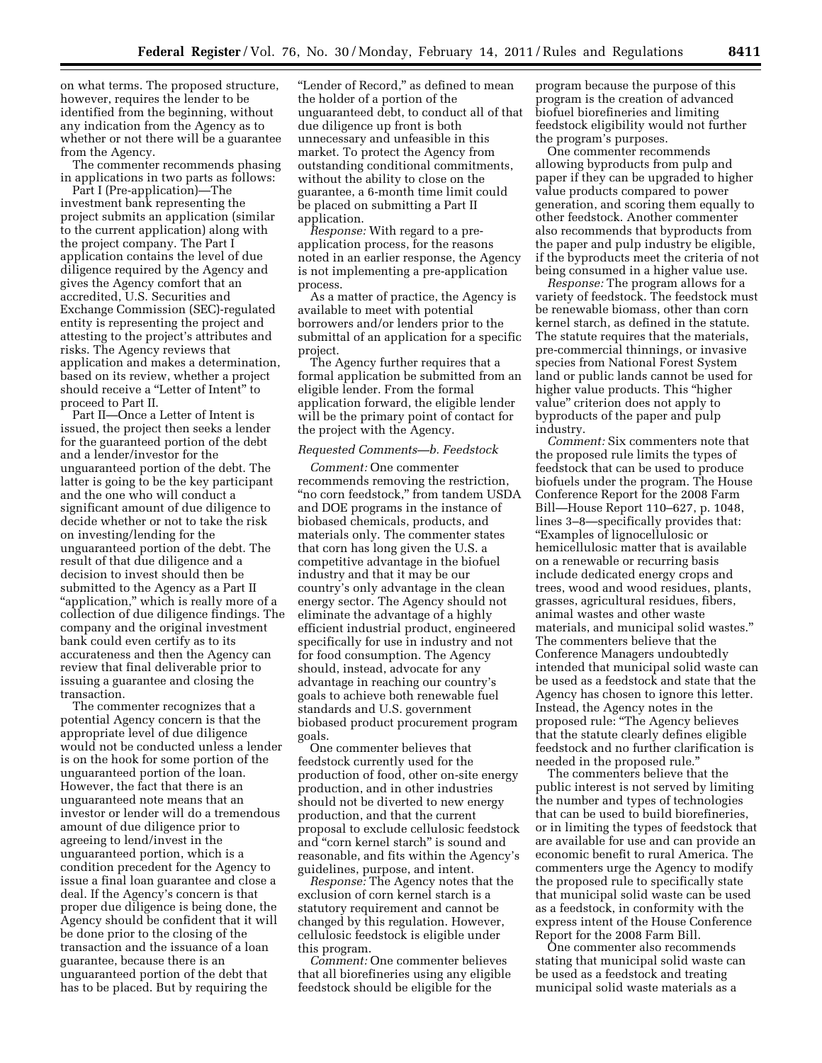on what terms. The proposed structure, however, requires the lender to be identified from the beginning, without any indication from the Agency as to whether or not there will be a guarantee from the Agency.

The commenter recommends phasing in applications in two parts as follows:

Part I (Pre-application)—The investment bank representing the project submits an application (similar to the current application) along with the project company. The Part I application contains the level of due diligence required by the Agency and gives the Agency comfort that an accredited, U.S. Securities and Exchange Commission (SEC)-regulated entity is representing the project and attesting to the project's attributes and risks. The Agency reviews that application and makes a determination, based on its review, whether a project should receive a "Letter of Intent" to proceed to Part II.

Part II—Once a Letter of Intent is issued, the project then seeks a lender for the guaranteed portion of the debt and a lender/investor for the unguaranteed portion of the debt. The latter is going to be the key participant and the one who will conduct a significant amount of due diligence to decide whether or not to take the risk on investing/lending for the unguaranteed portion of the debt. The result of that due diligence and a decision to invest should then be submitted to the Agency as a Part II "application," which is really more of a collection of due diligence findings. The company and the original investment bank could even certify as to its accurateness and then the Agency can review that final deliverable prior to issuing a guarantee and closing the transaction.

The commenter recognizes that a potential Agency concern is that the appropriate level of due diligence would not be conducted unless a lender is on the hook for some portion of the unguaranteed portion of the loan. However, the fact that there is an unguaranteed note means that an investor or lender will do a tremendous amount of due diligence prior to agreeing to lend/invest in the unguaranteed portion, which is a condition precedent for the Agency to issue a final loan guarantee and close a deal. If the Agency's concern is that proper due diligence is being done, the Agency should be confident that it will be done prior to the closing of the transaction and the issuance of a loan guarantee, because there is an unguaranteed portion of the debt that has to be placed. But by requiring the "Lender of Record," as defined to mean the holder of a portion of the unguaranteed debt, to conduct all of that due diligence up front is both unnecessary and unfeasible in this market. To protect the Agency from outstanding conditional commitments, without the ability to close on the guarantee, a 6-month time limit could be placed on submitting a Part II application.

*Response:* With regard to a pre-application process, for the reasons noted in an earlier response, the Agency is not implementing a pre-application process.

As a matter of practice, the Agency is available to meet with potential borrowers and/or lenders prior to the submittal of an application for a specific project.

The Agency further requires that a formal application be submitted from an eligible lender. From the formal application forward, the eligible lender will be the primary point of contact for the project with the Agency.

*Requested Comments—b. Feedstock*

*Comment:* One commenter recommends removing the restriction, "no corn feedstock," from tandem USDA and DOE programs in the instance of biobased chemicals, products, and materials only. The commenter states that corn has long given the U.S. a competitive advantage in the biofuel industry and that it may be our country's only advantage in the clean energy sector. The Agency should not eliminate the advantage of a highly efficient industrial product, engineered specifically for use in industry and not for food consumption. The Agency should, instead, advocate for any advantage in reaching our country's goals to achieve both renewable fuel standards and U.S. government biobased product procurement program goals.

One commenter believes that feedstock currently used for the production of food, other on-site energy production, and in other industries should not be diverted to new energy production, and that the current proposal to exclude cellulosic feedstock and "corn kernel starch" is sound and reasonable, and fits within the Agency's guidelines, purpose, and intent.

*Response:* The Agency notes that the exclusion of corn kernel starch is a statutory requirement and cannot be changed by this regulation. However, cellulosic feedstock is eligible under this program.

*Comment:* One commenter believes that all biorefineries using any eligible feedstock should be eligible for the program because the purpose of this program is the creation of advanced biofuel biorefineries and limiting feedstock eligibility would not further the program's purposes.

One commenter recommends allowing byproducts from pulp and paper if they can be upgraded to higher value products compared to power generation, and scoring them equally to other feedstock. Another commenter also recommends that byproducts from the paper and pulp industry be eligible, if the byproducts meet the criteria of not being consumed in a higher value use.

*Response:* The program allows for a variety of feedstock. The feedstock must be renewable biomass, other than corn kernel starch, as defined in the statute. The statute requires that the materials, pre-commercial thinnings, or invasive species from National Forest System land or public lands cannot be used for higher value products. This "higher value" criterion does not apply to byproducts of the paper and pulp industry.

*Comment:* Six commenters note that the proposed rule limits the types of feedstock that can be used to produce biofuels under the program. The House Conference Report for the 2008 Farm Bill—House Report 110–627, p. 1048, lines 3–8—specifically provides that: "Examples of lignocellulosic or hemicellulosic matter that is available on a renewable or recurring basis include dedicated energy crops and trees, wood and wood residues, plants, grasses, agricultural residues, fibers, animal wastes and other waste materials, and municipal solid wastes." The commenters believe that the Conference Managers undoubtedly intended that municipal solid waste can be used as a feedstock and state that the Agency has chosen to ignore this letter. Instead, the Agency notes in the proposed rule: "The Agency believes that the statute clearly defines eligible feedstock and no further clarification is needed in the proposed rule."

The commenters believe that the public interest is not served by limiting the number and types of technologies that can be used to build biorefineries, or in limiting the types of feedstock that are available for use and can provide an economic benefit to rural America. The commenters urge the Agency to modify the proposed rule to specifically state that municipal solid waste can be used as a feedstock, in conformity with the express intent of the House Conference Report for the 2008 Farm Bill.

One commenter also recommends stating that municipal solid waste can be used as a feedstock and treating municipal solid waste materials as a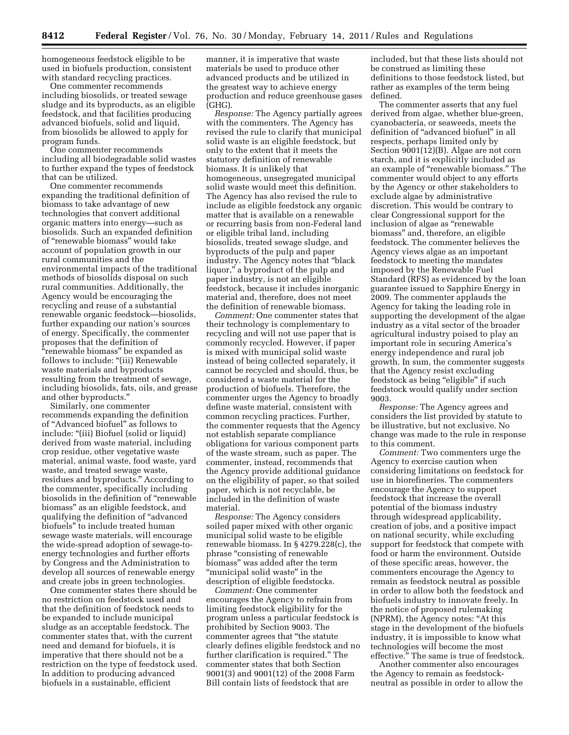homogeneous feedstock eligible to be used in biofuels production, consistent with standard recycling practices.

One commenter recommends including biosolids, or treated sewage sludge and its byproducts, as an eligible feedstock, and that facilities producing advanced biofuels, solid and liquid, from biosolids be allowed to apply for program funds.

One commenter recommends including all biodegradable solid wastes to further expand the types of feedstock that can be utilized.

One commenter recommends expanding the traditional definition of biomass to take advantage of new technologies that convert additional organic matters into energy—such as biosolids. Such an expanded definition of "renewable biomass" would take account of population growth in our rural communities and the environmental impacts of the traditional methods of biosolids disposal on such rural communities. Additionally, the Agency would be encouraging the recycling and reuse of a substantial renewable organic feedstock—biosolids, further expanding our nation's sources of energy. Specifically, the commenter proposes that the definition of "renewable biomass" be expanded as follows to include: "(iii) Renewable waste materials and byproducts resulting from the treatment of sewage, including biosolids, fats, oils, and grease and other byproducts."

Similarly, one commenter recommends expanding the definition of "Advanced biofuel" as follows to include: "(iii) Biofuel (solid or liquid) derived from waste material, including crop residue, other vegetative waste material, animal waste, food waste, yard waste, and treated sewage waste, residues and byproducts." According to the commenter, specifically including biosolids in the definition of "renewable biomass" as an eligible feedstock, and qualifying the definition of "advanced biofuels" to include treated human sewage waste materials, will encourage the wide-spread adoption of sewage-to-energy technologies and further efforts by Congress and the Administration to develop all sources of renewable energy and create jobs in green technologies.

One commenter states there should be no restriction on feedstock used and that the definition of feedstock needs to be expanded to include municipal sludge as an acceptable feedstock. The commenter states that, with the current need and demand for biofuels, it is imperative that there should not be a restriction on the type of feedstock used. In addition to producing advanced biofuels in a sustainable, efficient manner, it is imperative that waste materials be used to produce other advanced products and be utilized in the greatest way to achieve energy production and reduce greenhouse gases (GHG).

*Response:* The Agency partially agrees with the commenters. The Agency has revised the rule to clarify that municipal solid waste is an eligible feedstock, but only to the extent that it meets the statutory definition of renewable biomass. It is unlikely that homogeneous, unsegregated municipal solid waste would meet this definition. The Agency has also revised the rule to include as eligible feedstock any organic matter that is available on a renewable or recurring basis from non-Federal land or eligible tribal land, including biosolids, treated sewage sludge, and byproducts of the pulp and paper industry. The Agency notes that "black liquor," a byproduct of the pulp and paper industry, is not an eligible feedstock, because it includes inorganic material and, therefore, does not meet the definition of renewable biomass.

*Comment:* One commenter states that their technology is complementary to recycling and will not use paper that is commonly recycled. However, if paper is mixed with municipal solid waste instead of being collected separately, it cannot be recycled and should, thus, be considered a waste material for the production of biofuels. Therefore, the commenter urges the Agency to broadly define waste material, consistent with common recycling practices. Further, the commenter requests that the Agency not establish separate compliance obligations for various component parts of the waste stream, such as paper. The commenter, instead, recommends that the Agency provide additional guidance on the eligibility of paper, so that soiled paper, which is not recyclable, be included in the definition of waste material.

*Response:* The Agency considers soiled paper mixed with other organic municipal solid waste to be eligible renewable biomass. In § 4279.228(c), the phrase "consisting of renewable biomass" was added after the term "municipal solid waste" in the description of eligible feedstocks.

*Comment:* One commenter encourages the Agency to refrain from limiting feedstock eligibility for the program unless a particular feedstock is prohibited by Section 9003. The commenter agrees that "the statute clearly defines eligible feedstock and no further clarification is required." The commenter states that both Section 9001(3) and 9001(12) of the 2008 Farm Bill contain lists of feedstock that are included, but that these lists should not be construed as limiting these definitions to those feedstock listed, but rather as examples of the term being defined.

The commenter asserts that any fuel derived from algae, whether blue-green, cyanobacteria, or seaweeds, meets the definition of "advanced biofuel" in all respects, perhaps limited only by Section 9001(12)(B). Algae are not corn starch, and it is explicitly included as an example of "renewable biomass." The commenter would object to any efforts by the Agency or other stakeholders to exclude algae by administrative discretion. This would be contrary to clear Congressional support for the inclusion of algae as "renewable biomass" and, therefore, an eligible feedstock. The commenter believes the Agency views algae as an important feedstock to meeting the mandates imposed by the Renewable Fuel Standard (RFS) as evidenced by the loan guarantee issued to Sapphire Energy in 2009. The commenter applauds the Agency for taking the leading role in supporting the development of the algae industry as a vital sector of the broader agricultural industry poised to play an important role in securing America's energy independence and rural job growth. In sum, the commenter suggests that the Agency resist excluding feedstock as being "eligible" if such feedstock would qualify under section 9003.

*Response:* The Agency agrees and considers the list provided by statute to be illustrative, but not exclusive. No change was made to the rule in response to this comment.

*Comment:* Two commenters urge the Agency to exercise caution when considering limitations on feedstock for use in biorefineries. The commenters encourage the Agency to support feedstock that increase the overall potential of the biomass industry through widespread applicability, creation of jobs, and a positive impact on national security, while excluding support for feedstock that compete with food or harm the environment. Outside of these specific areas, however, the commenters encourage the Agency to remain as feedstock neutral as possible in order to allow both the feedstock and biofuels industry to innovate freely. In the notice of proposed rulemaking (NPRM), the Agency notes: "At this stage in the development of the biofuels industry, it is impossible to know what technologies will become the most effective." The same is true of feedstock.

Another commenter also encourages the Agency to remain as feedstock-neutral as possible in order to allow the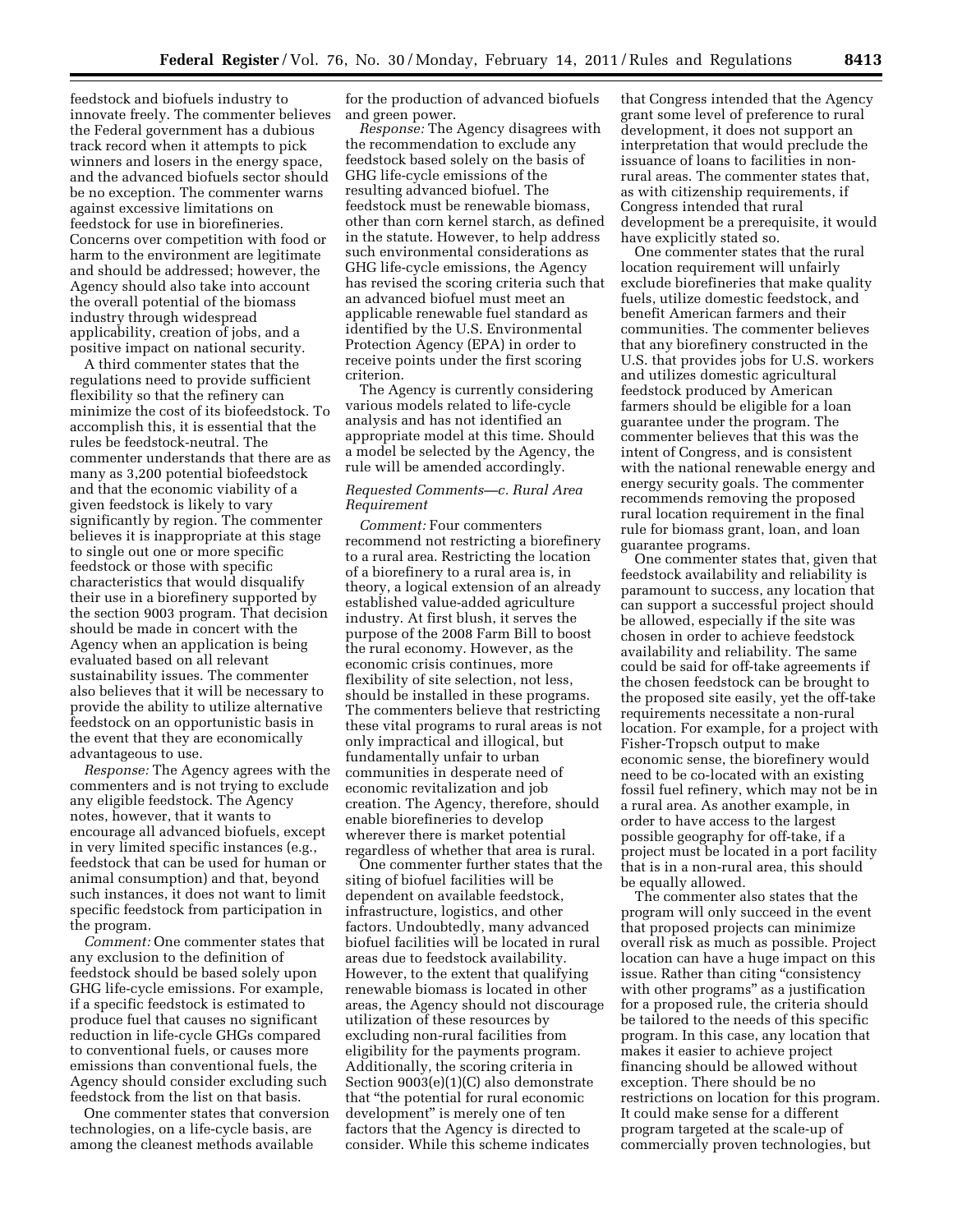feedstock and biofuels industry to innovate freely. The commenter believes the Federal government has a dubious track record when it attempts to pick winners and losers in the energy space, and the advanced biofuels sector should be no exception. The commenter warns against excessive limitations on feedstock for use in biorefineries. Concerns over competition with food or harm to the environment are legitimate and should be addressed; however, the Agency should also take into account the overall potential of the biomass industry through widespread applicability, creation of jobs, and a positive impact on national security.

A third commenter states that the regulations need to provide sufficient flexibility so that the refinery can minimize the cost of its biofeedstock. To accomplish this, it is essential that the rules be feedstock-neutral. The commenter understands that there are as many as 3,200 potential biofeedstock and that the economic viability of a given feedstock is likely to vary significantly by region. The commenter believes it is inappropriate at this stage to single out one or more specific feedstock or those with specific characteristics that would disqualify their use in a biorefinery supported by the section 9003 program. That decision should be made in concert with the Agency when an application is being evaluated based on all relevant sustainability issues. The commenter also believes that it will be necessary to provide the ability to utilize alternative feedstock on an opportunistic basis in the event that they are economically advantageous to use.

*Response:* The Agency agrees with the commenters and is not trying to exclude any eligible feedstock. The Agency notes, however, that it wants to encourage all advanced biofuels, except in very limited specific instances (e.g., feedstock that can be used for human or animal consumption) and that, beyond such instances, it does not want to limit specific feedstock from participation in the program.

*Comment:* One commenter states that any exclusion to the definition of feedstock should be based solely upon GHG life-cycle emissions. For example, if a specific feedstock is estimated to produce fuel that causes no significant reduction in life-cycle GHGs compared to conventional fuels, or causes more emissions than conventional fuels, the Agency should consider excluding such feedstock from the list on that basis.

One commenter states that conversion technologies, on a life-cycle basis, are among the cleanest methods available for the production of advanced biofuels and green power.

*Response:* The Agency disagrees with the recommendation to exclude any feedstock based solely on the basis of GHG life-cycle emissions of the resulting advanced biofuel. The feedstock must be renewable biomass, other than corn kernel starch, as defined in the statute. However, to help address such environmental considerations as GHG life-cycle emissions, the Agency has revised the scoring criteria such that an advanced biofuel must meet an applicable renewable fuel standard as identified by the U.S. Environmental Protection Agency (EPA) in order to receive points under the first scoring criterion.

The Agency is currently considering various models related to life-cycle analysis and has not identified an appropriate model at this time. Should a model be selected by the Agency, the rule will be amended accordingly.

### *Requested Comments—c. Rural Area Requirement*

*Comment:* Four commenters recommend not restricting a biorefinery to a rural area. Restricting the location of a biorefinery to a rural area is, in theory, a logical extension of an already established value-added agriculture industry. At first blush, it serves the purpose of the 2008 Farm Bill to boost the rural economy. However, as the economic crisis continues, more flexibility of site selection, not less, should be installed in these programs. The commenters believe that restricting these vital programs to rural areas is not only impractical and illogical, but fundamentally unfair to urban communities in desperate need of economic revitalization and job creation. The Agency, therefore, should enable biorefineries to develop wherever there is market potential regardless of whether that area is rural.

One commenter further states that the siting of biofuel facilities will be dependent on available feedstock, infrastructure, logistics, and other factors. Undoubtedly, many advanced biofuel facilities will be located in rural areas due to feedstock availability. However, to the extent that qualifying renewable biomass is located in other areas, the Agency should not discourage utilization of these resources by excluding non-rural facilities from eligibility for the payments program. Additionally, the scoring criteria in Section 9003(e)(1)(C) also demonstrate that "the potential for rural economic development" is merely one of ten factors that the Agency is directed to consider. While this scheme indicates that Congress intended that the Agency grant some level of preference to rural development, it does not support an interpretation that would preclude the issuance of loans to facilities in non-rural areas. The commenter states that, as with citizenship requirements, if Congress intended that rural development be a prerequisite, it would have explicitly stated so.

One commenter states that the rural location requirement will unfairly exclude biorefineries that make quality fuels, utilize domestic feedstock, and benefit American farmers and their communities. The commenter believes that any biorefinery constructed in the U.S. that provides jobs for U.S. workers and utilizes domestic agricultural feedstock produced by American farmers should be eligible for a loan guarantee under the program. The commenter believes that this was the intent of Congress, and is consistent with the national renewable energy and energy security goals. The commenter recommends removing the proposed rural location requirement in the final rule for biomass grant, loan, and loan guarantee programs.

One commenter states that, given that feedstock availability and reliability is paramount to success, any location that can support a successful project should be allowed, especially if the site was chosen in order to achieve feedstock availability and reliability. The same could be said for off-take agreements if the chosen feedstock can be brought to the proposed site easily, yet the off-take requirements necessitate a non-rural location. For example, for a project with Fisher-Tropsch output to make economic sense, the biorefinery would need to be co-located with an existing fossil fuel refinery, which may not be in a rural area. As another example, in order to have access to the largest possible geography for off-take, if a project must be located in a port facility that is in a non-rural area, this should be equally allowed.

The commenter also states that the program will only succeed in the event that proposed projects can minimize overall risk as much as possible. Project location can have a huge impact on this issue. Rather than citing "consistency with other programs" as a justification for a proposed rule, the criteria should be tailored to the needs of this specific program. In this case, any location that makes it easier to achieve project financing should be allowed without exception. There should be no restrictions on location for this program. It could make sense for a different program targeted at the scale-up of commercially proven technologies, but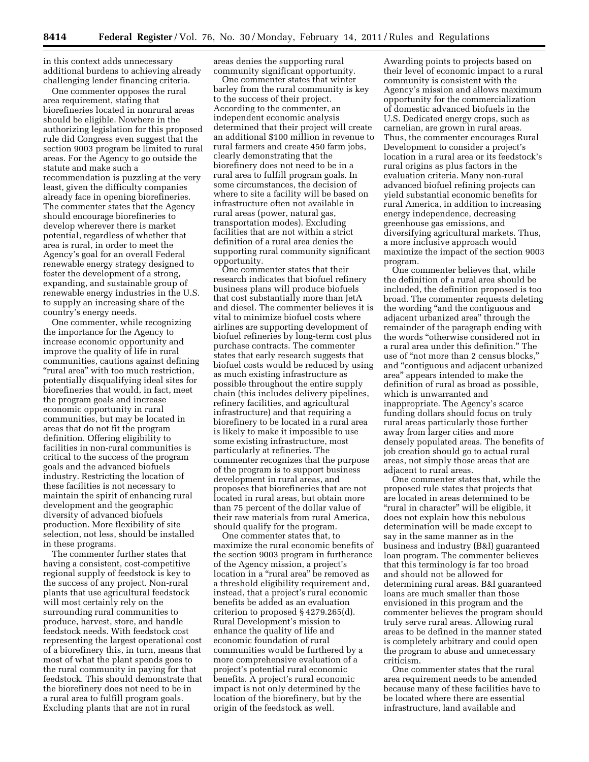in this context adds unnecessary additional burdens to achieving already challenging lender financing criteria.

One commenter opposes the rural area requirement, stating that biorefineries located in nonrural areas should be eligible. Nowhere in the authorizing legislation for this proposed rule did Congress even suggest that the section 9003 program be limited to rural areas. For the Agency to go outside the statute and make such a recommendation is puzzling at the very least, given the difficulty companies already face in opening biorefineries. The commenter states that the Agency should encourage biorefineries to develop wherever there is market potential, regardless of whether that area is rural, in order to meet the Agency's goal for an overall Federal renewable energy strategy designed to foster the development of a strong, expanding, and sustainable group of renewable energy industries in the U.S. to supply an increasing share of the country's energy needs.

One commenter, while recognizing the importance for the Agency to increase economic opportunity and improve the quality of life in rural communities, cautions against defining "rural area" with too much restriction, potentially disqualifying ideal sites for biorefineries that would, in fact, meet the program goals and increase economic opportunity in rural communities, but may be located in areas that do not fit the program definition. Offering eligibility to facilities in non-rural communities is critical to the success of the program goals and the advanced biofuels industry. Restricting the location of these facilities is not necessary to maintain the spirit of enhancing rural development and the geographic diversity of advanced biofuels production. More flexibility of site selection, not less, should be installed in these programs.

The commenter further states that having a consistent, cost-competitive regional supply of feedstock is key to the success of any project. Non-rural plants that use agricultural feedstock will most certainly rely on the surrounding rural communities to produce, harvest, store, and handle feedstock needs. With feedstock cost representing the largest operational cost of a biorefinery this, in turn, means that most of what the plant spends goes to the rural community in paying for that feedstock. This should demonstrate that the biorefinery does not need to be in a rural area to fulfill program goals. Excluding plants that are not in rural areas denies the supporting rural community significant opportunity.

One commenter states that winter barley from the rural community is key to the success of their project. According to the commenter, an independent economic analysis determined that their project will create an additional $100 million in revenue to rural farmers and create 450 farm jobs, clearly demonstrating that the biorefinery does not need to be in a rural area to fulfill program goals. In some circumstances, the decision of where to site a facility will be based on infrastructure often not available in rural areas (power, natural gas, transportation modes). Excluding facilities that are not within a strict definition of a rural area denies the supporting rural community significant opportunity.

One commenter states that their research indicates that biofuel refinery business plans will produce biofuels that cost substantially more than JetA and diesel. The commenter believes it is vital to minimize biofuel costs where airlines are supporting development of biofuel refineries by long-term cost plus purchase contracts. The commenter states that early research suggests that biofuel costs would be reduced by using as much existing infrastructure as possible throughout the entire supply chain (this includes delivery pipelines, refinery facilities, and agricultural infrastructure) and that requiring a biorefinery to be located in a rural area is likely to make it impossible to use some existing infrastructure, most particularly at refineries. The commenter recognizes that the purpose of the program is to support business development in rural areas, and proposes that biorefineries that are not located in rural areas, but obtain more than 75 percent of the dollar value of their raw materials from rural America, should qualify for the program.

One commenter states that, to maximize the rural economic benefits of the section 9003 program in furtherance of the Agency mission, a project's location in a "rural area" be removed as a threshold eligibility requirement and, instead, that a project's rural economic benefits be added as an evaluation criterion to proposed § 4279.265(d). Rural Development's mission to enhance the quality of life and economic foundation of rural communities would be furthered by a more comprehensive evaluation of a project's potential rural economic benefits. A project's rural economic impact is not only determined by the location of the biorefinery, but by the origin of the feedstock as well. Awarding points to projects based on their level of economic impact to a rural community is consistent with the Agency's mission and allows maximum opportunity for the commercialization of domestic advanced biofuels in the U.S. Dedicated energy crops, such as carnelian, are grown in rural areas. Thus, the commenter encourages Rural Development to consider a project's location in a rural area or its feedstock's rural origins as plus factors in the evaluation criteria. Many non-rural advanced biofuel refining projects can yield substantial economic benefits for rural America, in addition to increasing energy independence, decreasing greenhouse gas emissions, and diversifying agricultural markets. Thus, a more inclusive approach would maximize the impact of the section 9003 program.

One commenter believes that, while the definition of a rural area should be included, the definition proposed is too broad. The commenter requests deleting the wording "and the contiguous and adjacent urbanized area" through the remainder of the paragraph ending with the words "otherwise considered not in a rural area under this definition." The use of "not more than 2 census blocks," and "contiguous and adjacent urbanized area" appears intended to make the definition of rural as broad as possible, which is unwarranted and inappropriate. The Agency's scarce funding dollars should focus on truly rural areas particularly those further away from larger cities and more densely populated areas. The benefits of job creation should go to actual rural areas, not simply those areas that are adjacent to rural areas.

One commenter states that, while the proposed rule states that projects that are located in areas determined to be "rural in character" will be eligible, it does not explain how this nebulous determination will be made except to say in the same manner as in the business and industry (B&I) guaranteed loan program. The commenter believes that this terminology is far too broad and should not be allowed for determining rural areas. B&I guaranteed loans are much smaller than those envisioned in this program and the commenter believes the program should truly serve rural areas. Allowing rural areas to be defined in the manner stated is completely arbitrary and could open the program to abuse and unnecessary criticism.

One commenter states that the rural area requirement needs to be amended because many of these facilities have to be located where there are essential infrastructure, land available and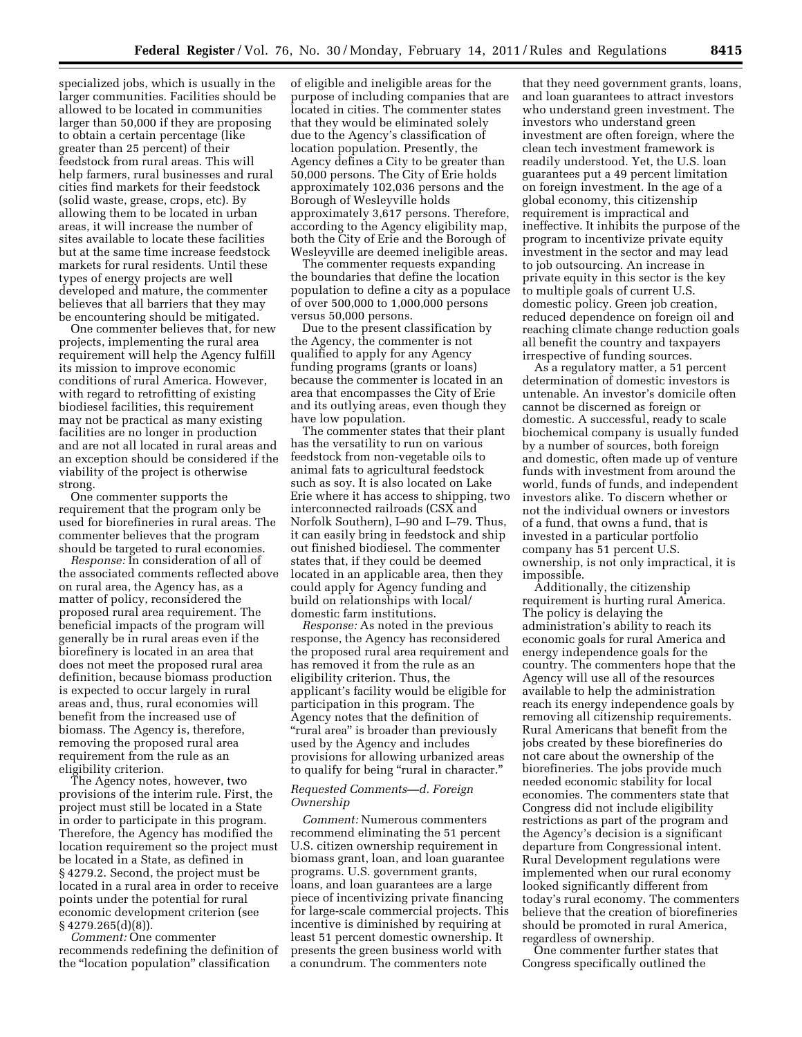specialized jobs, which is usually in the larger communities. Facilities should be allowed to be located in communities larger than 50,000 if they are proposing to obtain a certain percentage (like greater than 25 percent) of their feedstock from rural areas. This will help farmers, rural businesses and rural cities find markets for their feedstock (solid waste, grease, crops, etc). By allowing them to be located in urban areas, it will increase the number of sites available to locate these facilities but at the same time increase feedstock markets for rural residents. Until these types of energy projects are well developed and mature, the commenter believes that all barriers that they may be encountering should be mitigated.

One commenter believes that, for new projects, implementing the rural area requirement will help the Agency fulfill its mission to improve economic conditions of rural America. However, with regard to retrofitting of existing biodiesel facilities, this requirement may not be practical as many existing facilities are no longer in production and are not all located in rural areas and an exception should be considered if the viability of the project is otherwise strong.

One commenter supports the requirement that the program only be used for biorefineries in rural areas. The commenter believes that the program should be targeted to rural economies.

*Response:* In consideration of all of the associated comments reflected above on rural area, the Agency has, as a matter of policy, reconsidered the proposed rural area requirement. The beneficial impacts of the program will generally be in rural areas even if the biorefinery is located in an area that does not meet the proposed rural area definition, because biomass production is expected to occur largely in rural areas and, thus, rural economies will benefit from the increased use of biomass. The Agency is, therefore, removing the proposed rural area requirement from the rule as an eligibility criterion.

The Agency notes, however, two provisions of the interim rule. First, the project must still be located in a State in order to participate in this program. Therefore, the Agency has modified the location requirement so the project must be located in a State, as defined in § 4279.2. Second, the project must be located in a rural area in order to receive points under the potential for rural economic development criterion (see § 4279.265(d)(8)).

*Comment:* One commenter recommends redefining the definition of the "location population" classification of eligible and ineligible areas for the purpose of including companies that are located in cities. The commenter states that they would be eliminated solely due to the Agency's classification of location population. Presently, the Agency defines a City to be greater than 50,000 persons. The City of Erie holds approximately 102,036 persons and the Borough of Wesleyville holds approximately 3,617 persons. Therefore, according to the Agency eligibility map, both the City of Erie and the Borough of Wesleyville are deemed ineligible areas.

The commenter requests expanding the boundaries that define the location population to define a city as a populace of over 500,000 to 1,000,000 persons versus 50,000 persons.

Due to the present classification by the Agency, the commenter is not qualified to apply for any Agency funding programs (grants or loans) because the commenter is located in an area that encompasses the City of Erie and its outlying areas, even though they have low population.

The commenter states that their plant has the versatility to run on various feedstock from non-vegetable oils to animal fats to agricultural feedstock such as soy. It is also located on Lake Erie where it has access to shipping, two interconnected railroads (CSX and Norfolk Southern), I–90 and I–79. Thus, it can easily bring in feedstock and ship out finished biodiesel. The commenter states that, if they could be deemed located in an applicable area, then they could apply for Agency funding and build on relationships with local/domestic farm institutions.

*Response:* As noted in the previous response, the Agency has reconsidered the proposed rural area requirement and has removed it from the rule as an eligibility criterion. Thus, the applicant's facility would be eligible for participation in this program. The Agency notes that the definition of "rural area" is broader than previously used by the Agency and includes provisions for allowing urbanized areas to qualify for being "rural in character."

### *Requested Comments—d. Foreign Ownership*

*Comment:* Numerous commenters recommend eliminating the 51 percent U.S. citizen ownership requirement in biomass grant, loan, and loan guarantee programs. U.S. government grants, loans, and loan guarantees are a large piece of incentivizing private financing for large-scale commercial projects. This incentive is diminished by requiring at least 51 percent domestic ownership. It presents the green business world with a conundrum. The commenters note that they need government grants, loans, and loan guarantees to attract investors who understand green investment. The investors who understand green investment are often foreign, where the clean tech investment framework is readily understood. Yet, the U.S. loan guarantees put a 49 percent limitation on foreign investment. In the age of a global economy, this citizenship requirement is impractical and ineffective. It inhibits the purpose of the program to incentivize private equity investment in the sector and may lead to job outsourcing. An increase in private equity in this sector is the key to multiple goals of current U.S. domestic policy. Green job creation, reduced dependence on foreign oil and reaching climate change reduction goals all benefit the country and taxpayers irrespective of funding sources.

As a regulatory matter, a 51 percent determination of domestic investors is untenable. An investor's domicile often cannot be discerned as foreign or domestic. A successful, ready to scale biochemical company is usually funded by a number of sources, both foreign and domestic, often made up of venture funds with investment from around the world, funds of funds, and independent investors alike. To discern whether or not the individual owners or investors of a fund, that owns a fund, that is invested in a particular portfolio company has 51 percent U.S. ownership, is not only impractical, it is impossible.

Additionally, the citizenship requirement is hurting rural America. The policy is delaying the administration's ability to reach its economic goals for rural America and energy independence goals for the country. The commenters hope that the Agency will use all of the resources available to help the administration reach its energy independence goals by removing all citizenship requirements. Rural Americans that benefit from the jobs created by these biorefineries do not care about the ownership of the biorefineries. The jobs provide much needed economic stability for local economies. The commenters state that Congress did not include eligibility restrictions as part of the program and the Agency's decision is a significant departure from Congressional intent. Rural Development regulations were implemented when our rural economy looked significantly different from today's rural economy. The commenters believe that the creation of biorefineries should be promoted in rural America, regardless of ownership.

One commenter further states that Congress specifically outlined the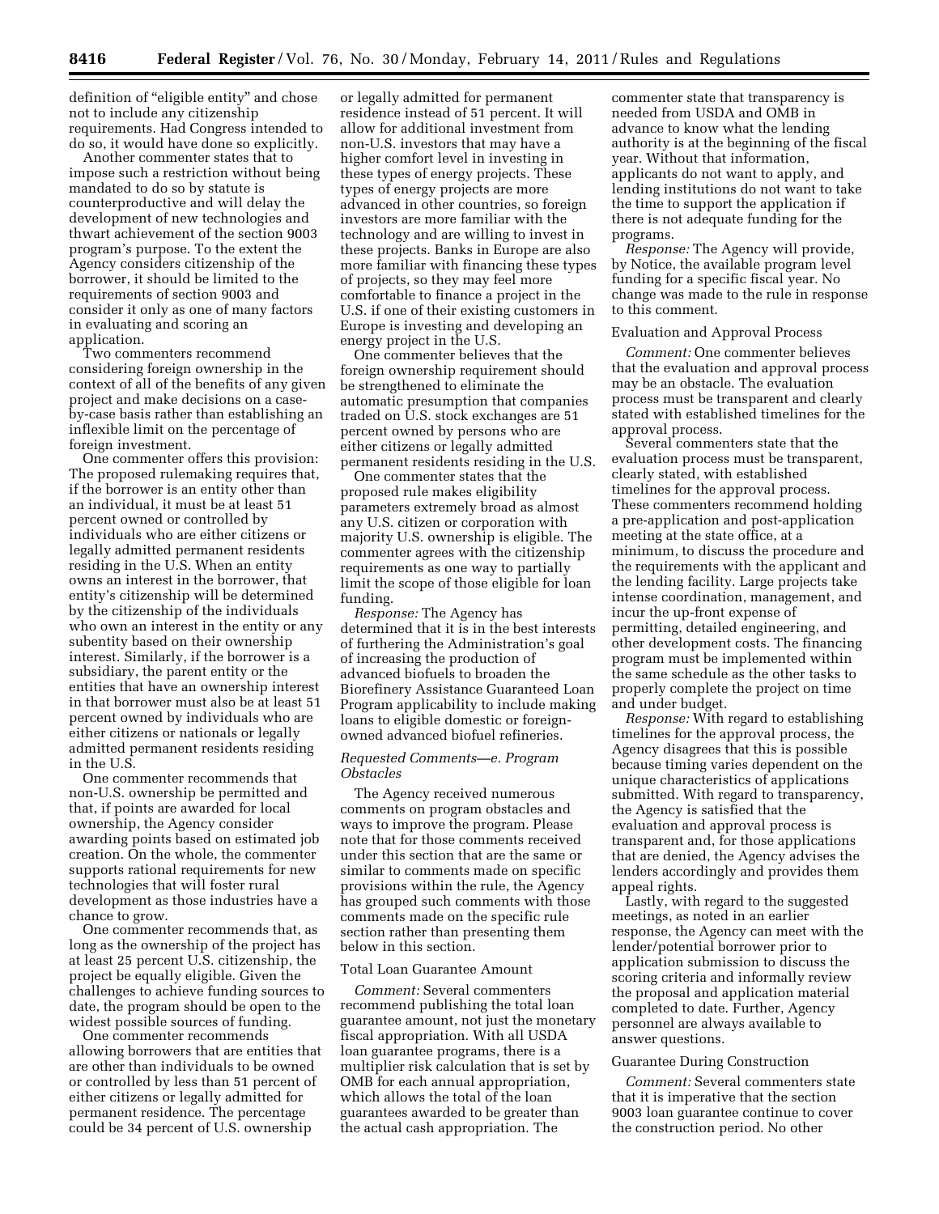definition of "eligible entity" and chose not to include any citizenship requirements. Had Congress intended to do so, it would have done so explicitly.

Another commenter states that to impose such a restriction without being mandated to do so by statute is counterproductive and will delay the development of new technologies and thwart achievement of the section 9003 program's purpose. To the extent the Agency considers citizenship of the borrower, it should be limited to the requirements of section 9003 and consider it only as one of many factors in evaluating and scoring an application.

Two commenters recommend considering foreign ownership in the context of all of the benefits of any given project and make decisions on a case-by-case basis rather than establishing an inflexible limit on the percentage of foreign investment.

One commenter offers this provision: The proposed rulemaking requires that, if the borrower is an entity other than an individual, it must be at least 51 percent owned or controlled by individuals who are either citizens or legally admitted permanent residents residing in the U.S. When an entity owns an interest in the borrower, that entity's citizenship will be determined by the citizenship of the individuals who own an interest in the entity or any subentity based on their ownership interest. Similarly, if the borrower is a subsidiary, the parent entity or the entities that have an ownership interest in that borrower must also be at least 51 percent owned by individuals who are either citizens or nationals or legally admitted permanent residents residing in the U.S.

One commenter recommends that non-U.S. ownership be permitted and that, if points are awarded for local ownership, the Agency consider awarding points based on estimated job creation. On the whole, the commenter supports rational requirements for new technologies that will foster rural development as those industries have a chance to grow.

One commenter recommends that, as long as the ownership of the project has at least 25 percent U.S. citizenship, the project be equally eligible. Given the challenges to achieve funding sources to date, the program should be open to the widest possible sources of funding.

One commenter recommends allowing borrowers that are entities that are other than individuals to be owned or controlled by less than 51 percent of either citizens or legally admitted for permanent residence. The percentage could be 34 percent of U.S. ownership or legally admitted for permanent residence instead of 51 percent. It will allow for additional investment from non-U.S. investors that may have a higher comfort level in investing in these types of energy projects. These types of energy projects are more advanced in other countries, so foreign investors are more familiar with the technology and are willing to invest in these projects. Banks in Europe are also more familiar with financing these types of projects, so they may feel more comfortable to finance a project in the U.S. if one of their existing customers in Europe is investing and developing an energy project in the U.S.

One commenter believes that the foreign ownership requirement should be strengthened to eliminate the automatic presumption that companies traded on U.S. stock exchanges are 51 percent owned by persons who are either citizens or legally admitted permanent residents residing in the U.S.

One commenter states that the proposed rule makes eligibility parameters extremely broad as almost any U.S. citizen or corporation with majority U.S. ownership is eligible. The commenter agrees with the citizenship requirements as one way to partially limit the scope of those eligible for loan funding.

*Response:* The Agency has determined that it is in the best interests of furthering the Administration's goal of increasing the production of advanced biofuels to broaden the Biorefinery Assistance Guaranteed Loan Program applicability to include making loans to eligible domestic or foreign-owned advanced biofuel refineries.

### *Requested Comments—e. Program Obstacles*

The Agency received numerous comments on program obstacles and ways to improve the program. Please note that for those comments received under this section that are the same or similar to comments made on specific provisions within the rule, the Agency has grouped such comments with those comments made on the specific rule section rather than presenting them below in this section.

#### Total Loan Guarantee Amount

*Comment:* Several commenters recommend publishing the total loan guarantee amount, not just the monetary fiscal appropriation. With all USDA loan guarantee programs, there is a multiplier risk calculation that is set by OMB for each annual appropriation, which allows the total of the loan guarantees awarded to be greater than the actual cash appropriation. The commenter state that transparency is needed from USDA and OMB in advance to know what the lending authority is at the beginning of the fiscal year. Without that information, applicants do not want to apply, and lending institutions do not want to take the time to support the application if there is not adequate funding for the programs.

*Response:* The Agency will provide, by Notice, the available program level funding for a specific fiscal year. No change was made to the rule in response to this comment.

#### Evaluation and Approval Process

*Comment:* One commenter believes that the evaluation and approval process may be an obstacle. The evaluation process must be transparent and clearly stated with established timelines for the approval process.

Several commenters state that the evaluation process must be transparent, clearly stated, with established timelines for the approval process. These commenters recommend holding a pre-application and post-application meeting at the state office, at a minimum, to discuss the procedure and the requirements with the applicant and the lending facility. Large projects take intense coordination, management, and incur the up-front expense of permitting, detailed engineering, and other development costs. The financing program must be implemented within the same schedule as the other tasks to properly complete the project on time and under budget.

*Response:* With regard to establishing timelines for the approval process, the Agency disagrees that this is possible because timing varies dependent on the unique characteristics of applications submitted. With regard to transparency, the Agency is satisfied that the evaluation and approval process is transparent and, for those applications that are denied, the Agency advises the lenders accordingly and provides them appeal rights.

Lastly, with regard to the suggested meetings, as noted in an earlier response, the Agency can meet with the lender/potential borrower prior to application submission to discuss the scoring criteria and informally review the proposal and application material completed to date. Further, Agency personnel are always available to answer questions.

#### Guarantee During Construction

*Comment:* Several commenters state that it is imperative that the section 9003 loan guarantee continue to cover the construction period. No other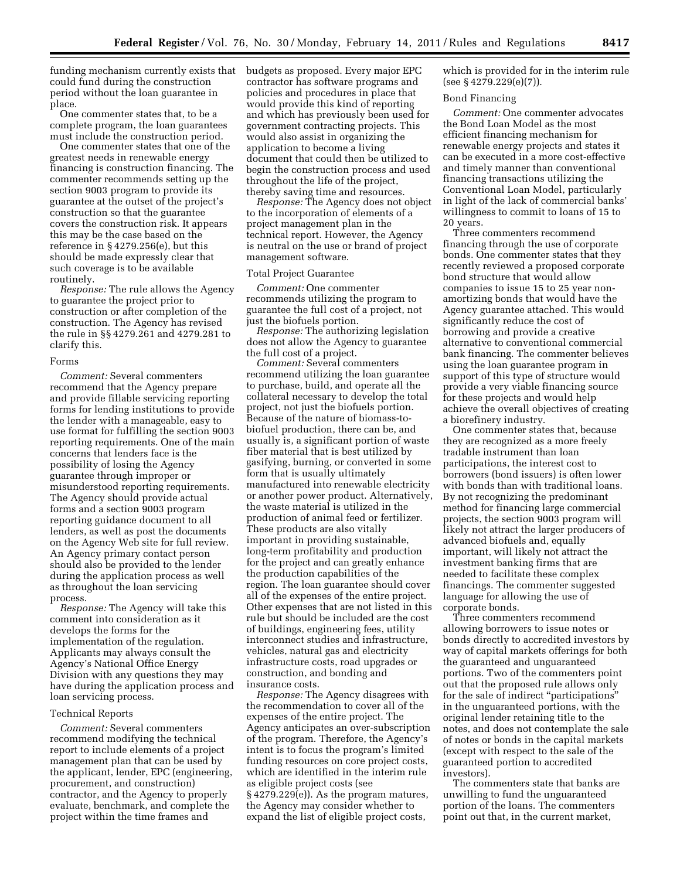funding mechanism currently exists that could fund during the construction period without the loan guarantee in place.

One commenter states that, to be a complete program, the loan guarantees must include the construction period.

One commenter states that one of the greatest needs in renewable energy financing is construction financing. The commenter recommends setting up the section 9003 program to provide its guarantee at the outset of the project's construction so that the guarantee covers the construction risk. It appears this may be the case based on the reference in § 4279.256(e), but this should be made expressly clear that such coverage is to be available routinely.

*Response:* The rule allows the Agency to guarantee the project prior to construction or after completion of the construction. The Agency has revised the rule in §§ 4279.261 and 4279.281 to clarify this.

Forms

*Comment:* Several commenters recommend that the Agency prepare and provide fillable servicing reporting forms for lending institutions to provide the lender with a manageable, easy to use format for fulfilling the section 9003 reporting requirements. One of the main concerns that lenders face is the possibility of losing the Agency guarantee through improper or misunderstood reporting requirements. The Agency should provide actual forms and a section 9003 program reporting guidance document to all lenders, as well as post the documents on the Agency Web site for full review. An Agency primary contact person should also be provided to the lender during the application process as well as throughout the loan servicing process.

*Response:* The Agency will take this comment into consideration as it develops the forms for the implementation of the regulation. Applicants may always consult the Agency's National Office Energy Division with any questions they may have during the application process and loan servicing process.

Technical Reports

*Comment:* Several commenters recommend modifying the technical report to include elements of a project management plan that can be used by the applicant, lender, EPC (engineering, procurement, and construction) contractor, and the Agency to properly evaluate, benchmark, and complete the project within the time frames and budgets as proposed. Every major EPC contractor has software programs and policies and procedures in place that would provide this kind of reporting and which has previously been used for government contracting projects. This would also assist in organizing the application to become a living document that could then be utilized to begin the construction process and used throughout the life of the project, thereby saving time and resources.

*Response:* The Agency does not object to the incorporation of elements of a project management plan in the technical report. However, the Agency is neutral on the use or brand of project management software.

Total Project Guarantee

*Comment:* One commenter recommends utilizing the program to guarantee the full cost of a project, not just the biofuels portion.

*Response:* The authorizing legislation does not allow the Agency to guarantee the full cost of a project.

*Comment:* Several commenters recommend utilizing the loan guarantee to purchase, build, and operate all the collateral necessary to develop the total project, not just the biofuels portion. Because of the nature of biomass-to-biofuel production, there can be, and usually is, a significant portion of waste fiber material that is best utilized by gasifying, burning, or converted in some form that is usually ultimately manufactured into renewable electricity or another power product. Alternatively, the waste material is utilized in the production of animal feed or fertilizer. These products are also vitally important in providing sustainable, long-term profitability and production for the project and can greatly enhance the production capabilities of the region. The loan guarantee should cover all of the expenses of the entire project. Other expenses that are not listed in this rule but should be included are the cost of buildings, engineering fees, utility interconnect studies and infrastructure, vehicles, natural gas and electricity infrastructure costs, road upgrades or construction, and bonding and insurance costs.

*Response:* The Agency disagrees with the recommendation to cover all of the expenses of the entire project. The Agency anticipates an over-subscription of the program. Therefore, the Agency's intent is to focus the program's limited funding resources on core project costs, which are identified in the interim rule as eligible project costs (see § 4279.229(e)). As the program matures, the Agency may consider whether to expand the list of eligible project costs, which is provided for in the interim rule (see § 4279.229(e)(7)).

Bond Financing

*Comment:* One commenter advocates the Bond Loan Model as the most efficient financing mechanism for renewable energy projects and states it can be executed in a more cost-effective and timely manner than conventional financing transactions utilizing the Conventional Loan Model, particularly in light of the lack of commercial banks' willingness to commit to loans of 15 to 20 years.

Three commenters recommend financing through the use of corporate bonds. One commenter states that they recently reviewed a proposed corporate bond structure that would allow companies to issue 15 to 25 year non-amortizing bonds that would have the Agency guarantee attached. This would significantly reduce the cost of borrowing and provide a creative alternative to conventional commercial bank financing. The commenter believes using the loan guarantee program in support of this type of structure would provide a very viable financing source for these projects and would help achieve the overall objectives of creating a biorefinery industry.

One commenter states that, because they are recognized as a more freely tradable instrument than loan participations, the interest cost to borrowers (bond issuers) is often lower with bonds than with traditional loans. By not recognizing the predominant method for financing large commercial projects, the section 9003 program will likely not attract the larger producers of advanced biofuels and, equally important, will likely not attract the investment banking firms that are needed to facilitate these complex financings. The commenter suggested language for allowing the use of corporate bonds.

Three commenters recommend allowing borrowers to issue notes or bonds directly to accredited investors by way of capital markets offerings for both the guaranteed and unguaranteed portions. Two of the commenters point out that the proposed rule allows only for the sale of indirect "participations" in the unguaranteed portions, with the original lender retaining title to the notes, and does not contemplate the sale of notes or bonds in the capital markets (except with respect to the sale of the guaranteed portion to accredited investors).

The commenters state that banks are unwilling to fund the unguaranteed portion of the loans. The commenters point out that, in the current market,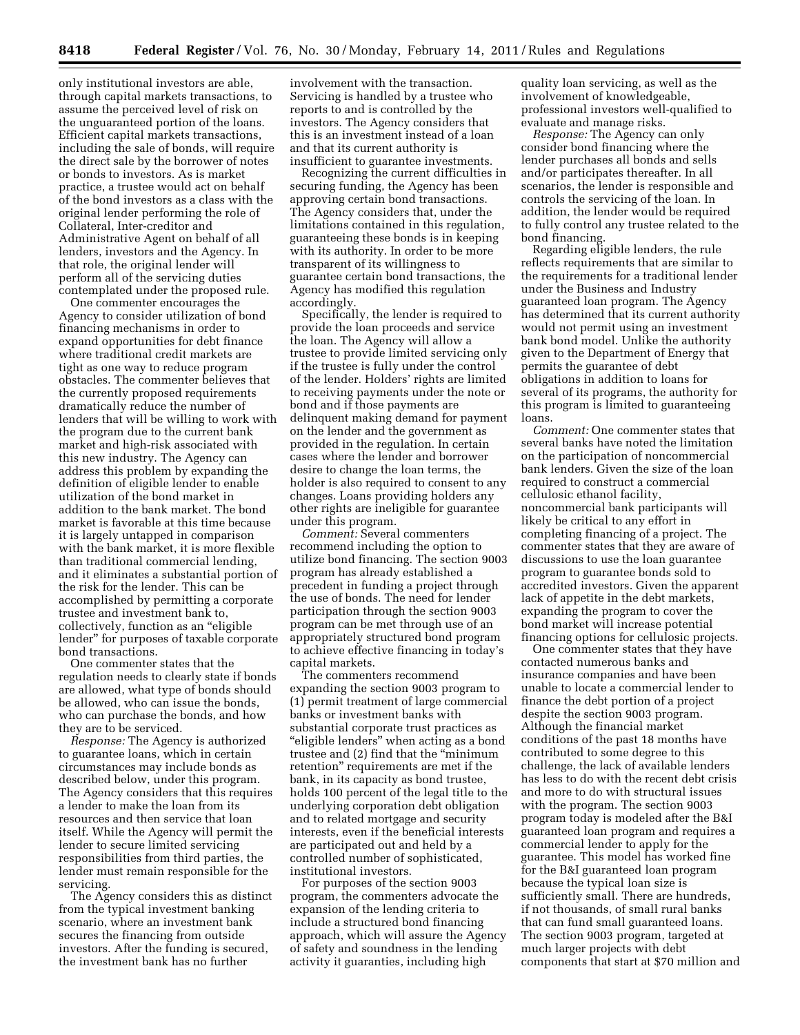only institutional investors are able, through capital markets transactions, to assume the perceived level of risk on the unguaranteed portion of the loans. Efficient capital markets transactions, including the sale of bonds, will require the direct sale by the borrower of notes or bonds to investors. As is market practice, a trustee would act on behalf of the bond investors as a class with the original lender performing the role of Collateral, Inter-creditor and Administrative Agent on behalf of all lenders, investors and the Agency. In that role, the original lender will perform all of the servicing duties contemplated under the proposed rule.

One commenter encourages the Agency to consider utilization of bond financing mechanisms in order to expand opportunities for debt finance where traditional credit markets are tight as one way to reduce program obstacles. The commenter believes that the currently proposed requirements dramatically reduce the number of lenders that will be willing to work with the program due to the current bank market and high-risk associated with this new industry. The Agency can address this problem by expanding the definition of eligible lender to enable utilization of the bond market in addition to the bank market. The bond market is favorable at this time because it is largely untapped in comparison with the bank market, it is more flexible than traditional commercial lending, and it eliminates a substantial portion of the risk for the lender. This can be accomplished by permitting a corporate trustee and investment bank to, collectively, function as an "eligible lender" for purposes of taxable corporate bond transactions.

One commenter states that the regulation needs to clearly state if bonds are allowed, what type of bonds should be allowed, who can issue the bonds, who can purchase the bonds, and how they are to be serviced.

*Response:* The Agency is authorized to guarantee loans, which in certain circumstances may include bonds as described below, under this program. The Agency considers that this requires a lender to make the loan from its resources and then service that loan itself. While the Agency will permit the lender to secure limited servicing responsibilities from third parties, the lender must remain responsible for the servicing.

The Agency considers this as distinct from the typical investment banking scenario, where an investment bank secures the financing from outside investors. After the funding is secured, the investment bank has no further involvement with the transaction. Servicing is handled by a trustee who reports to and is controlled by the investors. The Agency considers that this is an investment instead of a loan and that its current authority is insufficient to guarantee investments.

Recognizing the current difficulties in securing funding, the Agency has been approving certain bond transactions. The Agency considers that, under the limitations contained in this regulation, guaranteeing these bonds is in keeping with its authority. In order to be more transparent of its willingness to guarantee certain bond transactions, the Agency has modified this regulation accordingly.

Specifically, the lender is required to provide the loan proceeds and service the loan. The Agency will allow a trustee to provide limited servicing only if the trustee is fully under the control of the lender. Holders' rights are limited to receiving payments under the note or bond and if those payments are delinquent making demand for payment on the lender and the government as provided in the regulation. In certain cases where the lender and borrower desire to change the loan terms, the holder is also required to consent to any changes. Loans providing holders any other rights are ineligible for guarantee under this program.

*Comment:* Several commenters recommend including the option to utilize bond financing. The section 9003 program has already established a precedent in funding a project through the use of bonds. The need for lender participation through the section 9003 program can be met through use of an appropriately structured bond program to achieve effective financing in today's capital markets.

The commenters recommend expanding the section 9003 program to (1) permit treatment of large commercial banks or investment banks with substantial corporate trust practices as "eligible lenders" when acting as a bond trustee and (2) find that the "minimum retention" requirements are met if the bank, in its capacity as bond trustee, holds 100 percent of the legal title to the underlying corporation debt obligation and to related mortgage and security interests, even if the beneficial interests are participated out and held by a controlled number of sophisticated, institutional investors.

For purposes of the section 9003 program, the commenters advocate the expansion of the lending criteria to include a structured bond financing approach, which will assure the Agency of safety and soundness in the lending activity it guaranties, including high quality loan servicing, as well as the involvement of knowledgeable, professional investors well-qualified to evaluate and manage risks.

*Response:* The Agency can only consider bond financing where the lender purchases all bonds and sells and/or participates thereafter. In all scenarios, the lender is responsible and controls the servicing of the loan. In addition, the lender would be required to fully control any trustee related to the bond financing.

Regarding eligible lenders, the rule reflects requirements that are similar to the requirements for a traditional lender under the Business and Industry guaranteed loan program. The Agency has determined that its current authority would not permit using an investment bank bond model. Unlike the authority given to the Department of Energy that permits the guarantee of debt obligations in addition to loans for several of its programs, the authority for this program is limited to guaranteeing loans.

*Comment:* One commenter states that several banks have noted the limitation on the participation of noncommercial bank lenders. Given the size of the loan required to construct a commercial cellulosic ethanol facility, noncommercial bank participants will likely be critical to any effort in completing financing of a project. The commenter states that they are aware of discussions to use the loan guarantee program to guarantee bonds sold to accredited investors. Given the apparent lack of appetite in the debt markets, expanding the program to cover the bond market will increase potential financing options for cellulosic projects.

One commenter states that they have contacted numerous banks and insurance companies and have been unable to locate a commercial lender to finance the debt portion of a project despite the section 9003 program. Although the financial market conditions of the past 18 months have contributed to some degree to this challenge, the lack of available lenders has less to do with the recent debt crisis and more to do with structural issues with the program. The section 9003 program today is modeled after the B&I guaranteed loan program and requires a commercial lender to apply for the guarantee. This model has worked fine for the B&I guaranteed loan program because the typical loan size is sufficiently small. There are hundreds, if not thousands, of small rural banks that can fund small guaranteed loans. The section 9003 program, targeted at much larger projects with debt components that start at $70 million and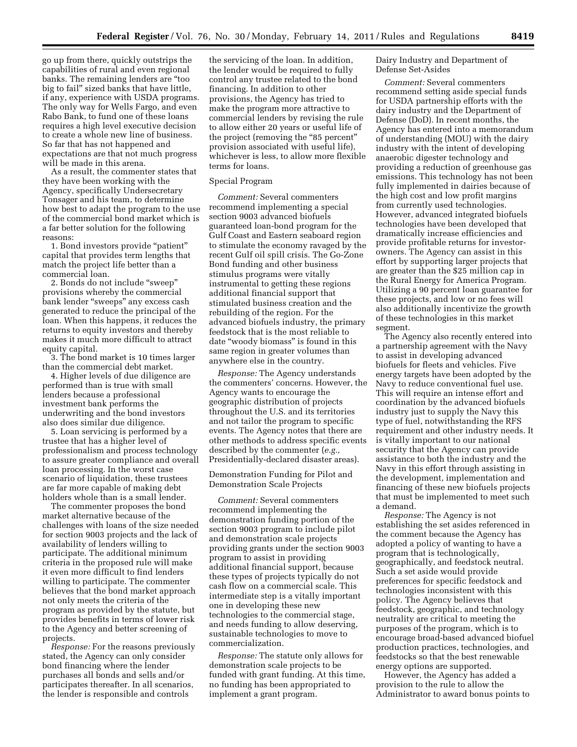go up from there, quickly outstrips the capabilities of rural and even regional banks. The remaining lenders are "too big to fail" sized banks that have little, if any, experience with USDA programs. The only way for Wells Fargo, and even Rabo Bank, to fund one of these loans requires a high level executive decision to create a whole new line of business. So far that has not happened and expectations are that not much progress will be made in this arena.

As a result, the commenter states that they have been working with the Agency, specifically Undersecretary Tonsager and his team, to determine how best to adapt the program to the use of the commercial bond market which is a far better solution for the following reasons:

1. Bond investors provide "patient" capital that provides term lengths that match the project life better than a commercial loan.
2. Bonds do not include "sweep" provisions whereby the commercial bank lender "sweeps" any excess cash generated to reduce the principal of the loan. When this happens, it reduces the returns to equity investors and thereby makes it much more difficult to attract equity capital.
3. The bond market is 10 times larger than the commercial debt market.
4. Higher levels of due diligence are performed than is true with small lenders because a professional investment bank performs the underwriting and the bond investors also does similar due diligence.
5. Loan servicing is performed by a trustee that has a higher level of professionalism and process technology to assure greater compliance and overall loan processing. In the worst case scenario of liquidation, these trustees are far more capable of making debt holders whole than is a small lender.

The commenter proposes the bond market alternative because of the challenges with loans of the size needed for section 9003 projects and the lack of availability of lenders willing to participate. The additional minimum criteria in the proposed rule will make it even more difficult to find lenders willing to participate. The commenter believes that the bond market approach not only meets the criteria of the program as provided by the statute, but provides benefits in terms of lower risk to the Agency and better screening of projects.

*Response:* For the reasons previously stated, the Agency can only consider bond financing where the lender purchases all bonds and sells and/or participates thereafter. In all scenarios, the lender is responsible and controls the servicing of the loan. In addition, the lender would be required to fully control any trustee related to the bond financing. In addition to other provisions, the Agency has tried to make the program more attractive to commercial lenders by revising the rule to allow either 20 years or useful life of the project (removing the "85 percent" provision associated with useful life), whichever is less, to allow more flexible terms for loans.

Special Program

*Comment:* Several commenters recommend implementing a special section 9003 advanced biofuels guaranteed loan-bond program for the Gulf Coast and Eastern seaboard region to stimulate the economy ravaged by the recent Gulf oil spill crisis. The Go-Zone Bond funding and other business stimulus programs were vitally instrumental to getting these regions additional financial support that stimulated business creation and the rebuilding of the region. For the advanced biofuels industry, the primary feedstock that is the most reliable to date "woody biomass" is found in this same region in greater volumes than anywhere else in the country.

*Response:* The Agency understands the commenters' concerns. However, the Agency wants to encourage the geographic distribution of projects throughout the U.S. and its territories and not tailor the program to specific events. The Agency notes that there are other methods to address specific events described by the commenter (*e.g.,* Presidentially-declared disaster areas).

Demonstration Funding for Pilot and Demonstration Scale Projects

*Comment:* Several commenters recommend implementing the demonstration funding portion of the section 9003 program to include pilot and demonstration scale projects providing grants under the section 9003 program to assist in providing additional financial support, because these types of projects typically do not cash flow on a commercial scale. This intermediate step is a vitally important one in developing these new technologies to the commercial stage, and needs funding to allow deserving, sustainable technologies to move to commercialization.

*Response:* The statute only allows for demonstration scale projects to be funded with grant funding. At this time, no funding has been appropriated to implement a grant program.

Dairy Industry and Department of Defense Set-Asides

*Comment:* Several commenters recommend setting aside special funds for USDA partnership efforts with the dairy industry and the Department of Defense (DoD). In recent months, the Agency has entered into a memorandum of understanding (MOU) with the dairy industry with the intent of developing anaerobic digester technology and providing a reduction of greenhouse gas emissions. This technology has not been fully implemented in dairies because of the high cost and low profit margins from currently used technologies. However, advanced integrated biofuels technologies have been developed that dramatically increase efficiencies and provide profitable returns for investor-owners. The Agency can assist in this effort by supporting larger projects that are greater than the $25 million cap in the Rural Energy for America Program. Utilizing a 90 percent loan guarantee for these projects, and low or no fees will also additionally incentivize the growth of these technologies in this market segment.

The Agency also recently entered into a partnership agreement with the Navy to assist in developing advanced biofuels for fleets and vehicles. Five energy targets have been adopted by the Navy to reduce conventional fuel use. This will require an intense effort and coordination by the advanced biofuels industry just to supply the Navy this type of fuel, notwithstanding the RFS requirement and other industry needs. It is vitally important to our national security that the Agency can provide assistance to both the industry and the Navy in this effort through assisting in the development, implementation and financing of these new biofuels projects that must be implemented to meet such a demand.

*Response:* The Agency is not establishing the set asides referenced in the comment because the Agency has adopted a policy of wanting to have a program that is technologically, geographically, and feedstock neutral. Such a set aside would provide preferences for specific feedstock and technologies inconsistent with this policy. The Agency believes that feedstock, geographic, and technology neutrality are critical to meeting the purposes of the program, which is to encourage broad-based advanced biofuel production practices, technologies, and feedstocks so that the best renewable energy options are supported.

However, the Agency has added a provision to the rule to allow the Administrator to award bonus points to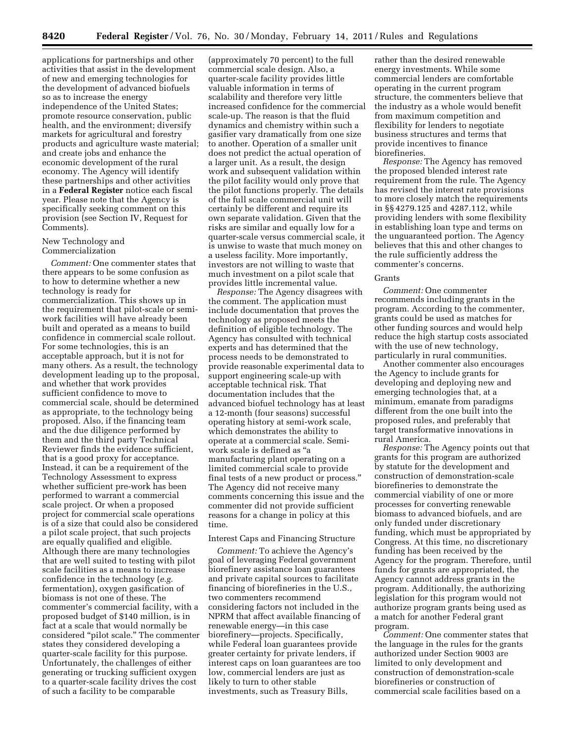applications for partnerships and other activities that assist in the development of new and emerging technologies for the development of advanced biofuels so as to increase the energy independence of the United States; promote resource conservation, public health, and the environment; diversify markets for agricultural and forestry products and agriculture waste material; and create jobs and enhance the economic development of the rural economy. The Agency will identify these partnerships and other activities in a **Federal Register** notice each fiscal year. Please note that the Agency is specifically seeking comment on this provision (see Section IV, Request for Comments).

### New Technology and Commercialization

*Comment:* One commenter states that there appears to be some confusion as to how to determine whether a new technology is ready for commercialization. This shows up in the requirement that pilot-scale or semi-work facilities will have already been built and operated as a means to build confidence in commercial scale rollout. For some technologies, this is an acceptable approach, but it is not for many others. As a result, the technology development leading up to the proposal, and whether that work provides sufficient confidence to move to commercial scale, should be determined as appropriate, to the technology being proposed. Also, if the financing team and the due diligence performed by them and the third party Technical Reviewer finds the evidence sufficient, that is a good proxy for acceptance. Instead, it can be a requirement of the Technology Assessment to express whether sufficient pre-work has been performed to warrant a commercial scale project. Or when a proposed project for commercial scale operations is of a size that could also be considered a pilot scale project, that such projects are equally qualified and eligible. Although there are many technologies that are well suited to testing with pilot scale facilities as a means to increase confidence in the technology (*e.g.* fermentation), oxygen gasification of biomass is not one of these. The commenter's commercial facility, with a proposed budget of $140 million, is in fact at a scale that would normally be considered "pilot scale." The commenter states they considered developing a quarter-scale facility for this purpose. Unfortunately, the challenges of either generating or trucking sufficient oxygen to a quarter-scale facility drives the cost of such a facility to be comparable (approximately 70 percent) to the full commercial scale design. Also, a quarter-scale facility provides little valuable information in terms of scalability and therefore very little increased confidence for the commercial scale-up. The reason is that the fluid dynamics and chemistry within such a gasifier vary dramatically from one size to another. Operation of a smaller unit does not predict the actual operation of a larger unit. As a result, the design work and subsequent validation within the pilot facility would only prove that the pilot functions properly. The details of the full scale commercial unit will certainly be different and require its own separate validation. Given that the risks are similar and equally low for a quarter-scale versus commercial scale, it is unwise to waste that much money on a useless facility. More importantly, investors are not willing to waste that much investment on a pilot scale that provides little incremental value.

*Response:* The Agency disagrees with the comment. The application must include documentation that proves the technology as proposed meets the definition of eligible technology. The Agency has consulted with technical experts and has determined that the process needs to be demonstrated to provide reasonable experimental data to support engineering scale-up with acceptable technical risk. That documentation includes that the advanced biofuel technology has at least a 12-month (four seasons) successful operating history at semi-work scale, which demonstrates the ability to operate at a commercial scale. Semi-work scale is defined as "a manufacturing plant operating on a limited commercial scale to provide final tests of a new product or process." The Agency did not receive many comments concerning this issue and the commenter did not provide sufficient reasons for a change in policy at this time.

### Interest Caps and Financing Structure

*Comment:* To achieve the Agency's goal of leveraging Federal government biorefinery assistance loan guarantees and private capital sources to facilitate financing of biorefineries in the U.S., two commenters recommend considering factors not included in the NPRM that affect available financing of renewable energy—in this case biorefinery—projects. Specifically, while Federal loan guarantees provide greater certainty for private lenders, if interest caps on loan guarantees are too low, commercial lenders are just as likely to turn to other stable investments, such as Treasury Bills, rather than the desired renewable energy investments. While some commercial lenders are comfortable operating in the current program structure, the commenters believe that the industry as a whole would benefit from maximum competition and flexibility for lenders to negotiate business structures and terms that provide incentives to finance biorefineries.

*Response:* The Agency has removed the proposed blended interest rate requirement from the rule. The Agency has revised the interest rate provisions to more closely match the requirements in §§ 4279.125 and 4287.112, while providing lenders with some flexibility in establishing loan type and terms on the unguaranteed portion. The Agency believes that this and other changes to the rule sufficiently address the commenter's concerns.

### Grants

*Comment:* One commenter recommends including grants in the program. According to the commenter, grants could be used as matches for other funding sources and would help reduce the high startup costs associated with the use of new technology, particularly in rural communities.

Another commenter also encourages the Agency to include grants for developing and deploying new and emerging technologies that, at a minimum, emanate from paradigms different from the one built into the proposed rules, and preferably that target transformative innovations in rural America.

*Response:* The Agency points out that grants for this program are authorized by statute for the development and construction of demonstration-scale biorefineries to demonstrate the commercial viability of one or more processes for converting renewable biomass to advanced biofuels, and are only funded under discretionary funding, which must be appropriated by Congress. At this time, no discretionary funding has been received by the Agency for the program. Therefore, until funds for grants are appropriated, the Agency cannot address grants in the program. Additionally, the authorizing legislation for this program would not authorize program grants being used as a match for another Federal grant program.

*Comment:* One commenter states that the language in the rules for the grants authorized under Section 9003 are limited to only development and construction of demonstration-scale biorefineries or construction of commercial scale facilities based on a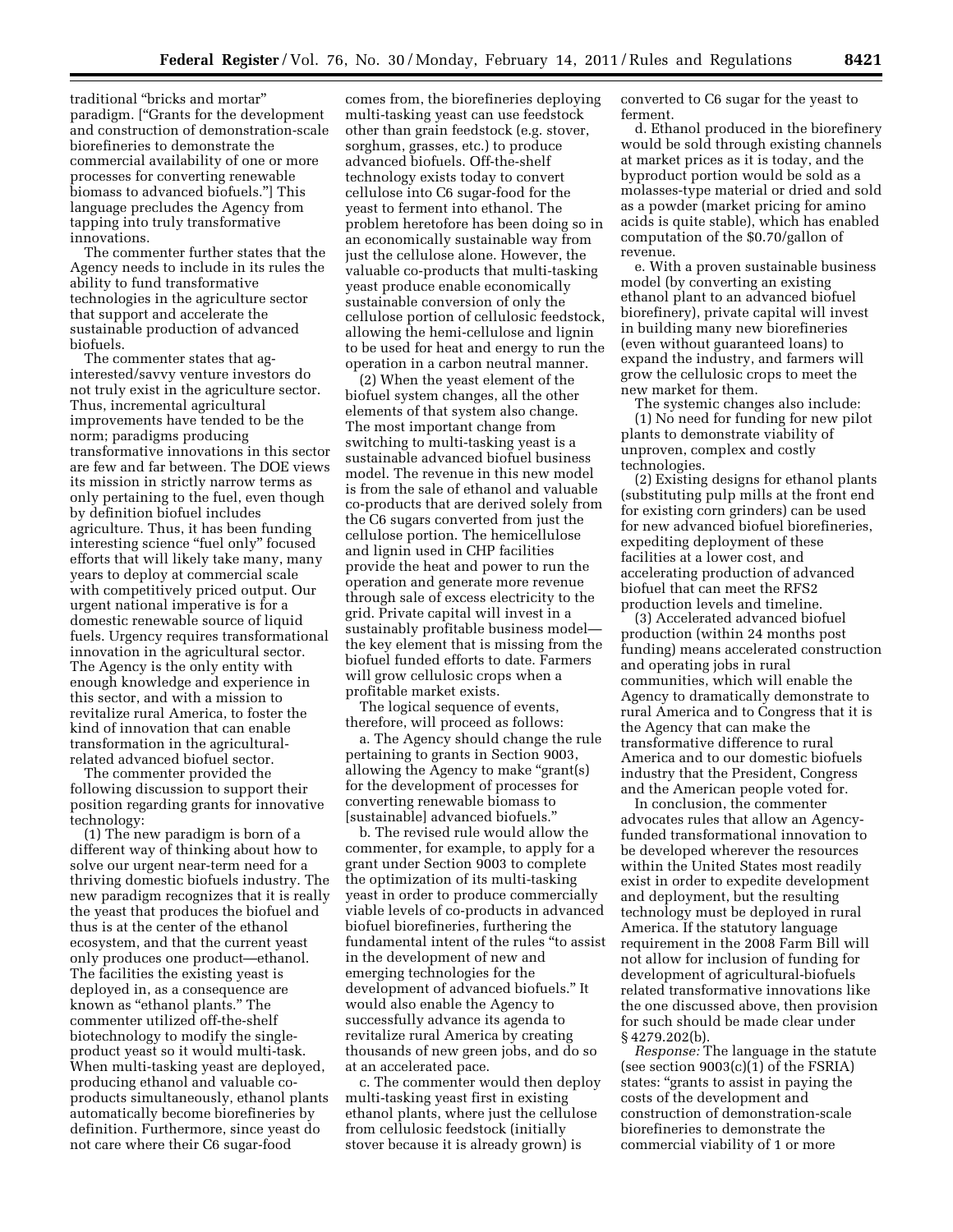traditional "bricks and mortar" paradigm. ["Grants for the development and construction of demonstration-scale biorefineries to demonstrate the commercial availability of one or more processes for converting renewable biomass to advanced biofuels."] This language precludes the Agency from tapping into truly transformative innovations.

The commenter further states that the Agency needs to include in its rules the ability to fund transformative technologies in the agriculture sector that support and accelerate the sustainable production of advanced biofuels.

The commenter states that ag-interested/savvy venture investors do not truly exist in the agriculture sector. Thus, incremental agricultural improvements have tended to be the norm; paradigms producing transformative innovations in this sector are few and far between. The DOE views its mission in strictly narrow terms as only pertaining to the fuel, even though by definition biofuel includes agriculture. Thus, it has been funding interesting science "fuel only" focused efforts that will likely take many, many years to deploy at commercial scale with competitively priced output. Our urgent national imperative is for a domestic renewable source of liquid fuels. Urgency requires transformational innovation in the agricultural sector. The Agency is the only entity with enough knowledge and experience in this sector, and with a mission to revitalize rural America, to foster the kind of innovation that can enable transformation in the agricultural-related advanced biofuel sector.

The commenter provided the following discussion to support their position regarding grants for innovative technology:

(1) The new paradigm is born of a different way of thinking about how to solve our urgent near-term need for a thriving domestic biofuels industry. The new paradigm recognizes that it is really the yeast that produces the biofuel and thus is at the center of the ethanol ecosystem, and that the current yeast only produces one product—ethanol. The facilities the existing yeast is deployed in, as a consequence are known as "ethanol plants." The commenter utilized off-the-shelf biotechnology to modify the single-product yeast so it would multi-task. When multi-tasking yeast are deployed, producing ethanol and valuable co-products simultaneously, ethanol plants automatically become biorefineries by definition. Furthermore, since yeast do not care where their C6 sugar-food comes from, the biorefineries deploying multi-tasking yeast can use feedstock other than grain feedstock (e.g. stover, sorghum, grasses, etc.) to produce advanced biofuels. Off-the-shelf technology exists today to convert cellulose into C6 sugar-food for the yeast to ferment into ethanol. The problem heretofore has been doing so in an economically sustainable way from just the cellulose alone. However, the valuable co-products that multi-tasking yeast produce enable economically sustainable conversion of only the cellulose portion of cellulosic feedstock, allowing the hemi-cellulose and lignin to be used for heat and energy to run the operation in a carbon neutral manner.

(2) When the yeast element of the biofuel system changes, all the other elements of that system also change. The most important change from switching to multi-tasking yeast is a sustainable advanced biofuel business model. The revenue in this new model is from the sale of ethanol and valuable co-products that are derived solely from the C6 sugars converted from just the cellulose portion. The hemicellulose and lignin used in CHP facilities provide the heat and power to run the operation and generate more revenue through sale of excess electricity to the grid. Private capital will invest in a sustainably profitable business model—the key element that is missing from the biofuel funded efforts to date. Farmers will grow cellulosic crops when a profitable market exists.

The logical sequence of events, therefore, will proceed as follows:

a. The Agency should change the rule pertaining to grants in Section 9003, allowing the Agency to make "grant(s) for the development of processes for converting renewable biomass to [sustainable] advanced biofuels."

b. The revised rule would allow the commenter, for example, to apply for a grant under Section 9003 to complete the optimization of its multi-tasking yeast in order to produce commercially viable levels of co-products in advanced biofuel biorefineries, furthering the fundamental intent of the rules "to assist in the development of new and emerging technologies for the development of advanced biofuels." It would also enable the Agency to successfully advance its agenda to revitalize rural America by creating thousands of new green jobs, and do so at an accelerated pace.

c. The commenter would then deploy multi-tasking yeast first in existing ethanol plants, where just the cellulose from cellulosic feedstock (initially stover because it is already grown) is converted to C6 sugar for the yeast to ferment.

d. Ethanol produced in the biorefinery would be sold through existing channels at market prices as it is today, and the byproduct portion would be sold as a molasses-type material or dried and sold as a powder (market pricing for amino acids is quite stable), which has enabled computation of the $0.70/gallon of revenue.

e. With a proven sustainable business model (by converting an existing ethanol plant to an advanced biofuel biorefinery), private capital will invest in building many new biorefineries (even without guaranteed loans) to expand the industry, and farmers will grow the cellulosic crops to meet the new market for them.

The systemic changes also include:

(1) No need for funding for new pilot plants to demonstrate viability of unproven, complex and costly technologies.

(2) Existing designs for ethanol plants (substituting pulp mills at the front end for existing corn grinders) can be used for new advanced biofuel biorefineries, expediting deployment of these facilities at a lower cost, and accelerating production of advanced biofuel that can meet the RFS2 production levels and timeline.

(3) Accelerated advanced biofuel production (within 24 months post funding) means accelerated construction and operating jobs in rural communities, which will enable the Agency to dramatically demonstrate to rural America and to Congress that it is the Agency that can make the transformative difference to rural America and to our domestic biofuels industry that the President, Congress and the American people voted for.

In conclusion, the commenter advocates rules that allow an Agency-funded transformational innovation to be developed wherever the resources within the United States most readily exist in order to expedite development and deployment, but the resulting technology must be deployed in rural America. If the statutory language requirement in the 2008 Farm Bill will not allow for inclusion of funding for development of agricultural-biofuels related transformative innovations like the one discussed above, then provision for such should be made clear under § 4279.202(b).

*Response:* The language in the statute (see section 9003(c)(1) of the FSRIA) states: "grants to assist in paying the costs of the development and construction of demonstration-scale biorefineries to demonstrate the commercial viability of 1 or more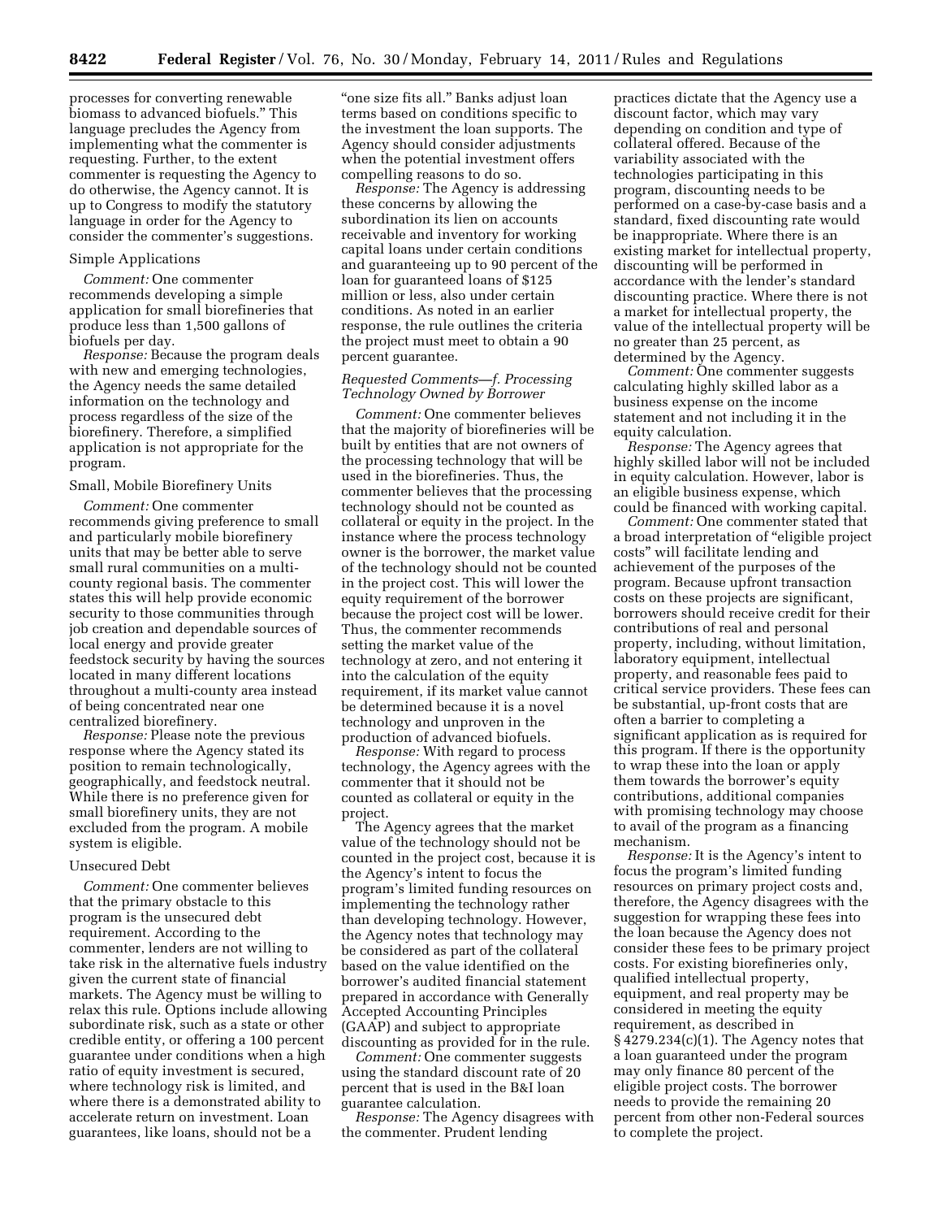processes for converting renewable biomass to advanced biofuels." This language precludes the Agency from implementing what the commenter is requesting. Further, to the extent commenter is requesting the Agency to do otherwise, the Agency cannot. It is up to Congress to modify the statutory language in order for the Agency to consider the commenter's suggestions.

### Simple Applications

*Comment:* One commenter recommends developing a simple application for small biorefineries that produce less than 1,500 gallons of biofuels per day.

*Response:* Because the program deals with new and emerging technologies, the Agency needs the same detailed information on the technology and process regardless of the size of the biorefinery. Therefore, a simplified application is not appropriate for the program.

### Small, Mobile Biorefinery Units

*Comment:* One commenter recommends giving preference to small and particularly mobile biorefinery units that may be better able to serve small rural communities on a multi-county regional basis. The commenter states this will help provide economic security to those communities through job creation and dependable sources of local energy and provide greater feedstock security by having the sources located in many different locations throughout a multi-county area instead of being concentrated near one centralized biorefinery.

*Response:* Please note the previous response where the Agency stated its position to remain technologically, geographically, and feedstock neutral. While there is no preference given for small biorefinery units, they are not excluded from the program. A mobile system is eligible.

### Unsecured Debt

*Comment:* One commenter believes that the primary obstacle to this program is the unsecured debt requirement. According to the commenter, lenders are not willing to take risk in the alternative fuels industry given the current state of financial markets. The Agency must be willing to relax this rule. Options include allowing subordinate risk, such as a state or other credible entity, or offering a 100 percent guarantee under conditions when a high ratio of equity investment is secured, where technology risk is limited, and where there is a demonstrated ability to accelerate return on investment. Loan guarantees, like loans, should not be a "one size fits all." Banks adjust loan terms based on conditions specific to the investment the loan supports. The Agency should consider adjustments when the potential investment offers compelling reasons to do so.

*Response:* The Agency is addressing these concerns by allowing the subordination its lien on accounts receivable and inventory for working capital loans under certain conditions and guaranteeing up to 90 percent of the loan for guaranteed loans of $125 million or less, also under certain conditions. As noted in an earlier response, the rule outlines the criteria the project must meet to obtain a 90 percent guarantee.

### *Requested Comments—f. Processing Technology Owned by Borrower*

*Comment:* One commenter believes that the majority of biorefineries will be built by entities that are not owners of the processing technology that will be used in the biorefineries. Thus, the commenter believes that the processing technology should not be counted as collateral or equity in the project. In the instance where the process technology owner is the borrower, the market value of the technology should not be counted in the project cost. This will lower the equity requirement of the borrower because the project cost will be lower. Thus, the commenter recommends setting the market value of the technology at zero, and not entering it into the calculation of the equity requirement, if its market value cannot be determined because it is a novel technology and unproven in the production of advanced biofuels.

*Response:* With regard to process technology, the Agency agrees with the commenter that it should not be counted as collateral or equity in the project.

The Agency agrees that the market value of the technology should not be counted in the project cost, because it is the Agency's intent to focus the program's limited funding resources on implementing the technology rather than developing technology. However, the Agency notes that technology may be considered as part of the collateral based on the value identified on the borrower's audited financial statement prepared in accordance with Generally Accepted Accounting Principles (GAAP) and subject to appropriate discounting as provided for in the rule.

*Comment:* One commenter suggests using the standard discount rate of 20 percent that is used in the B&I loan guarantee calculation.

*Response:* The Agency disagrees with the commenter. Prudent lending practices dictate that the Agency use a discount factor, which may vary depending on condition and type of collateral offered. Because of the variability associated with the technologies participating in this program, discounting needs to be performed on a case-by-case basis and a standard, fixed discounting rate would be inappropriate. Where there is an existing market for intellectual property, discounting will be performed in accordance with the lender's standard discounting practice. Where there is not a market for intellectual property, the value of the intellectual property will be no greater than 25 percent, as determined by the Agency.

*Comment:* One commenter suggests calculating highly skilled labor as a business expense on the income statement and not including it in the equity calculation.

*Response:* The Agency agrees that highly skilled labor will not be included in equity calculation. However, labor is an eligible business expense, which could be financed with working capital.

*Comment:* One commenter stated that a broad interpretation of "eligible project costs" will facilitate lending and achievement of the purposes of the program. Because upfront transaction costs on these projects are significant, borrowers should receive credit for their contributions of real and personal property, including, without limitation, laboratory equipment, intellectual property, and reasonable fees paid to critical service providers. These fees can be substantial, up-front costs that are often a barrier to completing a significant application as is required for this program. If there is the opportunity to wrap these into the loan or apply them towards the borrower's equity contributions, additional companies with promising technology may choose to avail of the program as a financing mechanism.

*Response:* It is the Agency's intent to focus the program's limited funding resources on primary project costs and, therefore, the Agency disagrees with the suggestion for wrapping these fees into the loan because the Agency does not consider these fees to be primary project costs. For existing biorefineries only, qualified intellectual property, equipment, and real property may be considered in meeting the equity requirement, as described in § 4279.234(c)(1). The Agency notes that a loan guaranteed under the program may only finance 80 percent of the eligible project costs. The borrower needs to provide the remaining 20 percent from other non-Federal sources to complete the project.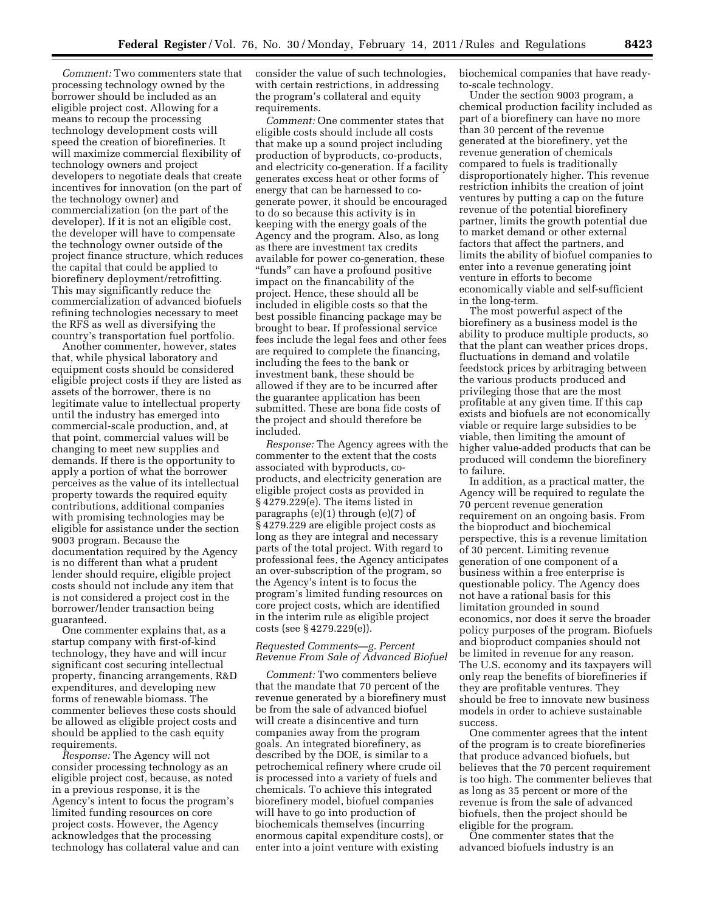*Comment:* Two commenters state that processing technology owned by the borrower should be included as an eligible project cost. Allowing for a means to recoup the processing technology development costs will speed the creation of biorefineries. It will maximize commercial flexibility of technology owners and project developers to negotiate deals that create incentives for innovation (on the part of the technology owner) and commercialization (on the part of the developer). If it is not an eligible cost, the developer will have to compensate the technology owner outside of the project finance structure, which reduces the capital that could be applied to biorefinery deployment/retrofitting. This may significantly reduce the commercialization of advanced biofuels refining technologies necessary to meet the RFS as well as diversifying the country's transportation fuel portfolio.

Another commenter, however, states that, while physical laboratory and equipment costs should be considered eligible project costs if they are listed as assets of the borrower, there is no legitimate value to intellectual property until the industry has emerged into commercial-scale production, and, at that point, commercial values will be changing to meet new supplies and demands. If there is the opportunity to apply a portion of what the borrower perceives as the value of its intellectual property towards the required equity contributions, additional companies with promising technologies may be eligible for assistance under the section 9003 program. Because the documentation required by the Agency is no different than what a prudent lender should require, eligible project costs should not include any item that is not considered a project cost in the borrower/lender transaction being guaranteed.

One commenter explains that, as a startup company with first-of-kind technology, they have and will incur significant cost securing intellectual property, financing arrangements, R&D expenditures, and developing new forms of renewable biomass. The commenter believes these costs should be allowed as eligible project costs and should be applied to the cash equity requirements.

*Response:* The Agency will not consider processing technology as an eligible project cost, because, as noted in a previous response, it is the Agency's intent to focus the program's limited funding resources on core project costs. However, the Agency acknowledges that the processing technology has collateral value and can consider the value of such technologies, with certain restrictions, in addressing the program's collateral and equity requirements.

*Comment:* One commenter states that eligible costs should include all costs that make up a sound project including production of byproducts, co-products, and electricity co-generation. If a facility generates excess heat or other forms of energy that can be harnessed to co-generate power, it should be encouraged to do so because this activity is in keeping with the energy goals of the Agency and the program. Also, as long as there are investment tax credits available for power co-generation, these "funds" can have a profound positive impact on the financability of the project. Hence, these should all be included in eligible costs so that the best possible financing package may be brought to bear. If professional service fees include the legal fees and other fees are required to complete the financing, including the fees to the bank or investment bank, these should be allowed if they are to be incurred after the guarantee application has been submitted. These are bona fide costs of the project and should therefore be included.

*Response:* The Agency agrees with the commenter to the extent that the costs associated with byproducts, co-products, and electricity generation are eligible project costs as provided in § 4279.229(e). The items listed in paragraphs (e)(1) through (e)(7) of § 4279.229 are eligible project costs as long as they are integral and necessary parts of the total project. With regard to professional fees, the Agency anticipates an over-subscription of the program, so the Agency's intent is to focus the program's limited funding resources on core project costs, which are identified in the interim rule as eligible project costs (see § 4279.229(e)).

*Requested Comments—g. Percent Revenue From Sale of Advanced Biofuel*

*Comment:* Two commenters believe that the mandate that 70 percent of the revenue generated by a biorefinery must be from the sale of advanced biofuel will create a disincentive and turn companies away from the program goals. An integrated biorefinery, as described by the DOE, is similar to a petrochemical refinery where crude oil is processed into a variety of fuels and chemicals. To achieve this integrated biorefinery model, biofuel companies will have to go into production of biochemicals themselves (incurring enormous capital expenditure costs), or enter into a joint venture with existing biochemical companies that have ready-to-scale technology.

Under the section 9003 program, a chemical production facility included as part of a biorefinery can have no more than 30 percent of the revenue generated at the biorefinery, yet the revenue generation of chemicals compared to fuels is traditionally disproportionately higher. This revenue restriction inhibits the creation of joint ventures by putting a cap on the future revenue of the potential biorefinery partner, limits the growth potential due to market demand or other external factors that affect the partners, and limits the ability of biofuel companies to enter into a revenue generating joint venture in efforts to become economically viable and self-sufficient in the long-term.

The most powerful aspect of the biorefinery as a business model is the ability to produce multiple products, so that the plant can weather prices drops, fluctuations in demand and volatile feedstock prices by arbitraging between the various products produced and privileging those that are the most profitable at any given time. If this cap exists and biofuels are not economically viable or require large subsidies to be viable, then limiting the amount of higher value-added products that can be produced will condemn the biorefinery to failure.

In addition, as a practical matter, the Agency will be required to regulate the 70 percent revenue generation requirement on an ongoing basis. From the bioproduct and biochemical perspective, this is a revenue limitation of 30 percent. Limiting revenue generation of one component of a business within a free enterprise is questionable policy. The Agency does not have a rational basis for this limitation grounded in sound economics, nor does it serve the broader policy purposes of the program. Biofuels and bioproduct companies should not be limited in revenue for any reason. The U.S. economy and its taxpayers will only reap the benefits of biorefineries if they are profitable ventures. They should be free to innovate new business models in order to achieve sustainable success.

One commenter agrees that the intent of the program is to create biorefineries that produce advanced biofuels, but believes that the 70 percent requirement is too high. The commenter believes that as long as 35 percent or more of the revenue is from the sale of advanced biofuels, then the project should be eligible for the program.

One commenter states that the advanced biofuels industry is an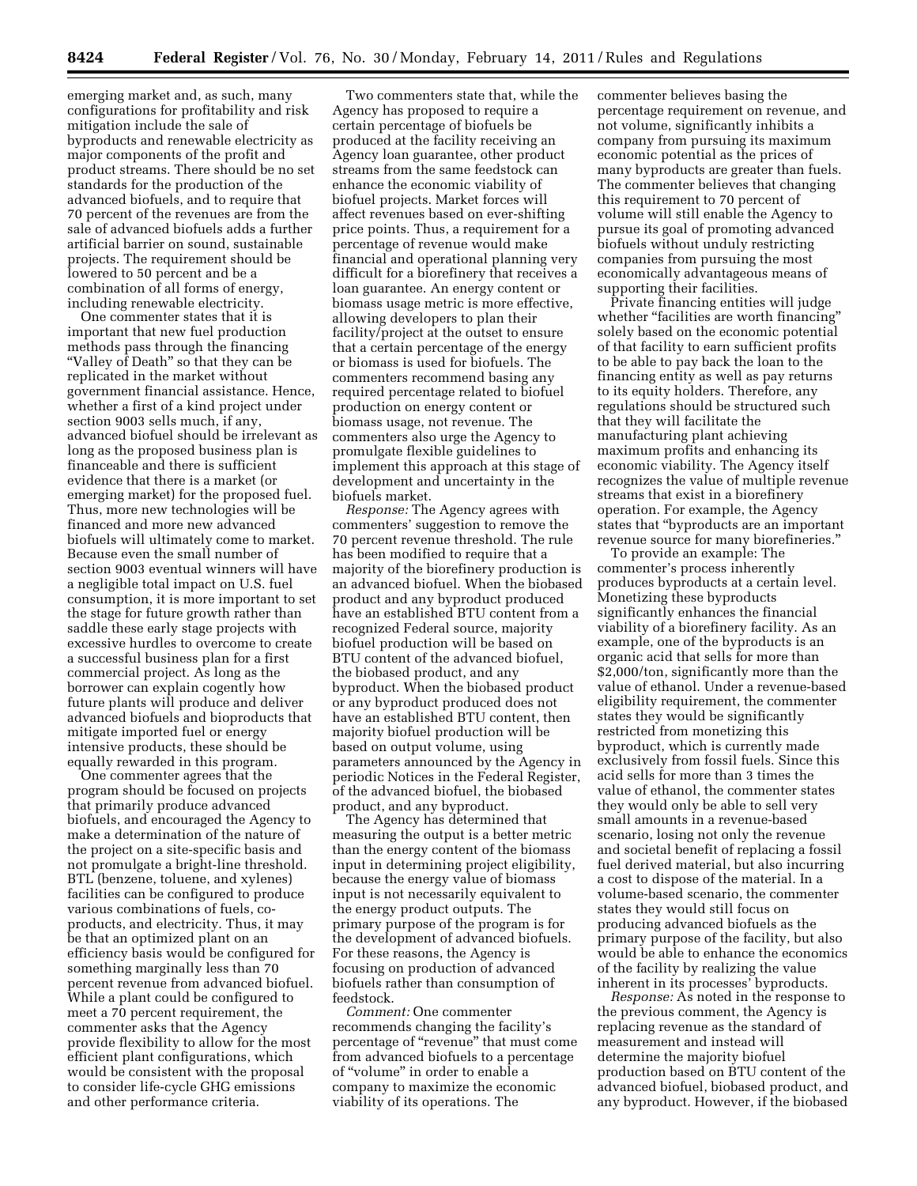emerging market and, as such, many configurations for profitability and risk mitigation include the sale of byproducts and renewable electricity as major components of the profit and product streams. There should be no set standards for the production of the advanced biofuels, and to require that 70 percent of the revenues are from the sale of advanced biofuels adds a further artificial barrier on sound, sustainable projects. The requirement should be lowered to 50 percent and be a combination of all forms of energy, including renewable electricity.

One commenter states that it is important that new fuel production methods pass through the financing "Valley of Death" so that they can be replicated in the market without government financial assistance. Hence, whether a first of a kind project under section 9003 sells much, if any, advanced biofuel should be irrelevant as long as the proposed business plan is financeable and there is sufficient evidence that there is a market (or emerging market) for the proposed fuel. Thus, more new technologies will be financed and more new advanced biofuels will ultimately come to market. Because even the small number of section 9003 eventual winners will have a negligible total impact on U.S. fuel consumption, it is more important to set the stage for future growth rather than saddle these early stage projects with excessive hurdles to overcome to create a successful business plan for a first commercial project. As long as the borrower can explain cogently how future plants will produce and deliver advanced biofuels and bioproducts that mitigate imported fuel or energy intensive products, these should be equally rewarded in this program.

One commenter agrees that the program should be focused on projects that primarily produce advanced biofuels, and encouraged the Agency to make a determination of the nature of the project on a site-specific basis and not promulgate a bright-line threshold. BTL (benzene, toluene, and xylenes) facilities can be configured to produce various combinations of fuels, co-products, and electricity. Thus, it may be that an optimized plant on an efficiency basis would be configured for something marginally less than 70 percent revenue from advanced biofuel. While a plant could be configured to meet a 70 percent requirement, the commenter asks that the Agency provide flexibility to allow for the most efficient plant configurations, which would be consistent with the proposal to consider life-cycle GHG emissions and other performance criteria.

Two commenters state that, while the Agency has proposed to require a certain percentage of biofuels be produced at the facility receiving an Agency loan guarantee, other product streams from the same feedstock can enhance the economic viability of biofuel projects. Market forces will affect revenues based on ever-shifting price points. Thus, a requirement for a percentage of revenue would make financial and operational planning very difficult for a biorefinery that receives a loan guarantee. An energy content or biomass usage metric is more effective, allowing developers to plan their facility/project at the outset to ensure that a certain percentage of the energy or biomass is used for biofuels. The commenters recommend basing any required percentage related to biofuel production on energy content or biomass usage, not revenue. The commenters also urge the Agency to promulgate flexible guidelines to implement this approach at this stage of development and uncertainty in the biofuels market.

*Response:* The Agency agrees with commenters' suggestion to remove the 70 percent revenue threshold. The rule has been modified to require that a majority of the biorefinery production is an advanced biofuel. When the biobased product and any byproduct produced have an established BTU content from a recognized Federal source, majority biofuel production will be based on BTU content of the advanced biofuel, the biobased product, and any byproduct. When the biobased product or any byproduct produced does not have an established BTU content, then majority biofuel production will be based on output volume, using parameters announced by the Agency in periodic Notices in the Federal Register, of the advanced biofuel, the biobased product, and any byproduct.

The Agency has determined that measuring the output is a better metric than the energy content of the biomass input in determining project eligibility, because the energy value of biomass input is not necessarily equivalent to the energy product outputs. The primary purpose of the program is for the development of advanced biofuels. For these reasons, the Agency is focusing on production of advanced biofuels rather than consumption of feedstock.

*Comment:* One commenter recommends changing the facility's percentage of "revenue" that must come from advanced biofuels to a percentage of "volume" in order to enable a company to maximize the economic viability of its operations. The commenter believes basing the percentage requirement on revenue, and not volume, significantly inhibits a company from pursuing its maximum economic potential as the prices of many byproducts are greater than fuels. The commenter believes that changing this requirement to 70 percent of volume will still enable the Agency to pursue its goal of promoting advanced biofuels without unduly restricting companies from pursuing the most economically advantageous means of supporting their facilities.

Private financing entities will judge whether "facilities are worth financing" solely based on the economic potential of that facility to earn sufficient profits to be able to pay back the loan to the financing entity as well as pay returns to its equity holders. Therefore, any regulations should be structured such that they will facilitate the manufacturing plant achieving maximum profits and enhancing its economic viability. The Agency itself recognizes the value of multiple revenue streams that exist in a biorefinery operation. For example, the Agency states that "byproducts are an important revenue source for many biorefineries."

To provide an example: The commenter's process inherently produces byproducts at a certain level. Monetizing these byproducts significantly enhances the financial viability of a biorefinery facility. As an example, one of the byproducts is an organic acid that sells for more than $2,000/ton, significantly more than the value of ethanol. Under a revenue-based eligibility requirement, the commenter states they would be significantly restricted from monetizing this byproduct, which is currently made exclusively from fossil fuels. Since this acid sells for more than 3 times the value of ethanol, the commenter states they would only be able to sell very small amounts in a revenue-based scenario, losing not only the revenue and societal benefit of replacing a fossil fuel derived material, but also incurring a cost to dispose of the material. In a volume-based scenario, the commenter states they would still focus on producing advanced biofuels as the primary purpose of the facility, but also would be able to enhance the economics of the facility by realizing the value inherent in its processes' byproducts.

*Response:* As noted in the response to the previous comment, the Agency is replacing revenue as the standard of measurement and instead will determine the majority biofuel production based on BTU content of the advanced biofuel, biobased product, and any byproduct. However, if the biobased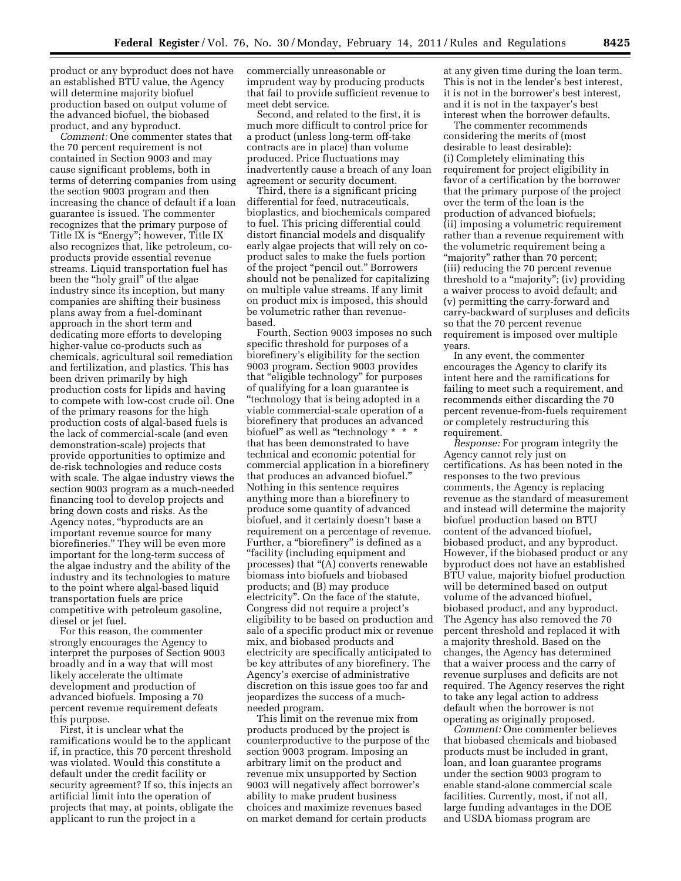product or any byproduct does not have an established BTU value, the Agency will determine majority biofuel production based on output volume of the advanced biofuel, the biobased product, and any byproduct.

*Comment:* One commenter states that the 70 percent requirement is not contained in Section 9003 and may cause significant problems, both in terms of deterring companies from using the section 9003 program and then increasing the chance of default if a loan guarantee is issued. The commenter recognizes that the primary purpose of Title IX is "Energy"; however, Title IX also recognizes that, like petroleum, co-products provide essential revenue streams. Liquid transportation fuel has been the "holy grail" of the algae industry since its inception, but many companies are shifting their business plans away from a fuel-dominant approach in the short term and dedicating more efforts to developing higher-value co-products such as chemicals, agricultural soil remediation and fertilization, and plastics. This has been driven primarily by high production costs for lipids and having to compete with low-cost crude oil. One of the primary reasons for the high production costs of algal-based fuels is the lack of commercial-scale (and even demonstration-scale) projects that provide opportunities to optimize and de-risk technologies and reduce costs with scale. The algae industry views the section 9003 program as a much-needed financing tool to develop projects and bring down costs and risks. As the Agency notes, "byproducts are an important revenue source for many biorefineries." They will be even more important for the long-term success of the algae industry and the ability of the industry and its technologies to mature to the point where algal-based liquid transportation fuels are price competitive with petroleum gasoline, diesel or jet fuel.

For this reason, the commenter strongly encourages the Agency to interpret the purposes of Section 9003 broadly and in a way that will most likely accelerate the ultimate development and production of advanced biofuels. Imposing a 70 percent revenue requirement defeats this purpose.

First, it is unclear what the ramifications would be to the applicant if, in practice, this 70 percent threshold was violated. Would this constitute a default under the credit facility or security agreement? If so, this injects an artificial limit into the operation of projects that may, at points, obligate the applicant to run the project in a commercially unreasonable or imprudent way by producing products that fail to provide sufficient revenue to meet debt service.

Second, and related to the first, it is much more difficult to control price for a product (unless long-term off-take contracts are in place) than volume produced. Price fluctuations may inadvertently cause a breach of any loan agreement or security document.

Third, there is a significant pricing differential for feed, nutraceuticals, bioplastics, and biochemicals compared to fuel. This pricing differential could distort financial models and disqualify early algae projects that will rely on co-product sales to make the fuels portion of the project "pencil out." Borrowers should not be penalized for capitalizing on multiple value streams. If any limit on product mix is imposed, this should be volumetric rather than revenue-based.

Fourth, Section 9003 imposes no such specific threshold for purposes of a biorefinery's eligibility for the section 9003 program. Section 9003 provides that "eligible technology" for purposes of qualifying for a loan guarantee is "technology that is being adopted in a viable commercial-scale operation of a biorefinery that produces an advanced biofuel" as well as "technology * * * that has been demonstrated to have technical and economic potential for commercial application in a biorefinery that produces an advanced biofuel." Nothing in this sentence requires anything more than a biorefinery to produce some quantity of advanced biofuel, and it certainly doesn't base a requirement on a percentage of revenue. Further, a "biorefinery" is defined as a "facility (including equipment and processes) that "(A) converts renewable biomass into biofuels and biobased products; and (B) may produce electricity". On the face of the statute, Congress did not require a project's eligibility to be based on production and sale of a specific product mix or revenue mix, and biobased products and electricity are specifically anticipated to be key attributes of any biorefinery. The Agency's exercise of administrative discretion on this issue goes too far and jeopardizes the success of a much-needed program.

This limit on the revenue mix from products produced by the project is counterproductive to the purpose of the section 9003 program. Imposing an arbitrary limit on the product and revenue mix unsupported by Section 9003 will negatively affect borrower's ability to make prudent business choices and maximize revenues based on market demand for certain products at any given time during the loan term. This is not in the lender's best interest, it is not in the borrower's best interest, and it is not in the taxpayer's best interest when the borrower defaults.

The commenter recommends considering the merits of (most desirable to least desirable): (i) Completely eliminating this requirement for project eligibility in favor of a certification by the borrower that the primary purpose of the project over the term of the loan is the production of advanced biofuels; (ii) imposing a volumetric requirement rather than a revenue requirement with the volumetric requirement being a "majority" rather than 70 percent; (iii) reducing the 70 percent revenue threshold to a "majority"; (iv) providing a waiver process to avoid default; and (v) permitting the carry-forward and carry-backward of surpluses and deficits so that the 70 percent revenue requirement is imposed over multiple years.

In any event, the commenter encourages the Agency to clarify its intent here and the ramifications for failing to meet such a requirement, and recommends either discarding the 70 percent revenue-from-fuels requirement or completely restructuring this requirement.

*Response:* For program integrity the Agency cannot rely just on certifications. As has been noted in the responses to the two previous comments, the Agency is replacing revenue as the standard of measurement and instead will determine the majority biofuel production based on BTU content of the advanced biofuel, biobased product, and any byproduct. However, if the biobased product or any byproduct does not have an established BTU value, majority biofuel production will be determined based on output volume of the advanced biofuel, biobased product, and any byproduct. The Agency has also removed the 70 percent threshold and replaced it with a majority threshold. Based on the changes, the Agency has determined that a waiver process and the carry of revenue surpluses and deficits are not required. The Agency reserves the right to take any legal action to address default when the borrower is not operating as originally proposed.

*Comment:* One commenter believes that biobased chemicals and biobased products must be included in grant, loan, and loan guarantee programs under the section 9003 program to enable stand-alone commercial scale facilities. Currently, most, if not all, large funding advantages in the DOE and USDA biomass program are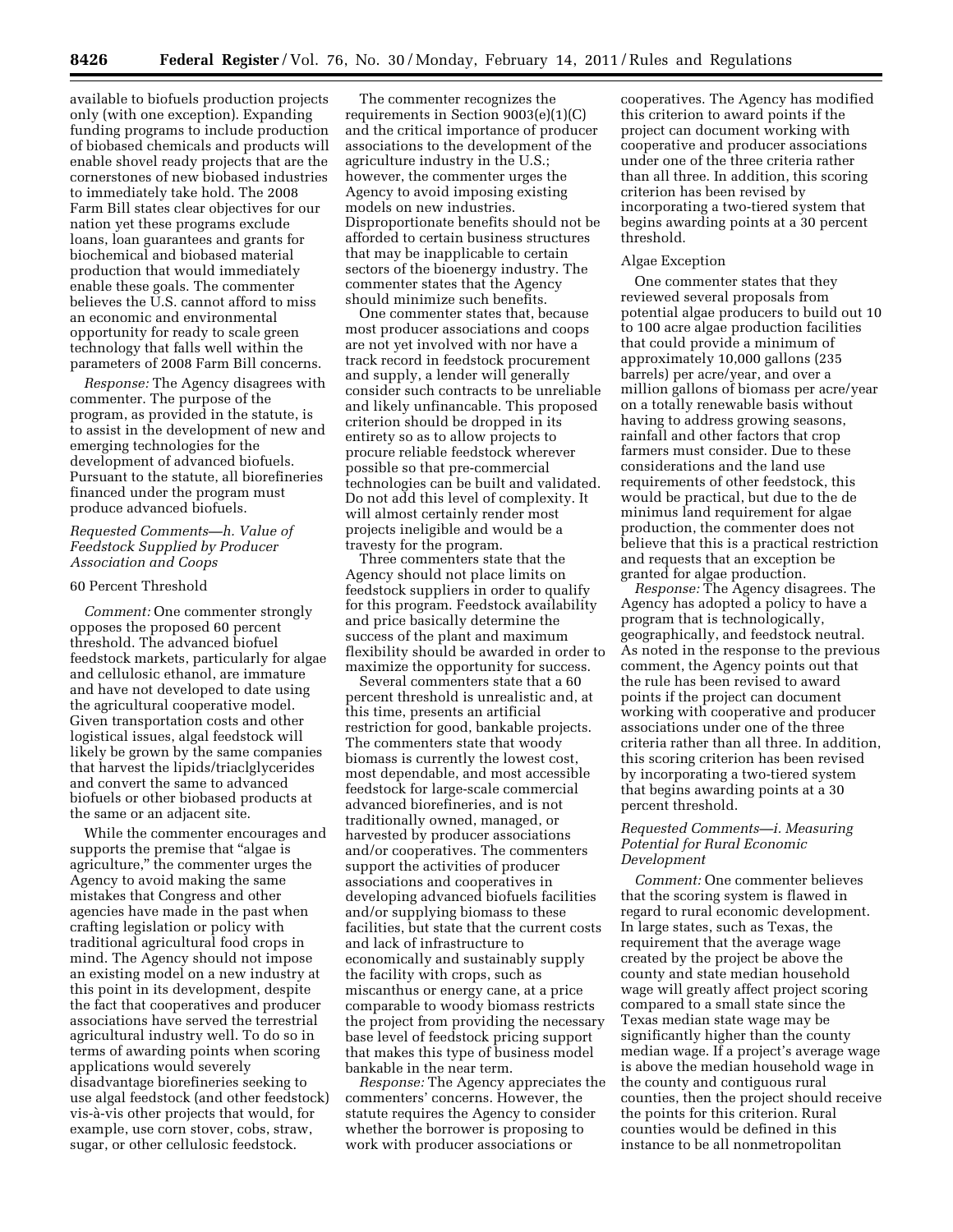available to biofuels production projects only (with one exception). Expanding funding programs to include production of biobased chemicals and products will enable shovel ready projects that are the cornerstones of new biobased industries to immediately take hold. The 2008 Farm Bill states clear objectives for our nation yet these programs exclude loans, loan guarantees and grants for biochemical and biobased material production that would immediately enable these goals. The commenter believes the U.S. cannot afford to miss an economic and environmental opportunity for ready to scale green technology that falls well within the parameters of 2008 Farm Bill concerns.

*Response:* The Agency disagrees with commenter. The purpose of the program, as provided in the statute, is to assist in the development of new and emerging technologies for the development of advanced biofuels. Pursuant to the statute, all biorefineries financed under the program must produce advanced biofuels.

*Requested Comments—h. Value of Feedstock Supplied by Producer Association and Coops*

60 Percent Threshold

*Comment:* One commenter strongly opposes the proposed 60 percent threshold. The advanced biofuel feedstock markets, particularly for algae and cellulosic ethanol, are immature and have not developed to date using the agricultural cooperative model. Given transportation costs and other logistical issues, algal feedstock will likely be grown by the same companies that harvest the lipids/triaclglycerides and convert the same to advanced biofuels or other biobased products at the same or an adjacent site.

While the commenter encourages and supports the premise that "algae is agriculture," the commenter urges the Agency to avoid making the same mistakes that Congress and other agencies have made in the past when crafting legislation or policy with traditional agricultural food crops in mind. The Agency should not impose an existing model on a new industry at this point in its development, despite the fact that cooperatives and producer associations have served the terrestrial agricultural industry well. To do so in terms of awarding points when scoring applications would severely disadvantage biorefineries seeking to use algal feedstock (and other feedstock) vis-à-vis other projects that would, for example, use corn stover, cobs, straw, sugar, or other cellulosic feedstock.

The commenter recognizes the requirements in Section 9003(e)(1)(C) and the critical importance of producer associations to the development of the agriculture industry in the U.S.; however, the commenter urges the Agency to avoid imposing existing models on new industries. Disproportionate benefits should not be afforded to certain business structures that may be inapplicable to certain sectors of the bioenergy industry. The commenter states that the Agency should minimize such benefits.

One commenter states that, because most producer associations and coops are not yet involved with nor have a track record in feedstock procurement and supply, a lender will generally consider such contracts to be unreliable and likely unfinancable. This proposed criterion should be dropped in its entirety so as to allow projects to procure reliable feedstock wherever possible so that pre-commercial technologies can be built and validated. Do not add this level of complexity. It will almost certainly render most projects ineligible and would be a travesty for the program.

Three commenters state that the Agency should not place limits on feedstock suppliers in order to qualify for this program. Feedstock availability and price basically determine the success of the plant and maximum flexibility should be awarded in order to maximize the opportunity for success.

Several commenters state that a 60 percent threshold is unrealistic and, at this time, presents an artificial restriction for good, bankable projects. The commenters state that woody biomass is currently the lowest cost, most dependable, and most accessible feedstock for large-scale commercial advanced biorefineries, and is not traditionally owned, managed, or harvested by producer associations and/or cooperatives. The commenters support the activities of producer associations and cooperatives in developing advanced biofuels facilities and/or supplying biomass to these facilities, but state that the current costs and lack of infrastructure to economically and sustainably supply the facility with crops, such as miscanthus or energy cane, at a price comparable to woody biomass restricts the project from providing the necessary base level of feedstock pricing support that makes this type of business model bankable in the near term.

*Response:* The Agency appreciates the commenters' concerns. However, the statute requires the Agency to consider whether the borrower is proposing to work with producer associations or cooperatives. The Agency has modified this criterion to award points if the project can document working with cooperative and producer associations under one of the three criteria rather than all three. In addition, this scoring criterion has been revised by incorporating a two-tiered system that begins awarding points at a 30 percent threshold.

Algae Exception

One commenter states that they reviewed several proposals from potential algae producers to build out 10 to 100 acre algae production facilities that could provide a minimum of approximately 10,000 gallons (235 barrels) per acre/year, and over a million gallons of biomass per acre/year on a totally renewable basis without having to address growing seasons, rainfall and other factors that crop farmers must consider. Due to these considerations and the land use requirements of other feedstock, this would be practical, but due to the de minimus land requirement for algae production, the commenter does not believe that this is a practical restriction and requests that an exception be granted for algae production.

*Response:* The Agency disagrees. The Agency has adopted a policy to have a program that is technologically, geographically, and feedstock neutral. As noted in the response to the previous comment, the Agency points out that the rule has been revised to award points if the project can document working with cooperative and producer associations under one of the three criteria rather than all three. In addition, this scoring criterion has been revised by incorporating a two-tiered system that begins awarding points at a 30 percent threshold.

*Requested Comments—i. Measuring Potential for Rural Economic Development*

*Comment:* One commenter believes that the scoring system is flawed in regard to rural economic development. In large states, such as Texas, the requirement that the average wage created by the project be above the county and state median household wage will greatly affect project scoring compared to a small state since the Texas median state wage may be significantly higher than the county median wage. If a project's average wage is above the median household wage in the county and contiguous rural counties, then the project should receive the points for this criterion. Rural counties would be defined in this instance to be all nonmetropolitan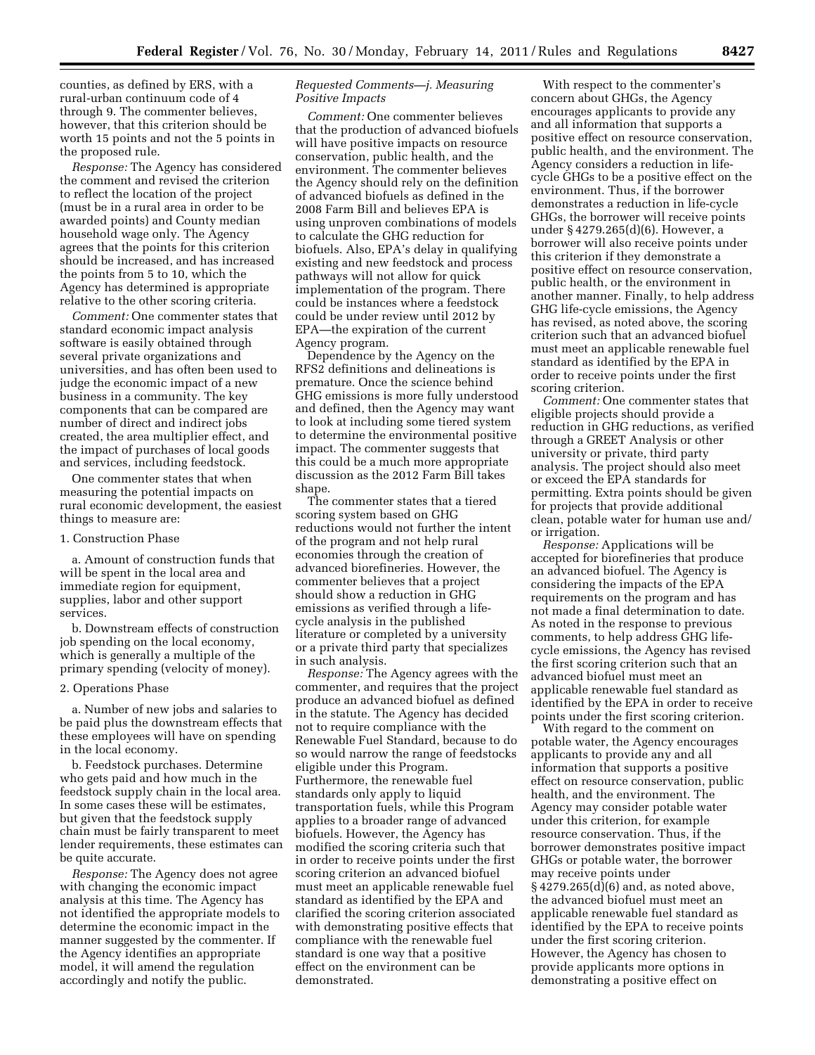counties, as defined by ERS, with a rural-urban continuum code of 4 through 9. The commenter believes, however, that this criterion should be worth 15 points and not the 5 points in the proposed rule.

*Response:* The Agency has considered the comment and revised the criterion to reflect the location of the project (must be in a rural area in order to be awarded points) and County median household wage only. The Agency agrees that the points for this criterion should be increased, and has increased the points from 5 to 10, which the Agency has determined is appropriate relative to the other scoring criteria.

*Comment:* One commenter states that standard economic impact analysis software is easily obtained through several private organizations and universities, and has often been used to judge the economic impact of a new business in a community. The key components that can be compared are number of direct and indirect jobs created, the area multiplier effect, and the impact of purchases of local goods and services, including feedstock.

One commenter states that when measuring the potential impacts on rural economic development, the easiest things to measure are:

1. Construction Phase

a. Amount of construction funds that will be spent in the local area and immediate region for equipment, supplies, labor and other support services.

b. Downstream effects of construction job spending on the local economy, which is generally a multiple of the primary spending (velocity of money).

2. Operations Phase

a. Number of new jobs and salaries to be paid plus the downstream effects that these employees will have on spending in the local economy.

b. Feedstock purchases. Determine who gets paid and how much in the feedstock supply chain in the local area. In some cases these will be estimates, but given that the feedstock supply chain must be fairly transparent to meet lender requirements, these estimates can be quite accurate.

*Response:* The Agency does not agree with changing the economic impact analysis at this time. The Agency has not identified the appropriate models to determine the economic impact in the manner suggested by the commenter. If the Agency identifies an appropriate model, it will amend the regulation accordingly and notify the public.

*Requested Comments—j. Measuring Positive Impacts*

*Comment:* One commenter believes that the production of advanced biofuels will have positive impacts on resource conservation, public health, and the environment. The commenter believes the Agency should rely on the definition of advanced biofuels as defined in the 2008 Farm Bill and believes EPA is using unproven combinations of models to calculate the GHG reduction for biofuels. Also, EPA's delay in qualifying existing and new feedstock and process pathways will not allow for quick implementation of the program. There could be instances where a feedstock could be under review until 2012 by EPA—the expiration of the current Agency program.

Dependence by the Agency on the RFS2 definitions and delineations is premature. Once the science behind GHG emissions is more fully understood and defined, then the Agency may want to look at including some tiered system to determine the environmental positive impact. The commenter suggests that this could be a much more appropriate discussion as the 2012 Farm Bill takes shape.

The commenter states that a tiered scoring system based on GHG reductions would not further the intent of the program and not help rural economies through the creation of advanced biorefineries. However, the commenter believes that a project should show a reduction in GHG emissions as verified through a life-cycle analysis in the published literature or completed by a university or a private third party that specializes in such analysis.

*Response:* The Agency agrees with the commenter, and requires that the project produce an advanced biofuel as defined in the statute. The Agency has decided not to require compliance with the Renewable Fuel Standard, because to do so would narrow the range of feedstocks eligible under this Program. Furthermore, the renewable fuel standards only apply to liquid transportation fuels, while this Program applies to a broader range of advanced biofuels. However, the Agency has modified the scoring criteria such that in order to receive points under the first scoring criterion an advanced biofuel must meet an applicable renewable fuel standard as identified by the EPA and clarified the scoring criterion associated with demonstrating positive effects that compliance with the renewable fuel standard is one way that a positive effect on the environment can be demonstrated.

With respect to the commenter's concern about GHGs, the Agency encourages applicants to provide any and all information that supports a positive effect on resource conservation, public health, and the environment. The Agency considers a reduction in life-cycle GHGs to be a positive effect on the environment. Thus, if the borrower demonstrates a reduction in life-cycle GHGs, the borrower will receive points under § 4279.265(d)(6). However, a borrower will also receive points under this criterion if they demonstrate a positive effect on resource conservation, public health, or the environment in another manner. Finally, to help address GHG life-cycle emissions, the Agency has revised, as noted above, the scoring criterion such that an advanced biofuel must meet an applicable renewable fuel standard as identified by the EPA in order to receive points under the first scoring criterion.

*Comment:* One commenter states that eligible projects should provide a reduction in GHG reductions, as verified through a GREET Analysis or other university or private, third party analysis. The project should also meet or exceed the EPA standards for permitting. Extra points should be given for projects that provide additional clean, potable water for human use and/or irrigation.

*Response:* Applications will be accepted for biorefineries that produce an advanced biofuel. The Agency is considering the impacts of the EPA requirements on the program and has not made a final determination to date. As noted in the response to previous comments, to help address GHG life-cycle emissions, the Agency has revised the first scoring criterion such that an advanced biofuel must meet an applicable renewable fuel standard as identified by the EPA in order to receive points under the first scoring criterion.

With regard to the comment on potable water, the Agency encourages applicants to provide any and all information that supports a positive effect on resource conservation, public health, and the environment. The Agency may consider potable water under this criterion, for example resource conservation. Thus, if the borrower demonstrates positive impact GHGs or potable water, the borrower may receive points under § 4279.265(d)(6) and, as noted above, the advanced biofuel must meet an applicable renewable fuel standard as identified by the EPA to receive points under the first scoring criterion. However, the Agency has chosen to provide applicants more options in demonstrating a positive effect on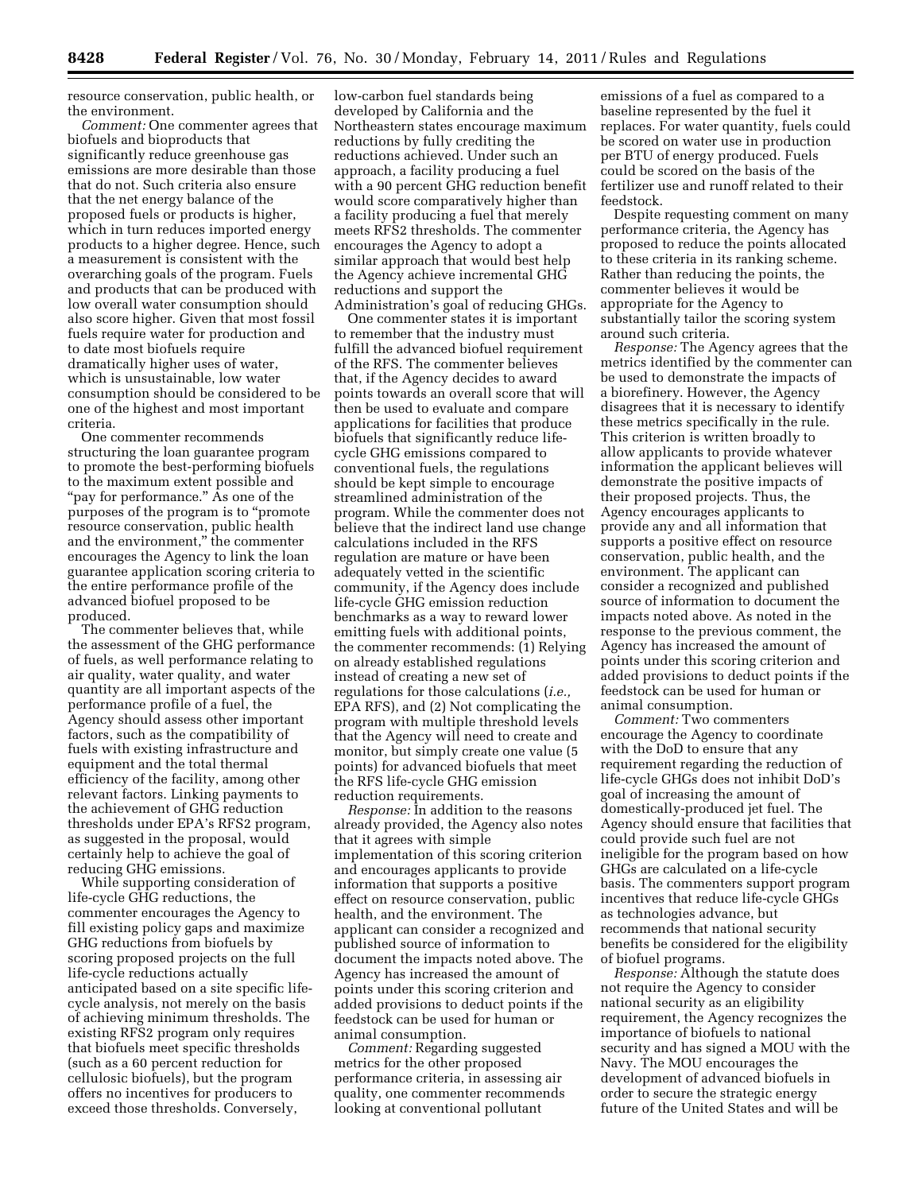resource conservation, public health, or the environment.

*Comment:* One commenter agrees that biofuels and bioproducts that significantly reduce greenhouse gas emissions are more desirable than those that do not. Such criteria also ensure that the net energy balance of the proposed fuels or products is higher, which in turn reduces imported energy products to a higher degree. Hence, such a measurement is consistent with the overarching goals of the program. Fuels and products that can be produced with low overall water consumption should also score higher. Given that most fossil fuels require water for production and to date most biofuels require dramatically higher uses of water, which is unsustainable, low water consumption should be considered to be one of the highest and most important criteria.

One commenter recommends structuring the loan guarantee program to promote the best-performing biofuels to the maximum extent possible and "pay for performance." As one of the purposes of the program is to "promote resource conservation, public health and the environment," the commenter encourages the Agency to link the loan guarantee application scoring criteria to the entire performance profile of the advanced biofuel proposed to be produced.

The commenter believes that, while the assessment of the GHG performance of fuels, as well performance relating to air quality, water quality, and water quantity are all important aspects of the performance profile of a fuel, the Agency should assess other important factors, such as the compatibility of fuels with existing infrastructure and equipment and the total thermal efficiency of the facility, among other relevant factors. Linking payments to the achievement of GHG reduction thresholds under EPA's RFS2 program, as suggested in the proposal, would certainly help to achieve the goal of reducing GHG emissions.

While supporting consideration of life-cycle GHG reductions, the commenter encourages the Agency to fill existing policy gaps and maximize GHG reductions from biofuels by scoring proposed projects on the full life-cycle reductions actually anticipated based on a site specific life-cycle analysis, not merely on the basis of achieving minimum thresholds. The existing RFS2 program only requires that biofuels meet specific thresholds (such as a 60 percent reduction for cellulosic biofuels), but the program offers no incentives for producers to exceed those thresholds. Conversely, low-carbon fuel standards being developed by California and the Northeastern states encourage maximum reductions by fully crediting the reductions achieved. Under such an approach, a facility producing a fuel with a 90 percent GHG reduction benefit would score comparatively higher than a facility producing a fuel that merely meets RFS2 thresholds. The commenter encourages the Agency to adopt a similar approach that would best help the Agency achieve incremental GHG reductions and support the Administration's goal of reducing GHGs.

One commenter states it is important to remember that the industry must fulfill the advanced biofuel requirement of the RFS. The commenter believes that, if the Agency decides to award points towards an overall score that will then be used to evaluate and compare applications for facilities that produce biofuels that significantly reduce life-cycle GHG emissions compared to conventional fuels, the regulations should be kept simple to encourage streamlined administration of the program. While the commenter does not believe that the indirect land use change calculations included in the RFS regulation are mature or have been adequately vetted in the scientific community, if the Agency does include life-cycle GHG emission reduction benchmarks as a way to reward lower emitting fuels with additional points, the commenter recommends: (1) Relying on already established regulations instead of creating a new set of regulations for those calculations (*i.e.,* EPA RFS), and (2) Not complicating the program with multiple threshold levels that the Agency will need to create and monitor, but simply create one value (5 points) for advanced biofuels that meet the RFS life-cycle GHG emission reduction requirements.

*Response:* In addition to the reasons already provided, the Agency also notes that it agrees with simple implementation of this scoring criterion and encourages applicants to provide information that supports a positive effect on resource conservation, public health, and the environment. The applicant can consider a recognized and published source of information to document the impacts noted above. The Agency has increased the amount of points under this scoring criterion and added provisions to deduct points if the feedstock can be used for human or animal consumption.

*Comment:* Regarding suggested metrics for the other proposed performance criteria, in assessing air quality, one commenter recommends looking at conventional pollutant emissions of a fuel as compared to a baseline represented by the fuel it replaces. For water quantity, fuels could be scored on water use in production per BTU of energy produced. Fuels could be scored on the basis of the fertilizer use and runoff related to their feedstock.

Despite requesting comment on many performance criteria, the Agency has proposed to reduce the points allocated to these criteria in its ranking scheme. Rather than reducing the points, the commenter believes it would be appropriate for the Agency to substantially tailor the scoring system around such criteria.

*Response:* The Agency agrees that the metrics identified by the commenter can be used to demonstrate the impacts of a biorefinery. However, the Agency disagrees that it is necessary to identify these metrics specifically in the rule. This criterion is written broadly to allow applicants to provide whatever information the applicant believes will demonstrate the positive impacts of their proposed projects. Thus, the Agency encourages applicants to provide any and all information that supports a positive effect on resource conservation, public health, and the environment. The applicant can consider a recognized and published source of information to document the impacts noted above. As noted in the response to the previous comment, the Agency has increased the amount of points under this scoring criterion and added provisions to deduct points if the feedstock can be used for human or animal consumption.

*Comment:* Two commenters encourage the Agency to coordinate with the DoD to ensure that any requirement regarding the reduction of life-cycle GHGs does not inhibit DoD's goal of increasing the amount of domestically-produced jet fuel. The Agency should ensure that facilities that could provide such fuel are not ineligible for the program based on how GHGs are calculated on a life-cycle basis. The commenters support program incentives that reduce life-cycle GHGs as technologies advance, but recommends that national security benefits be considered for the eligibility of biofuel programs.

*Response:* Although the statute does not require the Agency to consider national security as an eligibility requirement, the Agency recognizes the importance of biofuels to national security and has signed a MOU with the Navy. The MOU encourages the development of advanced biofuels in order to secure the strategic energy future of the United States and will be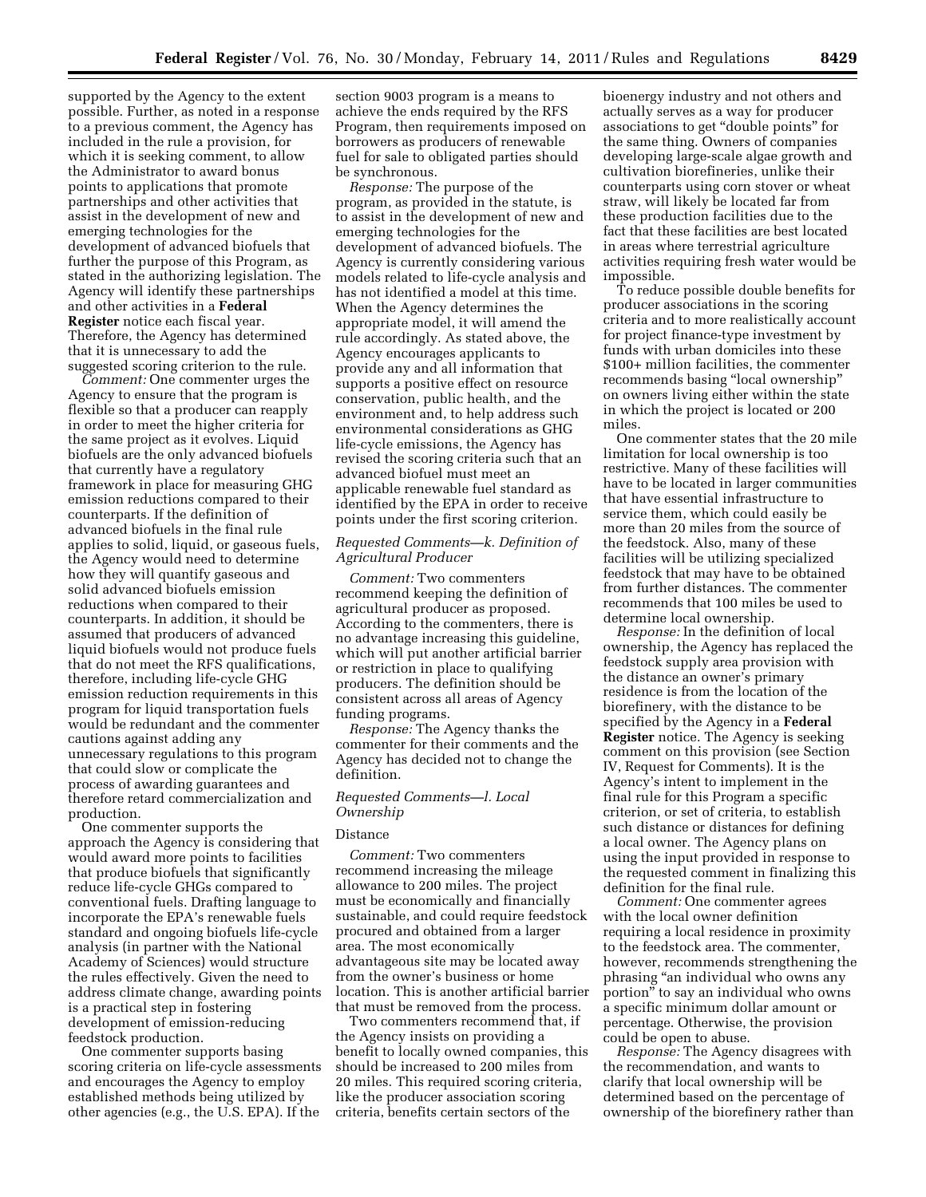supported by the Agency to the extent possible. Further, as noted in a response to a previous comment, the Agency has included in the rule a provision, for which it is seeking comment, to allow the Administrator to award bonus points to applications that promote partnerships and other activities that assist in the development of new and emerging technologies for the development of advanced biofuels that further the purpose of this Program, as stated in the authorizing legislation. The Agency will identify these partnerships and other activities in a **Federal Register** notice each fiscal year. Therefore, the Agency has determined that it is unnecessary to add the suggested scoring criterion to the rule.

*Comment:* One commenter urges the Agency to ensure that the program is flexible so that a producer can reapply in order to meet the higher criteria for the same project as it evolves. Liquid biofuels are the only advanced biofuels that currently have a regulatory framework in place for measuring GHG emission reductions compared to their counterparts. If the definition of advanced biofuels in the final rule applies to solid, liquid, or gaseous fuels, the Agency would need to determine how they will quantify gaseous and solid advanced biofuels emission reductions when compared to their counterparts. In addition, it should be assumed that producers of advanced liquid biofuels would not produce fuels that do not meet the RFS qualifications, therefore, including life-cycle GHG emission reduction requirements in this program for liquid transportation fuels would be redundant and the commenter cautions against adding any unnecessary regulations to this program that could slow or complicate the process of awarding guarantees and therefore retard commercialization and production.

One commenter supports the approach the Agency is considering that would award more points to facilities that produce biofuels that significantly reduce life-cycle GHGs compared to conventional fuels. Drafting language to incorporate the EPA's renewable fuels standard and ongoing biofuels life-cycle analysis (in partner with the National Academy of Sciences) would structure the rules effectively. Given the need to address climate change, awarding points is a practical step in fostering development of emission-reducing feedstock production.

One commenter supports basing scoring criteria on life-cycle assessments and encourages the Agency to employ established methods being utilized by other agencies (e.g., the U.S. EPA). If the section 9003 program is a means to achieve the ends required by the RFS Program, then requirements imposed on borrowers as producers of renewable fuel for sale to obligated parties should be synchronous.

*Response:* The purpose of the program, as provided in the statute, is to assist in the development of new and emerging technologies for the development of advanced biofuels. The Agency is currently considering various models related to life-cycle analysis and has not identified a model at this time. When the Agency determines the appropriate model, it will amend the rule accordingly. As stated above, the Agency encourages applicants to provide any and all information that supports a positive effect on resource conservation, public health, and the environment and, to help address such environmental considerations as GHG life-cycle emissions, the Agency has revised the scoring criteria such that an advanced biofuel must meet an applicable renewable fuel standard as identified by the EPA in order to receive points under the first scoring criterion.

### *Requested Comments—k. Definition of Agricultural Producer*

*Comment:* Two commenters recommend keeping the definition of agricultural producer as proposed. According to the commenters, there is no advantage increasing this guideline, which will put another artificial barrier or restriction in place to qualifying producers. The definition should be consistent across all areas of Agency funding programs.

*Response:* The Agency thanks the commenter for their comments and the Agency has decided not to change the definition.

### *Requested Comments—l. Local Ownership*

Distance

*Comment:* Two commenters recommend increasing the mileage allowance to 200 miles. The project must be economically and financially sustainable, and could require feedstock procured and obtained from a larger area. The most economically advantageous site may be located away from the owner's business or home location. This is another artificial barrier that must be removed from the process.

Two commenters recommend that, if the Agency insists on providing a benefit to locally owned companies, this should be increased to 200 miles from 20 miles. This required scoring criteria, like the producer association scoring criteria, benefits certain sectors of the bioenergy industry and not others and actually serves as a way for producer associations to get "double points" for the same thing. Owners of companies developing large-scale algae growth and cultivation biorefineries, unlike their counterparts using corn stover or wheat straw, will likely be located far from these production facilities due to the fact that these facilities are best located in areas where terrestrial agriculture activities requiring fresh water would be impossible.

To reduce possible double benefits for producer associations in the scoring criteria and to more realistically account for project finance-type investment by funds with urban domiciles into these $100+ million facilities, the commenter recommends basing "local ownership" on owners living either within the state in which the project is located or 200 miles.

One commenter states that the 20 mile limitation for local ownership is too restrictive. Many of these facilities will have to be located in larger communities that have essential infrastructure to service them, which could easily be more than 20 miles from the source of the feedstock. Also, many of these facilities will be utilizing specialized feedstock that may have to be obtained from further distances. The commenter recommends that 100 miles be used to determine local ownership.

*Response:* In the definition of local ownership, the Agency has replaced the feedstock supply area provision with the distance an owner's primary residence is from the location of the biorefinery, with the distance to be specified by the Agency in a **Federal Register** notice. The Agency is seeking comment on this provision (see Section IV, Request for Comments). It is the Agency's intent to implement in the final rule for this Program a specific criterion, or set of criteria, to establish such distance or distances for defining a local owner. The Agency plans on using the input provided in response to the requested comment in finalizing this definition for the final rule.

*Comment:* One commenter agrees with the local owner definition requiring a local residence in proximity to the feedstock area. The commenter, however, recommends strengthening the phrasing "an individual who owns any portion" to say an individual who owns a specific minimum dollar amount or percentage. Otherwise, the provision could be open to abuse.

*Response:* The Agency disagrees with the recommendation, and wants to clarify that local ownership will be determined based on the percentage of ownership of the biorefinery rather than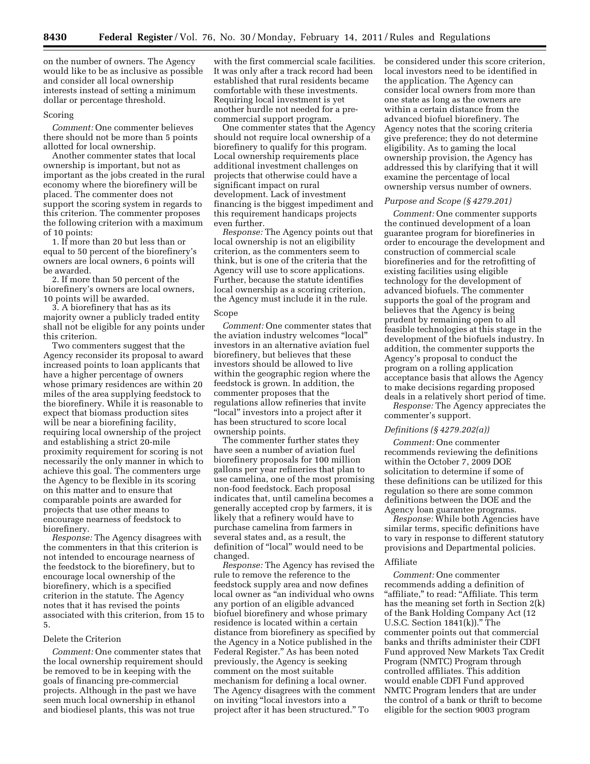on the number of owners. The Agency would like to be as inclusive as possible and consider all local ownership interests instead of setting a minimum dollar or percentage threshold.

Scoring

*Comment:* One commenter believes there should not be more than 5 points allotted for local ownership.

Another commenter states that local ownership is important, but not as important as the jobs created in the rural economy where the biorefinery will be placed. The commenter does not support the scoring system in regards to this criterion. The commenter proposes the following criterion with a maximum of 10 points:

1. If more than 20 but less than or equal to 50 percent of the biorefinery's owners are local owners, 6 points will be awarded.

2. If more than 50 percent of the biorefinery's owners are local owners, 10 points will be awarded.

3. A biorefinery that has as its majority owner a publicly traded entity shall not be eligible for any points under this criterion.

Two commenters suggest that the Agency reconsider its proposal to award increased points to loan applicants that have a higher percentage of owners whose primary residences are within 20 miles of the area supplying feedstock to the biorefinery. While it is reasonable to expect that biomass production sites will be near a biorefining facility, requiring local ownership of the project and establishing a strict 20-mile proximity requirement for scoring is not necessarily the only manner in which to achieve this goal. The commenters urge the Agency to be flexible in its scoring on this matter and to ensure that comparable points are awarded for projects that use other means to encourage nearness of feedstock to biorefinery.

*Response:* The Agency disagrees with the commenters in that this criterion is not intended to encourage nearness of the feedstock to the biorefinery, but to encourage local ownership of the biorefinery, which is a specified criterion in the statute. The Agency notes that it has revised the points associated with this criterion, from 15 to 5.

Delete the Criterion

*Comment:* One commenter states that the local ownership requirement should be removed to be in keeping with the goals of financing pre-commercial projects. Although in the past we have seen much local ownership in ethanol and biodiesel plants, this was not true with the first commercial scale facilities. It was only after a track record had been established that rural residents became comfortable with these investments. Requiring local investment is yet another hurdle not needed for a pre-commercial support program.

One commenter states that the Agency should not require local ownership of a biorefinery to qualify for this program. Local ownership requirements place additional investment challenges on projects that otherwise could have a significant impact on rural development. Lack of investment financing is the biggest impediment and this requirement handicaps projects even further.

*Response:* The Agency points out that local ownership is not an eligibility criterion, as the commenters seem to think, but is one of the criteria that the Agency will use to score applications. Further, because the statute identifies local ownership as a scoring criterion, the Agency must include it in the rule.

Scope

*Comment:* One commenter states that the aviation industry welcomes "local" investors in an alternative aviation fuel biorefinery, but believes that these investors should be allowed to live within the geographic region where the feedstock is grown. In addition, the commenter proposes that the regulations allow refineries that invite "local" investors into a project after it has been structured to score local ownership points.

The commenter further states they have seen a number of aviation fuel biorefinery proposals for 100 million gallons per year refineries that plan to use camelina, one of the most promising non-food feedstock. Each proposal indicates that, until camelina becomes a generally accepted crop by farmers, it is likely that a refinery would have to purchase camelina from farmers in several states and, as a result, the definition of "local" would need to be changed.

*Response:* The Agency has revised the rule to remove the reference to the feedstock supply area and now defines local owner as "an individual who owns any portion of an eligible advanced biofuel biorefinery and whose primary residence is located within a certain distance from biorefinery as specified by the Agency in a Notice published in the Federal Register." As has been noted previously, the Agency is seeking comment on the most suitable mechanism for defining a local owner. The Agency disagrees with the comment on inviting "local investors into a project after it has been structured." To be considered under this score criterion, local investors need to be identified in the application. The Agency can consider local owners from more than one state as long as the owners are within a certain distance from the advanced biofuel biorefinery. The Agency notes that the scoring criteria give preference; they do not determine eligibility. As to gaming the local ownership provision, the Agency has addressed this by clarifying that it will examine the percentage of local ownership versus number of owners.

*Purpose and Scope (§ 4279.201)*

*Comment:* One commenter supports the continued development of a loan guarantee program for biorefineries in order to encourage the development and construction of commercial scale biorefineries and for the retrofitting of existing facilities using eligible technology for the development of advanced biofuels. The commenter supports the goal of the program and believes that the Agency is being prudent by remaining open to all feasible technologies at this stage in the development of the biofuels industry. In addition, the commenter supports the Agency's proposal to conduct the program on a rolling application acceptance basis that allows the Agency to make decisions regarding proposed deals in a relatively short period of time.

*Response:* The Agency appreciates the commenter's support.

*Definitions (§ 4279.202(a))*

*Comment:* One commenter recommends reviewing the definitions within the October 7, 2009 DOE solicitation to determine if some of these definitions can be utilized for this regulation so there are some common definitions between the DOE and the Agency loan guarantee programs.

*Response:* While both Agencies have similar terms, specific definitions have to vary in response to different statutory provisions and Departmental policies.

Affiliate

*Comment:* One commenter recommends adding a definition of "affiliate," to read: "Affiliate. This term has the meaning set forth in Section 2(k) of the Bank Holding Company Act (12 U.S.C. Section 1841(k))." The commenter points out that commercial banks and thrifts administer their CDFI Fund approved New Markets Tax Credit Program (NMTC) Program through controlled affiliates. This addition would enable CDFI Fund approved NMTC Program lenders that are under the control of a bank or thrift to become eligible for the section 9003 program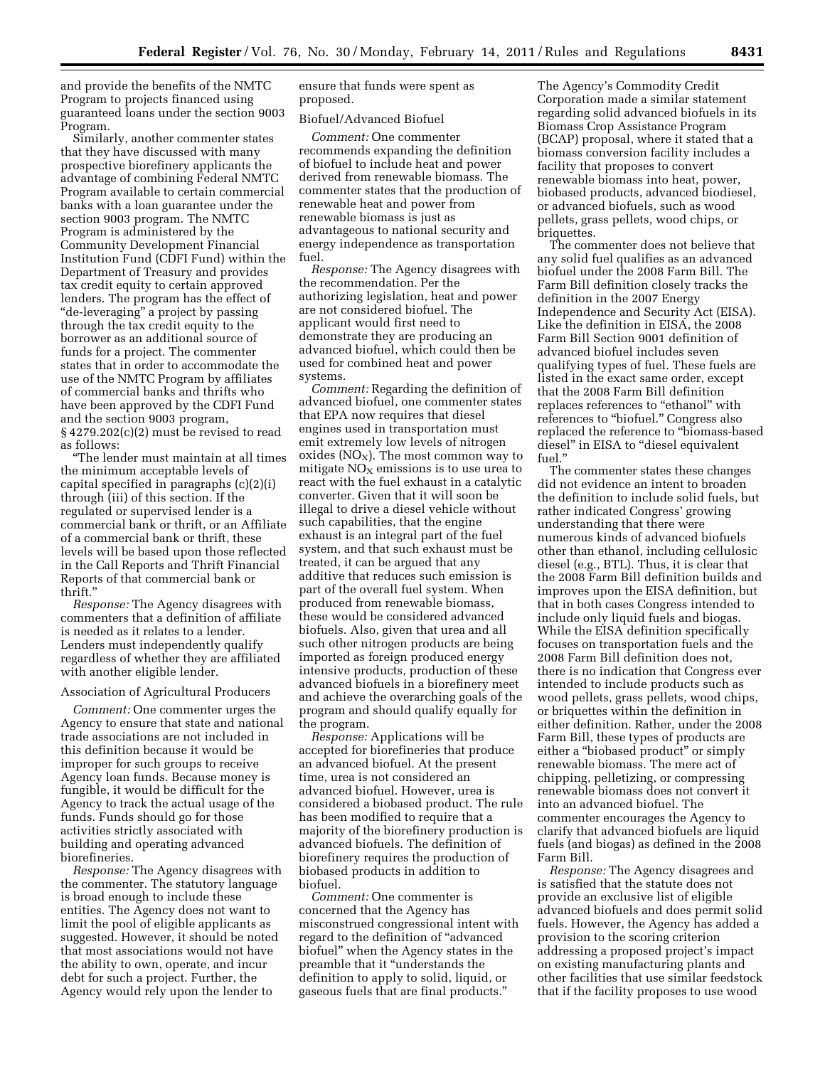and provide the benefits of the NMTC Program to projects financed using guaranteed loans under the section 9003 Program.

Similarly, another commenter states that they have discussed with many prospective biorefinery applicants the advantage of combining Federal NMTC Program available to certain commercial banks with a loan guarantee under the section 9003 program. The NMTC Program is administered by the Community Development Financial Institution Fund (CDFI Fund) within the Department of Treasury and provides tax credit equity to certain approved lenders. The program has the effect of "de-leveraging" a project by passing through the tax credit equity to the borrower as an additional source of funds for a project. The commenter states that in order to accommodate the use of the NMTC Program by affiliates of commercial banks and thrifts who have been approved by the CDFI Fund and the section 9003 program, § 4279.202(c)(2) must be revised to read as follows:

"The lender must maintain at all times the minimum acceptable levels of capital specified in paragraphs (c)(2)(i) through (iii) of this section. If the regulated or supervised lender is a commercial bank or thrift, or an Affiliate of a commercial bank or thrift, these levels will be based upon those reflected in the Call Reports and Thrift Financial Reports of that commercial bank or thrift."

*Response:* The Agency disagrees with commenters that a definition of affiliate is needed as it relates to a lender. Lenders must independently qualify regardless of whether they are affiliated with another eligible lender.

Association of Agricultural Producers

*Comment:* One commenter urges the Agency to ensure that state and national trade associations are not included in this definition because it would be improper for such groups to receive Agency loan funds. Because money is fungible, it would be difficult for the Agency to track the actual usage of the funds. Funds should go for those activities strictly associated with building and operating advanced biorefineries.

*Response:* The Agency disagrees with the commenter. The statutory language is broad enough to include these entities. The Agency does not want to limit the pool of eligible applicants as suggested. However, it should be noted that most associations would not have the ability to own, operate, and incur debt for such a project. Further, the Agency would rely upon the lender to ensure that funds were spent as proposed.

Biofuel/Advanced Biofuel

*Comment:* One commenter recommends expanding the definition of biofuel to include heat and power derived from renewable biomass. The commenter states that the production of renewable heat and power from renewable biomass is just as advantageous to national security and energy independence as transportation fuel.

*Response:* The Agency disagrees with the recommendation. Per the authorizing legislation, heat and power are not considered biofuel. The applicant would first need to demonstrate they are producing an advanced biofuel, which could then be used for combined heat and power systems.

*Comment:* Regarding the definition of advanced biofuel, one commenter states that EPA now requires that diesel engines used in transportation must emit extremely low levels of nitrogen oxides ($NO_X$). The most common way to mitigate $NO_X$ emissions is to use urea to react with the fuel exhaust in a catalytic converter. Given that it will soon be illegal to drive a diesel vehicle without such capabilities, that the engine exhaust is an integral part of the fuel system, and that such exhaust must be treated, it can be argued that any additive that reduces such emission is part of the overall fuel system. When produced from renewable biomass, these would be considered advanced biofuels. Also, given that urea and all such other nitrogen products are being imported as foreign produced energy intensive products, production of these advanced biofuels in a biorefinery meet and achieve the overarching goals of the program and should qualify equally for the program.

*Response:* Applications will be accepted for biorefineries that produce an advanced biofuel. At the present time, urea is not considered an advanced biofuel. However, urea is considered a biobased product. The rule has been modified to require that a majority of the biorefinery production is advanced biofuels. The definition of biorefinery requires the production of biobased products in addition to biofuel.

*Comment:* One commenter is concerned that the Agency has misconstrued congressional intent with regard to the definition of "advanced biofuel" when the Agency states in the preamble that it "understands the definition to apply to solid, liquid, or gaseous fuels that are final products." The Agency's Commodity Credit Corporation made a similar statement regarding solid advanced biofuels in its Biomass Crop Assistance Program (BCAP) proposal, where it stated that a biomass conversion facility includes a facility that proposes to convert renewable biomass into heat, power, biobased products, advanced biodiesel, or advanced biofuels, such as wood pellets, grass pellets, wood chips, or briquettes.

The commenter does not believe that any solid fuel qualifies as an advanced biofuel under the 2008 Farm Bill. The Farm Bill definition closely tracks the definition in the 2007 Energy Independence and Security Act (EISA). Like the definition in EISA, the 2008 Farm Bill Section 9001 definition of advanced biofuel includes seven qualifying types of fuel. These fuels are listed in the exact same order, except that the 2008 Farm Bill definition replaces references to "ethanol" with references to "biofuel." Congress also replaced the reference to "biomass-based diesel" in EISA to "diesel equivalent fuel."

The commenter states these changes did not evidence an intent to broaden the definition to include solid fuels, but rather indicated Congress' growing understanding that there were numerous kinds of advanced biofuels other than ethanol, including cellulosic diesel (e.g., BTL). Thus, it is clear that the 2008 Farm Bill definition builds and improves upon the EISA definition, but that in both cases Congress intended to include only liquid fuels and biogas. While the EISA definition specifically focuses on transportation fuels and the 2008 Farm Bill definition does not, there is no indication that Congress ever intended to include products such as wood pellets, grass pellets, wood chips, or briquettes within the definition in either definition. Rather, under the 2008 Farm Bill, these types of products are either a "biobased product" or simply renewable biomass. The mere act of chipping, pelletizing, or compressing renewable biomass does not convert it into an advanced biofuel. The commenter encourages the Agency to clarify that advanced biofuels are liquid fuels (and biogas) as defined in the 2008 Farm Bill.

*Response:* The Agency disagrees and is satisfied that the statute does not provide an exclusive list of eligible advanced biofuels and does permit solid fuels. However, the Agency has added a provision to the scoring criterion addressing a proposed project's impact on existing manufacturing plants and other facilities that use similar feedstock that if the facility proposes to use wood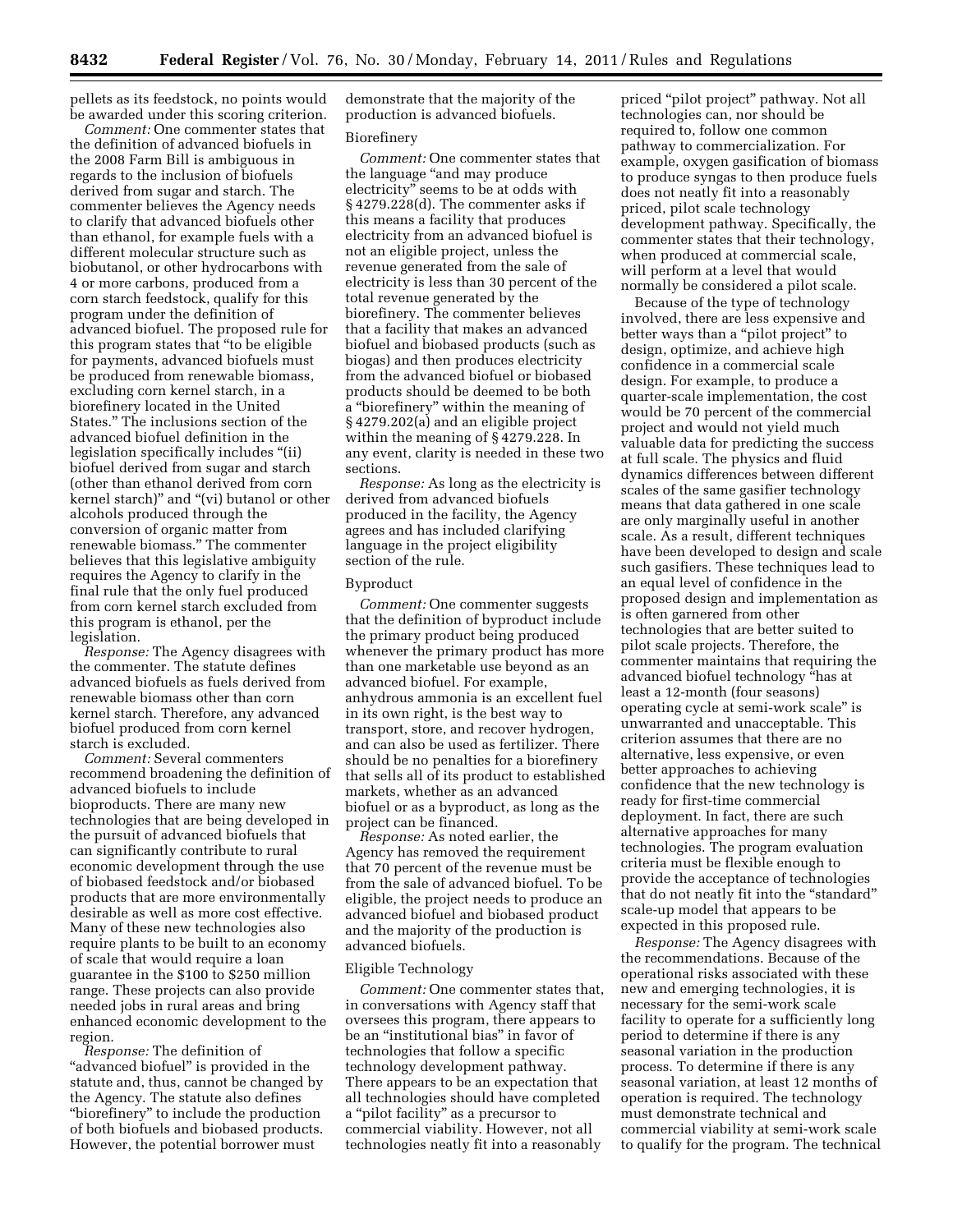pellets as its feedstock, no points would be awarded under this scoring criterion.

*Comment:* One commenter states that the definition of advanced biofuels in the 2008 Farm Bill is ambiguous in regards to the inclusion of biofuels derived from sugar and starch. The commenter believes the Agency needs to clarify that advanced biofuels other than ethanol, for example fuels with a different molecular structure such as biobutanol, or other hydrocarbons with 4 or more carbons, produced from a corn starch feedstock, qualify for this program under the definition of advanced biofuel. The proposed rule for this program states that "to be eligible for payments, advanced biofuels must be produced from renewable biomass, excluding corn kernel starch, in a biorefinery located in the United States." The inclusions section of the advanced biofuel definition in the legislation specifically includes "(ii) biofuel derived from sugar and starch (other than ethanol derived from corn kernel starch)" and "(vi) butanol or other alcohols produced through the conversion of organic matter from renewable biomass." The commenter believes that this legislative ambiguity requires the Agency to clarify in the final rule that the only fuel produced from corn kernel starch excluded from this program is ethanol, per the legislation.

*Response:* The Agency disagrees with the commenter. The statute defines advanced biofuels as fuels derived from renewable biomass other than corn kernel starch. Therefore, any advanced biofuel produced from corn kernel starch is excluded.

*Comment:* Several commenters recommend broadening the definition of advanced biofuels to include bioproducts. There are many new technologies that are being developed in the pursuit of advanced biofuels that can significantly contribute to rural economic development through the use of biobased feedstock and/or biobased products that are more environmentally desirable as well as more cost effective. Many of these new technologies also require plants to be built to an economy of scale that would require a loan guarantee in the $100 to $250 million range. These projects can also provide needed jobs in rural areas and bring enhanced economic development to the region.

*Response:* The definition of "advanced biofuel" is provided in the statute and, thus, cannot be changed by the Agency. The statute also defines "biorefinery" to include the production of both biofuels and biobased products. However, the potential borrower must demonstrate that the majority of the production is advanced biofuels.

Biorefinery

*Comment:* One commenter states that the language "and may produce electricity" seems to be at odds with § 4279.228(d). The commenter asks if this means a facility that produces electricity from an advanced biofuel is not an eligible project, unless the revenue generated from the sale of electricity is less than 30 percent of the total revenue generated by the biorefinery. The commenter believes that a facility that makes an advanced biofuel and biobased products (such as biogas) and then produces electricity from the advanced biofuel or biobased products should be deemed to be both a "biorefinery" within the meaning of § 4279.202(a) and an eligible project within the meaning of § 4279.228. In any event, clarity is needed in these two sections.

*Response:* As long as the electricity is derived from advanced biofuels produced in the facility, the Agency agrees and has included clarifying language in the project eligibility section of the rule.

Byproduct

*Comment:* One commenter suggests that the definition of byproduct include the primary product being produced whenever the primary product has more than one marketable use beyond as an advanced biofuel. For example, anhydrous ammonia is an excellent fuel in its own right, is the best way to transport, store, and recover hydrogen, and can also be used as fertilizer. There should be no penalties for a biorefinery that sells all of its product to established markets, whether as an advanced biofuel or as a byproduct, as long as the project can be financed.

*Response:* As noted earlier, the Agency has removed the requirement that 70 percent of the revenue must be from the sale of advanced biofuel. To be eligible, the project needs to produce an advanced biofuel and biobased product and the majority of the production is advanced biofuels.

Eligible Technology

*Comment:* One commenter states that, in conversations with Agency staff that oversees this program, there appears to be an "institutional bias" in favor of technologies that follow a specific technology development pathway. There appears to be an expectation that all technologies should have completed a "pilot facility" as a precursor to commercial viability. However, not all technologies neatly fit into a reasonably priced "pilot project" pathway. Not all technologies can, nor should be required to, follow one common pathway to commercialization. For example, oxygen gasification of biomass to produce syngas to then produce fuels does not neatly fit into a reasonably priced, pilot scale technology development pathway. Specifically, the commenter states that their technology, when produced at commercial scale, will perform at a level that would normally be considered a pilot scale.

Because of the type of technology involved, there are less expensive and better ways than a "pilot project" to design, optimize, and achieve high confidence in a commercial scale design. For example, to produce a quarter-scale implementation, the cost would be 70 percent of the commercial project and would not yield much valuable data for predicting the success at full scale. The physics and fluid dynamics differences between different scales of the same gasifier technology means that data gathered in one scale are only marginally useful in another scale. As a result, different techniques have been developed to design and scale such gasifiers. These techniques lead to an equal level of confidence in the proposed design and implementation as is often garnered from other technologies that are better suited to pilot scale projects. Therefore, the commenter maintains that requiring the advanced biofuel technology "has at least a 12-month (four seasons) operating cycle at semi-work scale" is unwarranted and unacceptable. This criterion assumes that there are no alternative, less expensive, or even better approaches to achieving confidence that the new technology is ready for first-time commercial deployment. In fact, there are such alternative approaches for many technologies. The program evaluation criteria must be flexible enough to provide the acceptance of technologies that do not neatly fit into the "standard" scale-up model that appears to be expected in this proposed rule.

*Response:* The Agency disagrees with the recommendations. Because of the operational risks associated with these new and emerging technologies, it is necessary for the semi-work scale facility to operate for a sufficiently long period to determine if there is any seasonal variation in the production process. To determine if there is any seasonal variation, at least 12 months of operation is required. The technology must demonstrate technical and commercial viability at semi-work scale to qualify for the program. The technical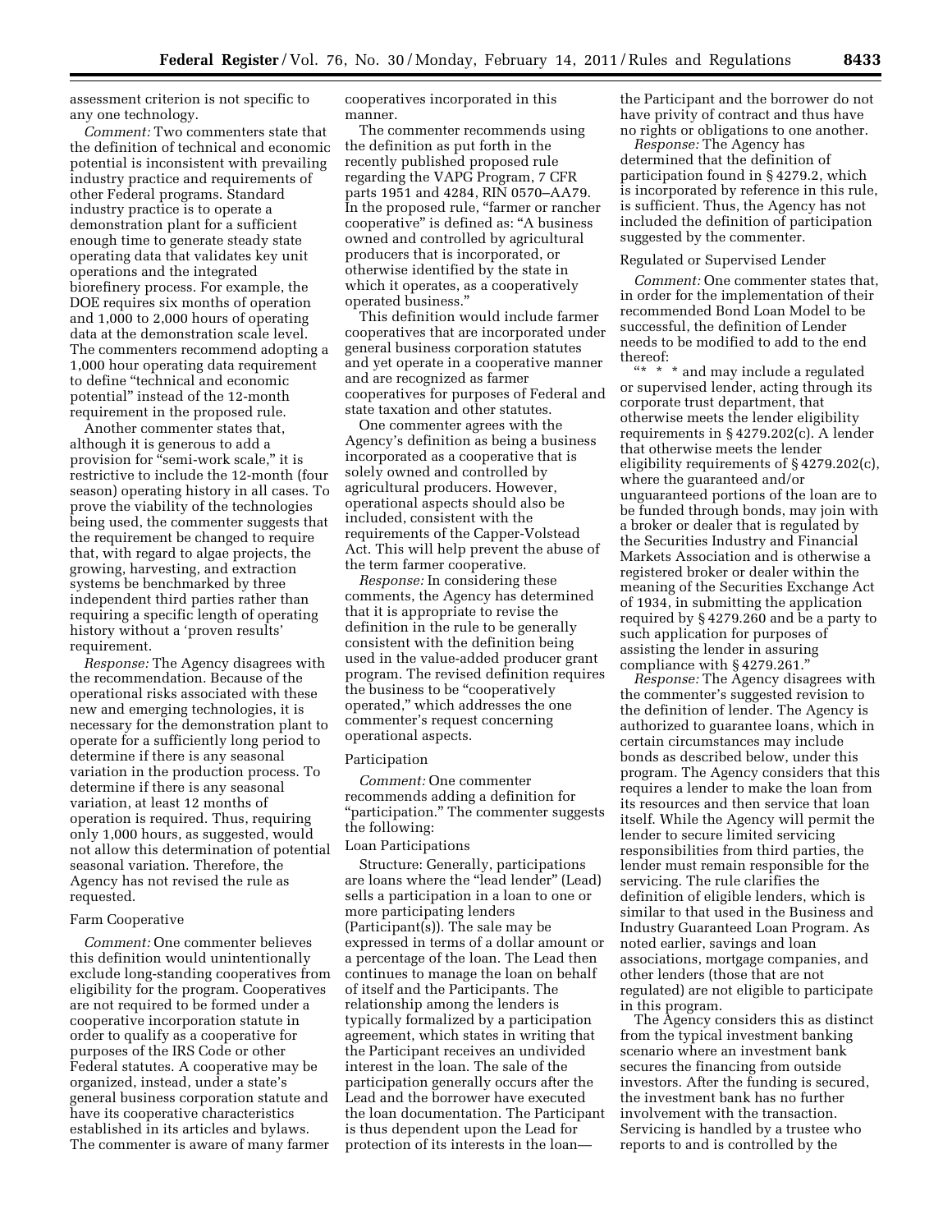assessment criterion is not specific to any one technology.

*Comment:* Two commenters state that the definition of technical and economic potential is inconsistent with prevailing industry practice and requirements of other Federal programs. Standard industry practice is to operate a demonstration plant for a sufficient enough time to generate steady state operating data that validates key unit operations and the integrated biorefinery process. For example, the DOE requires six months of operation and 1,000 to 2,000 hours of operating data at the demonstration scale level. The commenters recommend adopting a 1,000 hour operating data requirement to define "technical and economic potential" instead of the 12-month requirement in the proposed rule.

Another commenter states that, although it is generous to add a provision for "semi-work scale," it is restrictive to include the 12-month (four season) operating history in all cases. To prove the viability of the technologies being used, the commenter suggests that the requirement be changed to require that, with regard to algae projects, the growing, harvesting, and extraction systems be benchmarked by three independent third parties rather than requiring a specific length of operating history without a 'proven results' requirement.

*Response:* The Agency disagrees with the recommendation. Because of the operational risks associated with these new and emerging technologies, it is necessary for the demonstration plant to operate for a sufficiently long period to determine if there is any seasonal variation in the production process. To determine if there is any seasonal variation, at least 12 months of operation is required. Thus, requiring only 1,000 hours, as suggested, would not allow this determination of potential seasonal variation. Therefore, the Agency has not revised the rule as requested.

Farm Cooperative

*Comment:* One commenter believes this definition would unintentionally exclude long-standing cooperatives from eligibility for the program. Cooperatives are not required to be formed under a cooperative incorporation statute in order to qualify as a cooperative for purposes of the IRS Code or other Federal statutes. A cooperative may be organized, instead, under a state's general business corporation statute and have its cooperative characteristics established in its articles and bylaws. The commenter is aware of many farmer cooperatives incorporated in this manner.

The commenter recommends using the definition as put forth in the recently published proposed rule regarding the VAPG Program, 7 CFR parts 1951 and 4284, RIN 0570–AA79. In the proposed rule, "farmer or rancher cooperative" is defined as: "A business owned and controlled by agricultural producers that is incorporated, or otherwise identified by the state in which it operates, as a cooperatively operated business."

This definition would include farmer cooperatives that are incorporated under general business corporation statutes and yet operate in a cooperative manner and are recognized as farmer cooperatives for purposes of Federal and state taxation and other statutes.

One commenter agrees with the Agency's definition as being a business incorporated as a cooperative that is solely owned and controlled by agricultural producers. However, operational aspects should also be included, consistent with the requirements of the Capper-Volstead Act. This will help prevent the abuse of the term farmer cooperative.

*Response:* In considering these comments, the Agency has determined that it is appropriate to revise the definition in the rule to be generally consistent with the definition being used in the value-added producer grant program. The revised definition requires the business to be "cooperatively operated," which addresses the one commenter's request concerning operational aspects.

Participation

*Comment:* One commenter recommends adding a definition for "participation." The commenter suggests the following:

Loan Participations

Structure: Generally, participations are loans where the "lead lender" (Lead) sells a participation in a loan to one or more participating lenders (Participant(s)). The sale may be expressed in terms of a dollar amount or a percentage of the loan. The Lead then continues to manage the loan on behalf of itself and the Participants. The relationship among the lenders is typically formalized by a participation agreement, which states in writing that the Participant receives an undivided interest in the loan. The sale of the participation generally occurs after the Lead and the borrower have executed the loan documentation. The Participant is thus dependent upon the Lead for protection of its interests in the loan—the Participant and the borrower do not have privity of contract and thus have no rights or obligations to one another.

*Response:* The Agency has determined that the definition of participation found in § 4279.2, which is incorporated by reference in this rule, is sufficient. Thus, the Agency has not included the definition of participation suggested by the commenter.

Regulated or Supervised Lender

*Comment:* One commenter states that, in order for the implementation of their recommended Bond Loan Model to be successful, the definition of Lender needs to be modified to add to the end thereof:

"* * * and may include a regulated or supervised lender, acting through its corporate trust department, that otherwise meets the lender eligibility requirements in § 4279.202(c). A lender that otherwise meets the lender eligibility requirements of § 4279.202(c), where the guaranteed and/or unguaranteed portions of the loan are to be funded through bonds, may join with a broker or dealer that is regulated by the Securities Industry and Financial Markets Association and is otherwise a registered broker or dealer within the meaning of the Securities Exchange Act of 1934, in submitting the application required by § 4279.260 and be a party to such application for purposes of assisting the lender in assuring compliance with § 4279.261."

*Response:* The Agency disagrees with the commenter's suggested revision to the definition of lender. The Agency is authorized to guarantee loans, which in certain circumstances may include bonds as described below, under this program. The Agency considers that this requires a lender to make the loan from its resources and then service that loan itself. While the Agency will permit the lender to secure limited servicing responsibilities from third parties, the lender must remain responsible for the servicing. The rule clarifies the definition of eligible lenders, which is similar to that used in the Business and Industry Guaranteed Loan Program. As noted earlier, savings and loan associations, mortgage companies, and other lenders (those that are not regulated) are not eligible to participate in this program.

The Agency considers this as distinct from the typical investment banking scenario where an investment bank secures the financing from outside investors. After the funding is secured, the investment bank has no further involvement with the transaction. Servicing is handled by a trustee who reports to and is controlled by the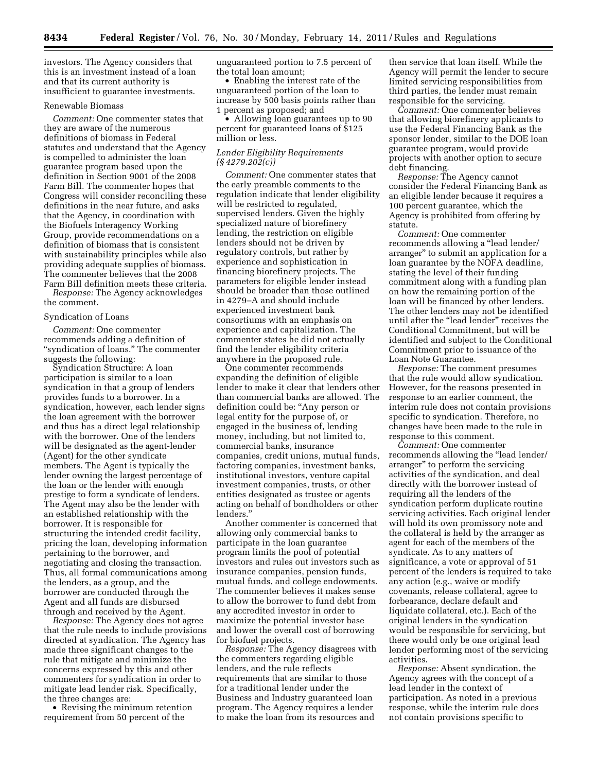investors. The Agency considers that this is an investment instead of a loan and that its current authority is insufficient to guarantee investments.

Renewable Biomass

*Comment:* One commenter states that they are aware of the numerous definitions of biomass in Federal statutes and understand that the Agency is compelled to administer the loan guarantee program based upon the definition in Section 9001 of the 2008 Farm Bill. The commenter hopes that Congress will consider reconciling these definitions in the near future, and asks that the Agency, in coordination with the Biofuels Interagency Working Group, provide recommendations on a definition of biomass that is consistent with sustainability principles while also providing adequate supplies of biomass. The commenter believes that the 2008 Farm Bill definition meets these criteria.

*Response:* The Agency acknowledges the comment.

Syndication of Loans

*Comment:* One commenter recommends adding a definition of "syndication of loans." The commenter suggests the following:

Syndication Structure: A loan participation is similar to a loan syndication in that a group of lenders provides funds to a borrower. In a syndication, however, each lender signs the loan agreement with the borrower and thus has a direct legal relationship with the borrower. One of the lenders will be designated as the agent-lender (Agent) for the other syndicate members. The Agent is typically the lender owning the largest percentage of the loan or the lender with enough prestige to form a syndicate of lenders. The Agent may also be the lender with an established relationship with the borrower. It is responsible for structuring the intended credit facility, pricing the loan, developing information pertaining to the borrower, and negotiating and closing the transaction. Thus, all formal communications among the lenders, as a group, and the borrower are conducted through the Agent and all funds are disbursed through and received by the Agent.

*Response:* The Agency does not agree that the rule needs to include provisions directed at syndication. The Agency has made three significant changes to the rule that mitigate and minimize the concerns expressed by this and other commenters for syndication in order to mitigate lead lender risk. Specifically, the three changes are:

- Revising the minimum retention requirement from 50 percent of the unguaranteed portion to 7.5 percent of the total loan amount;
- Enabling the interest rate of the unguaranteed portion of the loan to increase by 500 basis points rather than 1 percent as proposed; and
- Allowing loan guarantees up to 90 percent for guaranteed loans of $125 million or less.

*Lender Eligibility Requirements (§ 4279.202(c))*

*Comment:* One commenter states that the early preamble comments to the regulation indicate that lender eligibility will be restricted to regulated, supervised lenders. Given the highly specialized nature of biorefinery lending, the restriction on eligible lenders should not be driven by regulatory controls, but rather by experience and sophistication in financing biorefinery projects. The parameters for eligible lender instead should be broader than those outlined in 4279–A and should include experienced investment bank consortiums with an emphasis on experience and capitalization. The commenter states he did not actually find the lender eligibility criteria anywhere in the proposed rule.

One commenter recommends expanding the definition of eligible lender to make it clear that lenders other than commercial banks are allowed. The definition could be: "Any person or legal entity for the purpose of, or engaged in the business of, lending money, including, but not limited to, commercial banks, insurance companies, credit unions, mutual funds, factoring companies, investment banks, institutional investors, venture capital investment companies, trusts, or other entities designated as trustee or agents acting on behalf of bondholders or other lenders."

Another commenter is concerned that allowing only commercial banks to participate in the loan guarantee program limits the pool of potential investors and rules out investors such as insurance companies, pension funds, mutual funds, and college endowments. The commenter believes it makes sense to allow the borrower to fund debt from any accredited investor in order to maximize the potential investor base and lower the overall cost of borrowing for biofuel projects.

*Response:* The Agency disagrees with the commenters regarding eligible lenders, and the rule reflects requirements that are similar to those for a traditional lender under the Business and Industry guaranteed loan program. The Agency requires a lender to make the loan from its resources and then service that loan itself. While the Agency will permit the lender to secure limited servicing responsibilities from third parties, the lender must remain responsible for the servicing.

*Comment:* One commenter believes that allowing biorefinery applicants to use the Federal Financing Bank as the sponsor lender, similar to the DOE loan guarantee program, would provide projects with another option to secure debt financing.

*Response:* The Agency cannot consider the Federal Financing Bank as an eligible lender because it requires a 100 percent guarantee, which the Agency is prohibited from offering by statute.

*Comment:* One commenter recommends allowing a "lead lender/arranger" to submit an application for a loan guarantee by the NOFA deadline, stating the level of their funding commitment along with a funding plan on how the remaining portion of the loan will be financed by other lenders. The other lenders may not be identified until after the "lead lender" receives the Conditional Commitment, but will be identified and subject to the Conditional Commitment prior to issuance of the Loan Note Guarantee.

*Response:* The comment presumes that the rule would allow syndication. However, for the reasons presented in response to an earlier comment, the interim rule does not contain provisions specific to syndication. Therefore, no changes have been made to the rule in response to this comment.

*Comment:* One commenter recommends allowing the "lead lender/arranger" to perform the servicing activities of the syndication, and deal directly with the borrower instead of requiring all the lenders of the syndication perform duplicate routine servicing activities. Each original lender will hold its own promissory note and the collateral is held by the arranger as agent for each of the members of the syndicate. As to any matters of significance, a vote or approval of 51 percent of the lenders is required to take any action (e.g., waive or modify covenants, release collateral, agree to forbearance, declare default and liquidate collateral, etc.). Each of the original lenders in the syndication would be responsible for servicing, but there would only be one original lead lender performing most of the servicing activities.

*Response:* Absent syndication, the Agency agrees with the concept of a lead lender in the context of participation. As noted in a previous response, while the interim rule does not contain provisions specific to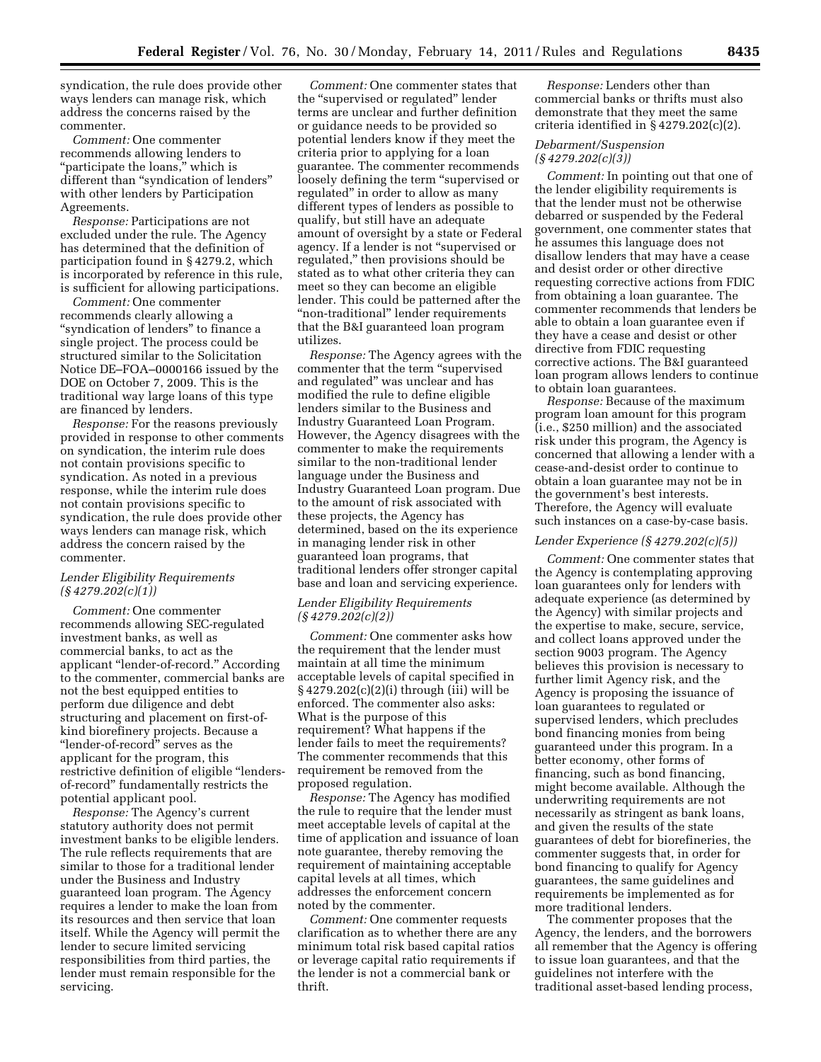syndication, the rule does provide other ways lenders can manage risk, which address the concerns raised by the commenter.

*Comment:* One commenter recommends allowing lenders to "participate the loans," which is different than "syndication of lenders" with other lenders by Participation Agreements.

*Response:* Participations are not excluded under the rule. The Agency has determined that the definition of participation found in § 4279.2, which is incorporated by reference in this rule, is sufficient for allowing participations.

*Comment:* One commenter recommends clearly allowing a "syndication of lenders" to finance a single project. The process could be structured similar to the Solicitation Notice DE–FOA–0000166 issued by the DOE on October 7, 2009. This is the traditional way large loans of this type are financed by lenders.

*Response:* For the reasons previously provided in response to other comments on syndication, the interim rule does not contain provisions specific to syndication. As noted in a previous response, while the interim rule does not contain provisions specific to syndication, the rule does provide other ways lenders can manage risk, which address the concern raised by the commenter.

*Lender Eligibility Requirements (§ 4279.202(c)(1))*

*Comment:* One commenter recommends allowing SEC-regulated investment banks, as well as commercial banks, to act as the applicant "lender-of-record." According to the commenter, commercial banks are not the best equipped entities to perform due diligence and debt structuring and placement on first-of-kind biorefinery projects. Because a "lender-of-record" serves as the applicant for the program, this restrictive definition of eligible "lenders-of-record" fundamentally restricts the potential applicant pool.

*Response:* The Agency's current statutory authority does not permit investment banks to be eligible lenders. The rule reflects requirements that are similar to those for a traditional lender under the Business and Industry guaranteed loan program. The Agency requires a lender to make the loan from its resources and then service that loan itself. While the Agency will permit the lender to secure limited servicing responsibilities from third parties, the lender must remain responsible for the servicing.

*Comment:* One commenter states that the "supervised or regulated" lender terms are unclear and further definition or guidance needs to be provided so potential lenders know if they meet the criteria prior to applying for a loan guarantee. The commenter recommends loosely defining the term "supervised or regulated" in order to allow as many different types of lenders as possible to qualify, but still have an adequate amount of oversight by a state or Federal agency. If a lender is not "supervised or regulated," then provisions should be stated as to what other criteria they can meet so they can become an eligible lender. This could be patterned after the "non-traditional" lender requirements that the B&I guaranteed loan program utilizes.

*Response:* The Agency agrees with the commenter that the term "supervised and regulated" was unclear and has modified the rule to define eligible lenders similar to the Business and Industry Guaranteed Loan Program. However, the Agency disagrees with the commenter to make the requirements similar to the non-traditional lender language under the Business and Industry Guaranteed Loan program. Due to the amount of risk associated with these projects, the Agency has determined, based on the its experience in managing lender risk in other guaranteed loan programs, that traditional lenders offer stronger capital base and loan and servicing experience.

*Lender Eligibility Requirements (§ 4279.202(c)(2))*

*Comment:* One commenter asks how the requirement that the lender must maintain at all time the minimum acceptable levels of capital specified in § 4279.202(c)(2)(i) through (iii) will be enforced. The commenter also asks: What is the purpose of this requirement? What happens if the lender fails to meet the requirements? The commenter recommends that this requirement be removed from the proposed regulation.

*Response:* The Agency has modified the rule to require that the lender must meet acceptable levels of capital at the time of application and issuance of loan note guarantee, thereby removing the requirement of maintaining acceptable capital levels at all times, which addresses the enforcement concern noted by the commenter.

*Comment:* One commenter requests clarification as to whether there are any minimum total risk based capital ratios or leverage capital ratio requirements if the lender is not a commercial bank or thrift.

*Response:* Lenders other than commercial banks or thrifts must also demonstrate that they meet the same criteria identified in § 4279.202(c)(2).

*Debarment/Suspension (§ 4279.202(c)(3))*

*Comment:* In pointing out that one of the lender eligibility requirements is that the lender must not be otherwise debarred or suspended by the Federal government, one commenter states that he assumes this language does not disallow lenders that may have a cease and desist order or other directive requesting corrective actions from FDIC from obtaining a loan guarantee. The commenter recommends that lenders be able to obtain a loan guarantee even if they have a cease and desist or other directive from FDIC requesting corrective actions. The B&I guaranteed loan program allows lenders to continue to obtain loan guarantees.

*Response:* Because of the maximum program loan amount for this program (i.e., $250 million) and the associated risk under this program, the Agency is concerned that allowing a lender with a cease-and-desist order to continue to obtain a loan guarantee may not be in the government's best interests. Therefore, the Agency will evaluate such instances on a case-by-case basis.

*Lender Experience (§ 4279.202(c)(5))*

*Comment:* One commenter states that the Agency is contemplating approving loan guarantees only for lenders with adequate experience (as determined by the Agency) with similar projects and the expertise to make, secure, service, and collect loans approved under the section 9003 program. The Agency believes this provision is necessary to further limit Agency risk, and the Agency is proposing the issuance of loan guarantees to regulated or supervised lenders, which precludes bond financing monies from being guaranteed under this program. In a better economy, other forms of financing, such as bond financing, might become available. Although the underwriting requirements are not necessarily as stringent as bank loans, and given the results of the state guarantees of debt for biorefineries, the commenter suggests that, in order for bond financing to qualify for Agency guarantees, the same guidelines and requirements be implemented as for more traditional lenders.

The commenter proposes that the Agency, the lenders, and the borrowers all remember that the Agency is offering to issue loan guarantees, and that the guidelines not interfere with the traditional asset-based lending process,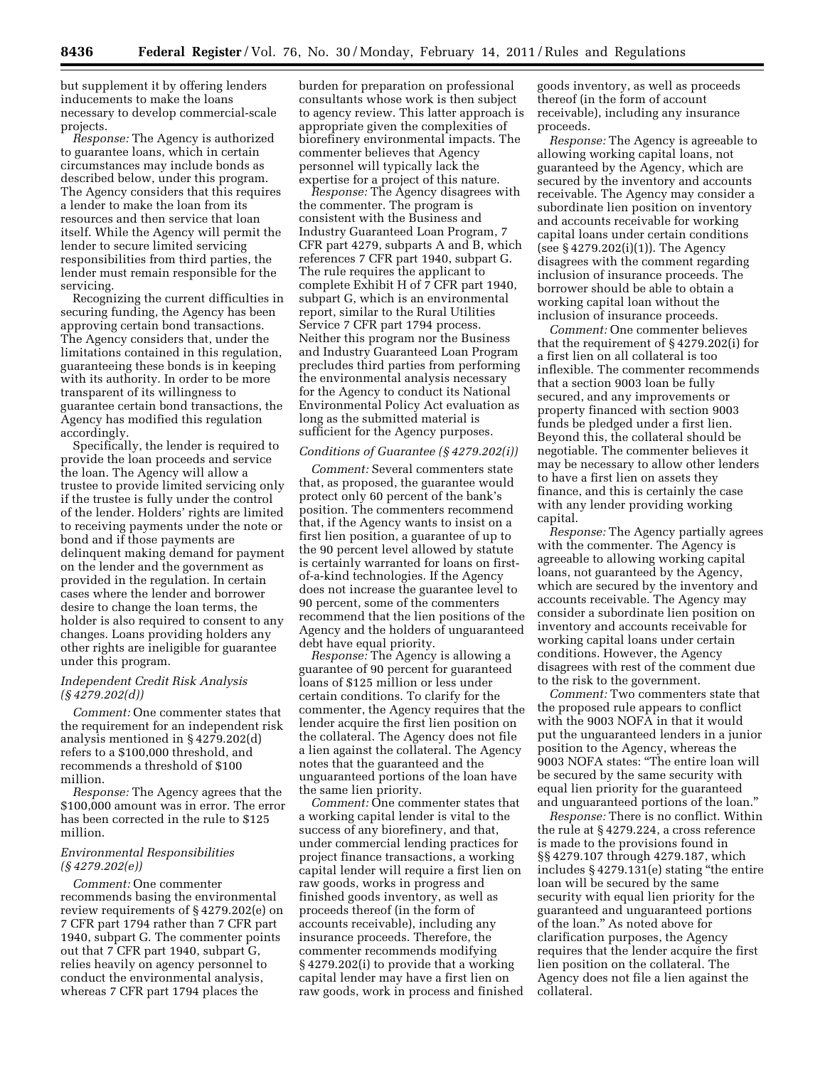but supplement it by offering lenders inducements to make the loans necessary to develop commercial-scale projects.

*Response:* The Agency is authorized to guarantee loans, which in certain circumstances may include bonds as described below, under this program. The Agency considers that this requires a lender to make the loan from its resources and then service that loan itself. While the Agency will permit the lender to secure limited servicing responsibilities from third parties, the lender must remain responsible for the servicing.

Recognizing the current difficulties in securing funding, the Agency has been approving certain bond transactions. The Agency considers that, under the limitations contained in this regulation, guaranteeing these bonds is in keeping with its authority. In order to be more transparent of its willingness to guarantee certain bond transactions, the Agency has modified this regulation accordingly.

Specifically, the lender is required to provide the loan proceeds and service the loan. The Agency will allow a trustee to provide limited servicing only if the trustee is fully under the control of the lender. Holders' rights are limited to receiving payments under the note or bond and if those payments are delinquent making demand for payment on the lender and the government as provided in the regulation. In certain cases where the lender and borrower desire to change the loan terms, the holder is also required to consent to any changes. Loans providing holders any other rights are ineligible for guarantee under this program.

*Independent Credit Risk Analysis (§ 4279.202(d))*

*Comment:* One commenter states that the requirement for an independent risk analysis mentioned in § 4279.202(d) refers to a $100,000 threshold, and recommends a threshold of $100 million.

*Response:* The Agency agrees that the $100,000 amount was in error. The error has been corrected in the rule to $125 million.

*Environmental Responsibilities (§ 4279.202(e))*

*Comment:* One commenter recommends basing the environmental review requirements of § 4279.202(e) on 7 CFR part 1794 rather than 7 CFR part 1940, subpart G. The commenter points out that 7 CFR part 1940, subpart G, relies heavily on agency personnel to conduct the environmental analysis, whereas 7 CFR part 1794 places the burden for preparation on professional consultants whose work is then subject to agency review. This latter approach is appropriate given the complexities of biorefinery environmental impacts. The commenter believes that Agency personnel will typically lack the expertise for a project of this nature.

*Response:* The Agency disagrees with the commenter. The program is consistent with the Business and Industry Guaranteed Loan Program, 7 CFR part 4279, subparts A and B, which references 7 CFR part 1940, subpart G. The rule requires the applicant to complete Exhibit H of 7 CFR part 1940, subpart G, which is an environmental report, similar to the Rural Utilities Service 7 CFR part 1794 process. Neither this program nor the Business and Industry Guaranteed Loan Program precludes third parties from performing the environmental analysis necessary for the Agency to conduct its National Environmental Policy Act evaluation as long as the submitted material is sufficient for the Agency purposes.

*Conditions of Guarantee (§ 4279.202(i))*

*Comment:* Several commenters state that, as proposed, the guarantee would protect only 60 percent of the bank's position. The commenters recommend that, if the Agency wants to insist on a first lien position, a guarantee of up to the 90 percent level allowed by statute is certainly warranted for loans on first-of-a-kind technologies. If the Agency does not increase the guarantee level to 90 percent, some of the commenters recommend that the lien positions of the Agency and the holders of unguaranteed debt have equal priority.

*Response:* The Agency is allowing a guarantee of 90 percent for guaranteed loans of $125 million or less under certain conditions. To clarify for the commenter, the Agency requires that the lender acquire the first lien position on the collateral. The Agency does not file a lien against the collateral. The Agency notes that the guaranteed and the unguaranteed portions of the loan have the same lien priority.

*Comment:* One commenter states that a working capital lender is vital to the success of any biorefinery, and that, under commercial lending practices for project finance transactions, a working capital lender will require a first lien on raw goods, works in progress and finished goods inventory, as well as proceeds thereof (in the form of accounts receivable), including any insurance proceeds. Therefore, the commenter recommends modifying § 4279.202(i) to provide that a working capital lender may have a first lien on raw goods, work in process and finished goods inventory, as well as proceeds thereof (in the form of account receivable), including any insurance proceeds.

*Response:* The Agency is agreeable to allowing working capital loans, not guaranteed by the Agency, which are secured by the inventory and accounts receivable. The Agency may consider a subordinate lien position on inventory and accounts receivable for working capital loans under certain conditions (see § 4279.202(i)(1)). The Agency disagrees with the comment regarding inclusion of insurance proceeds. The borrower should be able to obtain a working capital loan without the inclusion of insurance proceeds.

*Comment:* One commenter believes that the requirement of § 4279.202(i) for a first lien on all collateral is too inflexible. The commenter recommends that a section 9003 loan be fully secured, and any improvements or property financed with section 9003 funds be pledged under a first lien. Beyond this, the collateral should be negotiable. The commenter believes it may be necessary to allow other lenders to have a first lien on assets they finance, and this is certainly the case with any lender providing working capital.

*Response:* The Agency partially agrees with the commenter. The Agency is agreeable to allowing working capital loans, not guaranteed by the Agency, which are secured by the inventory and accounts receivable. The Agency may consider a subordinate lien position on inventory and accounts receivable for working capital loans under certain conditions. However, the Agency disagrees with rest of the comment due to the risk to the government.

*Comment:* Two commenters state that the proposed rule appears to conflict with the 9003 NOFA in that it would put the unguaranteed lenders in a junior position to the Agency, whereas the 9003 NOFA states: "The entire loan will be secured by the same security with equal lien priority for the guaranteed and unguaranteed portions of the loan."

*Response:* There is no conflict. Within the rule at § 4279.224, a cross reference is made to the provisions found in §§ 4279.107 through 4279.187, which includes § 4279.131(e) stating "the entire loan will be secured by the same security with equal lien priority for the guaranteed and unguaranteed portions of the loan." As noted above for clarification purposes, the Agency requires that the lender acquire the first lien position on the collateral. The Agency does not file a lien against the collateral.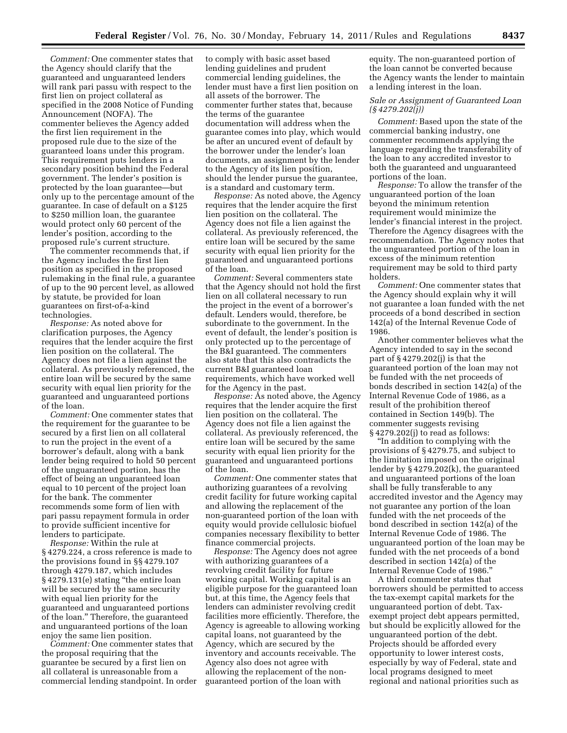*Comment:* One commenter states that the Agency should clarify that the guaranteed and unguaranteed lenders will rank pari passu with respect to the first lien on project collateral as specified in the 2008 Notice of Funding Announcement (NOFA). The commenter believes the Agency added the first lien requirement in the proposed rule due to the size of the guaranteed loans under this program. This requirement puts lenders in a secondary position behind the Federal government. The lender's position is protected by the loan guarantee—but only up to the percentage amount of the guarantee. In case of default on a $125 to $250 million loan, the guarantee would protect only 60 percent of the lender's position, according to the proposed rule's current structure.

The commenter recommends that, if the Agency includes the first lien position as specified in the proposed rulemaking in the final rule, a guarantee of up to the 90 percent level, as allowed by statute, be provided for loan guarantees on first-of-a-kind technologies.

*Response:* As noted above for clarification purposes, the Agency requires that the lender acquire the first lien position on the collateral. The Agency does not file a lien against the collateral. As previously referenced, the entire loan will be secured by the same security with equal lien priority for the guaranteed and unguaranteed portions of the loan.

*Comment:* One commenter states that the requirement for the guarantee to be secured by a first lien on all collateral to run the project in the event of a borrower's default, along with a bank lender being required to hold 50 percent of the unguaranteed portion, has the effect of being an unguaranteed loan equal to 10 percent of the project loan for the bank. The commenter recommends some form of lien with pari passu repayment formula in order to provide sufficient incentive for lenders to participate.

*Response:* Within the rule at § 4279.224, a cross reference is made to the provisions found in §§ 4279.107 through 4279.187, which includes § 4279.131(e) stating "the entire loan will be secured by the same security with equal lien priority for the guaranteed and unguaranteed portions of the loan." Therefore, the guaranteed and unguaranteed portions of the loan enjoy the same lien position.

*Comment:* One commenter states that the proposal requiring that the guarantee be secured by a first lien on all collateral is unreasonable from a commercial lending standpoint. In order to comply with basic asset based lending guidelines and prudent commercial lending guidelines, the lender must have a first lien position on all assets of the borrower. The commenter further states that, because the terms of the guarantee documentation will address when the guarantee comes into play, which would be after an uncured event of default by the borrower under the lender's loan documents, an assignment by the lender to the Agency of its lien position, should the lender pursue the guarantee, is a standard and customary term.

*Response:* As noted above, the Agency requires that the lender acquire the first lien position on the collateral. The Agency does not file a lien against the collateral. As previously referenced, the entire loan will be secured by the same security with equal lien priority for the guaranteed and unguaranteed portions of the loan.

*Comment:* Several commenters state that the Agency should not hold the first lien on all collateral necessary to run the project in the event of a borrower's default. Lenders would, therefore, be subordinate to the government. In the event of default, the lender's position is only protected up to the percentage of the B&I guaranteed. The commenters also state that this also contradicts the current B&I guaranteed loan requirements, which have worked well for the Agency in the past.

*Response:* As noted above, the Agency requires that the lender acquire the first lien position on the collateral. The Agency does not file a lien against the collateral. As previously referenced, the entire loan will be secured by the same security with equal lien priority for the guaranteed and unguaranteed portions of the loan.

*Comment:* One commenter states that authorizing guarantees of a revolving credit facility for future working capital and allowing the replacement of the non-guaranteed portion of the loan with equity would provide cellulosic biofuel companies necessary flexibility to better finance commercial projects.

*Response:* The Agency does not agree with authorizing guarantees of a revolving credit facility for future working capital. Working capital is an eligible purpose for the guaranteed loan but, at this time, the Agency feels that lenders can administer revolving credit facilities more efficiently. Therefore, the Agency is agreeable to allowing working capital loans, not guaranteed by the Agency, which are secured by the inventory and accounts receivable. The Agency also does not agree with allowing the replacement of the non-guaranteed portion of the loan with equity. The non-guaranteed portion of the loan cannot be converted because the Agency wants the lender to maintain a lending interest in the loan.

*Sale or Assignment of Guaranteed Loan (§ 4279.202(j))*

*Comment:* Based upon the state of the commercial banking industry, one commenter recommends applying the language regarding the transferability of the loan to any accredited investor to both the guaranteed and unguaranteed portions of the loan.

*Response:* To allow the transfer of the unguaranteed portion of the loan beyond the minimum retention requirement would minimize the lender's financial interest in the project. Therefore the Agency disagrees with the recommendation. The Agency notes that the unguaranteed portion of the loan in excess of the minimum retention requirement may be sold to third party holders.

*Comment:* One commenter states that the Agency should explain why it will not guarantee a loan funded with the net proceeds of a bond described in section 142(a) of the Internal Revenue Code of 1986.

Another commenter believes what the Agency intended to say in the second part of § 4279.202(j) is that the guaranteed portion of the loan may not be funded with the net proceeds of bonds described in section 142(a) of the Internal Revenue Code of 1986, as a result of the prohibition thereof contained in Section 149(b). The commenter suggests revising § 4279.202(j) to read as follows:

"In addition to complying with the provisions of § 4279.75, and subject to the limitation imposed on the original lender by § 4279.202(k), the guaranteed and unguaranteed portions of the loan shall be fully transferable to any accredited investor and the Agency may not guarantee any portion of the loan funded with the net proceeds of the bond described in section 142(a) of the Internal Revenue Code of 1986. The unguaranteed portion of the loan may be funded with the net proceeds of a bond described in section 142(a) of the Internal Revenue Code of 1986."

A third commenter states that borrowers should be permitted to access the tax-exempt capital markets for the unguaranteed portion of debt. Tax-exempt project debt appears permitted, but should be explicitly allowed for the unguaranteed portion of the debt. Projects should be afforded every opportunity to lower interest costs, especially by way of Federal, state and local programs designed to meet regional and national priorities such as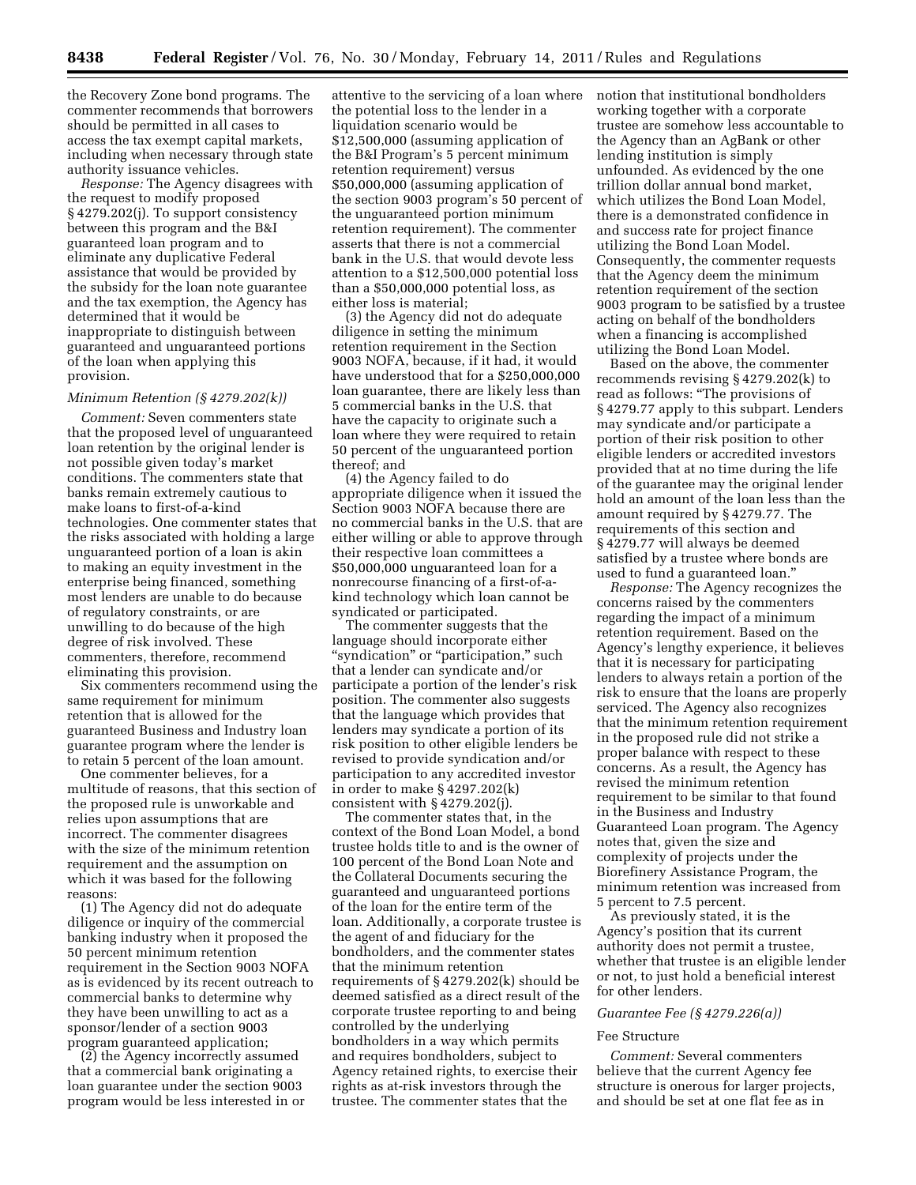the Recovery Zone bond programs. The commenter recommends that borrowers should be permitted in all cases to access the tax exempt capital markets, including when necessary through state authority issuance vehicles.

*Response:* The Agency disagrees with the request to modify proposed § 4279.202(j). To support consistency between this program and the B&I guaranteed loan program and to eliminate any duplicative Federal assistance that would be provided by the subsidy for the loan note guarantee and the tax exemption, the Agency has determined that it would be inappropriate to distinguish between guaranteed and unguaranteed portions of the loan when applying this provision.

*Minimum Retention (§ 4279.202(k))*

*Comment:* Seven commenters state that the proposed level of unguaranteed loan retention by the original lender is not possible given today's market conditions. The commenters state that banks remain extremely cautious to make loans to first-of-a-kind technologies. One commenter states that the risks associated with holding a large unguaranteed portion of a loan is akin to making an equity investment in the enterprise being financed, something most lenders are unable to do because of regulatory constraints, or are unwilling to do because of the high degree of risk involved. These commenters, therefore, recommend eliminating this provision.

Six commenters recommend using the same requirement for minimum retention that is allowed for the guaranteed Business and Industry loan guarantee program where the lender is to retain 5 percent of the loan amount.

One commenter believes, for a multitude of reasons, that this section of the proposed rule is unworkable and relies upon assumptions that are incorrect. The commenter disagrees with the size of the minimum retention requirement and the assumption on which it was based for the following reasons:

(1) The Agency did not do adequate diligence or inquiry of the commercial banking industry when it proposed the 50 percent minimum retention requirement in the Section 9003 NOFA as is evidenced by its recent outreach to commercial banks to determine why they have been unwilling to act as a sponsor/lender of a section 9003 program guaranteed application;

(2) the Agency incorrectly assumed that a commercial bank originating a loan guarantee under the section 9003 program would be less interested in or attentive to the servicing of a loan where the potential loss to the lender in a liquidation scenario would be $12,500,000 (assuming application of the B&I Program's 5 percent minimum retention requirement) versus $50,000,000 (assuming application of the section 9003 program's 50 percent of the unguaranteed portion minimum retention requirement). The commenter asserts that there is not a commercial bank in the U.S. that would devote less attention to a $12,500,000 potential loss than a $50,000,000 potential loss, as either loss is material;

(3) the Agency did not do adequate diligence in setting the minimum retention requirement in the Section 9003 NOFA, because, if it had, it would have understood that for a $250,000,000 loan guarantee, there are likely less than 5 commercial banks in the U.S. that have the capacity to originate such a loan where they were required to retain 50 percent of the unguaranteed portion thereof; and

(4) the Agency failed to do appropriate diligence when it issued the Section 9003 NOFA because there are no commercial banks in the U.S. that are either willing or able to approve through their respective loan committees a $50,000,000 unguaranteed loan for a nonrecourse financing of a first-of-a-kind technology which loan cannot be syndicated or participated.

The commenter suggests that the language should incorporate either "syndication" or "participation," such that a lender can syndicate and/or participate a portion of the lender's risk position. The commenter also suggests that the language which provides that lenders may syndicate a portion of its risk position to other eligible lenders be revised to provide syndication and/or participation to any accredited investor in order to make § 4297.202(k) consistent with § 4279.202(j).

The commenter states that, in the context of the Bond Loan Model, a bond trustee holds title to and is the owner of 100 percent of the Bond Loan Note and the Collateral Documents securing the guaranteed and unguaranteed portions of the loan for the entire term of the loan. Additionally, a corporate trustee is the agent of and fiduciary for the bondholders, and the commenter states that the minimum retention requirements of § 4279.202(k) should be deemed satisfied as a direct result of the corporate trustee reporting to and being controlled by the underlying bondholders in a way which permits and requires bondholders, subject to Agency retained rights, to exercise their rights as at-risk investors through the trustee. The commenter states that the notion that institutional bondholders working together with a corporate trustee are somehow less accountable to the Agency than an AgBank or other lending institution is simply unfounded. As evidenced by the one trillion dollar annual bond market, which utilizes the Bond Loan Model, there is a demonstrated confidence in and success rate for project finance utilizing the Bond Loan Model. Consequently, the commenter requests that the Agency deem the minimum retention requirement of the section 9003 program to be satisfied by a trustee acting on behalf of the bondholders when a financing is accomplished utilizing the Bond Loan Model.

Based on the above, the commenter recommends revising § 4279.202(k) to read as follows: "The provisions of § 4279.77 apply to this subpart. Lenders may syndicate and/or participate a portion of their risk position to other eligible lenders or accredited investors provided that at no time during the life of the guarantee may the original lender hold an amount of the loan less than the amount required by § 4279.77. The requirements of this section and § 4279.77 will always be deemed satisfied by a trustee where bonds are used to fund a guaranteed loan."

*Response:* The Agency recognizes the concerns raised by the commenters regarding the impact of a minimum retention requirement. Based on the Agency's lengthy experience, it believes that it is necessary for participating lenders to always retain a portion of the risk to ensure that the loans are properly serviced. The Agency also recognizes that the minimum retention requirement in the proposed rule did not strike a proper balance with respect to these concerns. As a result, the Agency has revised the minimum retention requirement to be similar to that found in the Business and Industry Guaranteed Loan program. The Agency notes that, given the size and complexity of projects under the Biorefinery Assistance Program, the minimum retention was increased from 5 percent to 7.5 percent.

As previously stated, it is the Agency's position that its current authority does not permit a trustee, whether that trustee is an eligible lender or not, to just hold a beneficial interest for other lenders.

*Guarantee Fee (§ 4279.226(a))*

Fee Structure

*Comment:* Several commenters believe that the current Agency fee structure is onerous for larger projects, and should be set at one flat fee as in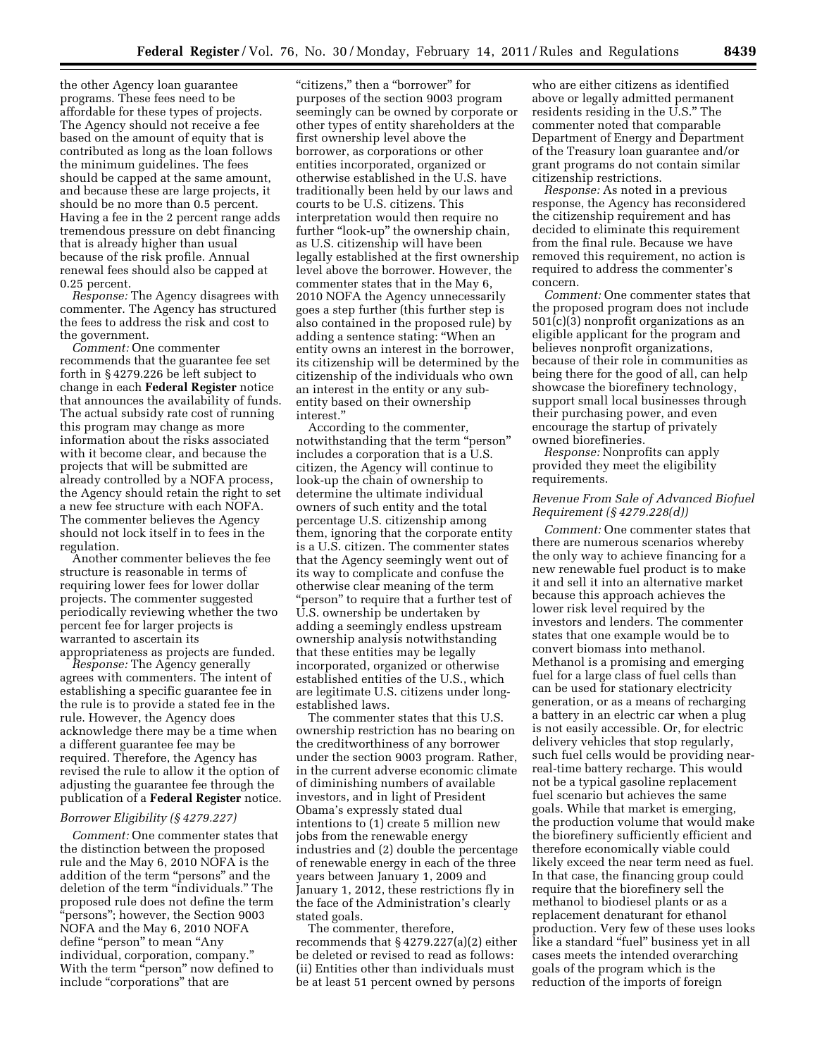the other Agency loan guarantee programs. These fees need to be affordable for these types of projects. The Agency should not receive a fee based on the amount of equity that is contributed as long as the loan follows the minimum guidelines. The fees should be capped at the same amount, and because these are large projects, it should be no more than 0.5 percent. Having a fee in the 2 percent range adds tremendous pressure on debt financing that is already higher than usual because of the risk profile. Annual renewal fees should also be capped at 0.25 percent.

*Response:* The Agency disagrees with commenter. The Agency has structured the fees to address the risk and cost to the government.

*Comment:* One commenter recommends that the guarantee fee set forth in § 4279.226 be left subject to change in each **Federal Register** notice that announces the availability of funds. The actual subsidy rate cost of running this program may change as more information about the risks associated with it become clear, and because the projects that will be submitted are already controlled by a NOFA process, the Agency should retain the right to set a new fee structure with each NOFA. The commenter believes the Agency should not lock itself in to fees in the regulation.

Another commenter believes the fee structure is reasonable in terms of requiring lower fees for lower dollar projects. The commenter suggested periodically reviewing whether the two percent fee for larger projects is warranted to ascertain its appropriateness as projects are funded.

*Response:* The Agency generally agrees with commenters. The intent of establishing a specific guarantee fee in the rule is to provide a stated fee in the rule. However, the Agency does acknowledge there may be a time when a different guarantee fee may be required. Therefore, the Agency has revised the rule to allow it the option of adjusting the guarantee fee through the publication of a **Federal Register** notice.

### *Borrower Eligibility (§ 4279.227)*

*Comment:* One commenter states that the distinction between the proposed rule and the May 6, 2010 NOFA is the addition of the term "persons" and the deletion of the term "individuals." The proposed rule does not define the term "persons"; however, the Section 9003 NOFA and the May 6, 2010 NOFA define "person" to mean "Any individual, corporation, company." With the term "person" now defined to include "corporations" that are "citizens," then a "borrower" for purposes of the section 9003 program seemingly can be owned by corporate or other types of entity shareholders at the first ownership level above the borrower, as corporations or other entities incorporated, organized or otherwise established in the U.S. have traditionally been held by our laws and courts to be U.S. citizens. This interpretation would then require no further "look-up" the ownership chain, as U.S. citizenship will have been legally established at the first ownership level above the borrower. However, the commenter states that in the May 6, 2010 NOFA the Agency unnecessarily goes a step further (this further step is also contained in the proposed rule) by adding a sentence stating: "When an entity owns an interest in the borrower, its citizenship will be determined by the citizenship of the individuals who own an interest in the entity or any sub-entity based on their ownership interest."

According to the commenter, notwithstanding that the term "person" includes a corporation that is a U.S. citizen, the Agency will continue to look-up the chain of ownership to determine the ultimate individual owners of such entity and the total percentage U.S. citizenship among them, ignoring that the corporate entity is a U.S. citizen. The commenter states that the Agency seemingly went out of its way to complicate and confuse the otherwise clear meaning of the term "person" to require that a further test of U.S. ownership be undertaken by adding a seemingly endless upstream ownership analysis notwithstanding that these entities may be legally incorporated, organized or otherwise established entities of the U.S., which are legitimate U.S. citizens under long-established laws.

The commenter states that this U.S. ownership restriction has no bearing on the creditworthiness of any borrower under the section 9003 program. Rather, in the current adverse economic climate of diminishing numbers of available investors, and in light of President Obama's expressly stated dual intentions to (1) create 5 million new jobs from the renewable energy industries and (2) double the percentage of renewable energy in each of the three years between January 1, 2009 and January 1, 2012, these restrictions fly in the face of the Administration's clearly stated goals.

The commenter, therefore, recommends that § 4279.227(a)(2) either be deleted or revised to read as follows: (ii) Entities other than individuals must be at least 51 percent owned by persons who are either citizens as identified above or legally admitted permanent residents residing in the U.S." The commenter noted that comparable Department of Energy and Department of the Treasury loan guarantee and/or grant programs do not contain similar citizenship restrictions.

*Response:* As noted in a previous response, the Agency has reconsidered the citizenship requirement and has decided to eliminate this requirement from the final rule. Because we have removed this requirement, no action is required to address the commenter's concern.

*Comment:* One commenter states that the proposed program does not include 501(c)(3) nonprofit organizations as an eligible applicant for the program and believes nonprofit organizations, because of their role in communities as being there for the good of all, can help showcase the biorefinery technology, support small local businesses through their purchasing power, and even encourage the startup of privately owned biorefineries.

*Response:* Nonprofits can apply provided they meet the eligibility requirements.

### *Revenue From Sale of Advanced Biofuel Requirement (§ 4279.228(d))*

*Comment:* One commenter states that there are numerous scenarios whereby the only way to achieve financing for a new renewable fuel product is to make it and sell it into an alternative market because this approach achieves the lower risk level required by the investors and lenders. The commenter states that one example would be to convert biomass into methanol. Methanol is a promising and emerging fuel for a large class of fuel cells that can be used for stationary electricity generation, or as a means of recharging a battery in an electric car when a plug is not easily accessible. Or, for electric delivery vehicles that stop regularly, such fuel cells would be providing near-real-time battery recharge. This would not be a typical gasoline replacement fuel scenario but achieves the same goals. While that market is emerging, the production volume that would make the biorefinery sufficiently efficient and therefore economically viable could likely exceed the near term need as fuel. In that case, the financing group could require that the biorefinery sell the methanol to biodiesel plants or as a replacement denaturant for ethanol production. Very few of these uses looks like a standard "fuel" business yet in all cases meets the intended overarching goals of the program which is the reduction of the imports of foreign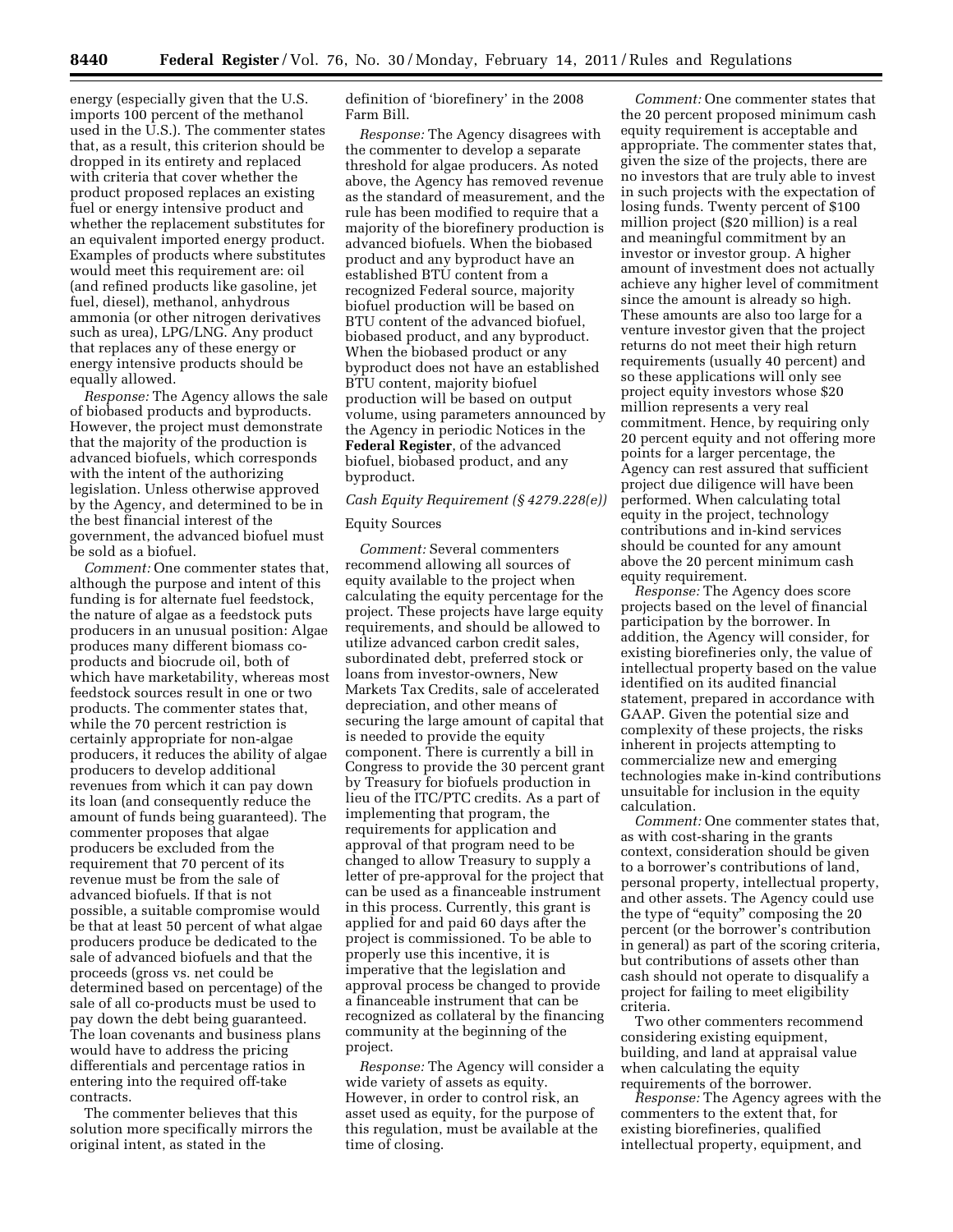energy (especially given that the U.S. imports 100 percent of the methanol used in the U.S.). The commenter states that, as a result, this criterion should be dropped in its entirety and replaced with criteria that cover whether the product proposed replaces an existing fuel or energy intensive product and whether the replacement substitutes for an equivalent imported energy product. Examples of products where substitutes would meet this requirement are: oil (and refined products like gasoline, jet fuel, diesel), methanol, anhydrous ammonia (or other nitrogen derivatives such as urea), LPG/LNG. Any product that replaces any of these energy or energy intensive products should be equally allowed.

*Response:* The Agency allows the sale of biobased products and byproducts. However, the project must demonstrate that the majority of the production is advanced biofuels, which corresponds with the intent of the authorizing legislation. Unless otherwise approved by the Agency, and determined to be in the best financial interest of the government, the advanced biofuel must be sold as a biofuel.

*Comment:* One commenter states that, although the purpose and intent of this funding is for alternate fuel feedstock, the nature of algae as a feedstock puts producers in an unusual position: Algae produces many different biomass co-products and biocrude oil, both of which have marketability, whereas most feedstock sources result in one or two products. The commenter states that, while the 70 percent restriction is certainly appropriate for non-algae producers, it reduces the ability of algae producers to develop additional revenues from which it can pay down its loan (and consequently reduce the amount of funds being guaranteed). The commenter proposes that algae producers be excluded from the requirement that 70 percent of its revenue must be from the sale of advanced biofuels. If that is not possible, a suitable compromise would be that at least 50 percent of what algae producers produce be dedicated to the sale of advanced biofuels and that the proceeds (gross vs. net could be determined based on percentage) of the sale of all co-products must be used to pay down the debt being guaranteed. The loan covenants and business plans would have to address the pricing differentials and percentage ratios in entering into the required off-take contracts.

The commenter believes that this solution more specifically mirrors the original intent, as stated in the definition of 'biorefinery' in the 2008 Farm Bill.

*Response:* The Agency disagrees with the commenter to develop a separate threshold for algae producers. As noted above, the Agency has removed revenue as the standard of measurement, and the rule has been modified to require that a majority of the biorefinery production is advanced biofuels. When the biobased product and any byproduct have an established BTU content from a recognized Federal source, majority biofuel production will be based on BTU content of the advanced biofuel, biobased product, and any byproduct. When the biobased product or any byproduct does not have an established BTU content, majority biofuel production will be based on output volume, using parameters announced by the Agency in periodic Notices in the **Federal Register**, of the advanced biofuel, biobased product, and any byproduct.

*Cash Equity Requirement (§ 4279.228(e))*

Equity Sources

*Comment:* Several commenters recommend allowing all sources of equity available to the project when calculating the equity percentage for the project. These projects have large equity requirements, and should be allowed to utilize advanced carbon credit sales, subordinated debt, preferred stock or loans from investor-owners, New Markets Tax Credits, sale of accelerated depreciation, and other means of securing the large amount of capital that is needed to provide the equity component. There is currently a bill in Congress to provide the 30 percent grant by Treasury for biofuels production in lieu of the ITC/PTC credits. As a part of implementing that program, the requirements for application and approval of that program need to be changed to allow Treasury to supply a letter of pre-approval for the project that can be used as a financeable instrument in this process. Currently, this grant is applied for and paid 60 days after the project is commissioned. To be able to properly use this incentive, it is imperative that the legislation and approval process be changed to provide a financeable instrument that can be recognized as collateral by the financing community at the beginning of the project.

*Response:* The Agency will consider a wide variety of assets as equity. However, in order to control risk, an asset used as equity, for the purpose of this regulation, must be available at the time of closing.

*Comment:* One commenter states that the 20 percent proposed minimum cash equity requirement is acceptable and appropriate. The commenter states that, given the size of the projects, there are no investors that are truly able to invest in such projects with the expectation of losing funds. Twenty percent of $100 million project ($20 million) is a real and meaningful commitment by an investor or investor group. A higher amount of investment does not actually achieve any higher level of commitment since the amount is already so high. These amounts are also too large for a venture investor given that the project returns do not meet their high return requirements (usually 40 percent) and so these applications will only see project equity investors whose $20 million represents a very real commitment. Hence, by requiring only 20 percent equity and not offering more points for a larger percentage, the Agency can rest assured that sufficient project due diligence will have been performed. When calculating total equity in the project, technology contributions and in-kind services should be counted for any amount above the 20 percent minimum cash equity requirement.

*Response:* The Agency does score projects based on the level of financial participation by the borrower. In addition, the Agency will consider, for existing biorefineries only, the value of intellectual property based on the value identified on its audited financial statement, prepared in accordance with GAAP. Given the potential size and complexity of these projects, the risks inherent in projects attempting to commercialize new and emerging technologies make in-kind contributions unsuitable for inclusion in the equity calculation.

*Comment:* One commenter states that, as with cost-sharing in the grants context, consideration should be given to a borrower's contributions of land, personal property, intellectual property, and other assets. The Agency could use the type of "equity" composing the 20 percent (or the borrower's contribution in general) as part of the scoring criteria, but contributions of assets other than cash should not operate to disqualify a project for failing to meet eligibility criteria.

Two other commenters recommend considering existing equipment, building, and land at appraisal value when calculating the equity requirements of the borrower.

*Response:* The Agency agrees with the commenters to the extent that, for existing biorefineries, qualified intellectual property, equipment, and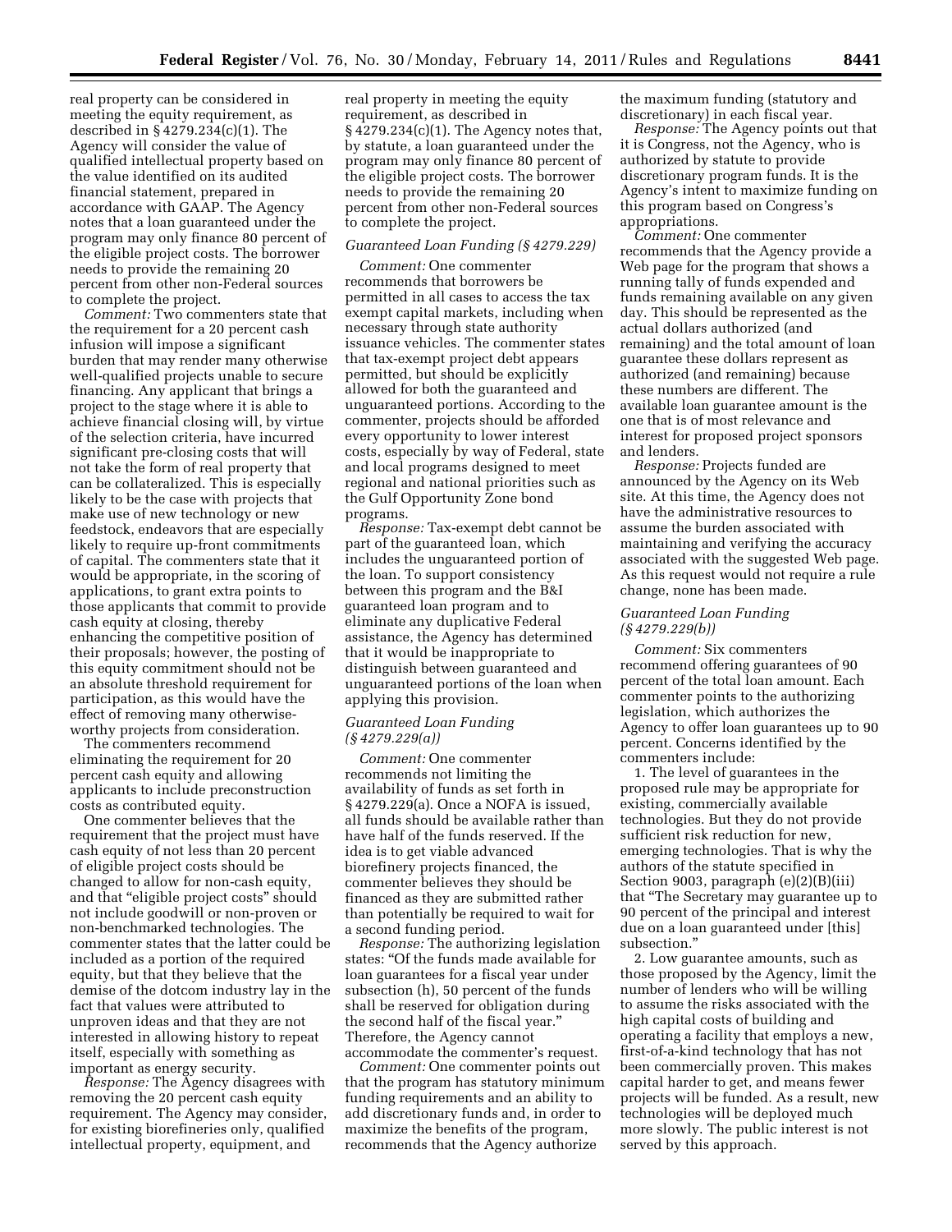real property can be considered in meeting the equity requirement, as described in § 4279.234(c)(1). The Agency will consider the value of qualified intellectual property based on the value identified on its audited financial statement, prepared in accordance with GAAP. The Agency notes that a loan guaranteed under the program may only finance 80 percent of the eligible project costs. The borrower needs to provide the remaining 20 percent from other non-Federal sources to complete the project.

*Comment:* Two commenters state that the requirement for a 20 percent cash infusion will impose a significant burden that may render many otherwise well-qualified projects unable to secure financing. Any applicant that brings a project to the stage where it is able to achieve financial closing will, by virtue of the selection criteria, have incurred significant pre-closing costs that will not take the form of real property that can be collateralized. This is especially likely to be the case with projects that make use of new technology or new feedstock, endeavors that are especially likely to require up-front commitments of capital. The commenters state that it would be appropriate, in the scoring of applications, to grant extra points to those applicants that commit to provide cash equity at closing, thereby enhancing the competitive position of their proposals; however, the posting of this equity commitment should not be an absolute threshold requirement for participation, as this would have the effect of removing many otherwise-worthy projects from consideration.

The commenters recommend eliminating the requirement for 20 percent cash equity and allowing applicants to include preconstruction costs as contributed equity.

One commenter believes that the requirement that the project must have cash equity of not less than 20 percent of eligible project costs should be changed to allow for non-cash equity, and that "eligible project costs" should not include goodwill or non-proven or non-benchmarked technologies. The commenter states that the latter could be included as a portion of the required equity, but that they believe that the demise of the dotcom industry lay in the fact that values were attributed to unproven ideas and that they are not interested in allowing history to repeat itself, especially with something as important as energy security.

*Response:* The Agency disagrees with removing the 20 percent cash equity requirement. The Agency may consider, for existing biorefineries only, qualified intellectual property, equipment, and real property in meeting the equity requirement, as described in § 4279.234(c)(1). The Agency notes that, by statute, a loan guaranteed under the program may only finance 80 percent of the eligible project costs. The borrower needs to provide the remaining 20 percent from other non-Federal sources to complete the project.

*Guaranteed Loan Funding (§ 4279.229)*

*Comment:* One commenter recommends that borrowers be permitted in all cases to access the tax exempt capital markets, including when necessary through state authority issuance vehicles. The commenter states that tax-exempt project debt appears permitted, but should be explicitly allowed for both the guaranteed and unguaranteed portions. According to the commenter, projects should be afforded every opportunity to lower interest costs, especially by way of Federal, state and local programs designed to meet regional and national priorities such as the Gulf Opportunity Zone bond programs.

*Response:* Tax-exempt debt cannot be part of the guaranteed loan, which includes the unguaranteed portion of the loan. To support consistency between this program and the B&I guaranteed loan program and to eliminate any duplicative Federal assistance, the Agency has determined that it would be inappropriate to distinguish between guaranteed and unguaranteed portions of the loan when applying this provision.

*Guaranteed Loan Funding (§ 4279.229(a))*

*Comment:* One commenter recommends not limiting the availability of funds as set forth in § 4279.229(a). Once a NOFA is issued, all funds should be available rather than have half of the funds reserved. If the idea is to get viable advanced biorefinery projects financed, the commenter believes they should be financed as they are submitted rather than potentially be required to wait for a second funding period.

*Response:* The authorizing legislation states: "Of the funds made available for loan guarantees for a fiscal year under subsection (h), 50 percent of the funds shall be reserved for obligation during the second half of the fiscal year." Therefore, the Agency cannot accommodate the commenter's request.

*Comment:* One commenter points out that the program has statutory minimum funding requirements and an ability to add discretionary funds and, in order to maximize the benefits of the program, recommends that the Agency authorize the maximum funding (statutory and discretionary) in each fiscal year.

*Response:* The Agency points out that it is Congress, not the Agency, who is authorized by statute to provide discretionary program funds. It is the Agency's intent to maximize funding on this program based on Congress's appropriations.

*Comment:* One commenter recommends that the Agency provide a Web page for the program that shows a running tally of funds expended and funds remaining available on any given day. This should be represented as the actual dollars authorized (and remaining) and the total amount of loan guarantee these dollars represent as authorized (and remaining) because these numbers are different. The available loan guarantee amount is the one that is of most relevance and interest for proposed project sponsors and lenders.

*Response:* Projects funded are announced by the Agency on its Web site. At this time, the Agency does not have the administrative resources to assume the burden associated with maintaining and verifying the accuracy associated with the suggested Web page. As this request would not require a rule change, none has been made.

*Guaranteed Loan Funding (§ 4279.229(b))*

*Comment:* Six commenters recommend offering guarantees of 90 percent of the total loan amount. Each commenter points to the authorizing legislation, which authorizes the Agency to offer loan guarantees up to 90 percent. Concerns identified by the commenters include:

1. The level of guarantees in the proposed rule may be appropriate for existing, commercially available technologies. But they do not provide sufficient risk reduction for new, emerging technologies. That is why the authors of the statute specified in Section 9003, paragraph (e)(2)(B)(iii) that "The Secretary may guarantee up to 90 percent of the principal and interest due on a loan guaranteed under [this] subsection."

2. Low guarantee amounts, such as those proposed by the Agency, limit the number of lenders who will be willing to assume the risks associated with the high capital costs of building and operating a facility that employs a new, first-of-a-kind technology that has not been commercially proven. This makes capital harder to get, and means fewer projects will be funded. As a result, new technologies will be deployed much more slowly. The public interest is not served by this approach.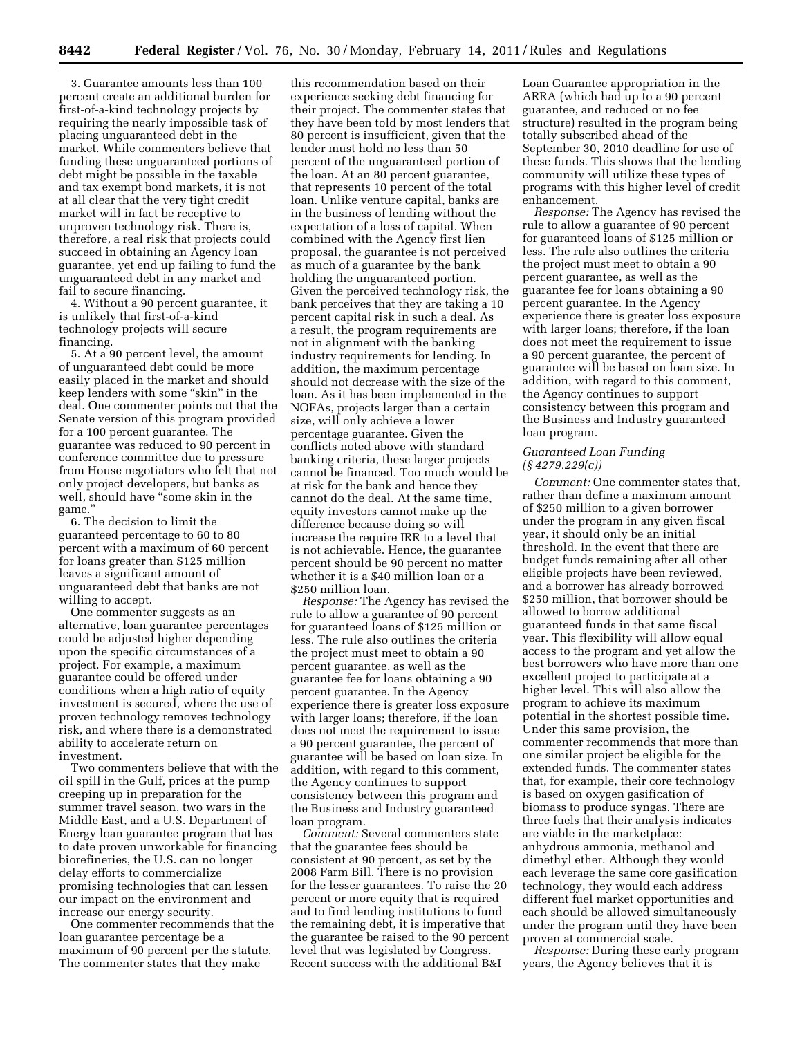3. Guarantee amounts less than 100 percent create an additional burden for first-of-a-kind technology projects by requiring the nearly impossible task of placing unguaranteed debt in the market. While commenters believe that funding these unguaranteed portions of debt might be possible in the taxable and tax exempt bond markets, it is not at all clear that the very tight credit market will in fact be receptive to unproven technology risk. There is, therefore, a real risk that projects could succeed in obtaining an Agency loan guarantee, yet end up failing to fund the unguaranteed debt in any market and fail to secure financing.

4. Without a 90 percent guarantee, it is unlikely that first-of-a-kind technology projects will secure financing.

5. At a 90 percent level, the amount of unguaranteed debt could be more easily placed in the market and should keep lenders with some "skin" in the deal. One commenter points out that the Senate version of this program provided for a 100 percent guarantee. The guarantee was reduced to 90 percent in conference committee due to pressure from House negotiators who felt that not only project developers, but banks as well, should have "some skin in the game."

6. The decision to limit the guaranteed percentage to 60 to 80 percent with a maximum of 60 percent for loans greater than $125 million leaves a significant amount of unguaranteed debt that banks are not willing to accept.

One commenter suggests as an alternative, loan guarantee percentages could be adjusted higher depending upon the specific circumstances of a project. For example, a maximum guarantee could be offered under conditions when a high ratio of equity investment is secured, where the use of proven technology removes technology risk, and where there is a demonstrated ability to accelerate return on investment.

Two commenters believe that with the oil spill in the Gulf, prices at the pump creeping up in preparation for the summer travel season, two wars in the Middle East, and a U.S. Department of Energy loan guarantee program that has to date proven unworkable for financing biorefineries, the U.S. can no longer delay efforts to commercialize promising technologies that can lessen our impact on the environment and increase our energy security.

One commenter recommends that the loan guarantee percentage be a maximum of 90 percent per the statute. The commenter states that they make this recommendation based on their experience seeking debt financing for their project. The commenter states that they have been told by most lenders that 80 percent is insufficient, given that the lender must hold no less than 50 percent of the unguaranteed portion of the loan. At an 80 percent guarantee, that represents 10 percent of the total loan. Unlike venture capital, banks are in the business of lending without the expectation of a loss of capital. When combined with the Agency first lien proposal, the guarantee is not perceived as much of a guarantee by the bank holding the unguaranteed portion. Given the perceived technology risk, the bank perceives that they are taking a 10 percent capital risk in such a deal. As a result, the program requirements are not in alignment with the banking industry requirements for lending. In addition, the maximum percentage should not decrease with the size of the loan. As it has been implemented in the NOFAs, projects larger than a certain size, will only achieve a lower percentage guarantee. Given the conflicts noted above with standard banking criteria, these larger projects cannot be financed. Too much would be at risk for the bank and hence they cannot do the deal. At the same time, equity investors cannot make up the difference because doing so will increase the require IRR to a level that is not achievable. Hence, the guarantee percent should be 90 percent no matter whether it is a $40 million loan or a $250 million loan.

*Response:* The Agency has revised the rule to allow a guarantee of 90 percent for guaranteed loans of $125 million or less. The rule also outlines the criteria the project must meet to obtain a 90 percent guarantee, as well as the guarantee fee for loans obtaining a 90 percent guarantee. In the Agency experience there is greater loss exposure with larger loans; therefore, if the loan does not meet the requirement to issue a 90 percent guarantee, the percent of guarantee will be based on loan size. In addition, with regard to this comment, the Agency continues to support consistency between this program and the Business and Industry guaranteed loan program.

*Comment:* Several commenters state that the guarantee fees should be consistent at 90 percent, as set by the 2008 Farm Bill. There is no provision for the lesser guarantees. To raise the 20 percent or more equity that is required and to find lending institutions to fund the remaining debt, it is imperative that the guarantee be raised to the 90 percent level that was legislated by Congress. Recent success with the additional B&I Loan Guarantee appropriation in the ARRA (which had up to a 90 percent guarantee, and reduced or no fee structure) resulted in the program being totally subscribed ahead of the September 30, 2010 deadline for use of these funds. This shows that the lending community will utilize these types of programs with this higher level of credit enhancement.

*Response:* The Agency has revised the rule to allow a guarantee of 90 percent for guaranteed loans of $125 million or less. The rule also outlines the criteria the project must meet to obtain a 90 percent guarantee, as well as the guarantee fee for loans obtaining a 90 percent guarantee. In the Agency experience there is greater loss exposure with larger loans; therefore, if the loan does not meet the requirement to issue a 90 percent guarantee, the percent of guarantee will be based on loan size. In addition, with regard to this comment, the Agency continues to support consistency between this program and the Business and Industry guaranteed loan program.

*Guaranteed Loan Funding (§ 4279.229(c))*

*Comment:* One commenter states that, rather than define a maximum amount of $250 million to a given borrower under the program in any given fiscal year, it should only be an initial threshold. In the event that there are budget funds remaining after all other eligible projects have been reviewed, and a borrower has already borrowed $250 million, that borrower should be allowed to borrow additional guaranteed funds in that same fiscal year. This flexibility will allow equal access to the program and yet allow the best borrowers who have more than one excellent project to participate at a higher level. This will also allow the program to achieve its maximum potential in the shortest possible time. Under this same provision, the commenter recommends that more than one similar project be eligible for the extended funds. The commenter states that, for example, their core technology is based on oxygen gasification of biomass to produce syngas. There are three fuels that their analysis indicates are viable in the marketplace: anhydrous ammonia, methanol and dimethyl ether. Although they would each leverage the same core gasification technology, they would each address different fuel market opportunities and each should be allowed simultaneously under the program until they have been proven at commercial scale.

*Response:* During these early program years, the Agency believes that it is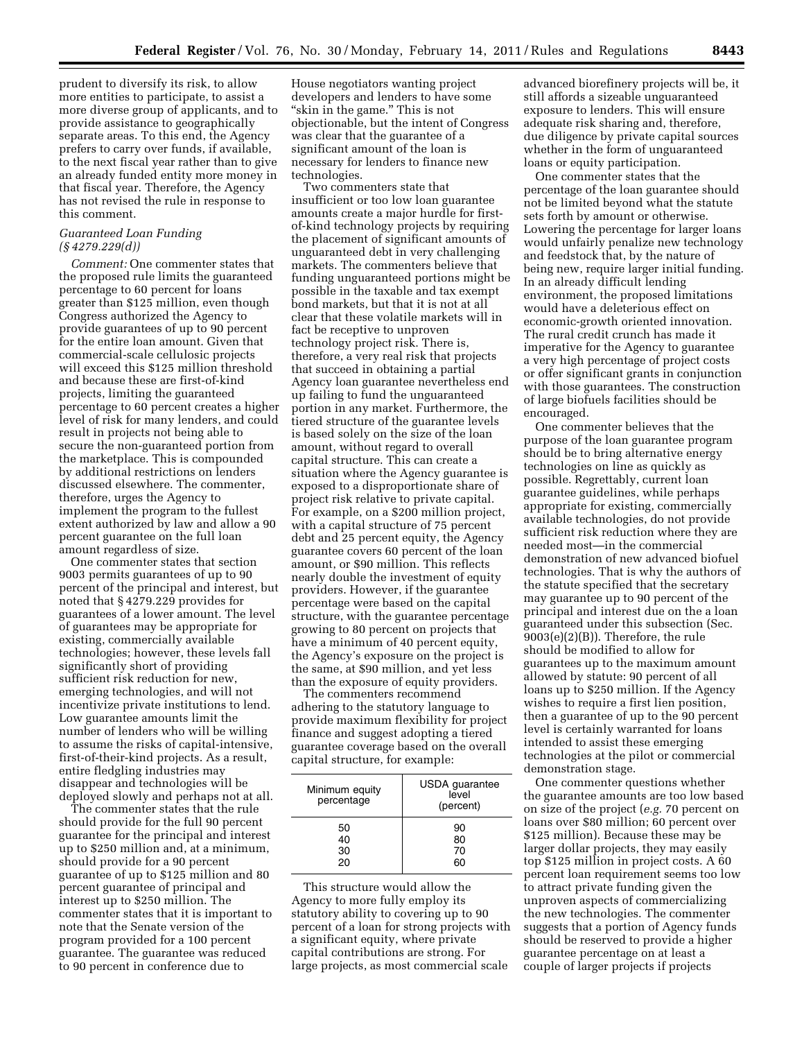prudent to diversify its risk, to allow more entities to participate, to assist a more diverse group of applicants, and to provide assistance to geographically separate areas. To this end, the Agency prefers to carry over funds, if available, to the next fiscal year rather than to give an already funded entity more money in that fiscal year. Therefore, the Agency has not revised the rule in response to this comment.

*Guaranteed Loan Funding (§ 4279.229(d))*

*Comment:* One commenter states that the proposed rule limits the guaranteed percentage to 60 percent for loans greater than $125 million, even though Congress authorized the Agency to provide guarantees of up to 90 percent for the entire loan amount. Given that commercial-scale cellulosic projects will exceed this $125 million threshold and because these are first-of-kind projects, limiting the guaranteed percentage to 60 percent creates a higher level of risk for many lenders, and could result in projects not being able to secure the non-guaranteed portion from the marketplace. This is compounded by additional restrictions on lenders discussed elsewhere. The commenter, therefore, urges the Agency to implement the program to the fullest extent authorized by law and allow a 90 percent guarantee on the full loan amount regardless of size.

One commenter states that section 9003 permits guarantees of up to 90 percent of the principal and interest, but noted that § 4279.229 provides for guarantees of a lower amount. The level of guarantees may be appropriate for existing, commercially available technologies; however, these levels fall significantly short of providing sufficient risk reduction for new, emerging technologies, and will not incentivize private institutions to lend. Low guarantee amounts limit the number of lenders who will be willing to assume the risks of capital-intensive, first-of-their-kind projects. As a result, entire fledgling industries may disappear and technologies will be deployed slowly and perhaps not at all.

The commenter states that the rule should provide for the full 90 percent guarantee for the principal and interest up to $250 million and, at a minimum, should provide for a 90 percent guarantee of up to $125 million and 80 percent guarantee of principal and interest up to $250 million. The commenter states that it is important to note that the Senate version of the program provided for a 100 percent guarantee. The guarantee was reduced to 90 percent in conference due to House negotiators wanting project developers and lenders to have some "skin in the game." This is not objectionable, but the intent of Congress was clear that the guarantee of a significant amount of the loan is necessary for lenders to finance new technologies.

Two commenters state that insufficient or too low loan guarantee amounts create a major hurdle for first-of-kind technology projects by requiring the placement of significant amounts of unguaranteed debt in very challenging markets. The commenters believe that funding unguaranteed portions might be possible in the taxable and tax exempt bond markets, but that it is not at all clear that these volatile markets will in fact be receptive to unproven technology project risk. There is, therefore, a very real risk that projects that succeed in obtaining a partial Agency loan guarantee nevertheless end up failing to fund the unguaranteed portion in any market. Furthermore, the tiered structure of the guarantee levels is based solely on the size of the loan amount, without regard to overall capital structure. This can create a situation where the Agency guarantee is exposed to a disproportionate share of project risk relative to private capital. For example, on a $200 million project, with a capital structure of 75 percent debt and 25 percent equity, the Agency guarantee covers 60 percent of the loan amount, or $90 million. This reflects nearly double the investment of equity providers. However, if the guarantee percentage were based on the capital structure, with the guarantee percentage growing to 80 percent on projects that have a minimum of 40 percent equity, the Agency's exposure on the project is the same, at $90 million, and yet less than the exposure of equity providers.

The commenters recommend adhering to the statutory language to provide maximum flexibility for project finance and suggest adopting a tiered guarantee coverage based on the overall capital structure, for example:

| Minimum equity percentage | USDA guarantee level (percent) |
|---|---|
| 50 | 90 |
| 40 | 80 |
| 30 | 70 |
| 20 | 60 |

This structure would allow the Agency to more fully employ its statutory ability to covering up to 90 percent of a loan for strong projects with a significant equity, where private capital contributions are strong. For large projects, as most commercial scale advanced biorefinery projects will be, it still affords a sizeable unguaranteed exposure to lenders. This will ensure adequate risk sharing and, therefore, due diligence by private capital sources whether in the form of unguaranteed loans or equity participation.

One commenter states that the percentage of the loan guarantee should not be limited beyond what the statute sets forth by amount or otherwise. Lowering the percentage for larger loans would unfairly penalize new technology and feedstock that, by the nature of being new, require larger initial funding. In an already difficult lending environment, the proposed limitations would have a deleterious effect on economic-growth oriented innovation. The rural credit crunch has made it imperative for the Agency to guarantee a very high percentage of project costs or offer significant grants in conjunction with those guarantees. The construction of large biofuels facilities should be encouraged.

One commenter believes that the purpose of the loan guarantee program should be to bring alternative energy technologies on line as quickly as possible. Regrettably, current loan guarantee guidelines, while perhaps appropriate for existing, commercially available technologies, do not provide sufficient risk reduction where they are needed most—in the commercial demonstration of new advanced biofuel technologies. That is why the authors of the statute specified that the secretary may guarantee up to 90 percent of the principal and interest due on the a loan guaranteed under this subsection (Sec. 9003(e)(2)(B)). Therefore, the rule should be modified to allow for guarantees up to the maximum amount allowed by statute: 90 percent of all loans up to $250 million. If the Agency wishes to require a first lien position, then a guarantee of up to the 90 percent level is certainly warranted for loans intended to assist these emerging technologies at the pilot or commercial demonstration stage.

One commenter questions whether the guarantee amounts are too low based on size of the project (*e.g.* 70 percent on loans over $80 million; 60 percent over $125 million). Because these may be larger dollar projects, they may easily top $125 million in project costs. A 60 percent loan requirement seems too low to attract private funding given the unproven aspects of commercializing the new technologies. The commenter suggests that a portion of Agency funds should be reserved to provide a higher guarantee percentage on at least a couple of larger projects if projects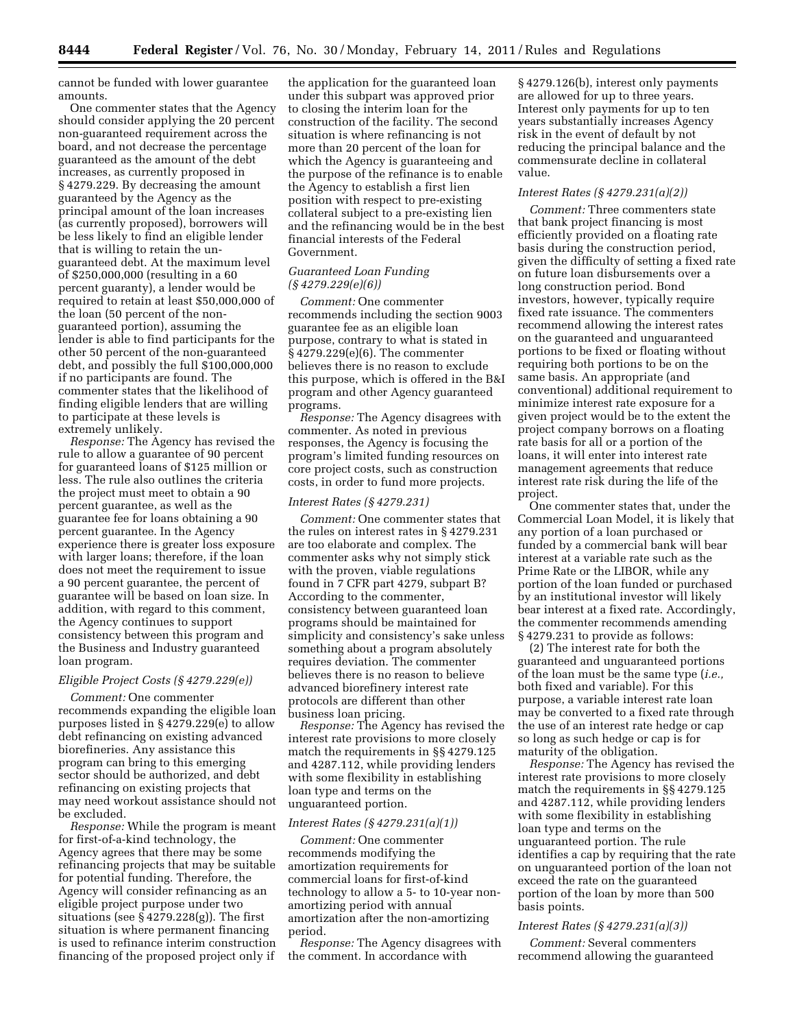cannot be funded with lower guarantee amounts.

One commenter states that the Agency should consider applying the 20 percent non-guaranteed requirement across the board, and not decrease the percentage guaranteed as the amount of the debt increases, as currently proposed in § 4279.229. By decreasing the amount guaranteed by the Agency as the principal amount of the loan increases (as currently proposed), borrowers will be less likely to find an eligible lender that is willing to retain the un-guaranteed debt. At the maximum level of $250,000,000 (resulting in a 60 percent guaranty), a lender would be required to retain at least $50,000,000 of the loan (50 percent of the non-guaranteed portion), assuming the lender is able to find participants for the other 50 percent of the non-guaranteed debt, and possibly the full $100,000,000 if no participants are found. The commenter states that the likelihood of finding eligible lenders that are willing to participate at these levels is extremely unlikely.

*Response:* The Agency has revised the rule to allow a guarantee of 90 percent for guaranteed loans of $125 million or less. The rule also outlines the criteria the project must meet to obtain a 90 percent guarantee, as well as the guarantee fee for loans obtaining a 90 percent guarantee. In the Agency experience there is greater loss exposure with larger loans; therefore, if the loan does not meet the requirement to issue a 90 percent guarantee, the percent of guarantee will be based on loan size. In addition, with regard to this comment, the Agency continues to support consistency between this program and the Business and Industry guaranteed loan program.

### *Eligible Project Costs (§ 4279.229(e))*

*Comment:* One commenter recommends expanding the eligible loan purposes listed in § 4279.229(e) to allow debt refinancing on existing advanced biorefineries. Any assistance this program can bring to this emerging sector should be authorized, and debt refinancing on existing projects that may need workout assistance should not be excluded.

*Response:* While the program is meant for first-of-a-kind technology, the Agency agrees that there may be some refinancing projects that may be suitable for potential funding. Therefore, the Agency will consider refinancing as an eligible project purpose under two situations (see § 4279.228(g)). The first situation is where permanent financing is used to refinance interim construction financing of the proposed project only if the application for the guaranteed loan under this subpart was approved prior to closing the interim loan for the construction of the facility. The second situation is where refinancing is not more than 20 percent of the loan for which the Agency is guaranteeing and the purpose of the refinance is to enable the Agency to establish a first lien position with respect to pre-existing collateral subject to a pre-existing lien and the refinancing would be in the best financial interests of the Federal Government.

### *Guaranteed Loan Funding (§ 4279.229(e)(6))*

*Comment:* One commenter recommends including the section 9003 guarantee fee as an eligible loan purpose, contrary to what is stated in § 4279.229(e)(6). The commenter believes there is no reason to exclude this purpose, which is offered in the B&I program and other Agency guaranteed programs.

*Response:* The Agency disagrees with commenter. As noted in previous responses, the Agency is focusing the program's limited funding resources on core project costs, such as construction costs, in order to fund more projects.

### *Interest Rates (§ 4279.231)*

*Comment:* One commenter states that the rules on interest rates in § 4279.231 are too elaborate and complex. The commenter asks why not simply stick with the proven, viable regulations found in 7 CFR part 4279, subpart B? According to the commenter, consistency between guaranteed loan programs should be maintained for simplicity and consistency's sake unless something about a program absolutely requires deviation. The commenter believes there is no reason to believe advanced biorefinery interest rate protocols are different than other business loan pricing.

*Response:* The Agency has revised the interest rate provisions to more closely match the requirements in §§ 4279.125 and 4287.112, while providing lenders with some flexibility in establishing loan type and terms on the unguaranteed portion.

### *Interest Rates (§ 4279.231(a)(1))*

*Comment:* One commenter recommends modifying the amortization requirements for commercial loans for first-of-kind technology to allow a 5- to 10-year non-amortizing period with annual amortization after the non-amortizing period.

*Response:* The Agency disagrees with the comment. In accordance with § 4279.126(b), interest only payments are allowed for up to three years. Interest only payments for up to ten years substantially increases Agency risk in the event of default by not reducing the principal balance and the commensurate decline in collateral value.

### *Interest Rates (§ 4279.231(a)(2))*

*Comment:* Three commenters state that bank project financing is most efficiently provided on a floating rate basis during the construction period, given the difficulty of setting a fixed rate on future loan disbursements over a long construction period. Bond investors, however, typically require fixed rate issuance. The commenters recommend allowing the interest rates on the guaranteed and unguaranteed portions to be fixed or floating without requiring both portions to be on the same basis. An appropriate (and conventional) additional requirement to minimize interest rate exposure for a given project would be to the extent the project company borrows on a floating rate basis for all or a portion of the loans, it will enter into interest rate management agreements that reduce interest rate risk during the life of the project.

One commenter states that, under the Commercial Loan Model, it is likely that any portion of a loan purchased or funded by a commercial bank will bear interest at a variable rate such as the Prime Rate or the LIBOR, while any portion of the loan funded or purchased by an institutional investor will likely bear interest at a fixed rate. Accordingly, the commenter recommends amending § 4279.231 to provide as follows:

(2) The interest rate for both the guaranteed and unguaranteed portions of the loan must be the same type (*i.e.,* both fixed and variable). For this purpose, a variable interest rate loan may be converted to a fixed rate through the use of an interest rate hedge or cap so long as such hedge or cap is for maturity of the obligation.

*Response:* The Agency has revised the interest rate provisions to more closely match the requirements in §§ 4279.125 and 4287.112, while providing lenders with some flexibility in establishing loan type and terms on the unguaranteed portion. The rule identifies a cap by requiring that the rate on unguaranteed portion of the loan not exceed the rate on the guaranteed portion of the loan by more than 500 basis points.

### *Interest Rates (§ 4279.231(a)(3))*

*Comment:* Several commenters recommend allowing the guaranteed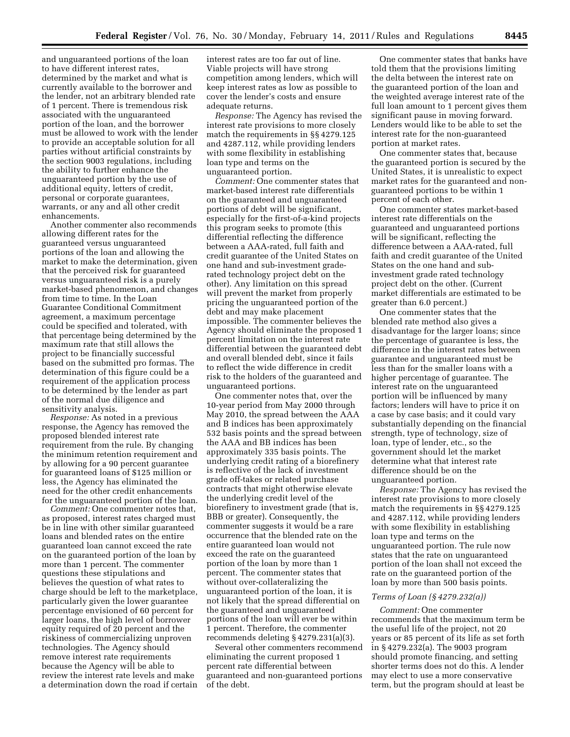and unguaranteed portions of the loan to have different interest rates, determined by the market and what is currently available to the borrower and the lender, not an arbitrary blended rate of 1 percent. There is tremendous risk associated with the unguaranteed portion of the loan, and the borrower must be allowed to work with the lender to provide an acceptable solution for all parties without artificial constraints by the section 9003 regulations, including the ability to further enhance the unguaranteed portion by the use of additional equity, letters of credit, personal or corporate guarantees, warrants, or any and all other credit enhancements.

Another commenter also recommends allowing different rates for the guaranteed versus unguaranteed portions of the loan and allowing the market to make the determination, given that the perceived risk for guaranteed versus unguaranteed risk is a purely market-based phenomenon, and changes from time to time. In the Loan Guarantee Conditional Commitment agreement, a maximum percentage could be specified and tolerated, with that percentage being determined by the maximum rate that still allows the project to be financially successful based on the submitted pro formas. The determination of this figure could be a requirement of the application process to be determined by the lender as part of the normal due diligence and sensitivity analysis.

*Response:* As noted in a previous response, the Agency has removed the proposed blended interest rate requirement from the rule. By changing the minimum retention requirement and by allowing for a 90 percent guarantee for guaranteed loans of $125 million or less, the Agency has eliminated the need for the other credit enhancements for the unguaranteed portion of the loan.

*Comment:* One commenter notes that, as proposed, interest rates charged must be in line with other similar guaranteed loans and blended rates on the entire guaranteed loan cannot exceed the rate on the guaranteed portion of the loan by more than 1 percent. The commenter questions these stipulations and believes the question of what rates to charge should be left to the marketplace, particularly given the lower guarantee percentage envisioned of 60 percent for larger loans, the high level of borrower equity required of 20 percent and the riskiness of commercializing unproven technologies. The Agency should remove interest rate requirements because the Agency will be able to review the interest rate levels and make a determination down the road if certain interest rates are too far out of line. Viable projects will have strong competition among lenders, which will keep interest rates as low as possible to cover the lender's costs and ensure adequate returns.

*Response:* The Agency has revised the interest rate provisions to more closely match the requirements in §§ 4279.125 and 4287.112, while providing lenders with some flexibility in establishing loan type and terms on the unguaranteed portion.

*Comment:* One commenter states that market-based interest rate differentials on the guaranteed and unguaranteed portions of debt will be significant, especially for the first-of-a-kind projects this program seeks to promote (this differential reflecting the difference between a AAA-rated, full faith and credit guarantee of the United States on one hand and sub-investment grade-rated technology project debt on the other). Any limitation on this spread will prevent the market from properly pricing the unguaranteed portion of the debt and may make placement impossible. The commenter believes the Agency should eliminate the proposed 1 percent limitation on the interest rate differential between the guaranteed debt and overall blended debt, since it fails to reflect the wide difference in credit risk to the holders of the guaranteed and unguaranteed portions.

One commenter notes that, over the 10-year period from May 2000 through May 2010, the spread between the AAA and B indices has been approximately 532 basis points and the spread between the AAA and BB indices has been approximately 335 basis points. The underlying credit rating of a biorefinery is reflective of the lack of investment grade off-takes or related purchase contracts that might otherwise elevate the underlying credit level of the biorefinery to investment grade (that is, BBB or greater). Consequently, the commenter suggests it would be a rare occurrence that the blended rate on the entire guaranteed loan would not exceed the rate on the guaranteed portion of the loan by more than 1 percent. The commenter states that without over-collateralizing the unguaranteed portion of the loan, it is not likely that the spread differential on the guaranteed and unguaranteed portions of the loan will ever be within 1 percent. Therefore, the commenter recommends deleting § 4279.231(a)(3).

Several other commenters recommend eliminating the current proposed 1 percent rate differential between guaranteed and non-guaranteed portions of the debt.

One commenter states that banks have told them that the provisions limiting the delta between the interest rate on the guaranteed portion of the loan and the weighted average interest rate of the full loan amount to 1 percent gives them significant pause in moving forward. Lenders would like to be able to set the interest rate for the non-guaranteed portion at market rates.

One commenter states that, because the guaranteed portion is secured by the United States, it is unrealistic to expect market rates for the guaranteed and non-guaranteed portions to be within 1 percent of each other.

One commenter states market-based interest rate differentials on the guaranteed and unguaranteed portions will be significant, reflecting the difference between a AAA-rated, full faith and credit guarantee of the United States on the one hand and sub-investment grade rated technology project debt on the other. (Current market differentials are estimated to be greater than 6.0 percent.)

One commenter states that the blended rate method also gives a disadvantage for the larger loans; since the percentage of guarantee is less, the difference in the interest rates between guarantee and unguaranteed must be less than for the smaller loans with a higher percentage of guarantee. The interest rate on the unguaranteed portion will be influenced by many factors; lenders will have to price it on a case by case basis; and it could vary substantially depending on the financial strength, type of technology, size of loan, type of lender, etc., so the government should let the market determine what that interest rate difference should be on the unguaranteed portion.

*Response:* The Agency has revised the interest rate provisions to more closely match the requirements in §§ 4279.125 and 4287.112, while providing lenders with some flexibility in establishing loan type and terms on the unguaranteed portion. The rule now states that the rate on unguaranteed portion of the loan shall not exceed the rate on the guaranteed portion of the loan by more than 500 basis points.

### *Terms of Loan (§ 4279.232(a))*

*Comment:* One commenter recommends that the maximum term be the useful life of the project, not 20 years or 85 percent of its life as set forth in § 4279.232(a). The 9003 program should promote financing, and setting shorter terms does not do this. A lender may elect to use a more conservative term, but the program should at least be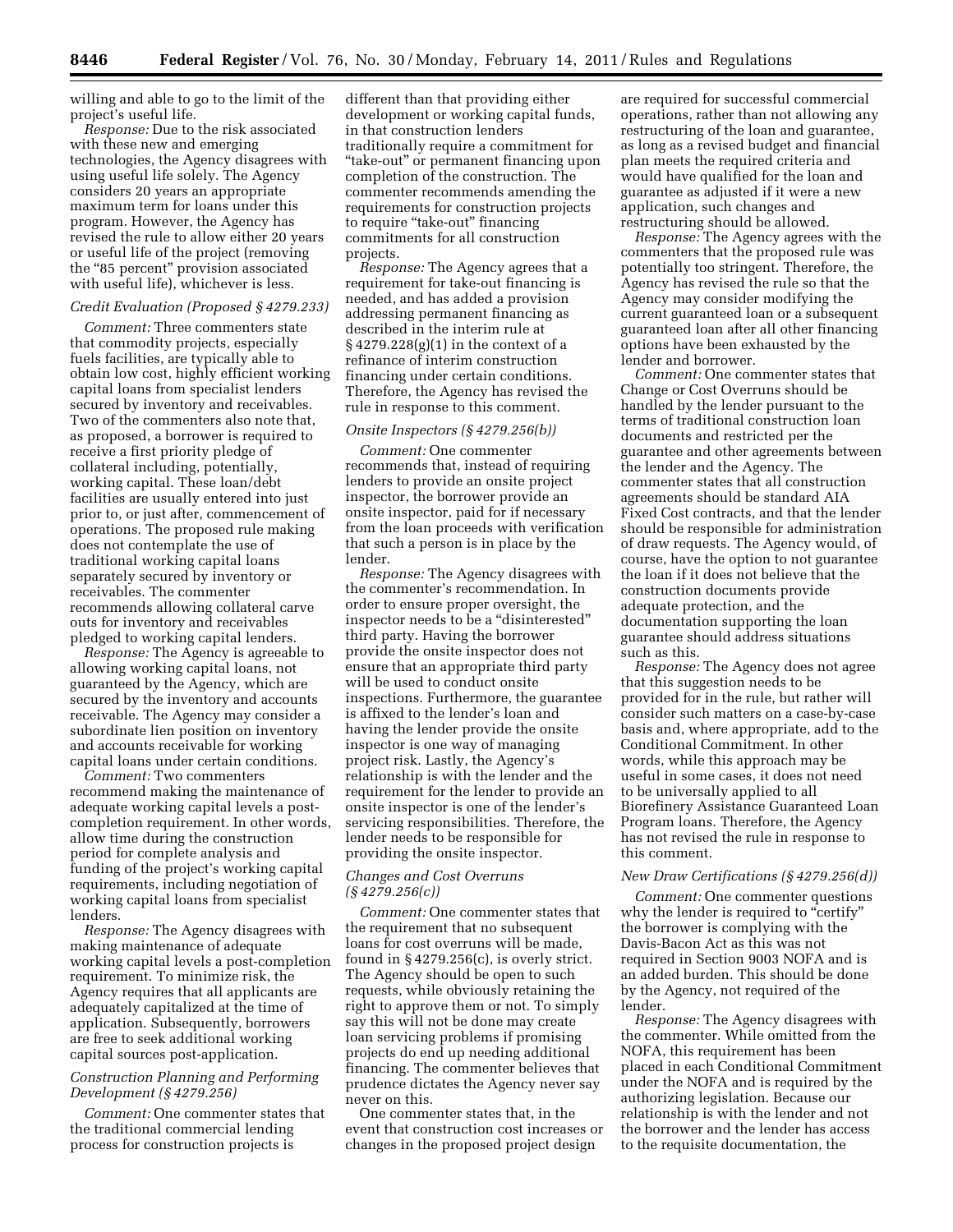willing and able to go to the limit of the project's useful life.

*Response:* Due to the risk associated with these new and emerging technologies, the Agency disagrees with using useful life solely. The Agency considers 20 years an appropriate maximum term for loans under this program. However, the Agency has revised the rule to allow either 20 years or useful life of the project (removing the "85 percent" provision associated with useful life), whichever is less.

*Credit Evaluation (Proposed § 4279.233)*

*Comment:* Three commenters state that commodity projects, especially fuels facilities, are typically able to obtain low cost, highly efficient working capital loans from specialist lenders secured by inventory and receivables. Two of the commenters also note that, as proposed, a borrower is required to receive a first priority pledge of collateral including, potentially, working capital. These loan/debt facilities are usually entered into just prior to, or just after, commencement of operations. The proposed rule making does not contemplate the use of traditional working capital loans separately secured by inventory or receivables. The commenter recommends allowing collateral carve outs for inventory and receivables pledged to working capital lenders.

*Response:* The Agency is agreeable to allowing working capital loans, not guaranteed by the Agency, which are secured by the inventory and accounts receivable. The Agency may consider a subordinate lien position on inventory and accounts receivable for working capital loans under certain conditions.

*Comment:* Two commenters recommend making the maintenance of adequate working capital levels a post-completion requirement. In other words, allow time during the construction period for complete analysis and funding of the project's working capital requirements, including negotiation of working capital loans from specialist lenders.

*Response:* The Agency disagrees with making maintenance of adequate working capital levels a post-completion requirement. To minimize risk, the Agency requires that all applicants are adequately capitalized at the time of application. Subsequently, borrowers are free to seek additional working capital sources post-application.

*Construction Planning and Performing Development (§ 4279.256)*

*Comment:* One commenter states that the traditional commercial lending process for construction projects is different than that providing either development or working capital funds, in that construction lenders traditionally require a commitment for "take-out" or permanent financing upon completion of the construction. The commenter recommends amending the requirements for construction projects to require "take-out" financing commitments for all construction projects.

*Response:* The Agency agrees that a requirement for take-out financing is needed, and has added a provision addressing permanent financing as described in the interim rule at § 4279.228(g)(1) in the context of a refinance of interim construction financing under certain conditions. Therefore, the Agency has revised the rule in response to this comment.

*Onsite Inspectors (§ 4279.256(b))*

*Comment:* One commenter recommends that, instead of requiring lenders to provide an onsite project inspector, the borrower provide an onsite inspector, paid for if necessary from the loan proceeds with verification that such a person is in place by the lender.

*Response:* The Agency disagrees with the commenter's recommendation. In order to ensure proper oversight, the inspector needs to be a "disinterested" third party. Having the borrower provide the onsite inspector does not ensure that an appropriate third party will be used to conduct onsite inspections. Furthermore, the guarantee is affixed to the lender's loan and having the lender provide the onsite inspector is one way of managing project risk. Lastly, the Agency's relationship is with the lender and the requirement for the lender to provide an onsite inspector is one of the lender's servicing responsibilities. Therefore, the lender needs to be responsible for providing the onsite inspector.

*Changes and Cost Overruns (§ 4279.256(c))*

*Comment:* One commenter states that the requirement that no subsequent loans for cost overruns will be made, found in § 4279.256(c), is overly strict. The Agency should be open to such requests, while obviously retaining the right to approve them or not. To simply say this will not be done may create loan servicing problems if promising projects do end up needing additional financing. The commenter believes that prudence dictates the Agency never say never on this.

One commenter states that, in the event that construction cost increases or changes in the proposed project design are required for successful commercial operations, rather than not allowing any restructuring of the loan and guarantee, as long as a revised budget and financial plan meets the required criteria and would have qualified for the loan and guarantee as adjusted if it were a new application, such changes and restructuring should be allowed.

*Response:* The Agency agrees with the commenters that the proposed rule was potentially too stringent. Therefore, the Agency has revised the rule so that the Agency may consider modifying the current guaranteed loan or a subsequent guaranteed loan after all other financing options have been exhausted by the lender and borrower.

*Comment:* One commenter states that Change or Cost Overruns should be handled by the lender pursuant to the terms of traditional construction loan documents and restricted per the guarantee and other agreements between the lender and the Agency. The commenter states that all construction agreements should be standard AIA Fixed Cost contracts, and that the lender should be responsible for administration of draw requests. The Agency would, of course, have the option to not guarantee the loan if it does not believe that the construction documents provide adequate protection, and the documentation supporting the loan guarantee should address situations such as this.

*Response:* The Agency does not agree that this suggestion needs to be provided for in the rule, but rather will consider such matters on a case-by-case basis and, where appropriate, add to the Conditional Commitment. In other words, while this approach may be useful in some cases, it does not need to be universally applied to all Biorefinery Assistance Guaranteed Loan Program loans. Therefore, the Agency has not revised the rule in response to this comment.

*New Draw Certifications (§ 4279.256(d))*

*Comment:* One commenter questions why the lender is required to "certify" the borrower is complying with the Davis-Bacon Act as this was not required in Section 9003 NOFA and is an added burden. This should be done by the Agency, not required of the lender.

*Response:* The Agency disagrees with the commenter. While omitted from the NOFA, this requirement has been placed in each Conditional Commitment under the NOFA and is required by the authorizing legislation. Because our relationship is with the lender and not the borrower and the lender has access to the requisite documentation, the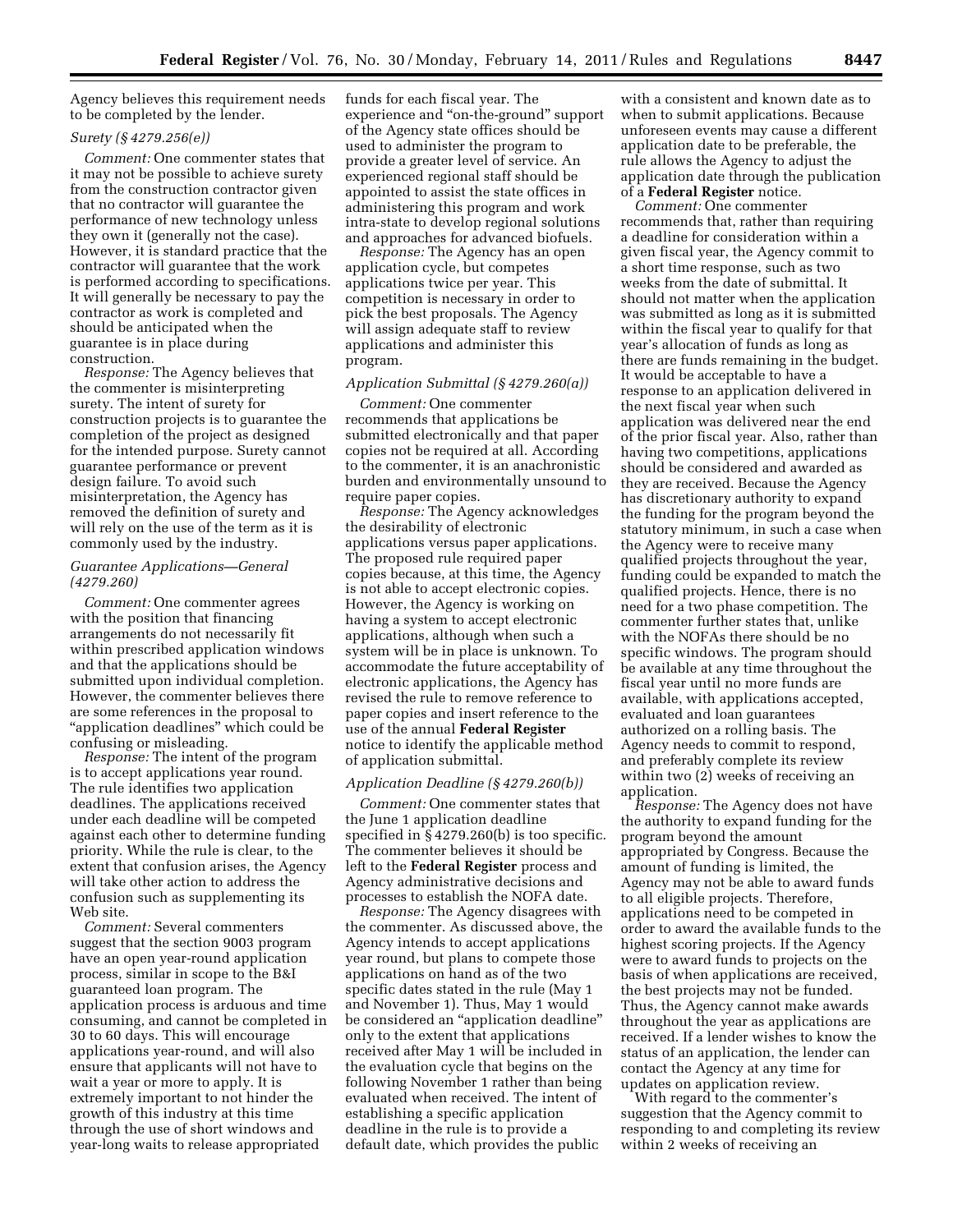Agency believes this requirement needs to be completed by the lender.

*Surety (§ 4279.256(e))*

*Comment:* One commenter states that it may not be possible to achieve surety from the construction contractor given that no contractor will guarantee the performance of new technology unless they own it (generally not the case). However, it is standard practice that the contractor will guarantee that the work is performed according to specifications. It will generally be necessary to pay the contractor as work is completed and should be anticipated when the guarantee is in place during construction.

*Response:* The Agency believes that the commenter is misinterpreting surety. The intent of surety for construction projects is to guarantee the completion of the project as designed for the intended purpose. Surety cannot guarantee performance or prevent design failure. To avoid such misinterpretation, the Agency has removed the definition of surety and will rely on the use of the term as it is commonly used by the industry.

*Guarantee Applications—General (4279.260)*

*Comment:* One commenter agrees with the position that financing arrangements do not necessarily fit within prescribed application windows and that the applications should be submitted upon individual completion. However, the commenter believes there are some references in the proposal to "application deadlines" which could be confusing or misleading.

*Response:* The intent of the program is to accept applications year round. The rule identifies two application deadlines. The applications received under each deadline will be competed against each other to determine funding priority. While the rule is clear, to the extent that confusion arises, the Agency will take other action to address the confusion such as supplementing its Web site.

*Comment:* Several commenters suggest that the section 9003 program have an open year-round application process, similar in scope to the B&I guaranteed loan program. The application process is arduous and time consuming, and cannot be completed in 30 to 60 days. This will encourage applications year-round, and will also ensure that applicants will not have to wait a year or more to apply. It is extremely important to not hinder the growth of this industry at this time through the use of short windows and year-long waits to release appropriated funds for each fiscal year. The experience and "on-the-ground" support of the Agency state offices should be used to administer the program to provide a greater level of service. An experienced regional staff should be appointed to assist the state offices in administering this program and work intra-state to develop regional solutions and approaches for advanced biofuels.

*Response:* The Agency has an open application cycle, but competes applications twice per year. This competition is necessary in order to pick the best proposals. The Agency will assign adequate staff to review applications and administer this program.

*Application Submittal (§ 4279.260(a))*

*Comment:* One commenter recommends that applications be submitted electronically and that paper copies not be required at all. According to the commenter, it is an anachronistic burden and environmentally unsound to require paper copies.

*Response:* The Agency acknowledges the desirability of electronic applications versus paper applications. The proposed rule required paper copies because, at this time, the Agency is not able to accept electronic copies. However, the Agency is working on having a system to accept electronic applications, although when such a system will be in place is unknown. To accommodate the future acceptability of electronic applications, the Agency has revised the rule to remove reference to paper copies and insert reference to the use of the annual **Federal Register** notice to identify the applicable method of application submittal.

*Application Deadline (§ 4279.260(b))*

*Comment:* One commenter states that the June 1 application deadline specified in § 4279.260(b) is too specific. The commenter believes it should be left to the **Federal Register** process and Agency administrative decisions and processes to establish the NOFA date.

*Response:* The Agency disagrees with the commenter. As discussed above, the Agency intends to accept applications year round, but plans to compete those applications on hand as of the two specific dates stated in the rule (May 1 and November 1). Thus, May 1 would be considered an "application deadline" only to the extent that applications received after May 1 will be included in the evaluation cycle that begins on the following November 1 rather than being evaluated when received. The intent of establishing a specific application deadline in the rule is to provide a default date, which provides the public with a consistent and known date as to when to submit applications. Because unforeseen events may cause a different application date to be preferable, the rule allows the Agency to adjust the application date through the publication of a **Federal Register** notice.

*Comment:* One commenter recommends that, rather than requiring a deadline for consideration within a given fiscal year, the Agency commit to a short time response, such as two weeks from the date of submittal. It should not matter when the application was submitted as long as it is submitted within the fiscal year to qualify for that year's allocation of funds as long as there are funds remaining in the budget. It would be acceptable to have a response to an application delivered in the next fiscal year when such application was delivered near the end of the prior fiscal year. Also, rather than having two competitions, applications should be considered and awarded as they are received. Because the Agency has discretionary authority to expand the funding for the program beyond the statutory minimum, in such a case when the Agency were to receive many qualified projects throughout the year, funding could be expanded to match the qualified projects. Hence, there is no need for a two phase competition. The commenter further states that, unlike with the NOFAs there should be no specific windows. The program should be available at any time throughout the fiscal year until no more funds are available, with applications accepted, evaluated and loan guarantees authorized on a rolling basis. The Agency needs to commit to respond, and preferably complete its review within two (2) weeks of receiving an application.

*Response:* The Agency does not have the authority to expand funding for the program beyond the amount appropriated by Congress. Because the amount of funding is limited, the Agency may not be able to award funds to all eligible projects. Therefore, applications need to be competed in order to award the available funds to the highest scoring projects. If the Agency were to award funds to projects on the basis of when applications are received, the best projects may not be funded. Thus, the Agency cannot make awards throughout the year as applications are received. If a lender wishes to know the status of an application, the lender can contact the Agency at any time for updates on application review.

With regard to the commenter's suggestion that the Agency commit to responding to and completing its review within 2 weeks of receiving an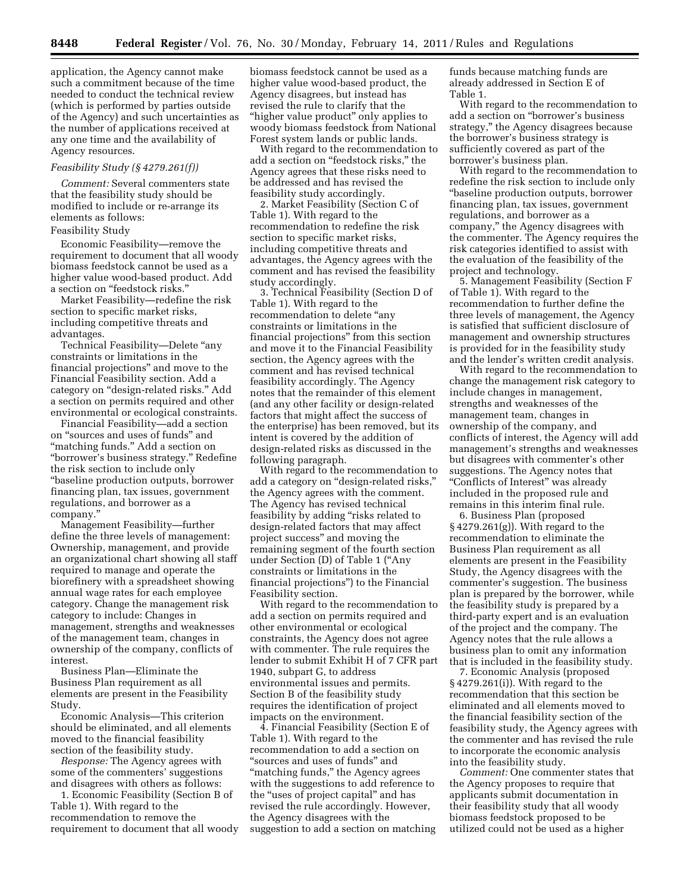application, the Agency cannot make such a commitment because of the time needed to conduct the technical review (which is performed by parties outside of the Agency) and such uncertainties as the number of applications received at any one time and the availability of Agency resources.

### *Feasibility Study (§ 4279.261(f))*

*Comment:* Several commenters state that the feasibility study should be modified to include or re-arrange its elements as follows:

Feasibility Study

Economic Feasibility—remove the requirement to document that all woody biomass feedstock cannot be used as a higher value wood-based product. Add a section on "feedstock risks."

Market Feasibility—redefine the risk section to specific market risks, including competitive threats and advantages.

Technical Feasibility—Delete "any constraints or limitations in the financial projections" and move to the Financial Feasibility section. Add a category on "design-related risks." Add a section on permits required and other environmental or ecological constraints.

Financial Feasibility—add a section on "sources and uses of funds" and "matching funds." Add a section on "borrower's business strategy." Redefine the risk section to include only "baseline production outputs, borrower financing plan, tax issues, government regulations, and borrower as a company."

Management Feasibility—further define the three levels of management: Ownership, management, and provide an organizational chart showing all staff required to manage and operate the biorefinery with a spreadsheet showing annual wage rates for each employee category. Change the management risk category to include: Changes in management, strengths and weaknesses of the management team, changes in ownership of the company, conflicts of interest.

Business Plan—Eliminate the Business Plan requirement as all elements are present in the Feasibility Study.

Economic Analysis—This criterion should be eliminated, and all elements moved to the financial feasibility section of the feasibility study.

*Response:* The Agency agrees with some of the commenters' suggestions and disagrees with others as follows:

1. Economic Feasibility (Section B of Table 1). With regard to the recommendation to remove the requirement to document that all woody biomass feedstock cannot be used as a higher value wood-based product, the Agency disagrees, but instead has revised the rule to clarify that the "higher value product" only applies to woody biomass feedstock from National Forest system lands or public lands.

With regard to the recommendation to add a section on "feedstock risks," the Agency agrees that these risks need to be addressed and has revised the feasibility study accordingly.

2. Market Feasibility (Section C of Table 1). With regard to the recommendation to redefine the risk section to specific market risks, including competitive threats and advantages, the Agency agrees with the comment and has revised the feasibility study accordingly.

3. Technical Feasibility (Section D of Table 1). With regard to the recommendation to delete "any constraints or limitations in the financial projections" from this section and move it to the Financial Feasibility section, the Agency agrees with the comment and has revised technical feasibility accordingly. The Agency notes that the remainder of this element (and any other facility or design-related factors that might affect the success of the enterprise) has been removed, but its intent is covered by the addition of design-related risks as discussed in the following paragraph.

With regard to the recommendation to add a category on "design-related risks," the Agency agrees with the comment. The Agency has revised technical feasibility by adding "risks related to design-related factors that may affect project success" and moving the remaining segment of the fourth section under Section (D) of Table 1 ("Any constraints or limitations in the financial projections") to the Financial Feasibility section.

With regard to the recommendation to add a section on permits required and other environmental or ecological constraints, the Agency does not agree with commenter. The rule requires the lender to submit Exhibit H of 7 CFR part 1940, subpart G, to address environmental issues and permits. Section B of the feasibility study requires the identification of project impacts on the environment.

4. Financial Feasibility (Section E of Table 1). With regard to the recommendation to add a section on "sources and uses of funds" and "matching funds," the Agency agrees with the suggestions to add reference to the "uses of project capital" and has revised the rule accordingly. However, the Agency disagrees with the suggestion to add a section on matching funds because matching funds are already addressed in Section E of Table 1.

With regard to the recommendation to add a section on "borrower's business strategy," the Agency disagrees because the borrower's business strategy is sufficiently covered as part of the borrower's business plan.

With regard to the recommendation to redefine the risk section to include only "baseline production outputs, borrower financing plan, tax issues, government regulations, and borrower as a company," the Agency disagrees with the commenter. The Agency requires the risk categories identified to assist with the evaluation of the feasibility of the project and technology.

5. Management Feasibility (Section F of Table 1). With regard to the recommendation to further define the three levels of management, the Agency is satisfied that sufficient disclosure of management and ownership structures is provided for in the feasibility study and the lender's written credit analysis.

With regard to the recommendation to change the management risk category to include changes in management, strengths and weaknesses of the management team, changes in ownership of the company, and conflicts of interest, the Agency will add management's strengths and weaknesses but disagrees with commenter's other suggestions. The Agency notes that "Conflicts of Interest" was already included in the proposed rule and remains in this interim final rule.

6. Business Plan (proposed § 4279.261(g)). With regard to the recommendation to eliminate the Business Plan requirement as all elements are present in the Feasibility Study, the Agency disagrees with the commenter's suggestion. The business plan is prepared by the borrower, while the feasibility study is prepared by a third-party expert and is an evaluation of the project and the company. The Agency notes that the rule allows a business plan to omit any information that is included in the feasibility study.

7. Economic Analysis (proposed § 4279.261(i)). With regard to the recommendation that this section be eliminated and all elements moved to the financial feasibility section of the feasibility study, the Agency agrees with the commenter and has revised the rule to incorporate the economic analysis into the feasibility study.

*Comment:* One commenter states that the Agency proposes to require that applicants submit documentation in their feasibility study that all woody biomass feedstock proposed to be utilized could not be used as a higher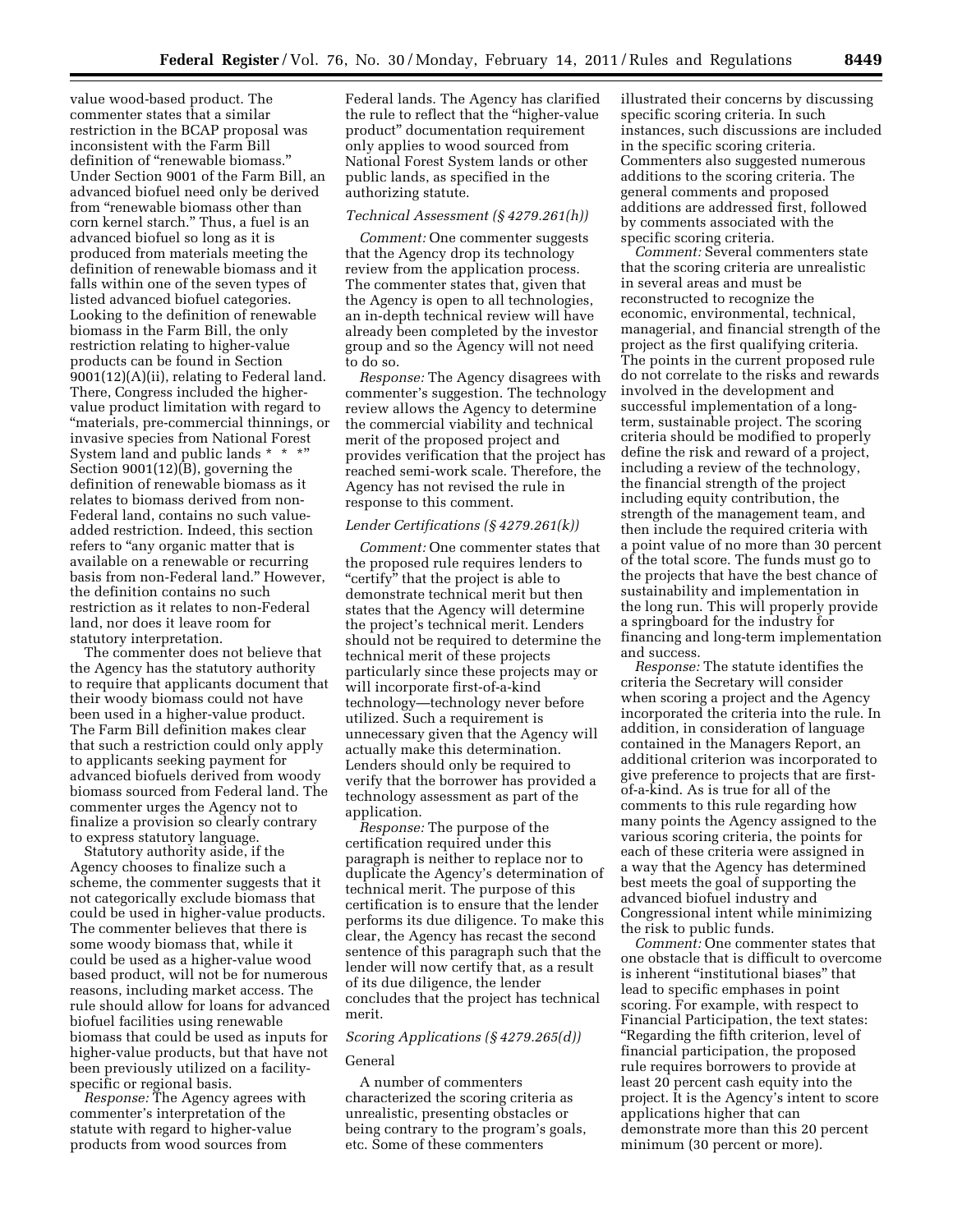value wood-based product. The commenter states that a similar restriction in the BCAP proposal was inconsistent with the Farm Bill definition of "renewable biomass." Under Section 9001 of the Farm Bill, an advanced biofuel need only be derived from "renewable biomass other than corn kernel starch." Thus, a fuel is an advanced biofuel so long as it is produced from materials meeting the definition of renewable biomass and it falls within one of the seven types of listed advanced biofuel categories. Looking to the definition of renewable biomass in the Farm Bill, the only restriction relating to higher-value products can be found in Section 9001(12)(A)(ii), relating to Federal land. There, Congress included the higher-value product limitation with regard to "materials, pre-commercial thinnings, or invasive species from National Forest System land and public lands * * *" Section 9001(12)(B), governing the definition of renewable biomass as it relates to biomass derived from non-Federal land, contains no such value-added restriction. Indeed, this section refers to "any organic matter that is available on a renewable or recurring basis from non-Federal land." However, the definition contains no such restriction as it relates to non-Federal land, nor does it leave room for statutory interpretation.

The commenter does not believe that the Agency has the statutory authority to require that applicants document that their woody biomass could not have been used in a higher-value product. The Farm Bill definition makes clear that such a restriction could only apply to applicants seeking payment for advanced biofuels derived from woody biomass sourced from Federal land. The commenter urges the Agency not to finalize a provision so clearly contrary to express statutory language.

Statutory authority aside, if the Agency chooses to finalize such a scheme, the commenter suggests that it not categorically exclude biomass that could be used in higher-value products. The commenter believes that there is some woody biomass that, while it could be used as a higher-value wood based product, will not be for numerous reasons, including market access. The rule should allow for loans for advanced biofuel facilities using renewable biomass that could be used as inputs for higher-value products, but that have not been previously utilized on a facility-specific or regional basis.

*Response:* The Agency agrees with commenter's interpretation of the statute with regard to higher-value products from wood sources from Federal lands. The Agency has clarified the rule to reflect that the "higher-value product" documentation requirement only applies to wood sourced from National Forest System lands or other public lands, as specified in the authorizing statute.

*Technical Assessment (§ 4279.261(h))*

*Comment:* One commenter suggests that the Agency drop its technology review from the application process. The commenter states that, given that the Agency is open to all technologies, an in-depth technical review will have already been completed by the investor group and so the Agency will not need to do so.

*Response:* The Agency disagrees with commenter's suggestion. The technology review allows the Agency to determine the commercial viability and technical merit of the proposed project and provides verification that the project has reached semi-work scale. Therefore, the Agency has not revised the rule in response to this comment.

*Lender Certifications (§ 4279.261(k))*

*Comment:* One commenter states that the proposed rule requires lenders to "certify" that the project is able to demonstrate technical merit but then states that the Agency will determine the project's technical merit. Lenders should not be required to determine the technical merit of these projects particularly since these projects may or will incorporate first-of-a-kind technology—technology never before utilized. Such a requirement is unnecessary given that the Agency will actually make this determination. Lenders should only be required to verify that the borrower has provided a technology assessment as part of the application.

*Response:* The purpose of the certification required under this paragraph is neither to replace nor to duplicate the Agency's determination of technical merit. The purpose of this certification is to ensure that the lender performs its due diligence. To make this clear, the Agency has recast the second sentence of this paragraph such that the lender will now certify that, as a result of its due diligence, the lender concludes that the project has technical merit.

*Scoring Applications (§ 4279.265(d))*

General

A number of commenters characterized the scoring criteria as unrealistic, presenting obstacles or being contrary to the program's goals, etc. Some of these commenters illustrated their concerns by discussing specific scoring criteria. In such instances, such discussions are included in the specific scoring criteria. Commenters also suggested numerous additions to the scoring criteria. The general comments and proposed additions are addressed first, followed by comments associated with the specific scoring criteria.

*Comment:* Several commenters state that the scoring criteria are unrealistic in several areas and must be reconstructed to recognize the economic, environmental, technical, managerial, and financial strength of the project as the first qualifying criteria. The points in the current proposed rule do not correlate to the risks and rewards involved in the development and successful implementation of a long-term, sustainable project. The scoring criteria should be modified to properly define the risk and reward of a project, including a review of the technology, the financial strength of the project including equity contribution, the strength of the management team, and then include the required criteria with a point value of no more than 30 percent of the total score. The funds must go to the projects that have the best chance of sustainability and implementation in the long run. This will properly provide a springboard for the industry for financing and long-term implementation and success.

*Response:* The statute identifies the criteria the Secretary will consider when scoring a project and the Agency incorporated the criteria into the rule. In addition, in consideration of language contained in the Managers Report, an additional criterion was incorporated to give preference to projects that are first-of-a-kind. As is true for all of the comments to this rule regarding how many points the Agency assigned to the various scoring criteria, the points for each of these criteria were assigned in a way that the Agency has determined best meets the goal of supporting the advanced biofuel industry and Congressional intent while minimizing the risk to public funds.

*Comment:* One commenter states that one obstacle that is difficult to overcome is inherent "institutional biases" that lead to specific emphases in point scoring. For example, with respect to Financial Participation, the text states: "Regarding the fifth criterion, level of financial participation, the proposed rule requires borrowers to provide at least 20 percent cash equity into the project. It is the Agency's intent to score applications higher that can demonstrate more than this 20 percent minimum (30 percent or more).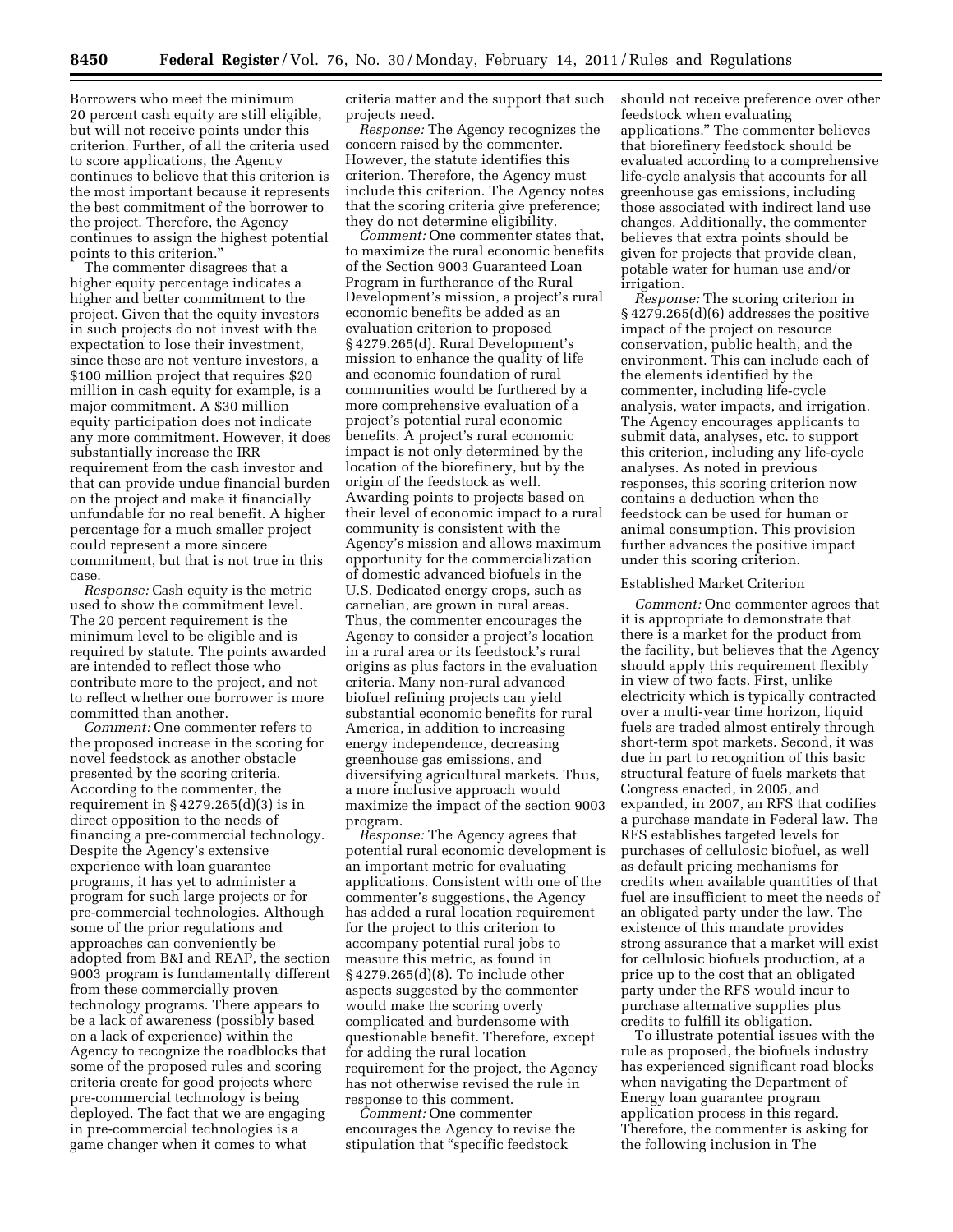Borrowers who meet the minimum 20 percent cash equity are still eligible, but will not receive points under this criterion. Further, of all the criteria used to score applications, the Agency continues to believe that this criterion is the most important because it represents the best commitment of the borrower to the project. Therefore, the Agency continues to assign the highest potential points to this criterion."

The commenter disagrees that a higher equity percentage indicates a higher and better commitment to the project. Given that the equity investors in such projects do not invest with the expectation to lose their investment, since these are not venture investors, a $100 million project that requires $20 million in cash equity for example, is a major commitment. A $30 million equity participation does not indicate any more commitment. However, it does substantially increase the IRR requirement from the cash investor and that can provide undue financial burden on the project and make it financially unfundable for no real benefit. A higher percentage for a much smaller project could represent a more sincere commitment, but that is not true in this case.

*Response:* Cash equity is the metric used to show the commitment level. The 20 percent requirement is the minimum level to be eligible and is required by statute. The points awarded are intended to reflect those who contribute more to the project, and not to reflect whether one borrower is more committed than another.

*Comment:* One commenter refers to the proposed increase in the scoring for novel feedstock as another obstacle presented by the scoring criteria. According to the commenter, the requirement in § 4279.265(d)(3) is in direct opposition to the needs of financing a pre-commercial technology. Despite the Agency's extensive experience with loan guarantee programs, it has yet to administer a program for such large projects or for pre-commercial technologies. Although some of the prior regulations and approaches can conveniently be adopted from B&I and REAP, the section 9003 program is fundamentally different from these commercially proven technology programs. There appears to be a lack of awareness (possibly based on a lack of experience) within the Agency to recognize the roadblocks that some of the proposed rules and scoring criteria create for good projects where pre-commercial technology is being deployed. The fact that we are engaging in pre-commercial technologies is a game changer when it comes to what criteria matter and the support that such projects need.

*Response:* The Agency recognizes the concern raised by the commenter. However, the statute identifies this criterion. Therefore, the Agency must include this criterion. The Agency notes that the scoring criteria give preference; they do not determine eligibility.

*Comment:* One commenter states that, to maximize the rural economic benefits of the Section 9003 Guaranteed Loan Program in furtherance of the Rural Development's mission, a project's rural economic benefits be added as an evaluation criterion to proposed § 4279.265(d). Rural Development's mission to enhance the quality of life and economic foundation of rural communities would be furthered by a more comprehensive evaluation of a project's potential rural economic benefits. A project's rural economic impact is not only determined by the location of the biorefinery, but by the origin of the feedstock as well. Awarding points to projects based on their level of economic impact to a rural community is consistent with the Agency's mission and allows maximum opportunity for the commercialization of domestic advanced biofuels in the U.S. Dedicated energy crops, such as carnelian, are grown in rural areas. Thus, the commenter encourages the Agency to consider a project's location in a rural area or its feedstock's rural origins as plus factors in the evaluation criteria. Many non-rural advanced biofuel refining projects can yield substantial economic benefits for rural America, in addition to increasing energy independence, decreasing greenhouse gas emissions, and diversifying agricultural markets. Thus, a more inclusive approach would maximize the impact of the section 9003 program.

*Response:* The Agency agrees that potential rural economic development is an important metric for evaluating applications. Consistent with one of the commenter's suggestions, the Agency has added a rural location requirement for the project to this criterion to accompany potential rural jobs to measure this metric, as found in § 4279.265(d)(8). To include other aspects suggested by the commenter would make the scoring overly complicated and burdensome with questionable benefit. Therefore, except for adding the rural location requirement for the project, the Agency has not otherwise revised the rule in response to this comment.

*Comment:* One commenter encourages the Agency to revise the stipulation that "specific feedstock should not receive preference over other feedstock when evaluating applications." The commenter believes that biorefinery feedstock should be evaluated according to a comprehensive life-cycle analysis that accounts for all greenhouse gas emissions, including those associated with indirect land use changes. Additionally, the commenter believes that extra points should be given for projects that provide clean, potable water for human use and/or irrigation.

*Response:* The scoring criterion in § 4279.265(d)(6) addresses the positive impact of the project on resource conservation, public health, and the environment. This can include each of the elements identified by the commenter, including life-cycle analysis, water impacts, and irrigation. The Agency encourages applicants to submit data, analyses, etc. to support this criterion, including any life-cycle analyses. As noted in previous responses, this scoring criterion now contains a deduction when the feedstock can be used for human or animal consumption. This provision further advances the positive impact under this scoring criterion.

Established Market Criterion

*Comment:* One commenter agrees that it is appropriate to demonstrate that there is a market for the product from the facility, but believes that the Agency should apply this requirement flexibly in view of two facts. First, unlike electricity which is typically contracted over a multi-year time horizon, liquid fuels are traded almost entirely through short-term spot markets. Second, it was due in part to recognition of this basic structural feature of fuels markets that Congress enacted, in 2005, and expanded, in 2007, an RFS that codifies a purchase mandate in Federal law. The RFS establishes targeted levels for purchases of cellulosic biofuel, as well as default pricing mechanisms for credits when available quantities of that fuel are insufficient to meet the needs of an obligated party under the law. The existence of this mandate provides strong assurance that a market will exist for cellulosic biofuels production, at a price up to the cost that an obligated party under the RFS would incur to purchase alternative supplies plus credits to fulfill its obligation.

To illustrate potential issues with the rule as proposed, the biofuels industry has experienced significant road blocks when navigating the Department of Energy loan guarantee program application process in this regard. Therefore, the commenter is asking for the following inclusion in The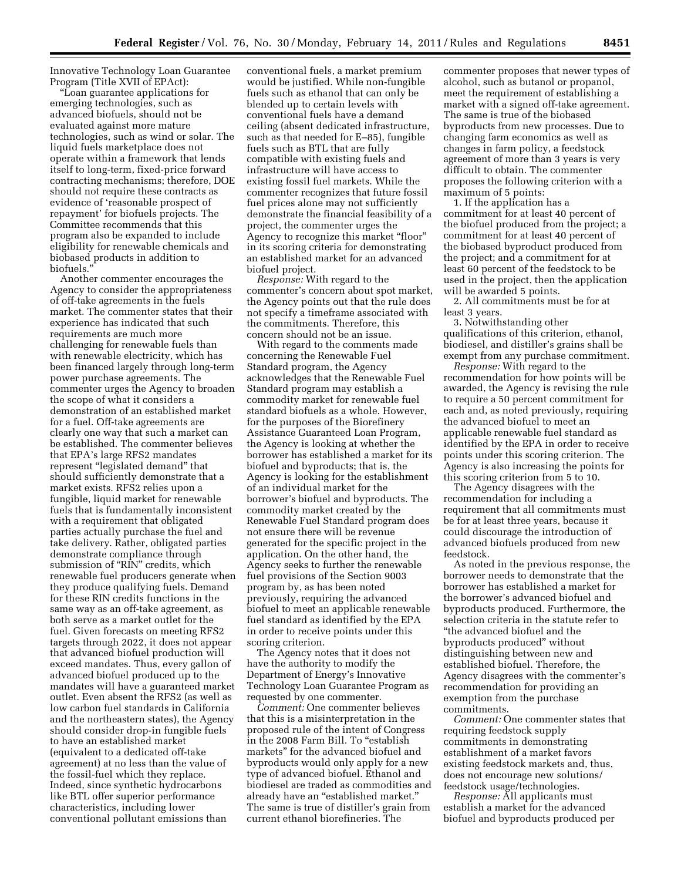Innovative Technology Loan Guarantee Program (Title XVII of EPAct):

"Loan guarantee applications for emerging technologies, such as advanced biofuels, should not be evaluated against more mature technologies, such as wind or solar. The liquid fuels marketplace does not operate within a framework that lends itself to long-term, fixed-price forward contracting mechanisms; therefore, DOE should not require these contracts as evidence of 'reasonable prospect of repayment' for biofuels projects. The Committee recommends that this program also be expanded to include eligibility for renewable chemicals and biobased products in addition to biofuels."

Another commenter encourages the Agency to consider the appropriateness of off-take agreements in the fuels market. The commenter states that their experience has indicated that such requirements are much more challenging for renewable fuels than with renewable electricity, which has been financed largely through long-term power purchase agreements. The commenter urges the Agency to broaden the scope of what it considers a demonstration of an established market for a fuel. Off-take agreements are clearly one way that such a market can be established. The commenter believes that EPA's large RFS2 mandates represent "legislated demand" that should sufficiently demonstrate that a market exists. RFS2 relies upon a fungible, liquid market for renewable fuels that is fundamentally inconsistent with a requirement that obligated parties actually purchase the fuel and take delivery. Rather, obligated parties demonstrate compliance through submission of "RIN" credits, which renewable fuel producers generate when they produce qualifying fuels. Demand for these RIN credits functions in the same way as an off-take agreement, as both serve as a market outlet for the fuel. Given forecasts on meeting RFS2 targets through 2022, it does not appear that advanced biofuel production will exceed mandates. Thus, every gallon of advanced biofuel produced up to the mandates will have a guaranteed market outlet. Even absent the RFS2 (as well as low carbon fuel standards in California and the northeastern states), the Agency should consider drop-in fungible fuels to have an established market (equivalent to a dedicated off-take agreement) at no less than the value of the fossil-fuel which they replace. Indeed, since synthetic hydrocarbons like BTL offer superior performance characteristics, including lower conventional pollutant emissions than conventional fuels, a market premium would be justified. While non-fungible fuels such as ethanol that can only be blended up to certain levels with conventional fuels have a demand ceiling (absent dedicated infrastructure, such as that needed for E–85), fungible fuels such as BTL that are fully compatible with existing fuels and infrastructure will have access to existing fossil fuel markets. While the commenter recognizes that future fossil fuel prices alone may not sufficiently demonstrate the financial feasibility of a project, the commenter urges the Agency to recognize this market "floor" in its scoring criteria for demonstrating an established market for an advanced biofuel project.

*Response:* With regard to the commenter's concern about spot market, the Agency points out that the rule does not specify a timeframe associated with the commitments. Therefore, this concern should not be an issue.

With regard to the comments made concerning the Renewable Fuel Standard program, the Agency acknowledges that the Renewable Fuel Standard program may establish a commodity market for renewable fuel standard biofuels as a whole. However, for the purposes of the Biorefinery Assistance Guaranteed Loan Program, the Agency is looking at whether the borrower has established a market for its biofuel and byproducts; that is, the Agency is looking for the establishment of an individual market for the borrower's biofuel and byproducts. The commodity market created by the Renewable Fuel Standard program does not ensure there will be revenue generated for the specific project in the application. On the other hand, the Agency seeks to further the renewable fuel provisions of the Section 9003 program by, as has been noted previously, requiring the advanced biofuel to meet an applicable renewable fuel standard as identified by the EPA in order to receive points under this scoring criterion.

The Agency notes that it does not have the authority to modify the Department of Energy's Innovative Technology Loan Guarantee Program as requested by one commenter.

*Comment:* One commenter believes that this is a misinterpretation in the proposed rule of the intent of Congress in the 2008 Farm Bill. To "establish markets" for the advanced biofuel and byproducts would only apply for a new type of advanced biofuel. Ethanol and biodiesel are traded as commodities and already have an "established market." The same is true of distiller's grain from current ethanol biorefineries. The commenter proposes that newer types of alcohol, such as butanol or propanol, meet the requirement of establishing a market with a signed off-take agreement. The same is true of the biobased byproducts from new processes. Due to changing farm economics as well as changes in farm policy, a feedstock agreement of more than 3 years is very difficult to obtain. The commenter proposes the following criterion with a maximum of 5 points:

1. If the application has a commitment for at least 40 percent of the biofuel produced from the project; a commitment for at least 40 percent of the biobased byproduct produced from the project; and a commitment for at least 60 percent of the feedstock to be used in the project, then the application will be awarded 5 points.

2. All commitments must be for at least 3 years.

3. Notwithstanding other qualifications of this criterion, ethanol, biodiesel, and distiller's grains shall be exempt from any purchase commitment.

*Response:* With regard to the recommendation for how points will be awarded, the Agency is revising the rule to require a 50 percent commitment for each and, as noted previously, requiring the advanced biofuel to meet an applicable renewable fuel standard as identified by the EPA in order to receive points under this scoring criterion. The Agency is also increasing the points for this scoring criterion from 5 to 10.

The Agency disagrees with the recommendation for including a requirement that all commitments must be for at least three years, because it could discourage the introduction of advanced biofuels produced from new feedstock.

As noted in the previous response, the borrower needs to demonstrate that the borrower has established a market for the borrower's advanced biofuel and byproducts produced. Furthermore, the selection criteria in the statute refer to "the advanced biofuel and the byproducts produced" without distinguishing between new and established biofuel. Therefore, the Agency disagrees with the commenter's recommendation for providing an exemption from the purchase commitments.

*Comment:* One commenter states that requiring feedstock supply commitments in demonstrating establishment of a market favors existing feedstock markets and, thus, does not encourage new solutions/feedstock usage/technologies.

*Response:* All applicants must establish a market for the advanced biofuel and byproducts produced per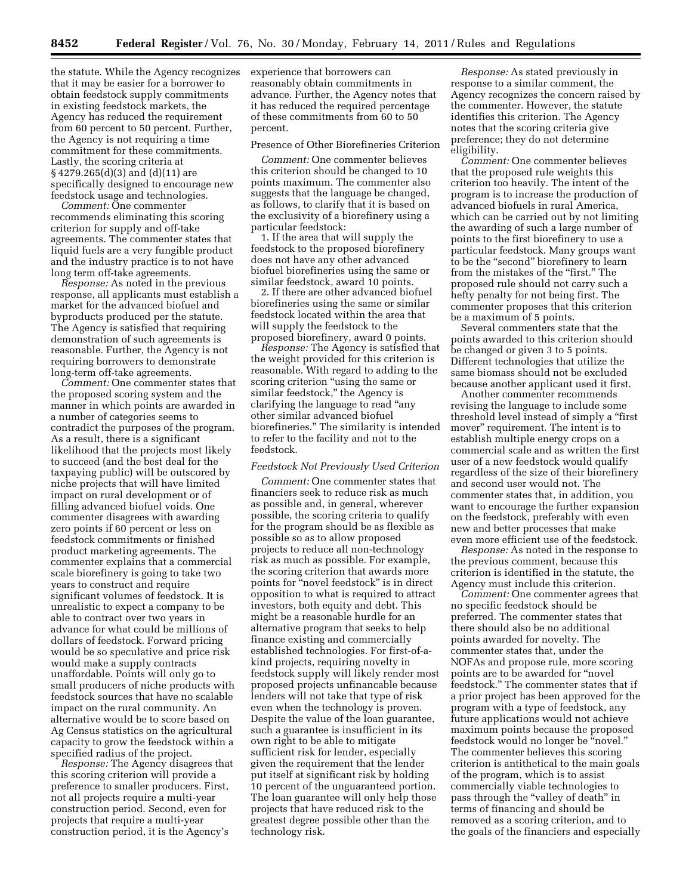the statute. While the Agency recognizes that it may be easier for a borrower to obtain feedstock supply commitments in existing feedstock markets, the Agency has reduced the requirement from 60 percent to 50 percent. Further, the Agency is not requiring a time commitment for these commitments. Lastly, the scoring criteria at § 4279.265(d)(3) and (d)(11) are specifically designed to encourage new feedstock usage and technologies.

*Comment:* One commenter recommends eliminating this scoring criterion for supply and off-take agreements. The commenter states that liquid fuels are a very fungible product and the industry practice is to not have long term off-take agreements.

*Response:* As noted in the previous response, all applicants must establish a market for the advanced biofuel and byproducts produced per the statute. The Agency is satisfied that requiring demonstration of such agreements is reasonable. Further, the Agency is not requiring borrowers to demonstrate long-term off-take agreements.

*Comment:* One commenter states that the proposed scoring system and the manner in which points are awarded in a number of categories seems to contradict the purposes of the program. As a result, there is a significant likelihood that the projects most likely to succeed (and the best deal for the taxpaying public) will be outscored by niche projects that will have limited impact on rural development or of filling advanced biofuel voids. One commenter disagrees with awarding zero points if 60 percent or less on feedstock commitments or finished product marketing agreements. The commenter explains that a commercial scale biorefinery is going to take two years to construct and require significant volumes of feedstock. It is unrealistic to expect a company to be able to contract over two years in advance for what could be millions of dollars of feedstock. Forward pricing would be so speculative and price risk would make a supply contracts unaffordable. Points will only go to small producers of niche products with feedstock sources that have no scalable impact on the rural community. An alternative would be to score based on Ag Census statistics on the agricultural capacity to grow the feedstock within a specified radius of the project.

*Response:* The Agency disagrees that this scoring criterion will provide a preference to smaller producers. First, not all projects require a multi-year construction period. Second, even for projects that require a multi-year construction period, it is the Agency's experience that borrowers can reasonably obtain commitments in advance. Further, the Agency notes that it has reduced the required percentage of these commitments from 60 to 50 percent.

Presence of Other Biorefineries Criterion

*Comment:* One commenter believes this criterion should be changed to 10 points maximum. The commenter also suggests that the language be changed, as follows, to clarify that it is based on the exclusivity of a biorefinery using a particular feedstock:

1. If the area that will supply the feedstock to the proposed biorefinery does not have any other advanced biofuel biorefineries using the same or similar feedstock, award 10 points.

2. If there are other advanced biofuel biorefineries using the same or similar feedstock located within the area that will supply the feedstock to the proposed biorefinery, award 0 points.

*Response:* The Agency is satisfied that the weight provided for this criterion is reasonable. With regard to adding to the scoring criterion "using the same or similar feedstock," the Agency is clarifying the language to read "any other similar advanced biofuel biorefineries." The similarity is intended to refer to the facility and not to the feedstock.

*Feedstock Not Previously Used Criterion*

*Comment:* One commenter states that financiers seek to reduce risk as much as possible and, in general, wherever possible, the scoring criteria to qualify for the program should be as flexible as possible so as to allow proposed projects to reduce all non-technology risk as much as possible. For example, the scoring criterion that awards more points for "novel feedstock" is in direct opposition to what is required to attract investors, both equity and debt. This might be a reasonable hurdle for an alternative program that seeks to help finance existing and commercially established technologies. For first-of-a-kind projects, requiring novelty in feedstock supply will likely render most proposed projects unfinancable because lenders will not take that type of risk even when the technology is proven. Despite the value of the loan guarantee, such a guarantee is insufficient in its own right to be able to mitigate sufficient risk for lender, especially given the requirement that the lender put itself at significant risk by holding 10 percent of the unguaranteed portion. The loan guarantee will only help those projects that have reduced risk to the greatest degree possible other than the technology risk.

*Response:* As stated previously in response to a similar comment, the Agency recognizes the concern raised by the commenter. However, the statute identifies this criterion. The Agency notes that the scoring criteria give preference; they do not determine eligibility.

*Comment:* One commenter believes that the proposed rule weights this criterion too heavily. The intent of the program is to increase the production of advanced biofuels in rural America, which can be carried out by not limiting the awarding of such a large number of points to the first biorefinery to use a particular feedstock. Many groups want to be the "second" biorefinery to learn from the mistakes of the "first." The proposed rule should not carry such a hefty penalty for not being first. The commenter proposes that this criterion be a maximum of 5 points.

Several commenters state that the points awarded to this criterion should be changed or given 3 to 5 points. Different technologies that utilize the same biomass should not be excluded because another applicant used it first.

Another commenter recommends revising the language to include some threshold level instead of simply a "first mover" requirement. The intent is to establish multiple energy crops on a commercial scale and as written the first user of a new feedstock would qualify regardless of the size of their biorefinery and second user would not. The commenter states that, in addition, you want to encourage the further expansion on the feedstock, preferably with even new and better processes that make even more efficient use of the feedstock.

*Response:* As noted in the response to the previous comment, because this criterion is identified in the statute, the Agency must include this criterion.

*Comment:* One commenter agrees that no specific feedstock should be preferred. The commenter states that there should also be no additional points awarded for novelty. The commenter states that, under the NOFAs and propose rule, more scoring points are to be awarded for "novel feedstock." The commenter states that if a prior project has been approved for the program with a type of feedstock, any future applications would not achieve maximum points because the proposed feedstock would no longer be "novel." The commenter believes this scoring criterion is antithetical to the main goals of the program, which is to assist commercially viable technologies to pass through the "valley of death" in terms of financing and should be removed as a scoring criterion, and to the goals of the financiers and especially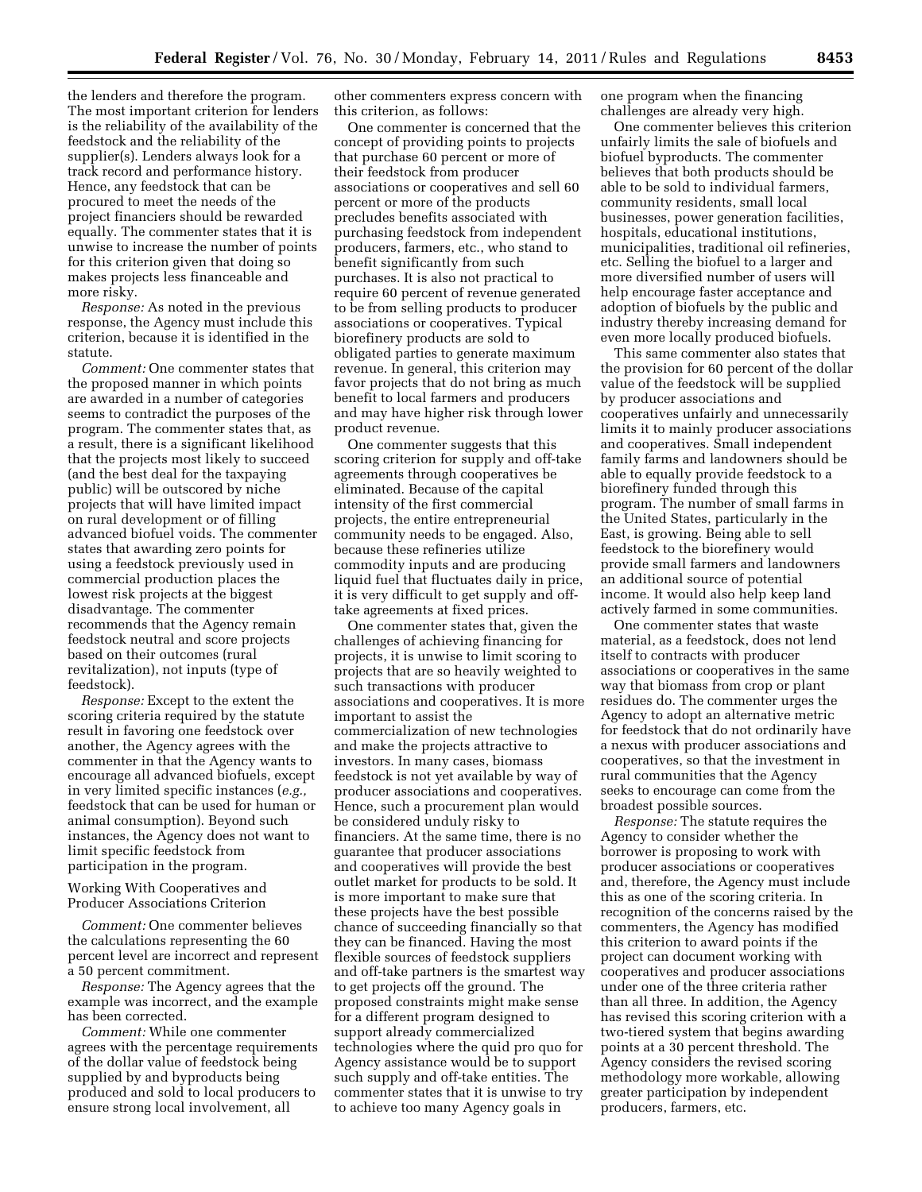the lenders and therefore the program. The most important criterion for lenders is the reliability of the availability of the feedstock and the reliability of the supplier(s). Lenders always look for a track record and performance history. Hence, any feedstock that can be procured to meet the needs of the project financiers should be rewarded equally. The commenter states that it is unwise to increase the number of points for this criterion given that doing so makes projects less financeable and more risky.

*Response:* As noted in the previous response, the Agency must include this criterion, because it is identified in the statute.

*Comment:* One commenter states that the proposed manner in which points are awarded in a number of categories seems to contradict the purposes of the program. The commenter states that, as a result, there is a significant likelihood that the projects most likely to succeed (and the best deal for the taxpaying public) will be outscored by niche projects that will have limited impact on rural development or of filling advanced biofuel voids. The commenter states that awarding zero points for using a feedstock previously used in commercial production places the lowest risk projects at the biggest disadvantage. The commenter recommends that the Agency remain feedstock neutral and score projects based on their outcomes (rural revitalization), not inputs (type of feedstock).

*Response:* Except to the extent the scoring criteria required by the statute result in favoring one feedstock over another, the Agency agrees with the commenter in that the Agency wants to encourage all advanced biofuels, except in very limited specific instances (*e.g.,* feedstock that can be used for human or animal consumption). Beyond such instances, the Agency does not want to limit specific feedstock from participation in the program.

Working With Cooperatives and Producer Associations Criterion

*Comment:* One commenter believes the calculations representing the 60 percent level are incorrect and represent a 50 percent commitment.

*Response:* The Agency agrees that the example was incorrect, and the example has been corrected.

*Comment:* While one commenter agrees with the percentage requirements of the dollar value of feedstock being supplied by and byproducts being produced and sold to local producers to ensure strong local involvement, all other commenters express concern with this criterion, as follows:

One commenter is concerned that the concept of providing points to projects that purchase 60 percent or more of their feedstock from producer associations or cooperatives and sell 60 percent or more of the products precludes benefits associated with purchasing feedstock from independent producers, farmers, etc., who stand to benefit significantly from such purchases. It is also not practical to require 60 percent of revenue generated to be from selling products to producer associations or cooperatives. Typical biorefinery products are sold to obligated parties to generate maximum revenue. In general, this criterion may favor projects that do not bring as much benefit to local farmers and producers and may have higher risk through lower product revenue.

One commenter suggests that this scoring criterion for supply and off-take agreements through cooperatives be eliminated. Because of the capital intensity of the first commercial projects, the entire entrepreneurial community needs to be engaged. Also, because these refineries utilize commodity inputs and are producing liquid fuel that fluctuates daily in price, it is very difficult to get supply and off-take agreements at fixed prices.

One commenter states that, given the challenges of achieving financing for projects, it is unwise to limit scoring to projects that are so heavily weighted to such transactions with producer associations and cooperatives. It is more important to assist the commercialization of new technologies and make the projects attractive to investors. In many cases, biomass feedstock is not yet available by way of producer associations and cooperatives. Hence, such a procurement plan would be considered unduly risky to financiers. At the same time, there is no guarantee that producer associations and cooperatives will provide the best outlet market for products to be sold. It is more important to make sure that these projects have the best possible chance of succeeding financially so that they can be financed. Having the most flexible sources of feedstock suppliers and off-take partners is the smartest way to get projects off the ground. The proposed constraints might make sense for a different program designed to support already commercialized technologies where the quid pro quo for Agency assistance would be to support such supply and off-take entities. The commenter states that it is unwise to try to achieve too many Agency goals in one program when the financing challenges are already very high.

One commenter believes this criterion unfairly limits the sale of biofuels and biofuel byproducts. The commenter believes that both products should be able to be sold to individual farmers, community residents, small local businesses, power generation facilities, hospitals, educational institutions, municipalities, traditional oil refineries, etc. Selling the biofuel to a larger and more diversified number of users will help encourage faster acceptance and adoption of biofuels by the public and industry thereby increasing demand for even more locally produced biofuels.

This same commenter also states that the provision for 60 percent of the dollar value of the feedstock will be supplied by producer associations and cooperatives unfairly and unnecessarily limits it to mainly producer associations and cooperatives. Small independent family farms and landowners should be able to equally provide feedstock to a biorefinery funded through this program. The number of small farms in the United States, particularly in the East, is growing. Being able to sell feedstock to the biorefinery would provide small farmers and landowners an additional source of potential income. It would also help keep land actively farmed in some communities.

One commenter states that waste material, as a feedstock, does not lend itself to contracts with producer associations or cooperatives in the same way that biomass from crop or plant residues do. The commenter urges the Agency to adopt an alternative metric for feedstock that do not ordinarily have a nexus with producer associations and cooperatives, so that the investment in rural communities that the Agency seeks to encourage can come from the broadest possible sources.

*Response:* The statute requires the Agency to consider whether the borrower is proposing to work with producer associations or cooperatives and, therefore, the Agency must include this as one of the scoring criteria. In recognition of the concerns raised by the commenters, the Agency has modified this criterion to award points if the project can document working with cooperatives and producer associations under one of the three criteria rather than all three. In addition, the Agency has revised this scoring criterion with a two-tiered system that begins awarding points at a 30 percent threshold. The Agency considers the revised scoring methodology more workable, allowing greater participation by independent producers, farmers, etc.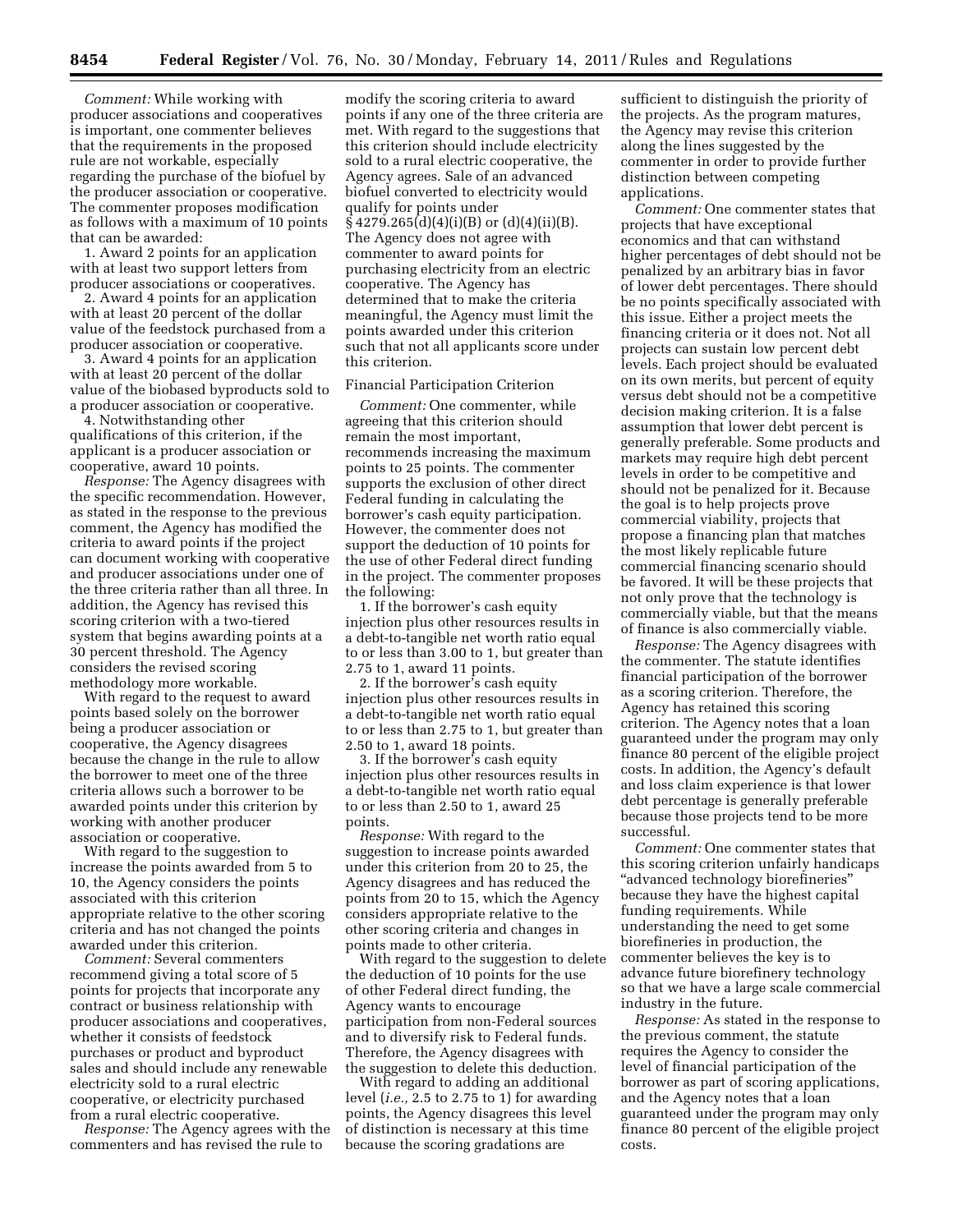*Comment:* While working with producer associations and cooperatives is important, one commenter believes that the requirements in the proposed rule are not workable, especially regarding the purchase of the biofuel by the producer association or cooperative. The commenter proposes modification as follows with a maximum of 10 points that can be awarded:

1. Award 2 points for an application with at least two support letters from producer associations or cooperatives.
2. Award 4 points for an application with at least 20 percent of the dollar value of the feedstock purchased from a producer association or cooperative.
3. Award 4 points for an application with at least 20 percent of the dollar value of the biobased byproducts sold to a producer association or cooperative.
4. Notwithstanding other qualifications of this criterion, if the applicant is a producer association or cooperative, award 10 points.

*Response:* The Agency disagrees with the specific recommendation. However, as stated in the response to the previous comment, the Agency has modified the criteria to award points if the project can document working with cooperative and producer associations under one of the three criteria rather than all three. In addition, the Agency has revised this scoring criterion with a two-tiered system that begins awarding points at a 30 percent threshold. The Agency considers the revised scoring methodology more workable.

With regard to the request to award points based solely on the borrower being a producer association or cooperative, the Agency disagrees because the change in the rule to allow the borrower to meet one of the three criteria allows such a borrower to be awarded points under this criterion by working with another producer association or cooperative.

With regard to the suggestion to increase the points awarded from 5 to 10, the Agency considers the points associated with this criterion appropriate relative to the other scoring criteria and has not changed the points awarded under this criterion.

*Comment:* Several commenters recommend giving a total score of 5 points for projects that incorporate any contract or business relationship with producer associations and cooperatives, whether it consists of feedstock purchases or product and byproduct sales and should include any renewable electricity sold to a rural electric cooperative, or electricity purchased from a rural electric cooperative.

*Response:* The Agency agrees with the commenters and has revised the rule to modify the scoring criteria to award points if any one of the three criteria are met. With regard to the suggestions that this criterion should include electricity sold to a rural electric cooperative, the Agency agrees. Sale of an advanced biofuel converted to electricity would qualify for points under § 4279.265(d)(4)(i)(B) or (d)(4)(ii)(B). The Agency does not agree with commenter to award points for purchasing electricity from an electric cooperative. The Agency has determined that to make the criteria meaningful, the Agency must limit the points awarded under this criterion such that not all applicants score under this criterion.

Financial Participation Criterion

*Comment:* One commenter, while agreeing that this criterion should remain the most important, recommends increasing the maximum points to 25 points. The commenter supports the exclusion of other direct Federal funding in calculating the borrower's cash equity participation. However, the commenter does not support the deduction of 10 points for the use of other Federal direct funding in the project. The commenter proposes the following:

1. If the borrower's cash equity injection plus other resources results in a debt-to-tangible net worth ratio equal to or less than 3.00 to 1, but greater than 2.75 to 1, award 11 points.
2. If the borrower's cash equity injection plus other resources results in a debt-to-tangible net worth ratio equal to or less than 2.75 to 1, but greater than 2.50 to 1, award 18 points.
3. If the borrower's cash equity injection plus other resources results in a debt-to-tangible net worth ratio equal to or less than 2.50 to 1, award 25 points.

*Response:* With regard to the suggestion to increase points awarded under this criterion from 20 to 25, the Agency disagrees and has reduced the points from 20 to 15, which the Agency considers appropriate relative to the other scoring criteria and changes in points made to other criteria.

With regard to the suggestion to delete the deduction of 10 points for the use of other Federal direct funding, the Agency wants to encourage participation from non-Federal sources and to diversify risk to Federal funds. Therefore, the Agency disagrees with the suggestion to delete this deduction.

With regard to adding an additional level (*i.e.,* 2.5 to 2.75 to 1) for awarding points, the Agency disagrees this level of distinction is necessary at this time because the scoring gradations are sufficient to distinguish the priority of the projects. As the program matures, the Agency may revise this criterion along the lines suggested by the commenter in order to provide further distinction between competing applications.

*Comment:* One commenter states that projects that have exceptional economics and that can withstand higher percentages of debt should not be penalized by an arbitrary bias in favor of lower debt percentages. There should be no points specifically associated with this issue. Either a project meets the financing criteria or it does not. Not all projects can sustain low percent debt levels. Each project should be evaluated on its own merits, but percent of equity versus debt should not be a competitive decision making criterion. It is a false assumption that lower debt percent is generally preferable. Some products and markets may require high debt percent levels in order to be competitive and should not be penalized for it. Because the goal is to help projects prove commercial viability, projects that propose a financing plan that matches the most likely replicable future commercial financing scenario should be favored. It will be these projects that not only prove that the technology is commercially viable, but that the means of finance is also commercially viable.

*Response:* The Agency disagrees with the commenter. The statute identifies financial participation of the borrower as a scoring criterion. Therefore, the Agency has retained this scoring criterion. The Agency notes that a loan guaranteed under the program may only finance 80 percent of the eligible project costs. In addition, the Agency's default and loss claim experience is that lower debt percentage is generally preferable because those projects tend to be more successful.

*Comment:* One commenter states that this scoring criterion unfairly handicaps "advanced technology biorefineries" because they have the highest capital funding requirements. While understanding the need to get some biorefineries in production, the commenter believes the key is to advance future biorefinery technology so that we have a large scale commercial industry in the future.

*Response:* As stated in the response to the previous comment, the statute requires the Agency to consider the level of financial participation of the borrower as part of scoring applications, and the Agency notes that a loan guaranteed under the program may only finance 80 percent of the eligible project costs.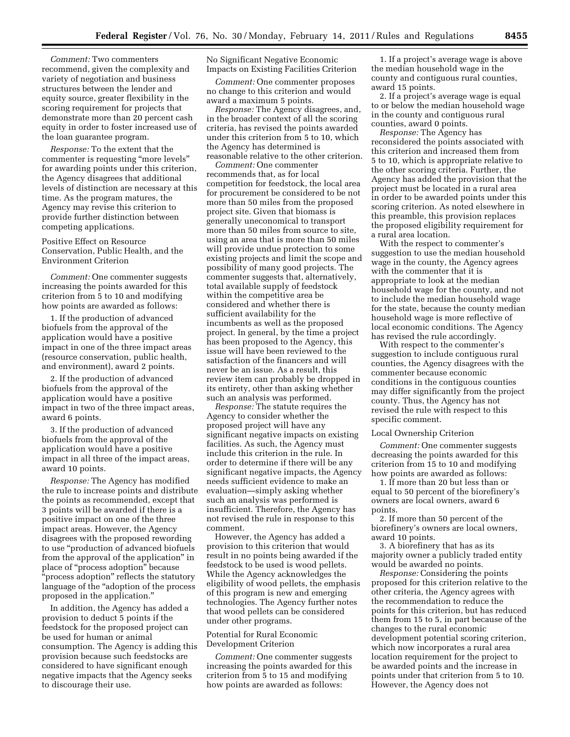*Comment:* Two commenters recommend, given the complexity and variety of negotiation and business structures between the lender and equity source, greater flexibility in the scoring requirement for projects that demonstrate more than 20 percent cash equity in order to foster increased use of the loan guarantee program.

*Response:* To the extent that the commenter is requesting "more levels" for awarding points under this criterion, the Agency disagrees that additional levels of distinction are necessary at this time. As the program matures, the Agency may revise this criterion to provide further distinction between competing applications.

Positive Effect on Resource Conservation, Public Health, and the Environment Criterion

*Comment:* One commenter suggests increasing the points awarded for this criterion from 5 to 10 and modifying how points are awarded as follows:

1. If the production of advanced biofuels from the approval of the application would have a positive impact in one of the three impact areas (resource conservation, public health, and environment), award 2 points.

2. If the production of advanced biofuels from the approval of the application would have a positive impact in two of the three impact areas, award 6 points.

3. If the production of advanced biofuels from the approval of the application would have a positive impact in all three of the impact areas, award 10 points.

*Response:* The Agency has modified the rule to increase points and distribute the points as recommended, except that 3 points will be awarded if there is a positive impact on one of the three impact areas. However, the Agency disagrees with the proposed rewording to use "production of advanced biofuels from the approval of the application" in place of "process adoption" because "process adoption" reflects the statutory language of the "adoption of the process proposed in the application."

In addition, the Agency has added a provision to deduct 5 points if the feedstock for the proposed project can be used for human or animal consumption. The Agency is adding this provision because such feedstocks are considered to have significant enough negative impacts that the Agency seeks to discourage their use.

No Significant Negative Economic Impacts on Existing Facilities Criterion

*Comment:* One commenter proposes no change to this criterion and would award a maximum 5 points.

*Response:* The Agency disagrees, and, in the broader context of all the scoring criteria, has revised the points awarded under this criterion from 5 to 10, which the Agency has determined is reasonable relative to the other criterion.

*Comment:* One commenter recommends that, as for local competition for feedstock, the local area for procurement be considered to be not more than 50 miles from the proposed project site. Given that biomass is generally uneconomical to transport more than 50 miles from source to site, using an area that is more than 50 miles will provide undue protection to some existing projects and limit the scope and possibility of many good projects. The commenter suggests that, alternatively, total available supply of feedstock within the competitive area be considered and whether there is sufficient availability for the incumbents as well as the proposed project. In general, by the time a project has been proposed to the Agency, this issue will have been reviewed to the satisfaction of the financers and will never be an issue. As a result, this review item can probably be dropped in its entirety, other than asking whether such an analysis was performed.

*Response:* The statute requires the Agency to consider whether the proposed project will have any significant negative impacts on existing facilities. As such, the Agency must include this criterion in the rule. In order to determine if there will be any significant negative impacts, the Agency needs sufficient evidence to make an evaluation—simply asking whether such an analysis was performed is insufficient. Therefore, the Agency has not revised the rule in response to this comment.

However, the Agency has added a provision to this criterion that would result in no points being awarded if the feedstock to be used is wood pellets. While the Agency acknowledges the eligibility of wood pellets, the emphasis of this program is new and emerging technologies. The Agency further notes that wood pellets can be considered under other programs.

Potential for Rural Economic Development Criterion

*Comment:* One commenter suggests increasing the points awarded for this criterion from 5 to 15 and modifying how points are awarded as follows:

1. If a project's average wage is above the median household wage in the county and contiguous rural counties, award 15 points.

2. If a project's average wage is equal to or below the median household wage in the county and contiguous rural counties, award 0 points.

*Response:* The Agency has reconsidered the points associated with this criterion and increased them from 5 to 10, which is appropriate relative to the other scoring criteria. Further, the Agency has added the provision that the project must be located in a rural area in order to be awarded points under this scoring criterion. As noted elsewhere in this preamble, this provision replaces the proposed eligibility requirement for a rural area location.

With the respect to commenter's suggestion to use the median household wage in the county, the Agency agrees with the commenter that it is appropriate to look at the median household wage for the county, and not to include the median household wage for the state, because the county median household wage is more reflective of local economic conditions. The Agency has revised the rule accordingly.

With respect to the commenter's suggestion to include contiguous rural counties, the Agency disagrees with the commenter because economic conditions in the contiguous counties may differ significantly from the project county. Thus, the Agency has not revised the rule with respect to this specific comment.

Local Ownership Criterion

*Comment:* One commenter suggests decreasing the points awarded for this criterion from 15 to 10 and modifying how points are awarded as follows:

1. If more than 20 but less than or equal to 50 percent of the biorefinery's owners are local owners, award 6 points.

2. If more than 50 percent of the biorefinery's owners are local owners, award 10 points.

3. A biorefinery that has as its majority owner a publicly traded entity would be awarded no points.

*Response:* Considering the points proposed for this criterion relative to the other criteria, the Agency agrees with the recommendation to reduce the points for this criterion, but has reduced them from 15 to 5, in part because of the changes to the rural economic development potential scoring criterion, which now incorporates a rural area location requirement for the project to be awarded points and the increase in points under that criterion from 5 to 10. However, the Agency does not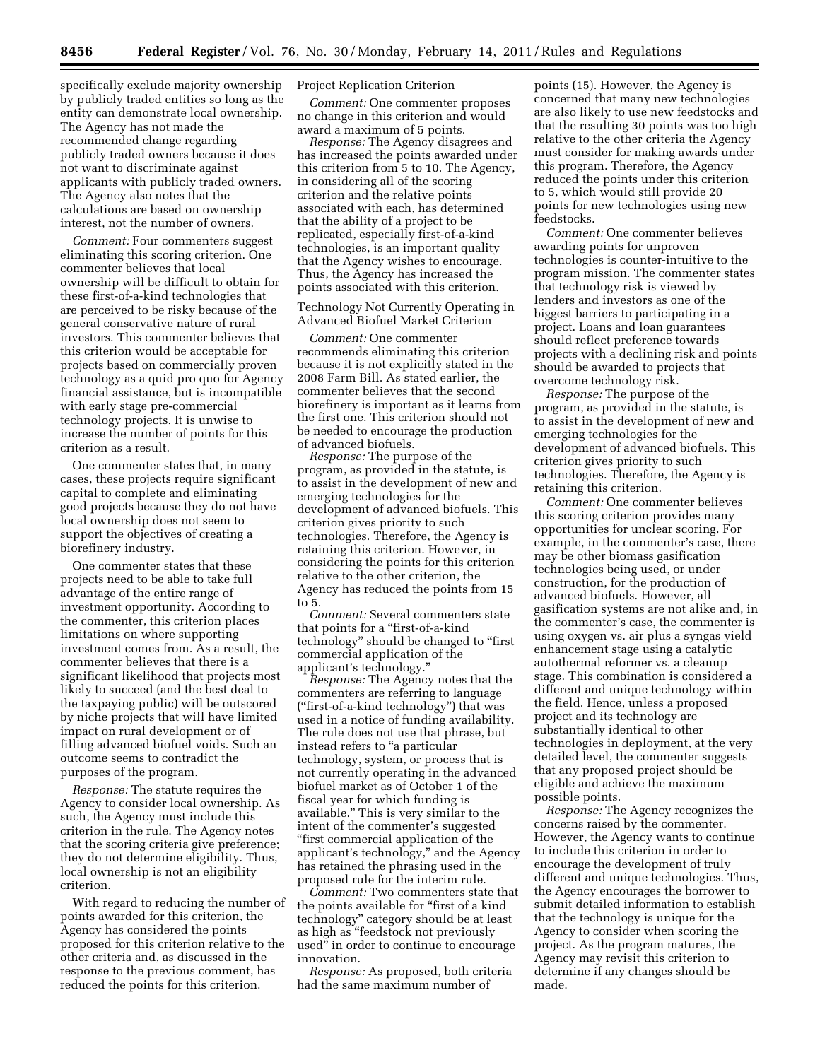specifically exclude majority ownership by publicly traded entities so long as the entity can demonstrate local ownership. The Agency has not made the recommended change regarding publicly traded owners because it does not want to discriminate against applicants with publicly traded owners. The Agency also notes that the calculations are based on ownership interest, not the number of owners.

*Comment:* Four commenters suggest eliminating this scoring criterion. One commenter believes that local ownership will be difficult to obtain for these first-of-a-kind technologies that are perceived to be risky because of the general conservative nature of rural investors. This commenter believes that this criterion would be acceptable for projects based on commercially proven technology as a quid pro quo for Agency financial assistance, but is incompatible with early stage pre-commercial technology projects. It is unwise to increase the number of points for this criterion as a result.

One commenter states that, in many cases, these projects require significant capital to complete and eliminating good projects because they do not have local ownership does not seem to support the objectives of creating a biorefinery industry.

One commenter states that these projects need to be able to take full advantage of the entire range of investment opportunity. According to the commenter, this criterion places limitations on where supporting investment comes from. As a result, the commenter believes that there is a significant likelihood that projects most likely to succeed (and the best deal to the taxpaying public) will be outscored by niche projects that will have limited impact on rural development or of filling advanced biofuel voids. Such an outcome seems to contradict the purposes of the program.

*Response:* The statute requires the Agency to consider local ownership. As such, the Agency must include this criterion in the rule. The Agency notes that the scoring criteria give preference; they do not determine eligibility. Thus, local ownership is not an eligibility criterion.

With regard to reducing the number of points awarded for this criterion, the Agency has considered the points proposed for this criterion relative to the other criteria and, as discussed in the response to the previous comment, has reduced the points for this criterion.

Project Replication Criterion

*Comment:* One commenter proposes no change in this criterion and would award a maximum of 5 points.

*Response:* The Agency disagrees and has increased the points awarded under this criterion from 5 to 10. The Agency, in considering all of the scoring criterion and the relative points associated with each, has determined that the ability of a project to be replicated, especially first-of-a-kind technologies, is an important quality that the Agency wishes to encourage. Thus, the Agency has increased the points associated with this criterion.

Technology Not Currently Operating in Advanced Biofuel Market Criterion

*Comment:* One commenter recommends eliminating this criterion because it is not explicitly stated in the 2008 Farm Bill. As stated earlier, the commenter believes that the second biorefinery is important as it learns from the first one. This criterion should not be needed to encourage the production of advanced biofuels.

*Response:* The purpose of the program, as provided in the statute, is to assist in the development of new and emerging technologies for the development of advanced biofuels. This criterion gives priority to such technologies. Therefore, the Agency is retaining this criterion. However, in considering the points for this criterion relative to the other criterion, the Agency has reduced the points from 15 to 5.

*Comment:* Several commenters state that points for a "first-of-a-kind technology" should be changed to "first commercial application of the applicant's technology."

*Response:* The Agency notes that the commenters are referring to language ("first-of-a-kind technology") that was used in a notice of funding availability. The rule does not use that phrase, but instead refers to "a particular technology, system, or process that is not currently operating in the advanced biofuel market as of October 1 of the fiscal year for which funding is available." This is very similar to the intent of the commenter's suggested "first commercial application of the applicant's technology," and the Agency has retained the phrasing used in the proposed rule for the interim rule.

*Comment:* Two commenters state that the points available for "first of a kind technology" category should be at least as high as "feedstock not previously used" in order to continue to encourage innovation.

*Response:* As proposed, both criteria had the same maximum number of points (15). However, the Agency is concerned that many new technologies are also likely to use new feedstocks and that the resulting 30 points was too high relative to the other criteria the Agency must consider for making awards under this program. Therefore, the Agency reduced the points under this criterion to 5, which would still provide 20 points for new technologies using new feedstocks.

*Comment:* One commenter believes awarding points for unproven technologies is counter-intuitive to the program mission. The commenter states that technology risk is viewed by lenders and investors as one of the biggest barriers to participating in a project. Loans and loan guarantees should reflect preference towards projects with a declining risk and points should be awarded to projects that overcome technology risk.

*Response:* The purpose of the program, as provided in the statute, is to assist in the development of new and emerging technologies for the development of advanced biofuels. This criterion gives priority to such technologies. Therefore, the Agency is retaining this criterion.

*Comment:* One commenter believes this scoring criterion provides many opportunities for unclear scoring. For example, in the commenter's case, there may be other biomass gasification technologies being used, or under construction, for the production of advanced biofuels. However, all gasification systems are not alike and, in the commenter's case, the commenter is using oxygen vs. air plus a syngas yield enhancement stage using a catalytic autothermal reformer vs. a cleanup stage. This combination is considered a different and unique technology within the field. Hence, unless a proposed project and its technology are substantially identical to other technologies in deployment, at the very detailed level, the commenter suggests that any proposed project should be eligible and achieve the maximum possible points.

*Response:* The Agency recognizes the concerns raised by the commenter. However, the Agency wants to continue to include this criterion in order to encourage the development of truly different and unique technologies. Thus, the Agency encourages the borrower to submit detailed information to establish that the technology is unique for the Agency to consider when scoring the project. As the program matures, the Agency may revisit this criterion to determine if any changes should be made.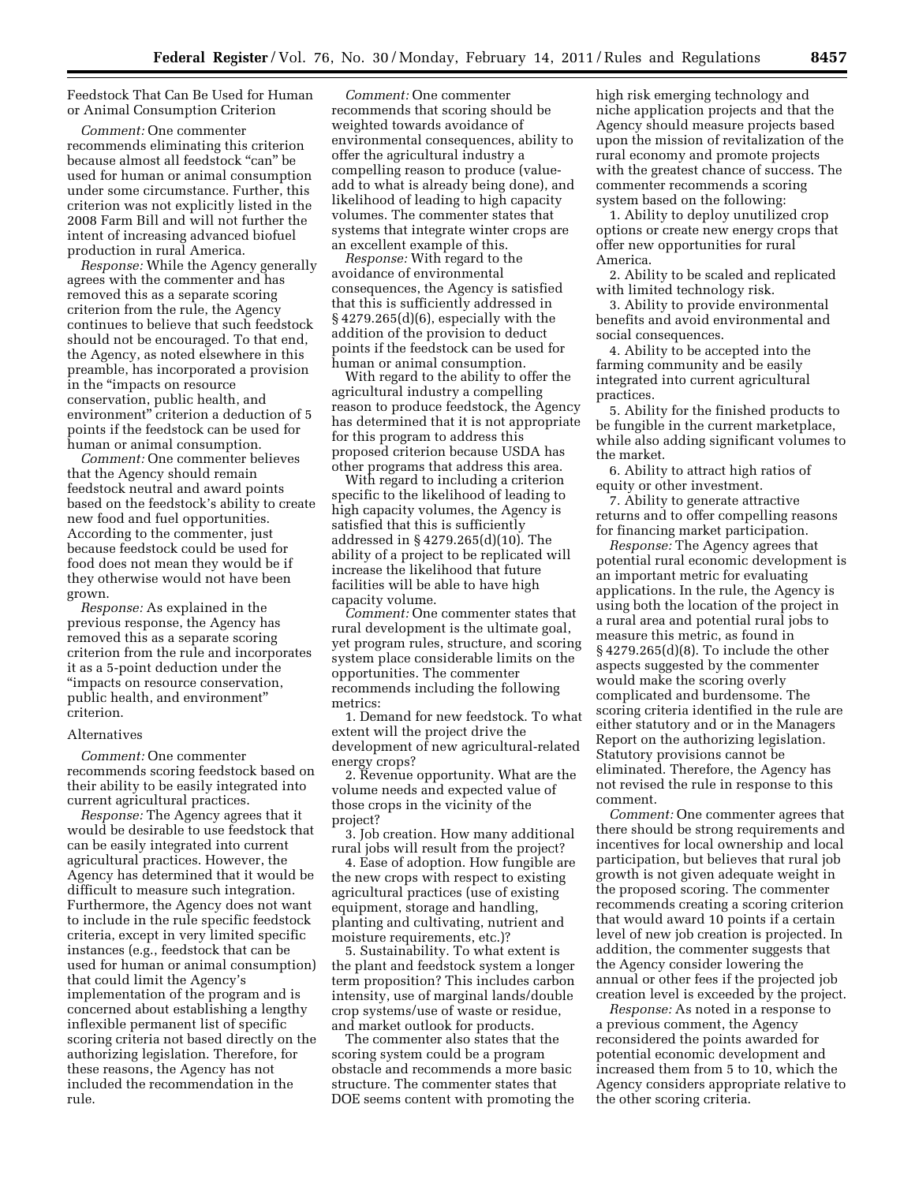Feedstock That Can Be Used for Human or Animal Consumption Criterion

*Comment:* One commenter recommends eliminating this criterion because almost all feedstock "can" be used for human or animal consumption under some circumstance. Further, this criterion was not explicitly listed in the 2008 Farm Bill and will not further the intent of increasing advanced biofuel production in rural America.

*Response:* While the Agency generally agrees with the commenter and has removed this as a separate scoring criterion from the rule, the Agency continues to believe that such feedstock should not be encouraged. To that end, the Agency, as noted elsewhere in this preamble, has incorporated a provision in the "impacts on resource conservation, public health, and environment" criterion a deduction of 5 points if the feedstock can be used for human or animal consumption.

*Comment:* One commenter believes that the Agency should remain feedstock neutral and award points based on the feedstock's ability to create new food and fuel opportunities. According to the commenter, just because feedstock could be used for food does not mean they would be if they otherwise would not have been grown.

*Response:* As explained in the previous response, the Agency has removed this as a separate scoring criterion from the rule and incorporates it as a 5-point deduction under the "impacts on resource conservation, public health, and environment" criterion.

Alternatives

*Comment:* One commenter recommends scoring feedstock based on their ability to be easily integrated into current agricultural practices.

*Response:* The Agency agrees that it would be desirable to use feedstock that can be easily integrated into current agricultural practices. However, the Agency has determined that it would be difficult to measure such integration. Furthermore, the Agency does not want to include in the rule specific feedstock criteria, except in very limited specific instances (e.g., feedstock that can be used for human or animal consumption) that could limit the Agency's implementation of the program and is concerned about establishing a lengthy inflexible permanent list of specific scoring criteria not based directly on the authorizing legislation. Therefore, for these reasons, the Agency has not included the recommendation in the rule.

*Comment:* One commenter recommends that scoring should be weighted towards avoidance of environmental consequences, ability to offer the agricultural industry a compelling reason to produce (value-add to what is already being done), and likelihood of leading to high capacity volumes. The commenter states that systems that integrate winter crops are an excellent example of this.

*Response:* With regard to the avoidance of environmental consequences, the Agency is satisfied that this is sufficiently addressed in § 4279.265(d)(6), especially with the addition of the provision to deduct points if the feedstock can be used for human or animal consumption.

With regard to the ability to offer the agricultural industry a compelling reason to produce feedstock, the Agency has determined that it is not appropriate for this program to address this proposed criterion because USDA has other programs that address this area.

With regard to including a criterion specific to the likelihood of leading to high capacity volumes, the Agency is satisfied that this is sufficiently addressed in § 4279.265(d)(10). The ability of a project to be replicated will increase the likelihood that future facilities will be able to have high capacity volume.

*Comment:* One commenter states that rural development is the ultimate goal, yet program rules, structure, and scoring system place considerable limits on the opportunities. The commenter recommends including the following metrics:

1. Demand for new feedstock. To what extent will the project drive the development of new agricultural-related energy crops?
2. Revenue opportunity. What are the volume needs and expected value of those crops in the vicinity of the project?
3. Job creation. How many additional rural jobs will result from the project?
4. Ease of adoption. How fungible are the new crops with respect to existing agricultural practices (use of existing equipment, storage and handling, planting and cultivating, nutrient and moisture requirements, etc.)?
5. Sustainability. To what extent is the plant and feedstock system a longer term proposition? This includes carbon intensity, use of marginal lands/double crop systems/use of waste or residue, and market outlook for products.

The commenter also states that the scoring system could be a program obstacle and recommends a more basic structure. The commenter states that DOE seems content with promoting the high risk emerging technology and niche application projects and that the Agency should measure projects based upon the mission of revitalization of the rural economy and promote projects with the greatest chance of success. The commenter recommends a scoring system based on the following:

1. Ability to deploy unutilized crop options or create new energy crops that offer new opportunities for rural America.
2. Ability to be scaled and replicated with limited technology risk.
3. Ability to provide environmental benefits and avoid environmental and social consequences.
4. Ability to be accepted into the farming community and be easily integrated into current agricultural practices.
5. Ability for the finished products to be fungible in the current marketplace, while also adding significant volumes to the market.
6. Ability to attract high ratios of equity or other investment.
7. Ability to generate attractive returns and to offer compelling reasons for financing market participation.

*Response:* The Agency agrees that potential rural economic development is an important metric for evaluating applications. In the rule, the Agency is using both the location of the project in a rural area and potential rural jobs to measure this metric, as found in § 4279.265(d)(8). To include the other aspects suggested by the commenter would make the scoring overly complicated and burdensome. The scoring criteria identified in the rule are either statutory and or in the Managers Report on the authorizing legislation. Statutory provisions cannot be eliminated. Therefore, the Agency has not revised the rule in response to this comment.

*Comment:* One commenter agrees that there should be strong requirements and incentives for local ownership and local participation, but believes that rural job growth is not given adequate weight in the proposed scoring. The commenter recommends creating a scoring criterion that would award 10 points if a certain level of new job creation is projected. In addition, the commenter suggests that the Agency consider lowering the annual or other fees if the projected job creation level is exceeded by the project.

*Response:* As noted in a response to a previous comment, the Agency reconsidered the points awarded for potential economic development and increased them from 5 to 10, which the Agency considers appropriate relative to the other scoring criteria.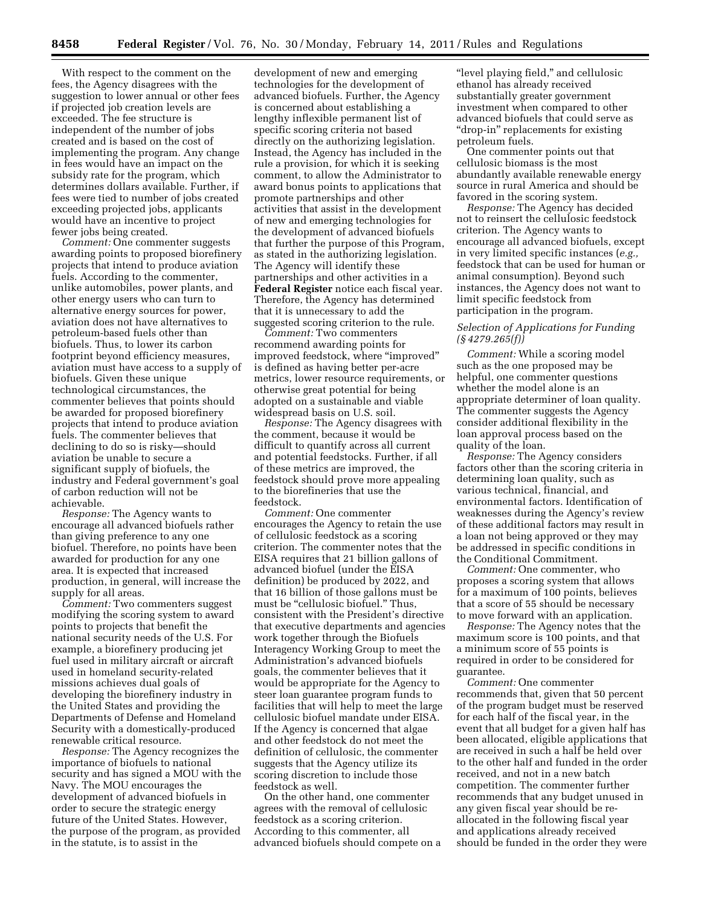With respect to the comment on the fees, the Agency disagrees with the suggestion to lower annual or other fees if projected job creation levels are exceeded. The fee structure is independent of the number of jobs created and is based on the cost of implementing the program. Any change in fees would have an impact on the subsidy rate for the program, which determines dollars available. Further, if fees were tied to number of jobs created exceeding projected jobs, applicants would have an incentive to project fewer jobs being created.

*Comment:* One commenter suggests awarding points to proposed biorefinery projects that intend to produce aviation fuels. According to the commenter, unlike automobiles, power plants, and other energy users who can turn to alternative energy sources for power, aviation does not have alternatives to petroleum-based fuels other than biofuels. Thus, to lower its carbon footprint beyond efficiency measures, aviation must have access to a supply of biofuels. Given these unique technological circumstances, the commenter believes that points should be awarded for proposed biorefinery projects that intend to produce aviation fuels. The commenter believes that declining to do so is risky—should aviation be unable to secure a significant supply of biofuels, the industry and Federal government's goal of carbon reduction will not be achievable.

*Response:* The Agency wants to encourage all advanced biofuels rather than giving preference to any one biofuel. Therefore, no points have been awarded for production for any one area. It is expected that increased production, in general, will increase the supply for all areas.

*Comment:* Two commenters suggest modifying the scoring system to award points to projects that benefit the national security needs of the U.S. For example, a biorefinery producing jet fuel used in military aircraft or aircraft used in homeland security-related missions achieves dual goals of developing the biorefinery industry in the United States and providing the Departments of Defense and Homeland Security with a domestically-produced renewable critical resource.

*Response:* The Agency recognizes the importance of biofuels to national security and has signed a MOU with the Navy. The MOU encourages the development of advanced biofuels in order to secure the strategic energy future of the United States. However, the purpose of the program, as provided in the statute, is to assist in the development of new and emerging technologies for the development of advanced biofuels. Further, the Agency is concerned about establishing a lengthy inflexible permanent list of specific scoring criteria not based directly on the authorizing legislation. Instead, the Agency has included in the rule a provision, for which it is seeking comment, to allow the Administrator to award bonus points to applications that promote partnerships and other activities that assist in the development of new and emerging technologies for the development of advanced biofuels that further the purpose of this Program, as stated in the authorizing legislation. The Agency will identify these partnerships and other activities in a **Federal Register** notice each fiscal year. Therefore, the Agency has determined that it is unnecessary to add the suggested scoring criterion to the rule.

*Comment:* Two commenters recommend awarding points for improved feedstock, where "improved" is defined as having better per-acre metrics, lower resource requirements, or otherwise great potential for being adopted on a sustainable and viable widespread basis on U.S. soil.

*Response:* The Agency disagrees with the comment, because it would be difficult to quantify across all current and potential feedstocks. Further, if all of these metrics are improved, the feedstock should prove more appealing to the biorefineries that use the feedstock.

*Comment:* One commenter encourages the Agency to retain the use of cellulosic feedstock as a scoring criterion. The commenter notes that the EISA requires that 21 billion gallons of advanced biofuel (under the EISA definition) be produced by 2022, and that 16 billion of those gallons must be must be "cellulosic biofuel." Thus, consistent with the President's directive that executive departments and agencies work together through the Biofuels Interagency Working Group to meet the Administration's advanced biofuels goals, the commenter believes that it would be appropriate for the Agency to steer loan guarantee program funds to facilities that will help to meet the large cellulosic biofuel mandate under EISA. If the Agency is concerned that algae and other feedstock do not meet the definition of cellulosic, the commenter suggests that the Agency utilize its scoring discretion to include those feedstock as well.

On the other hand, one commenter agrees with the removal of cellulosic feedstock as a scoring criterion. According to this commenter, all advanced biofuels should compete on a "level playing field," and cellulosic ethanol has already received substantially greater government investment when compared to other advanced biofuels that could serve as "drop-in" replacements for existing petroleum fuels.

One commenter points out that cellulosic biomass is the most abundantly available renewable energy source in rural America and should be favored in the scoring system.

*Response:* The Agency has decided not to reinsert the cellulosic feedstock criterion. The Agency wants to encourage all advanced biofuels, except in very limited specific instances (*e.g.,* feedstock that can be used for human or animal consumption). Beyond such instances, the Agency does not want to limit specific feedstock from participation in the program.

### *Selection of Applications for Funding (§ 4279.265(f))*

*Comment:* While a scoring model such as the one proposed may be helpful, one commenter questions whether the model alone is an appropriate determiner of loan quality. The commenter suggests the Agency consider additional flexibility in the loan approval process based on the quality of the loan.

*Response:* The Agency considers factors other than the scoring criteria in determining loan quality, such as various technical, financial, and environmental factors. Identification of weaknesses during the Agency's review of these additional factors may result in a loan not being approved or they may be addressed in specific conditions in the Conditional Commitment.

*Comment:* One commenter, who proposes a scoring system that allows for a maximum of 100 points, believes that a score of 55 should be necessary to move forward with an application.

*Response:* The Agency notes that the maximum score is 100 points, and that a minimum score of 55 points is required in order to be considered for guarantee.

*Comment:* One commenter recommends that, given that 50 percent of the program budget must be reserved for each half of the fiscal year, in the event that all budget for a given half has been allocated, eligible applications that are received in such a half be held over to the other half and funded in the order received, and not in a new batch competition. The commenter further recommends that any budget unused in any given fiscal year should be re-allocated in the following fiscal year and applications already received should be funded in the order they were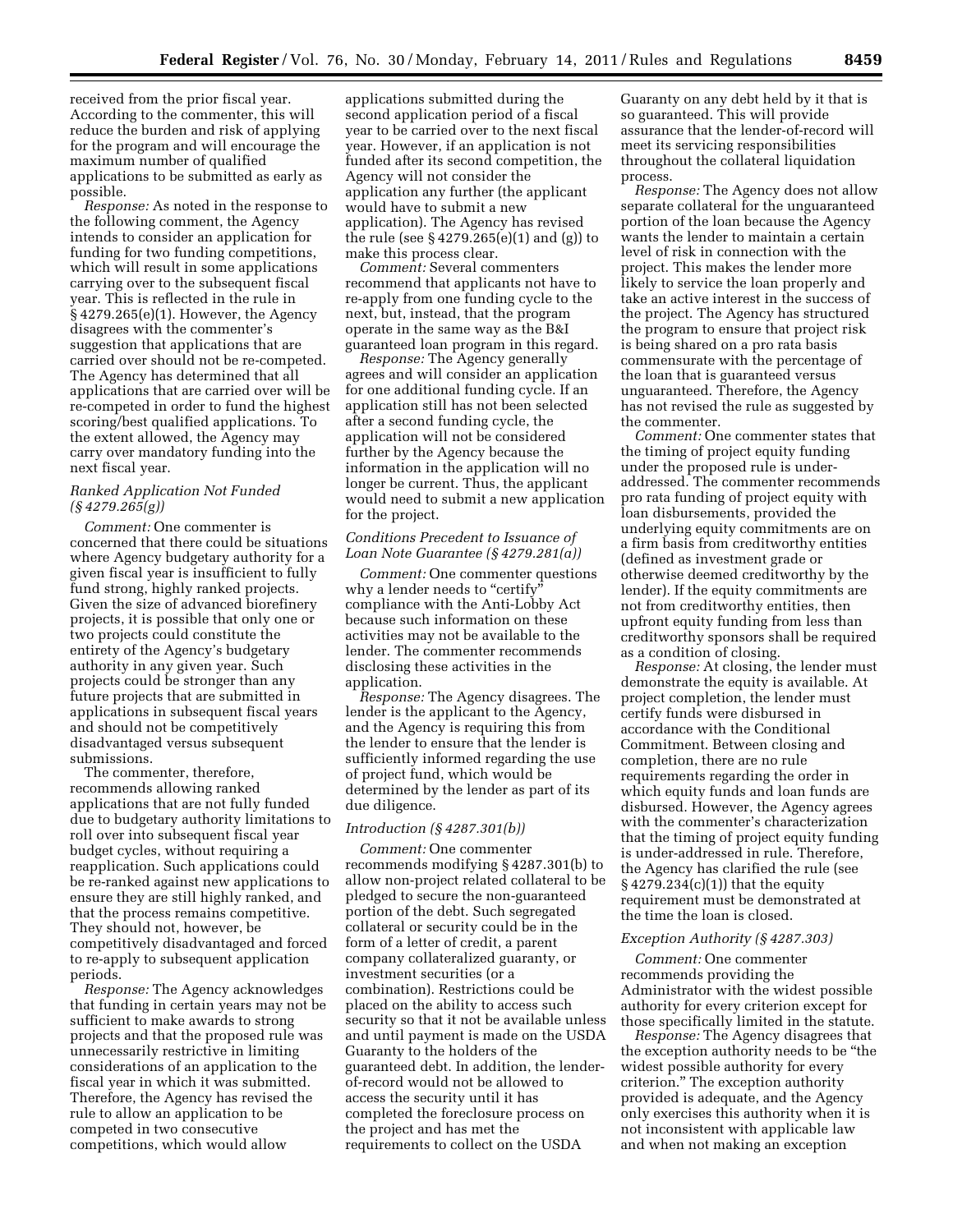received from the prior fiscal year. According to the commenter, this will reduce the burden and risk of applying for the program and will encourage the maximum number of qualified applications to be submitted as early as possible.

*Response:* As noted in the response to the following comment, the Agency intends to consider an application for funding for two funding competitions, which will result in some applications carrying over to the subsequent fiscal year. This is reflected in the rule in § 4279.265(e)(1). However, the Agency disagrees with the commenter's suggestion that applications that are carried over should not be re-competed. The Agency has determined that all applications that are carried over will be re-competed in order to fund the highest scoring/best qualified applications. To the extent allowed, the Agency may carry over mandatory funding into the next fiscal year.

*Ranked Application Not Funded (§ 4279.265(g))*

*Comment:* One commenter is concerned that there could be situations where Agency budgetary authority for a given fiscal year is insufficient to fully fund strong, highly ranked projects. Given the size of advanced biorefinery projects, it is possible that only one or two projects could constitute the entirety of the Agency's budgetary authority in any given year. Such projects could be stronger than any future projects that are submitted in applications in subsequent fiscal years and should not be competitively disadvantaged versus subsequent submissions.

The commenter, therefore, recommends allowing ranked applications that are not fully funded due to budgetary authority limitations to roll over into subsequent fiscal year budget cycles, without requiring a reapplication. Such applications could be re-ranked against new applications to ensure they are still highly ranked, and that the process remains competitive. They should not, however, be competitively disadvantaged and forced to re-apply to subsequent application periods.

*Response:* The Agency acknowledges that funding in certain years may not be sufficient to make awards to strong projects and that the proposed rule was unnecessarily restrictive in limiting considerations of an application to the fiscal year in which it was submitted. Therefore, the Agency has revised the rule to allow an application to be competed in two consecutive competitions, which would allow applications submitted during the second application period of a fiscal year to be carried over to the next fiscal year. However, if an application is not funded after its second competition, the Agency will not consider the application any further (the applicant would have to submit a new application). The Agency has revised the rule (see § 4279.265(e)(1) and (g)) to make this process clear.

*Comment:* Several commenters recommend that applicants not have to re-apply from one funding cycle to the next, but, instead, that the program operate in the same way as the B&I guaranteed loan program in this regard.

*Response:* The Agency generally agrees and will consider an application for one additional funding cycle. If an application still has not been selected after a second funding cycle, the application will not be considered further by the Agency because the information in the application will no longer be current. Thus, the applicant would need to submit a new application for the project.

*Conditions Precedent to Issuance of Loan Note Guarantee (§ 4279.281(a))*

*Comment:* One commenter questions why a lender needs to "certify" compliance with the Anti-Lobby Act because such information on these activities may not be available to the lender. The commenter recommends disclosing these activities in the application.

*Response:* The Agency disagrees. The lender is the applicant to the Agency, and the Agency is requiring this from the lender to ensure that the lender is sufficiently informed regarding the use of project fund, which would be determined by the lender as part of its due diligence.

*Introduction (§ 4287.301(b))*

*Comment:* One commenter recommends modifying § 4287.301(b) to allow non-project related collateral to be pledged to secure the non-guaranteed portion of the debt. Such segregated collateral or security could be in the form of a letter of credit, a parent company collateralized guaranty, or investment securities (or a combination). Restrictions could be placed on the ability to access such security so that it not be available unless and until payment is made on the USDA Guaranty to the holders of the guaranteed debt. In addition, the lender-of-record would not be allowed to access the security until it has completed the foreclosure process on the project and has met the requirements to collect on the USDA Guaranty on any debt held by it that is so guaranteed. This will provide assurance that the lender-of-record will meet its servicing responsibilities throughout the collateral liquidation process.

*Response:* The Agency does not allow separate collateral for the unguaranteed portion of the loan because the Agency wants the lender to maintain a certain level of risk in connection with the project. This makes the lender more likely to service the loan properly and take an active interest in the success of the project. The Agency has structured the program to ensure that project risk is being shared on a pro rata basis commensurate with the percentage of the loan that is guaranteed versus unguaranteed. Therefore, the Agency has not revised the rule as suggested by the commenter.

*Comment:* One commenter states that the timing of project equity funding under the proposed rule is under-addressed. The commenter recommends pro rata funding of project equity with loan disbursements, provided the underlying equity commitments are on a firm basis from creditworthy entities (defined as investment grade or otherwise deemed creditworthy by the lender). If the equity commitments are not from creditworthy entities, then upfront equity funding from less than creditworthy sponsors shall be required as a condition of closing.

*Response:* At closing, the lender must demonstrate the equity is available. At project completion, the lender must certify funds were disbursed in accordance with the Conditional Commitment. Between closing and completion, there are no rule requirements regarding the order in which equity funds and loan funds are disbursed. However, the Agency agrees with the commenter's characterization that the timing of project equity funding is under-addressed in rule. Therefore, the Agency has clarified the rule (see § 4279.234(c)(1)) that the equity requirement must be demonstrated at the time the loan is closed.

*Exception Authority (§ 4287.303)*

*Comment:* One commenter recommends providing the Administrator with the widest possible authority for every criterion except for those specifically limited in the statute.

*Response:* The Agency disagrees that the exception authority needs to be "the widest possible authority for every criterion." The exception authority provided is adequate, and the Agency only exercises this authority when it is not inconsistent with applicable law and when not making an exception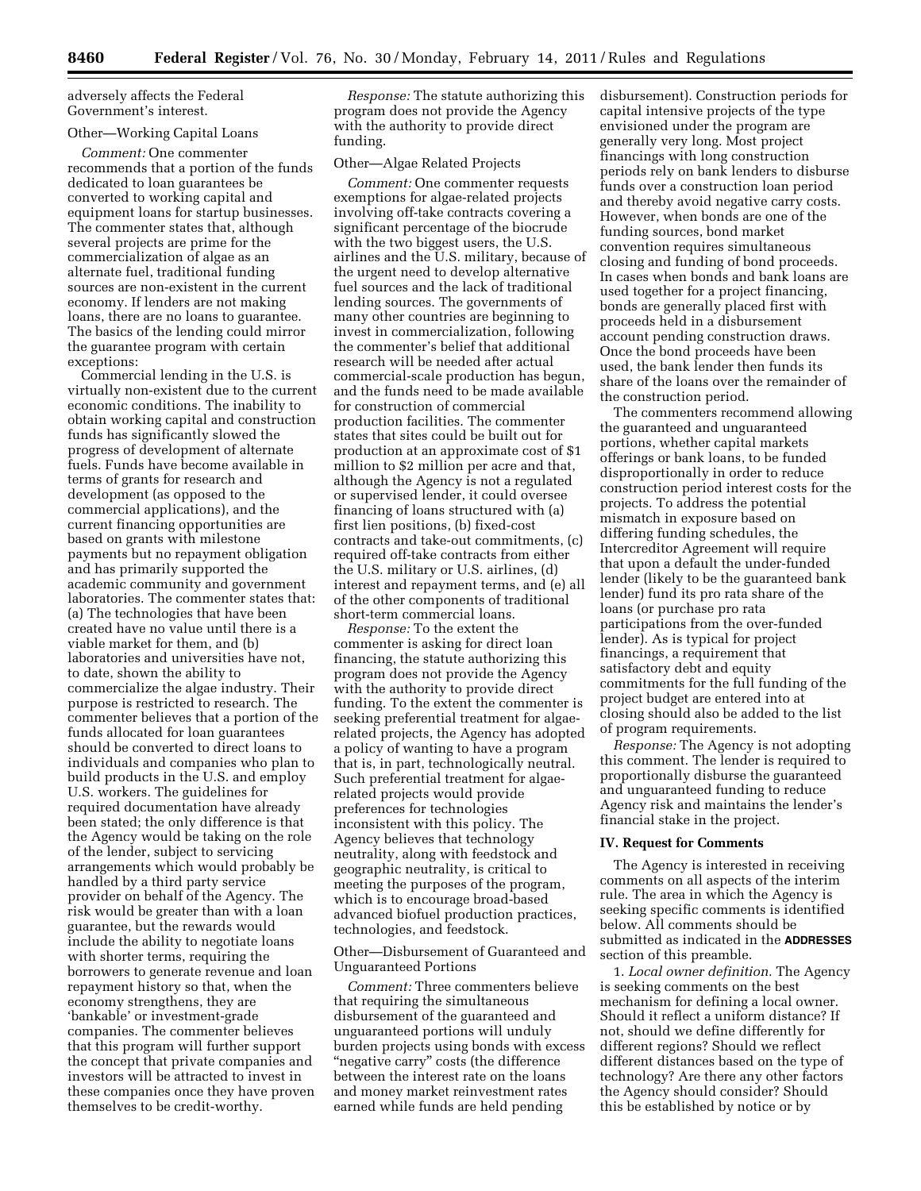adversely affects the Federal Government's interest.

Other—Working Capital Loans

*Comment:* One commenter recommends that a portion of the funds dedicated to loan guarantees be converted to working capital and equipment loans for startup businesses. The commenter states that, although several projects are prime for the commercialization of algae as an alternate fuel, traditional funding sources are non-existent in the current economy. If lenders are not making loans, there are no loans to guarantee. The basics of the lending could mirror the guarantee program with certain exceptions:

Commercial lending in the U.S. is virtually non-existent due to the current economic conditions. The inability to obtain working capital and construction funds has significantly slowed the progress of development of alternate fuels. Funds have become available in terms of grants for research and development (as opposed to the commercial applications), and the current financing opportunities are based on grants with milestone payments but no repayment obligation and has primarily supported the academic community and government laboratories. The commenter states that: (a) The technologies that have been created have no value until there is a viable market for them, and (b) laboratories and universities have not, to date, shown the ability to commercialize the algae industry. Their purpose is restricted to research. The commenter believes that a portion of the funds allocated for loan guarantees should be converted to direct loans to individuals and companies who plan to build products in the U.S. and employ U.S. workers. The guidelines for required documentation have already been stated; the only difference is that the Agency would be taking on the role of the lender, subject to servicing arrangements which would probably be handled by a third party service provider on behalf of the Agency. The risk would be greater than with a loan guarantee, but the rewards would include the ability to negotiate loans with shorter terms, requiring the borrowers to generate revenue and loan repayment history so that, when the economy strengthens, they are 'bankable' or investment-grade companies. The commenter believes that this program will further support the concept that private companies and investors will be attracted to invest in these companies once they have proven themselves to be credit-worthy.

*Response:* The statute authorizing this program does not provide the Agency with the authority to provide direct funding.

Other—Algae Related Projects

*Comment:* One commenter requests exemptions for algae-related projects involving off-take contracts covering a significant percentage of the biocrude with the two biggest users, the U.S. airlines and the U.S. military, because of the urgent need to develop alternative fuel sources and the lack of traditional lending sources. The governments of many other countries are beginning to invest in commercialization, following the commenter's belief that additional research will be needed after actual commercial-scale production has begun, and the funds need to be made available for construction of commercial production facilities. The commenter states that sites could be built out for production at an approximate cost of $1 million to $2 million per acre and that, although the Agency is not a regulated or supervised lender, it could oversee financing of loans structured with (a) first lien positions, (b) fixed-cost contracts and take-out commitments, (c) required off-take contracts from either the U.S. military or U.S. airlines, (d) interest and repayment terms, and (e) all of the other components of traditional short-term commercial loans.

*Response:* To the extent the commenter is asking for direct loan financing, the statute authorizing this program does not provide the Agency with the authority to provide direct funding. To the extent the commenter is seeking preferential treatment for algae-related projects, the Agency has adopted a policy of wanting to have a program that is, in part, technologically neutral. Such preferential treatment for algae-related projects would provide preferences for technologies inconsistent with this policy. The Agency believes that technology neutrality, along with feedstock and geographic neutrality, is critical to meeting the purposes of the program, which is to encourage broad-based advanced biofuel production practices, technologies, and feedstock.

Other—Disbursement of Guaranteed and Unguaranteed Portions

*Comment:* Three commenters believe that requiring the simultaneous disbursement of the guaranteed and unguaranteed portions will unduly burden projects using bonds with excess "negative carry" costs (the difference between the interest rate on the loans and money market reinvestment rates earned while funds are held pending disbursement). Construction periods for capital intensive projects of the type envisioned under the program are generally very long. Most project financings with long construction periods rely on bank lenders to disburse funds over a construction loan period and thereby avoid negative carry costs. However, when bonds are one of the funding sources, bond market convention requires simultaneous closing and funding of bond proceeds. In cases when bonds and bank loans are used together for a project financing, bonds are generally placed first with proceeds held in a disbursement account pending construction draws. Once the bond proceeds have been used, the bank lender then funds its share of the loans over the remainder of the construction period.

The commenters recommend allowing the guaranteed and unguaranteed portions, whether capital markets offerings or bank loans, to be funded disproportionally in order to reduce construction period interest costs for the projects. To address the potential mismatch in exposure based on differing funding schedules, the Intercreditor Agreement will require that upon a default the under-funded lender (likely to be the guaranteed bank lender) fund its pro rata share of the loans (or purchase pro rata participations from the over-funded lender). As is typical for project financings, a requirement that satisfactory debt and equity commitments for the full funding of the project budget are entered into at closing should also be added to the list of program requirements.

*Response:* The Agency is not adopting this comment. The lender is required to proportionally disburse the guaranteed and unguaranteed funding to reduce Agency risk and maintains the lender's financial stake in the project.

## IV. Request for Comments

The Agency is interested in receiving comments on all aspects of the interim rule. The area in which the Agency is seeking specific comments is identified below. All comments should be submitted as indicated in the **ADDRESSES** section of this preamble.

1. *Local owner definition.* The Agency is seeking comments on the best mechanism for defining a local owner. Should it reflect a uniform distance? If not, should we define differently for different regions? Should we reflect different distances based on the type of technology? Are there any other factors the Agency should consider? Should this be established by notice or by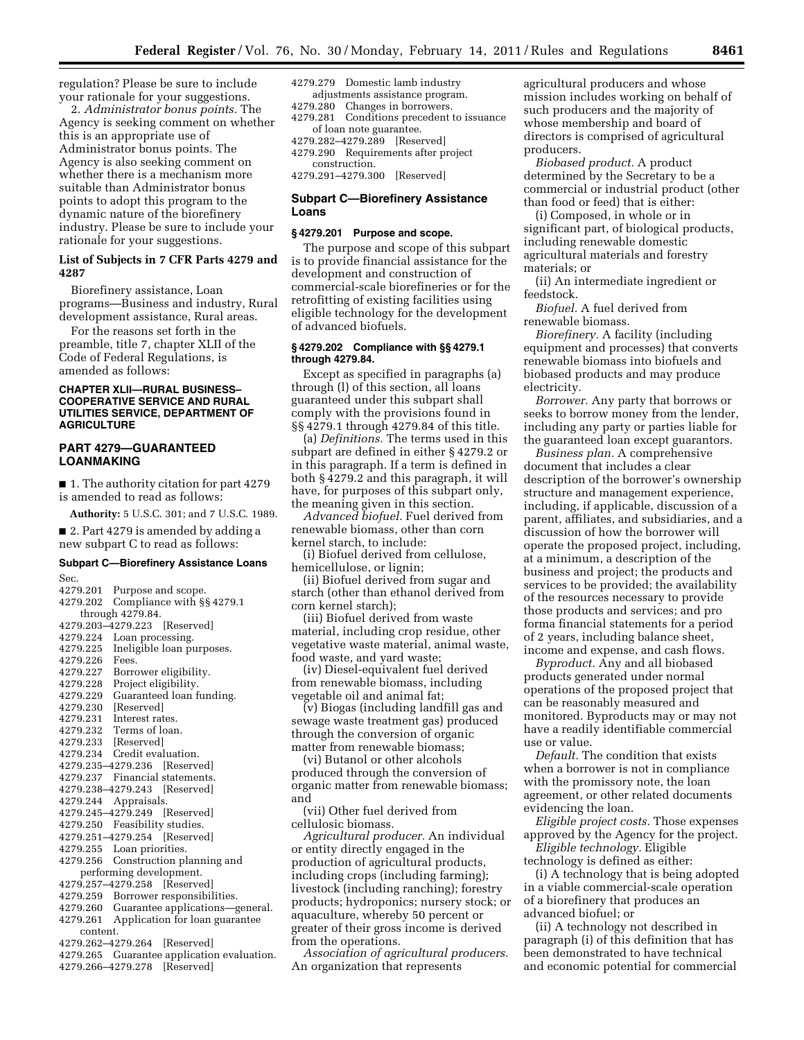regulation? Please be sure to include your rationale for your suggestions.

2. *Administrator bonus points.* The Agency is seeking comment on whether this is an appropriate use of Administrator bonus points. The Agency is also seeking comment on whether there is a mechanism more suitable than Administrator bonus points to adopt this program to the dynamic nature of the biorefinery industry. Please be sure to include your rationale for your suggestions.

### List of Subjects in 7 CFR Parts 4279 and 4287

Biorefinery assistance, Loan programs—Business and industry, Rural development assistance, Rural areas.

For the reasons set forth in the preamble, title 7, chapter XLII of the Code of Federal Regulations, is amended as follows:

## CHAPTER XLII—RURAL BUSINESS–COOPERATIVE SERVICE AND RURAL UTILITIES SERVICE, DEPARTMENT OF AGRICULTURE

## PART 4279—GUARANTEED LOANMAKING

■ 1. The authority citation for part 4279 is amended to read as follows:

**Authority:** 5 U.S.C. 301; and 7 U.S.C. 1989.

■ 2. Part 4279 is amended by adding a new subpart C to read as follows:

### Subpart C—Biorefinery Assistance Loans

Sec.
4279.201 Purpose and scope.
4279.202 Compliance with §§ 4279.1 through 4279.84.
4279.203–4279.223 [Reserved]
4279.224 Loan processing.
4279.225 Ineligible loan purposes.
4279.226 Fees.
4279.227 Borrower eligibility.
4279.228 Project eligibility.
4279.229 Guaranteed loan funding.
4279.230 [Reserved]
4279.231 Interest rates.
4279.232 Terms of loan.
4279.233 [Reserved]
4279.234 Credit evaluation.
4279.235–4279.236 [Reserved]
4279.237 Financial statements.
4279.238–4279.243 [Reserved]
4279.244 Appraisals.
4279.245–4279.249 [Reserved]
4279.250 Feasibility studies.
4279.251–4279.254 [Reserved]
4279.255 Loan priorities.
4279.256 Construction planning and performing development.
4279.257–4279.258 [Reserved]
4279.259 Borrower responsibilities.
4279.260 Guarantee applications—general.
4279.261 Application for loan guarantee content.
4279.262–4279.264 [Reserved]
4279.265 Guarantee application evaluation.
4279.266–4279.278 [Reserved]
4279.279 Domestic lamb industry adjustments assistance program.
4279.280 Changes in borrowers.
4279.281 Conditions precedent to issuance of loan note guarantee.
4279.282–4279.289 [Reserved]
4279.290 Requirements after project construction.
4279.291–4279.300 [Reserved]

### Subpart C—Biorefinery Assistance Loans

#### § 4279.201 Purpose and scope.

The purpose and scope of this subpart is to provide financial assistance for the development and construction of commercial-scale biorefineries or for the retrofitting of existing facilities using eligible technology for the development of advanced biofuels.

#### § 4279.202 Compliance with §§ 4279.1 through 4279.84.

Except as specified in paragraphs (a) through (l) of this section, all loans guaranteed under this subpart shall comply with the provisions found in §§ 4279.1 through 4279.84 of this title.

(a) *Definitions.* The terms used in this subpart are defined in either § 4279.2 or in this paragraph. If a term is defined in both § 4279.2 and this paragraph, it will have, for purposes of this subpart only, the meaning given in this section.

*Advanced biofuel.* Fuel derived from renewable biomass, other than corn kernel starch, to include:

(i) Biofuel derived from cellulose, hemicellulose, or lignin;

(ii) Biofuel derived from sugar and starch (other than ethanol derived from corn kernel starch);

(iii) Biofuel derived from waste material, including crop residue, other vegetative waste material, animal waste, food waste, and yard waste;

(iv) Diesel-equivalent fuel derived from renewable biomass, including vegetable oil and animal fat;

(v) Biogas (including landfill gas and sewage waste treatment gas) produced through the conversion of organic matter from renewable biomass;

(vi) Butanol or other alcohols produced through the conversion of organic matter from renewable biomass; and

(vii) Other fuel derived from cellulosic biomass.

*Agricultural producer.* An individual or entity directly engaged in the production of agricultural products, including crops (including farming); livestock (including ranching); forestry products; hydroponics; nursery stock; or aquaculture, whereby 50 percent or greater of their gross income is derived from the operations.

*Association of agricultural producers.* An organization that represents agricultural producers and whose mission includes working on behalf of such producers and the majority of whose membership and board of directors is comprised of agricultural producers.

*Biobased product.* A product determined by the Secretary to be a commercial or industrial product (other than food or feed) that is either:

(i) Composed, in whole or in significant part, of biological products, including renewable domestic agricultural materials and forestry materials; or

(ii) An intermediate ingredient or feedstock.

*Biofuel.* A fuel derived from renewable biomass.

*Biorefinery.* A facility (including equipment and processes) that converts renewable biomass into biofuels and biobased products and may produce electricity.

*Borrower.* Any party that borrows or seeks to borrow money from the lender, including any party or parties liable for the guaranteed loan except guarantors.

*Business plan.* A comprehensive document that includes a clear description of the borrower's ownership structure and management experience, including, if applicable, discussion of a parent, affiliates, and subsidiaries, and a discussion of how the borrower will operate the proposed project, including, at a minimum, a description of the business and project; the products and services to be provided; the availability of the resources necessary to provide those products and services; and pro forma financial statements for a period of 2 years, including balance sheet, income and expense, and cash flows.

*Byproduct.* Any and all biobased products generated under normal operations of the proposed project that can be reasonably measured and monitored. Byproducts may or may not have a readily identifiable commercial use or value.

*Default.* The condition that exists when a borrower is not in compliance with the promissory note, the loan agreement, or other related documents evidencing the loan.

*Eligible project costs.* Those expenses approved by the Agency for the project.

*Eligible technology.* Eligible technology is defined as either:

(i) A technology that is being adopted in a viable commercial-scale operation of a biorefinery that produces an advanced biofuel; or

(ii) A technology not described in paragraph (i) of this definition that has been demonstrated to have technical and economic potential for commercial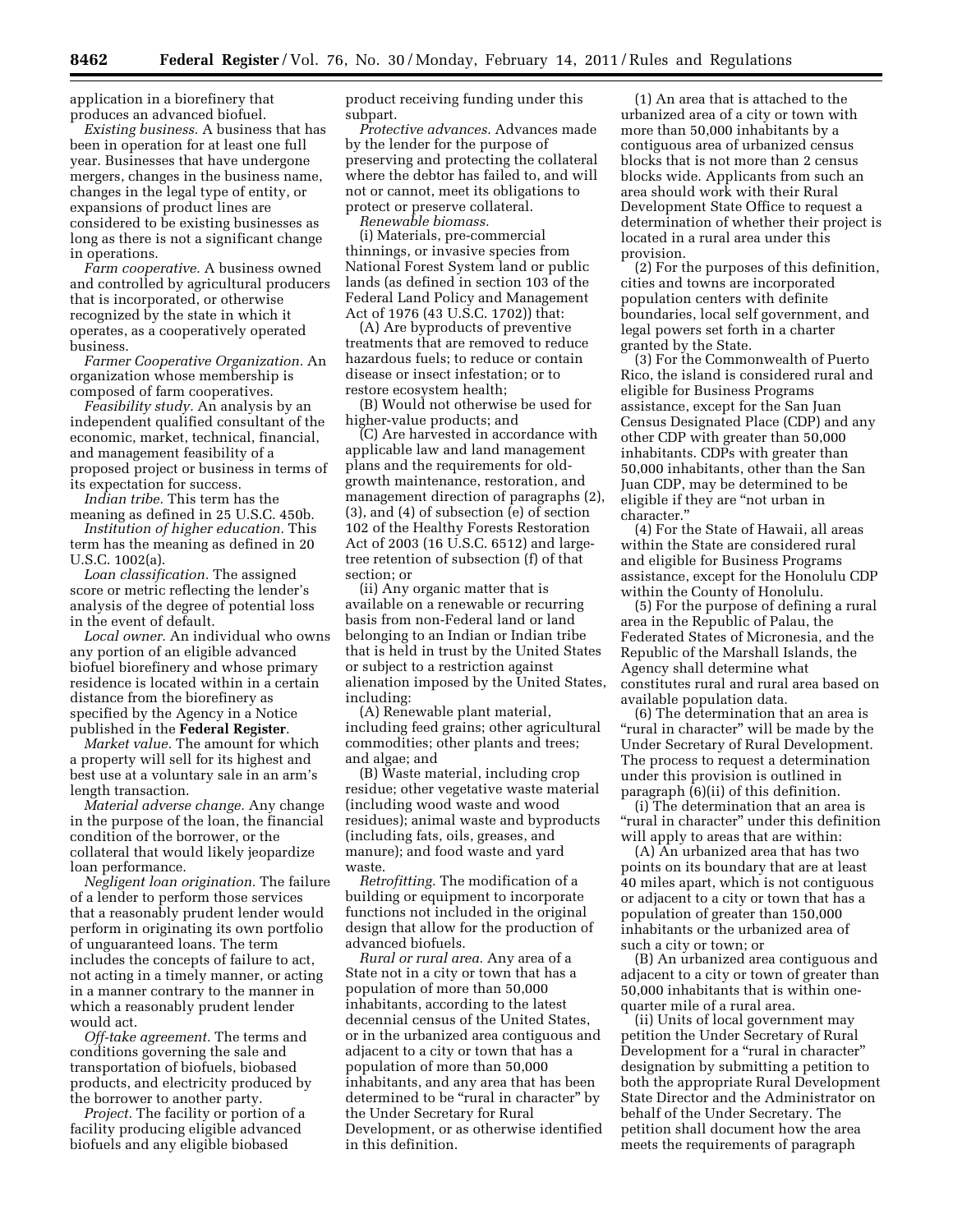application in a biorefinery that produces an advanced biofuel.

*Existing business.* A business that has been in operation for at least one full year. Businesses that have undergone mergers, changes in the business name, changes in the legal type of entity, or expansions of product lines are considered to be existing businesses as long as there is not a significant change in operations.

*Farm cooperative.* A business owned and controlled by agricultural producers that is incorporated, or otherwise recognized by the state in which it operates, as a cooperatively operated business.

*Farmer Cooperative Organization.* An organization whose membership is composed of farm cooperatives.

*Feasibility study.* An analysis by an independent qualified consultant of the economic, market, technical, financial, and management feasibility of a proposed project or business in terms of its expectation for success.

*Indian tribe.* This term has the meaning as defined in 25 U.S.C. 450b.

*Institution of higher education.* This term has the meaning as defined in 20 U.S.C. 1002(a).

*Loan classification.* The assigned score or metric reflecting the lender's analysis of the degree of potential loss in the event of default.

*Local owner.* An individual who owns any portion of an eligible advanced biofuel biorefinery and whose primary residence is located within in a certain distance from the biorefinery as specified by the Agency in a Notice published in the **Federal Register**.

*Market value.* The amount for which a property will sell for its highest and best use at a voluntary sale in an arm's length transaction.

*Material adverse change.* Any change in the purpose of the loan, the financial condition of the borrower, or the collateral that would likely jeopardize loan performance.

*Negligent loan origination.* The failure of a lender to perform those services that a reasonably prudent lender would perform in originating its own portfolio of unguaranteed loans. The term includes the concepts of failure to act, not acting in a timely manner, or acting in a manner contrary to the manner in which a reasonably prudent lender would act.

*Off-take agreement.* The terms and conditions governing the sale and transportation of biofuels, biobased products, and electricity produced by the borrower to another party.

*Project.* The facility or portion of a facility producing eligible advanced biofuels and any eligible biobased product receiving funding under this subpart.

*Protective advances.* Advances made by the lender for the purpose of preserving and protecting the collateral where the debtor has failed to, and will not or cannot, meet its obligations to protect or preserve collateral.

*Renewable biomass.*

(i) Materials, pre-commercial thinnings, or invasive species from National Forest System land or public lands (as defined in section 103 of the Federal Land Policy and Management Act of 1976 (43 U.S.C. 1702)) that:

(A) Are byproducts of preventive treatments that are removed to reduce hazardous fuels; to reduce or contain disease or insect infestation; or to restore ecosystem health;

(B) Would not otherwise be used for higher-value products; and

(C) Are harvested in accordance with applicable law and land management plans and the requirements for old-growth maintenance, restoration, and management direction of paragraphs (2), (3), and (4) of subsection (e) of section 102 of the Healthy Forests Restoration Act of 2003 (16 U.S.C. 6512) and large-tree retention of subsection (f) of that section; or

(ii) Any organic matter that is available on a renewable or recurring basis from non-Federal land or land belonging to an Indian or Indian tribe that is held in trust by the United States or subject to a restriction against alienation imposed by the United States, including:

(A) Renewable plant material, including feed grains; other agricultural commodities; other plants and trees; and algae; and

(B) Waste material, including crop residue; other vegetative waste material (including wood waste and wood residues); animal waste and byproducts (including fats, oils, greases, and manure); and food waste and yard waste.

*Retrofitting.* The modification of a building or equipment to incorporate functions not included in the original design that allow for the production of advanced biofuels.

*Rural or rural area.* Any area of a State not in a city or town that has a population of more than 50,000 inhabitants, according to the latest decennial census of the United States, or in the urbanized area contiguous and adjacent to a city or town that has a population of more than 50,000 inhabitants, and any area that has been determined to be "rural in character" by the Under Secretary for Rural Development, or as otherwise identified in this definition.

(1) An area that is attached to the urbanized area of a city or town with more than 50,000 inhabitants by a contiguous area of urbanized census blocks that is not more than 2 census blocks wide. Applicants from such an area should work with their Rural Development State Office to request a determination of whether their project is located in a rural area under this provision.

(2) For the purposes of this definition, cities and towns are incorporated population centers with definite boundaries, local self government, and legal powers set forth in a charter granted by the State.

(3) For the Commonwealth of Puerto Rico, the island is considered rural and eligible for Business Programs assistance, except for the San Juan Census Designated Place (CDP) and any other CDP with greater than 50,000 inhabitants. CDPs with greater than 50,000 inhabitants, other than the San Juan CDP, may be determined to be eligible if they are "not urban in character."

(4) For the State of Hawaii, all areas within the State are considered rural and eligible for Business Programs assistance, except for the Honolulu CDP within the County of Honolulu.

(5) For the purpose of defining a rural area in the Republic of Palau, the Federated States of Micronesia, and the Republic of the Marshall Islands, the Agency shall determine what constitutes rural and rural area based on available population data.

(6) The determination that an area is "rural in character" will be made by the Under Secretary of Rural Development. The process to request a determination under this provision is outlined in paragraph (6)(ii) of this definition.

(i) The determination that an area is "rural in character" under this definition will apply to areas that are within:

(A) An urbanized area that has two points on its boundary that are at least 40 miles apart, which is not contiguous or adjacent to a city or town that has a population of greater than 150,000 inhabitants or the urbanized area of such a city or town; or

(B) An urbanized area contiguous and adjacent to a city or town of greater than 50,000 inhabitants that is within one-quarter mile of a rural area.

(ii) Units of local government may petition the Under Secretary of Rural Development for a "rural in character" designation by submitting a petition to both the appropriate Rural Development State Director and the Administrator on behalf of the Under Secretary. The petition shall document how the area meets the requirements of paragraph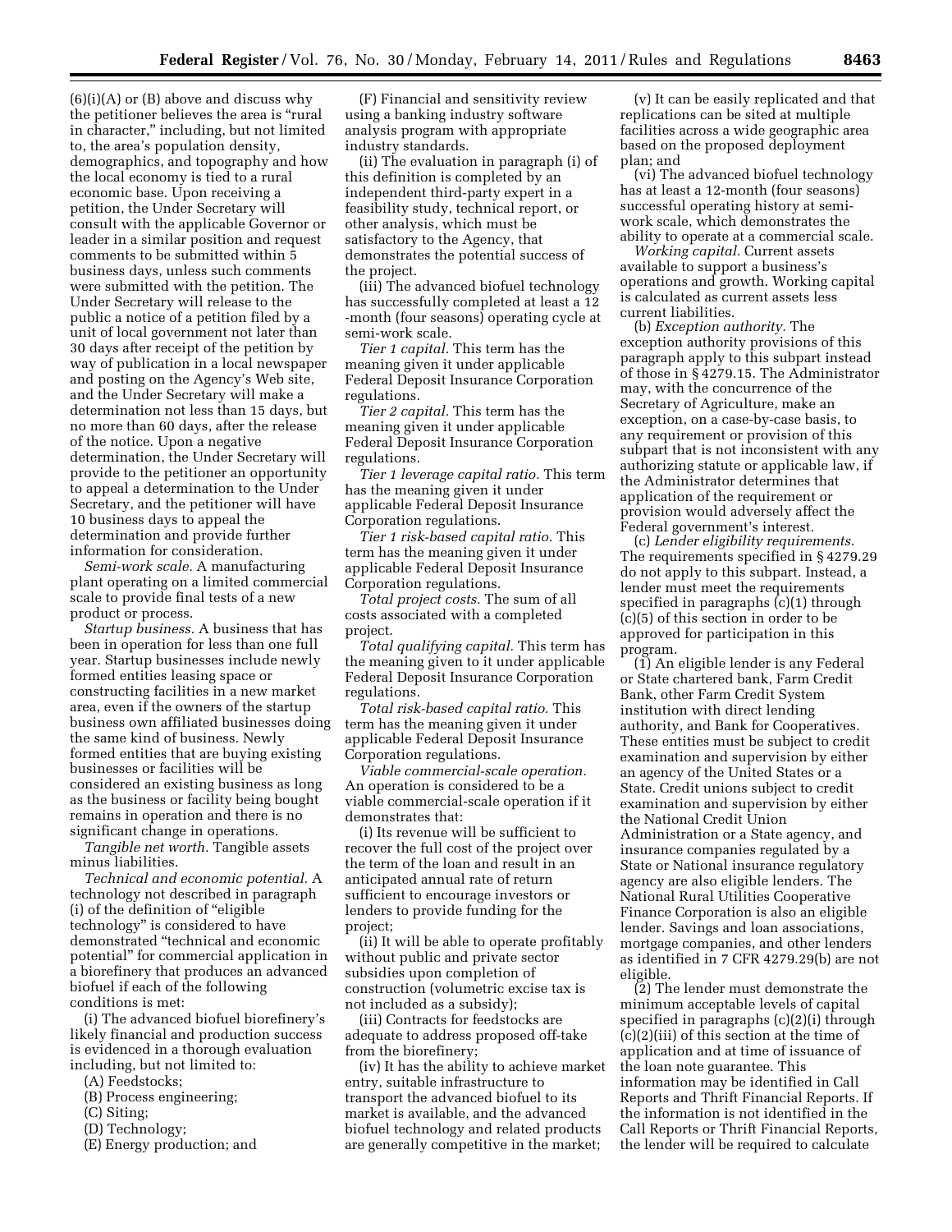(6)(i)(A) or (B) above and discuss why the petitioner believes the area is "rural in character," including, but not limited to, the area's population density, demographics, and topography and how the local economy is tied to a rural economic base. Upon receiving a petition, the Under Secretary will consult with the applicable Governor or leader in a similar position and request comments to be submitted within 5 business days, unless such comments were submitted with the petition. The Under Secretary will release to the public a notice of a petition filed by a unit of local government not later than 30 days after receipt of the petition by way of publication in a local newspaper and posting on the Agency's Web site, and the Under Secretary will make a determination not less than 15 days, but no more than 60 days, after the release of the notice. Upon a negative determination, the Under Secretary will provide to the petitioner an opportunity to appeal a determination to the Under Secretary, and the petitioner will have 10 business days to appeal the determination and provide further information for consideration.

*Semi-work scale.* A manufacturing plant operating on a limited commercial scale to provide final tests of a new product or process.

*Startup business.* A business that has been in operation for less than one full year. Startup businesses include newly formed entities leasing space or constructing facilities in a new market area, even if the owners of the startup business own affiliated businesses doing the same kind of business. Newly formed entities that are buying existing businesses or facilities will be considered an existing business as long as the business or facility being bought remains in operation and there is no significant change in operations.

*Tangible net worth.* Tangible assets minus liabilities.

*Technical and economic potential.* A technology not described in paragraph (i) of the definition of "eligible technology" is considered to have demonstrated "technical and economic potential" for commercial application in a biorefinery that produces an advanced biofuel if each of the following conditions is met:

(i) The advanced biofuel biorefinery's likely financial and production success is evidenced in a thorough evaluation including, but not limited to:

(A) Feedstocks;

(B) Process engineering;

(C) Siting;

(D) Technology;

(E) Energy production; and

(F) Financial and sensitivity review using a banking industry software analysis program with appropriate industry standards.

(ii) The evaluation in paragraph (i) of this definition is completed by an independent third-party expert in a feasibility study, technical report, or other analysis, which must be satisfactory to the Agency, that demonstrates the potential success of the project.

(iii) The advanced biofuel technology has successfully completed at least a 12 -month (four seasons) operating cycle at semi-work scale.

*Tier 1 capital.* This term has the meaning given it under applicable Federal Deposit Insurance Corporation regulations.

*Tier 2 capital.* This term has the meaning given it under applicable Federal Deposit Insurance Corporation regulations.

*Tier 1 leverage capital ratio.* This term has the meaning given it under applicable Federal Deposit Insurance Corporation regulations.

*Tier 1 risk-based capital ratio.* This term has the meaning given it under applicable Federal Deposit Insurance Corporation regulations.

*Total project costs.* The sum of all costs associated with a completed project.

*Total qualifying capital.* This term has the meaning given to it under applicable Federal Deposit Insurance Corporation regulations.

*Total risk-based capital ratio.* This term has the meaning given it under applicable Federal Deposit Insurance Corporation regulations.

*Viable commercial-scale operation.* An operation is considered to be a viable commercial-scale operation if it demonstrates that:

(i) Its revenue will be sufficient to recover the full cost of the project over the term of the loan and result in an anticipated annual rate of return sufficient to encourage investors or lenders to provide funding for the project;

(ii) It will be able to operate profitably without public and private sector subsidies upon completion of construction (volumetric excise tax is not included as a subsidy);

(iii) Contracts for feedstocks are adequate to address proposed off-take from the biorefinery;

(iv) It has the ability to achieve market entry, suitable infrastructure to transport the advanced biofuel to its market is available, and the advanced biofuel technology and related products are generally competitive in the market;

(v) It can be easily replicated and that replications can be sited at multiple facilities across a wide geographic area based on the proposed deployment plan; and

(vi) The advanced biofuel technology has at least a 12-month (four seasons) successful operating history at semi-work scale, which demonstrates the ability to operate at a commercial scale.

*Working capital.* Current assets available to support a business's operations and growth. Working capital is calculated as current assets less current liabilities.

(b) *Exception authority.* The exception authority provisions of this paragraph apply to this subpart instead of those in § 4279.15. The Administrator may, with the concurrence of the Secretary of Agriculture, make an exception, on a case-by-case basis, to any requirement or provision of this subpart that is not inconsistent with any authorizing statute or applicable law, if the Administrator determines that application of the requirement or provision would adversely affect the Federal government's interest.

(c) *Lender eligibility requirements.* The requirements specified in § 4279.29 do not apply to this subpart. Instead, a lender must meet the requirements specified in paragraphs (c)(1) through (c)(5) of this section in order to be approved for participation in this program.

(1) An eligible lender is any Federal or State chartered bank, Farm Credit Bank, other Farm Credit System institution with direct lending authority, and Bank for Cooperatives. These entities must be subject to credit examination and supervision by either an agency of the United States or a State. Credit unions subject to credit examination and supervision by either the National Credit Union Administration or a State agency, and insurance companies regulated by a State or National insurance regulatory agency are also eligible lenders. The National Rural Utilities Cooperative Finance Corporation is also an eligible lender. Savings and loan associations, mortgage companies, and other lenders as identified in 7 CFR 4279.29(b) are not eligible.

(2) The lender must demonstrate the minimum acceptable levels of capital specified in paragraphs (c)(2)(i) through (c)(2)(iii) of this section at the time of application and at time of issuance of the loan note guarantee. This information may be identified in Call Reports and Thrift Financial Reports. If the information is not identified in the Call Reports or Thrift Financial Reports, the lender will be required to calculate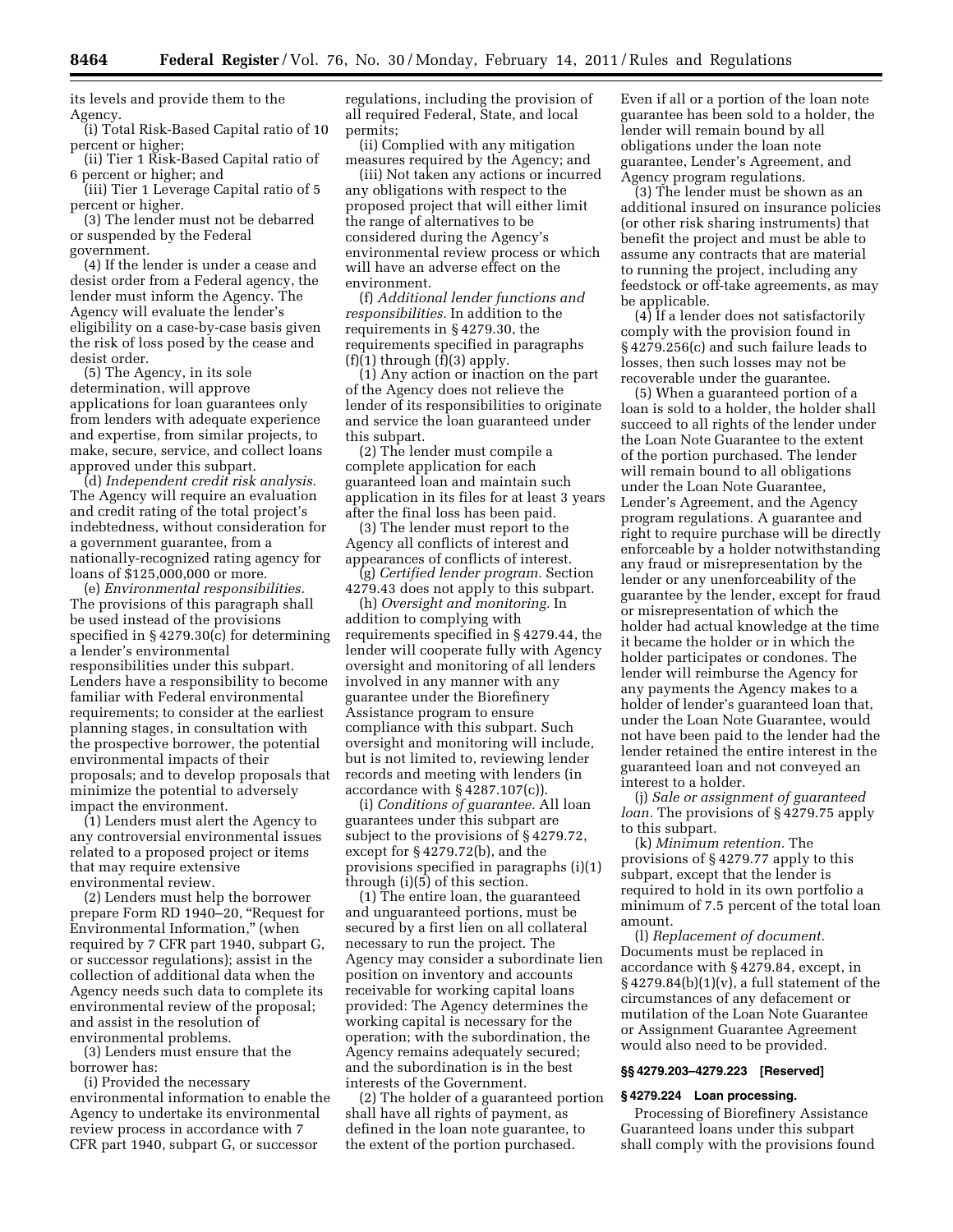its levels and provide them to the Agency.

(i) Total Risk-Based Capital ratio of 10 percent or higher;

(ii) Tier 1 Risk-Based Capital ratio of 6 percent or higher; and

(iii) Tier 1 Leverage Capital ratio of 5 percent or higher.

(3) The lender must not be debarred or suspended by the Federal government.

(4) If the lender is under a cease and desist order from a Federal agency, the lender must inform the Agency. The Agency will evaluate the lender's eligibility on a case-by-case basis given the risk of loss posed by the cease and desist order.

(5) The Agency, in its sole determination, will approve applications for loan guarantees only from lenders with adequate experience and expertise, from similar projects, to make, secure, service, and collect loans approved under this subpart.

(d) *Independent credit risk analysis.* The Agency will require an evaluation and credit rating of the total project's indebtedness, without consideration for a government guarantee, from a nationally-recognized rating agency for loans of $125,000,000 or more.

(e) *Environmental responsibilities.* The provisions of this paragraph shall be used instead of the provisions specified in § 4279.30(c) for determining a lender's environmental responsibilities under this subpart. Lenders have a responsibility to become familiar with Federal environmental requirements; to consider at the earliest planning stages, in consultation with the prospective borrower, the potential environmental impacts of their proposals; and to develop proposals that minimize the potential to adversely impact the environment.

(1) Lenders must alert the Agency to any controversial environmental issues related to a proposed project or items that may require extensive environmental review.

(2) Lenders must help the borrower prepare Form RD 1940–20, "Request for Environmental Information," (when required by 7 CFR part 1940, subpart G, or successor regulations); assist in the collection of additional data when the Agency needs such data to complete its environmental review of the proposal; and assist in the resolution of environmental problems.

(3) Lenders must ensure that the borrower has:

(i) Provided the necessary environmental information to enable the Agency to undertake its environmental review process in accordance with 7 CFR part 1940, subpart G, or successor regulations, including the provision of all required Federal, State, and local permits;

(ii) Complied with any mitigation measures required by the Agency; and

(iii) Not taken any actions or incurred any obligations with respect to the proposed project that will either limit the range of alternatives to be considered during the Agency's environmental review process or which will have an adverse effect on the environment.

(f) *Additional lender functions and responsibilities.* In addition to the requirements in § 4279.30, the requirements specified in paragraphs (f)(1) through (f)(3) apply.

(1) Any action or inaction on the part of the Agency does not relieve the lender of its responsibilities to originate and service the loan guaranteed under this subpart.

(2) The lender must compile a complete application for each guaranteed loan and maintain such application in its files for at least 3 years after the final loss has been paid.

(3) The lender must report to the Agency all conflicts of interest and appearances of conflicts of interest.

(g) *Certified lender program.* Section 4279.43 does not apply to this subpart.

(h) *Oversight and monitoring.* In addition to complying with requirements specified in § 4279.44, the lender will cooperate fully with Agency oversight and monitoring of all lenders involved in any manner with any guarantee under the Biorefinery Assistance program to ensure compliance with this subpart. Such oversight and monitoring will include, but is not limited to, reviewing lender records and meeting with lenders (in accordance with § 4287.107(c)).

(i) *Conditions of guarantee.* All loan guarantees under this subpart are subject to the provisions of § 4279.72, except for § 4279.72(b), and the provisions specified in paragraphs (i)(1) through (i)(5) of this section.

(1) The entire loan, the guaranteed and unguaranteed portions, must be secured by a first lien on all collateral necessary to run the project. The Agency may consider a subordinate lien position on inventory and accounts receivable for working capital loans provided: The Agency determines the working capital is necessary for the operation; with the subordination, the Agency remains adequately secured; and the subordination is in the best interests of the Government.

(2) The holder of a guaranteed portion shall have all rights of payment, as defined in the loan note guarantee, to the extent of the portion purchased. Even if all or a portion of the loan note guarantee has been sold to a holder, the lender will remain bound by all obligations under the loan note guarantee, Lender's Agreement, and Agency program regulations.

(3) The lender must be shown as an additional insured on insurance policies (or other risk sharing instruments) that benefit the project and must be able to assume any contracts that are material to running the project, including any feedstock or off-take agreements, as may be applicable.

(4) If a lender does not satisfactorily comply with the provision found in § 4279.256(c) and such failure leads to losses, then such losses may not be recoverable under the guarantee.

(5) When a guaranteed portion of a loan is sold to a holder, the holder shall succeed to all rights of the lender under the Loan Note Guarantee to the extent of the portion purchased. The lender will remain bound to all obligations under the Loan Note Guarantee, Lender's Agreement, and the Agency program regulations. A guarantee and right to require purchase will be directly enforceable by a holder notwithstanding any fraud or misrepresentation by the lender or any unenforceability of the guarantee by the lender, except for fraud or misrepresentation of which the holder had actual knowledge at the time it became the holder or in which the holder participates or condones. The lender will reimburse the Agency for any payments the Agency makes to a holder of lender's guaranteed loan that, under the Loan Note Guarantee, would not have been paid to the lender had the lender retained the entire interest in the guaranteed loan and not conveyed an interest to a holder.

(j) *Sale or assignment of guaranteed loan.* The provisions of § 4279.75 apply to this subpart.

(k) *Minimum retention.* The provisions of § 4279.77 apply to this subpart, except that the lender is required to hold in its own portfolio a minimum of 7.5 percent of the total loan amount.

(l) *Replacement of document.* Documents must be replaced in accordance with § 4279.84, except, in § 4279.84(b)(1)(v), a full statement of the circumstances of any defacement or mutilation of the Loan Note Guarantee or Assignment Guarantee Agreement would also need to be provided.

#### §§ 4279.203–4279.223 [Reserved]

#### § 4279.224 Loan processing.

Processing of Biorefinery Assistance Guaranteed loans under this subpart shall comply with the provisions found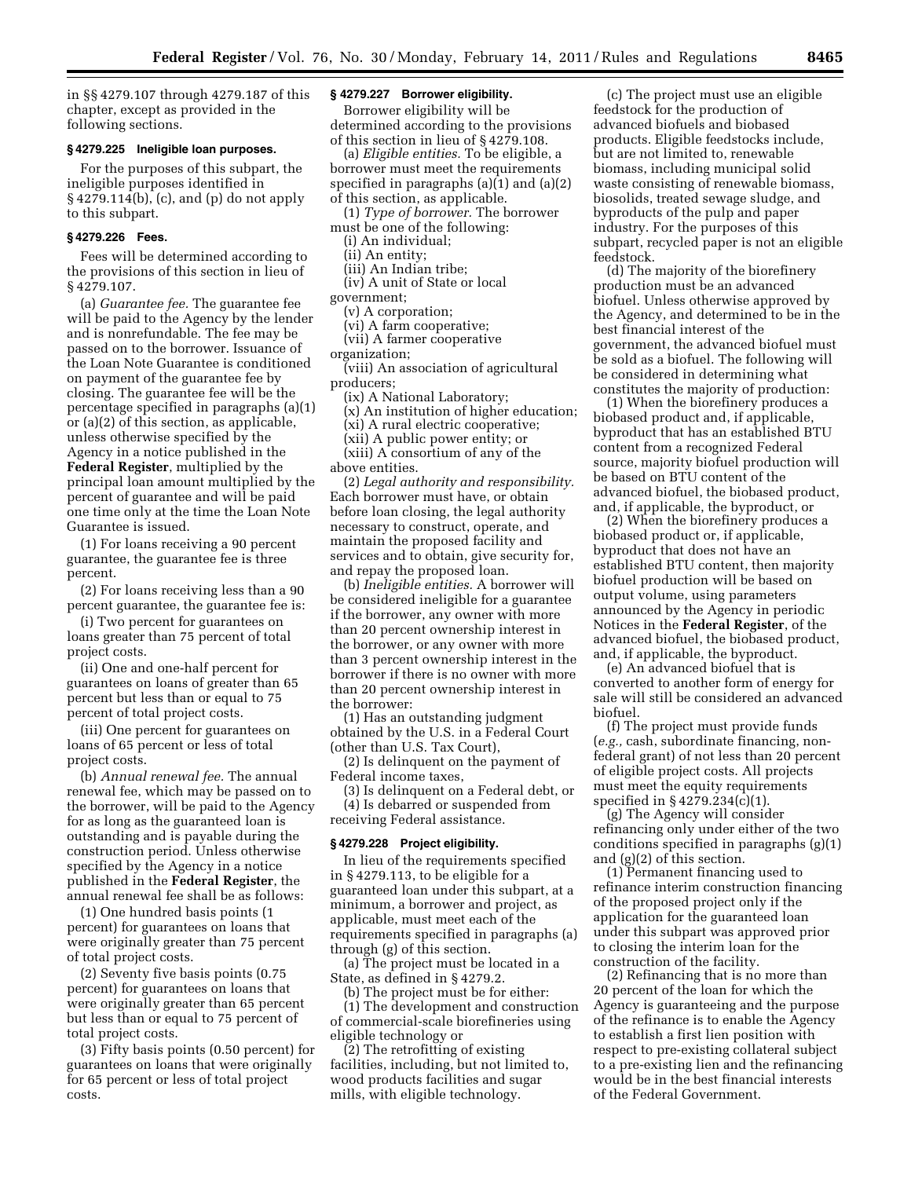in §§ 4279.107 through 4279.187 of this chapter, except as provided in the following sections.

### § 4279.225 Ineligible loan purposes.

For the purposes of this subpart, the ineligible purposes identified in § 4279.114(b), (c), and (p) do not apply to this subpart.

### § 4279.226 Fees.

Fees will be determined according to the provisions of this section in lieu of § 4279.107.

(a) *Guarantee fee.* The guarantee fee will be paid to the Agency by the lender and is nonrefundable. The fee may be passed on to the borrower. Issuance of the Loan Note Guarantee is conditioned on payment of the guarantee fee by closing. The guarantee fee will be the percentage specified in paragraphs (a)(1) or (a)(2) of this section, as applicable, unless otherwise specified by the Agency in a notice published in the **Federal Register**, multiplied by the principal loan amount multiplied by the percent of guarantee and will be paid one time only at the time the Loan Note Guarantee is issued.

(1) For loans receiving a 90 percent guarantee, the guarantee fee is three percent.

(2) For loans receiving less than a 90 percent guarantee, the guarantee fee is:

(i) Two percent for guarantees on loans greater than 75 percent of total project costs.

(ii) One and one-half percent for guarantees on loans of greater than 65 percent but less than or equal to 75 percent of total project costs.

(iii) One percent for guarantees on loans of 65 percent or less of total project costs.

(b) *Annual renewal fee.* The annual renewal fee, which may be passed on to the borrower, will be paid to the Agency for as long as the guaranteed loan is outstanding and is payable during the construction period. Unless otherwise specified by the Agency in a notice published in the **Federal Register**, the annual renewal fee shall be as follows:

(1) One hundred basis points (1 percent) for guarantees on loans that were originally greater than 75 percent of total project costs.

(2) Seventy five basis points (0.75 percent) for guarantees on loans that were originally greater than 65 percent but less than or equal to 75 percent of total project costs.

(3) Fifty basis points (0.50 percent) for guarantees on loans that were originally for 65 percent or less of total project costs.

### § 4279.227 Borrower eligibility.

Borrower eligibility will be determined according to the provisions of this section in lieu of § 4279.108.

(a) *Eligible entities.* To be eligible, a borrower must meet the requirements specified in paragraphs (a)(1) and (a)(2) of this section, as applicable.

(1) *Type of borrower.* The borrower must be one of the following:

(i) An individual;

(ii) An entity;

(iii) An Indian tribe;

(iv) A unit of State or local government;

(v) A corporation;

(vi) A farm cooperative;

(vii) A farmer cooperative organization;

(viii) An association of agricultural producers;

(ix) A National Laboratory;

(x) An institution of higher education;

(xi) A rural electric cooperative;

(xii) A public power entity; or

(xiii) A consortium of any of the above entities.

(2) *Legal authority and responsibility.* Each borrower must have, or obtain before loan closing, the legal authority necessary to construct, operate, and maintain the proposed facility and services and to obtain, give security for, and repay the proposed loan.

(b) *Ineligible entities.* A borrower will be considered ineligible for a guarantee if the borrower, any owner with more than 20 percent ownership interest in the borrower, or any owner with more than 3 percent ownership interest in the borrower if there is no owner with more than 20 percent ownership interest in the borrower:

(1) Has an outstanding judgment obtained by the U.S. in a Federal Court (other than U.S. Tax Court),

(2) Is delinquent on the payment of Federal income taxes,

(3) Is delinquent on a Federal debt, or

(4) Is debarred or suspended from receiving Federal assistance.

### § 4279.228 Project eligibility.

In lieu of the requirements specified in § 4279.113, to be eligible for a guaranteed loan under this subpart, at a minimum, a borrower and project, as applicable, must meet each of the requirements specified in paragraphs (a) through (g) of this section.

(a) The project must be located in a State, as defined in § 4279.2.

(b) The project must be for either:

(1) The development and construction of commercial-scale biorefineries using eligible technology or

(2) The retrofitting of existing facilities, including, but not limited to, wood products facilities and sugar mills, with eligible technology.

(c) The project must use an eligible feedstock for the production of advanced biofuels and biobased products. Eligible feedstocks include, but are not limited to, renewable biomass, including municipal solid waste consisting of renewable biomass, biosolids, treated sewage sludge, and byproducts of the pulp and paper industry. For the purposes of this subpart, recycled paper is not an eligible feedstock.

(d) The majority of the biorefinery production must be an advanced biofuel. Unless otherwise approved by the Agency, and determined to be in the best financial interest of the government, the advanced biofuel must be sold as a biofuel. The following will be considered in determining what constitutes the majority of production:

(1) When the biorefinery produces a biobased product and, if applicable, byproduct that has an established BTU content from a recognized Federal source, majority biofuel production will be based on BTU content of the advanced biofuel, the biobased product, and, if applicable, the byproduct, or

(2) When the biorefinery produces a biobased product or, if applicable, byproduct that does not have an established BTU content, then majority biofuel production will be based on output volume, using parameters announced by the Agency in periodic Notices in the **Federal Register**, of the advanced biofuel, the biobased product, and, if applicable, the byproduct.

(e) An advanced biofuel that is converted to another form of energy for sale will still be considered an advanced biofuel.

(f) The project must provide funds (*e.g.,* cash, subordinate financing, non-federal grant) of not less than 20 percent of eligible project costs. All projects must meet the equity requirements specified in § 4279.234(c)(1).

(g) The Agency will consider refinancing only under either of the two conditions specified in paragraphs (g)(1) and (g)(2) of this section.

(1) Permanent financing used to refinance interim construction financing of the proposed project only if the application for the guaranteed loan under this subpart was approved prior to closing the interim loan for the construction of the facility.

(2) Refinancing that is no more than 20 percent of the loan for which the Agency is guaranteeing and the purpose of the refinance is to enable the Agency to establish a first lien position with respect to pre-existing collateral subject to a pre-existing lien and the refinancing would be in the best financial interests of the Federal Government.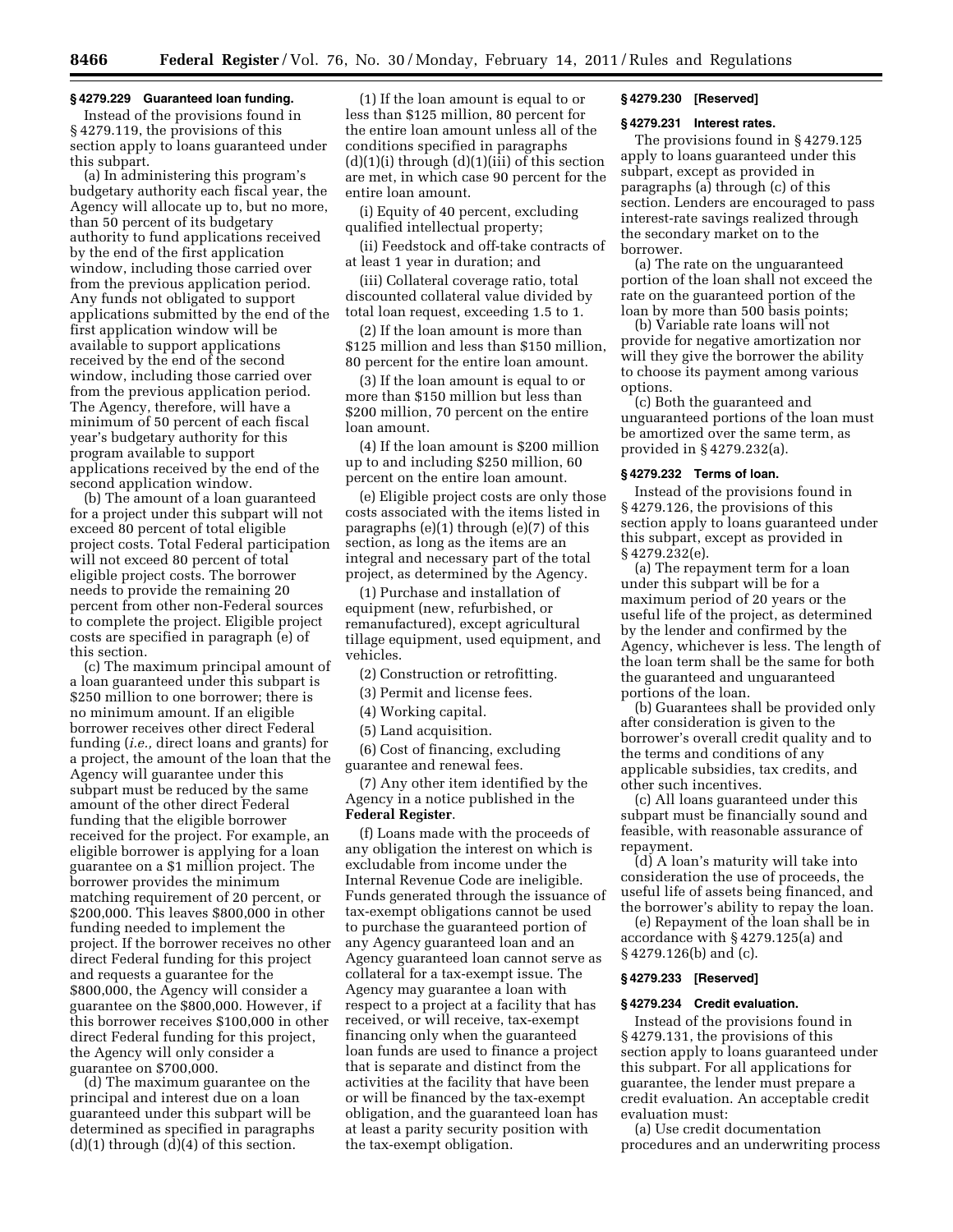### § 4279.229 Guaranteed loan funding.

Instead of the provisions found in § 4279.119, the provisions of this section apply to loans guaranteed under this subpart.

(a) In administering this program's budgetary authority each fiscal year, the Agency will allocate up to, but no more, than 50 percent of its budgetary authority to fund applications received by the end of the first application window, including those carried over from the previous application period. Any funds not obligated to support applications submitted by the end of the first application window will be available to support applications received by the end of the second window, including those carried over from the previous application period. The Agency, therefore, will have a minimum of 50 percent of each fiscal year's budgetary authority for this program available to support applications received by the end of the second application window.

(b) The amount of a loan guaranteed for a project under this subpart will not exceed 80 percent of total eligible project costs. Total Federal participation will not exceed 80 percent of total eligible project costs. The borrower needs to provide the remaining 20 percent from other non-Federal sources to complete the project. Eligible project costs are specified in paragraph (e) of this section.

(c) The maximum principal amount of a loan guaranteed under this subpart is $250 million to one borrower; there is no minimum amount. If an eligible borrower receives other direct Federal funding (*i.e.,* direct loans and grants) for a project, the amount of the loan that the Agency will guarantee under this subpart must be reduced by the same amount of the other direct Federal funding that the eligible borrower received for the project. For example, an eligible borrower is applying for a loan guarantee on a $1 million project. The borrower provides the minimum matching requirement of 20 percent, or $200,000. This leaves $800,000 in other funding needed to implement the project. If the borrower receives no other direct Federal funding for this project and requests a guarantee for the $800,000, the Agency will consider a guarantee on the $800,000. However, if this borrower receives $100,000 in other direct Federal funding for this project, the Agency will only consider a guarantee on $700,000.

(d) The maximum guarantee on the principal and interest due on a loan guaranteed under this subpart will be determined as specified in paragraphs (d)(1) through (d)(4) of this section.

(1) If the loan amount is equal to or less than $125 million, 80 percent for the entire loan amount unless all of the conditions specified in paragraphs (d)(1)(i) through (d)(1)(iii) of this section are met, in which case 90 percent for the entire loan amount.

(i) Equity of 40 percent, excluding qualified intellectual property;

(ii) Feedstock and off-take contracts of at least 1 year in duration; and

(iii) Collateral coverage ratio, total discounted collateral value divided by total loan request, exceeding 1.5 to 1.

(2) If the loan amount is more than $125 million and less than $150 million, 80 percent for the entire loan amount.

(3) If the loan amount is equal to or more than $150 million but less than $200 million, 70 percent on the entire loan amount.

(4) If the loan amount is $200 million up to and including $250 million, 60 percent on the entire loan amount.

(e) Eligible project costs are only those costs associated with the items listed in paragraphs (e)(1) through (e)(7) of this section, as long as the items are an integral and necessary part of the total project, as determined by the Agency.

(1) Purchase and installation of equipment (new, refurbished, or remanufactured), except agricultural tillage equipment, used equipment, and vehicles.

(2) Construction or retrofitting.

(3) Permit and license fees.

(4) Working capital.

(5) Land acquisition.

(6) Cost of financing, excluding guarantee and renewal fees.

(7) Any other item identified by the Agency in a notice published in the **Federal Register**.

(f) Loans made with the proceeds of any obligation the interest on which is excludable from income under the Internal Revenue Code are ineligible. Funds generated through the issuance of tax-exempt obligations cannot be used to purchase the guaranteed portion of any Agency guaranteed loan and an Agency guaranteed loan cannot serve as collateral for a tax-exempt issue. The Agency may guarantee a loan with respect to a project at a facility that has received, or will receive, tax-exempt financing only when the guaranteed loan funds are used to finance a project that is separate and distinct from the activities at the facility that have been or will be financed by the tax-exempt obligation, and the guaranteed loan has at least a parity security position with the tax-exempt obligation.

### § 4279.230 [Reserved]

### § 4279.231 Interest rates.

The provisions found in § 4279.125 apply to loans guaranteed under this subpart, except as provided in paragraphs (a) through (c) of this section. Lenders are encouraged to pass interest-rate savings realized through the secondary market on to the borrower.

(a) The rate on the unguaranteed portion of the loan shall not exceed the rate on the guaranteed portion of the loan by more than 500 basis points;

(b) Variable rate loans will not provide for negative amortization nor will they give the borrower the ability to choose its payment among various options.

(c) Both the guaranteed and unguaranteed portions of the loan must be amortized over the same term, as provided in § 4279.232(a).

### § 4279.232 Terms of loan.

Instead of the provisions found in § 4279.126, the provisions of this section apply to loans guaranteed under this subpart, except as provided in § 4279.232(e).

(a) The repayment term for a loan under this subpart will be for a maximum period of 20 years or the useful life of the project, as determined by the lender and confirmed by the Agency, whichever is less. The length of the loan term shall be the same for both the guaranteed and unguaranteed portions of the loan.

(b) Guarantees shall be provided only after consideration is given to the borrower's overall credit quality and to the terms and conditions of any applicable subsidies, tax credits, and other such incentives.

(c) All loans guaranteed under this subpart must be financially sound and feasible, with reasonable assurance of repayment.

(d) A loan's maturity will take into consideration the use of proceeds, the useful life of assets being financed, and the borrower's ability to repay the loan.

(e) Repayment of the loan shall be in accordance with § 4279.125(a) and § 4279.126(b) and (c).

### § 4279.233 [Reserved]

### § 4279.234 Credit evaluation.

Instead of the provisions found in § 4279.131, the provisions of this section apply to loans guaranteed under this subpart. For all applications for guarantee, the lender must prepare a credit evaluation. An acceptable credit evaluation must:

(a) Use credit documentation procedures and an underwriting process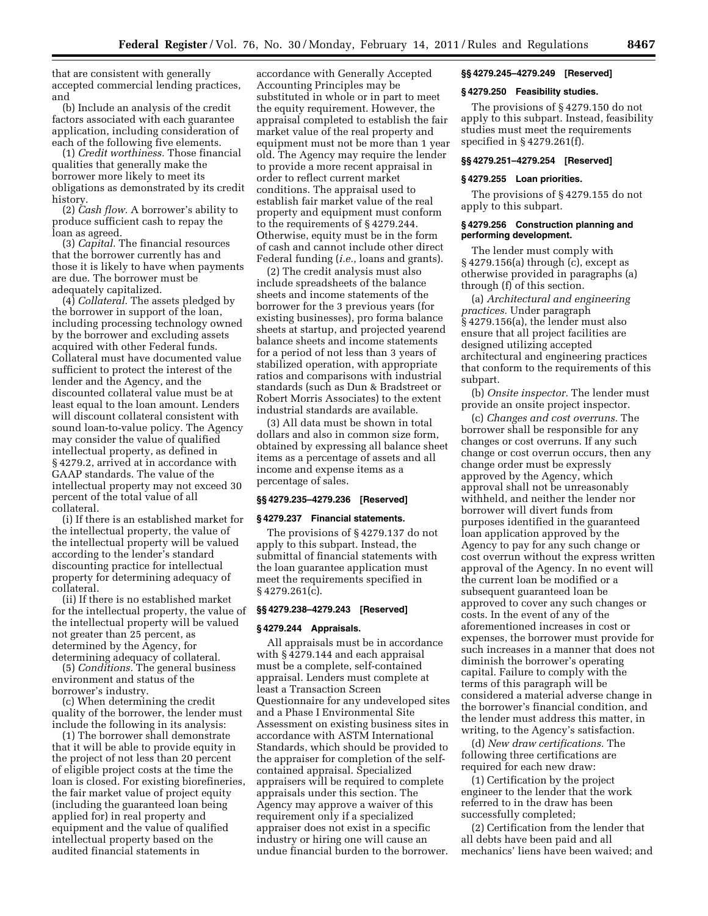that are consistent with generally accepted commercial lending practices, and

(b) Include an analysis of the credit factors associated with each guarantee application, including consideration of each of the following five elements.

(1) *Credit worthiness.* Those financial qualities that generally make the borrower more likely to meet its obligations as demonstrated by its credit history.

(2) *Cash flow.* A borrower's ability to produce sufficient cash to repay the loan as agreed.

(3) *Capital.* The financial resources that the borrower currently has and those it is likely to have when payments are due. The borrower must be adequately capitalized.

(4) *Collateral.* The assets pledged by the borrower in support of the loan, including processing technology owned by the borrower and excluding assets acquired with other Federal funds. Collateral must have documented value sufficient to protect the interest of the lender and the Agency, and the discounted collateral value must be at least equal to the loan amount. Lenders will discount collateral consistent with sound loan-to-value policy. The Agency may consider the value of qualified intellectual property, as defined in § 4279.2, arrived at in accordance with GAAP standards. The value of the intellectual property may not exceed 30 percent of the total value of all collateral.

(i) If there is an established market for the intellectual property, the value of the intellectual property will be valued according to the lender's standard discounting practice for intellectual property for determining adequacy of collateral.

(ii) If there is no established market for the intellectual property, the value of the intellectual property will be valued not greater than 25 percent, as determined by the Agency, for determining adequacy of collateral.

(5) *Conditions.* The general business environment and status of the borrower's industry.

(c) When determining the credit quality of the borrower, the lender must include the following in its analysis:

(1) The borrower shall demonstrate that it will be able to provide equity in the project of not less than 20 percent of eligible project costs at the time the loan is closed. For existing biorefineries, the fair market value of project equity (including the guaranteed loan being applied for) in real property and equipment and the value of qualified intellectual property based on the audited financial statements in accordance with Generally Accepted Accounting Principles may be substituted in whole or in part to meet the equity requirement. However, the appraisal completed to establish the fair market value of the real property and equipment must not be more than 1 year old. The Agency may require the lender to provide a more recent appraisal in order to reflect current market conditions. The appraisal used to establish fair market value of the real property and equipment must conform to the requirements of § 4279.244. Otherwise, equity must be in the form of cash and cannot include other direct Federal funding (*i.e.,* loans and grants).

(2) The credit analysis must also include spreadsheets of the balance sheets and income statements of the borrower for the 3 previous years (for existing businesses), pro forma balance sheets at startup, and projected yearend balance sheets and income statements for a period of not less than 3 years of stabilized operation, with appropriate ratios and comparisons with industrial standards (such as Dun & Bradstreet or Robert Morris Associates) to the extent industrial standards are available.

(3) All data must be shown in total dollars and also in common size form, obtained by expressing all balance sheet items as a percentage of assets and all income and expense items as a percentage of sales.

### §§ 4279.235–4279.236 [Reserved]

### § 4279.237 Financial statements.

The provisions of § 4279.137 do not apply to this subpart. Instead, the submittal of financial statements with the loan guarantee application must meet the requirements specified in § 4279.261(c).

### §§ 4279.238–4279.243 [Reserved]

### § 4279.244 Appraisals.

All appraisals must be in accordance with § 4279.144 and each appraisal must be a complete, self-contained appraisal. Lenders must complete at least a Transaction Screen Questionnaire for any undeveloped sites and a Phase I Environmental Site Assessment on existing business sites in accordance with ASTM International Standards, which should be provided to the appraiser for completion of the self-contained appraisal. Specialized appraisers will be required to complete appraisals under this section. The Agency may approve a waiver of this requirement only if a specialized appraiser does not exist in a specific industry or hiring one will cause an undue financial burden to the borrower.

### §§ 4279.245–4279.249 [Reserved]

### § 4279.250 Feasibility studies.

The provisions of § 4279.150 do not apply to this subpart. Instead, feasibility studies must meet the requirements specified in § 4279.261(f).

### §§ 4279.251–4279.254 [Reserved]

### § 4279.255 Loan priorities.

The provisions of § 4279.155 do not apply to this subpart.

### § 4279.256 Construction planning and performing development.

The lender must comply with § 4279.156(a) through (c), except as otherwise provided in paragraphs (a) through (f) of this section.

(a) *Architectural and engineering practices.* Under paragraph § 4279.156(a), the lender must also ensure that all project facilities are designed utilizing accepted architectural and engineering practices that conform to the requirements of this subpart.

(b) *Onsite inspector.* The lender must provide an onsite project inspector.

(c) *Changes and cost overruns.* The borrower shall be responsible for any changes or cost overruns. If any such change or cost overrun occurs, then any change order must be expressly approved by the Agency, which approval shall not be unreasonably withheld, and neither the lender nor borrower will divert funds from purposes identified in the guaranteed loan application approved by the Agency to pay for any such change or cost overrun without the express written approval of the Agency. In no event will the current loan be modified or a subsequent guaranteed loan be approved to cover any such changes or costs. In the event of any of the aforementioned increases in cost or expenses, the borrower must provide for such increases in a manner that does not diminish the borrower's operating capital. Failure to comply with the terms of this paragraph will be considered a material adverse change in the borrower's financial condition, and the lender must address this matter, in writing, to the Agency's satisfaction.

(d) *New draw certifications.* The following three certifications are required for each new draw:

(1) Certification by the project engineer to the lender that the work referred to in the draw has been successfully completed;

(2) Certification from the lender that all debts have been paid and all mechanics' liens have been waived; and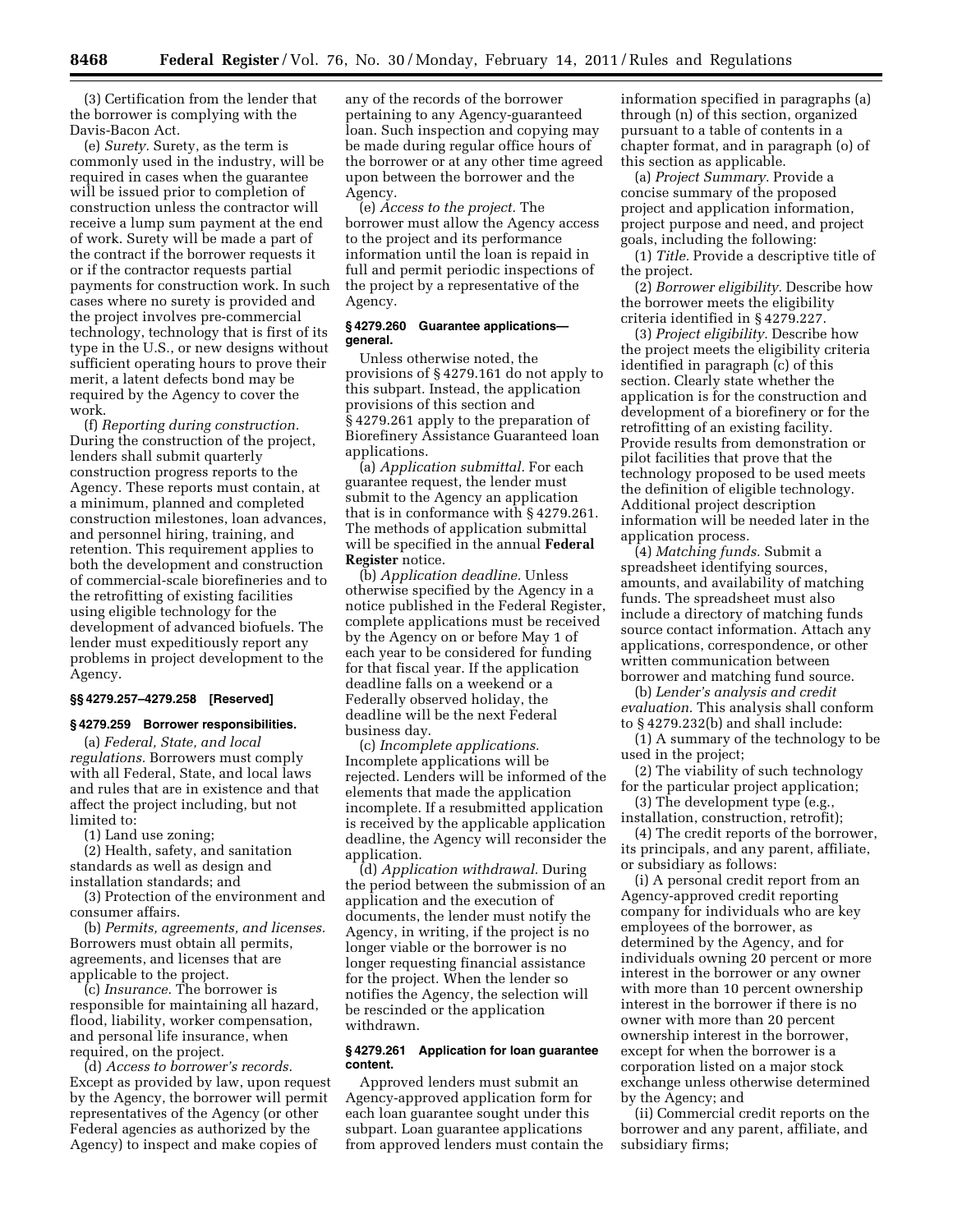(3) Certification from the lender that the borrower is complying with the Davis-Bacon Act.

(e) *Surety.* Surety, as the term is commonly used in the industry, will be required in cases when the guarantee will be issued prior to completion of construction unless the contractor will receive a lump sum payment at the end of work. Surety will be made a part of the contract if the borrower requests it or if the contractor requests partial payments for construction work. In such cases where no surety is provided and the project involves pre-commercial technology, technology that is first of its type in the U.S., or new designs without sufficient operating hours to prove their merit, a latent defects bond may be required by the Agency to cover the work.

(f) *Reporting during construction.* During the construction of the project, lenders shall submit quarterly construction progress reports to the Agency. These reports must contain, at a minimum, planned and completed construction milestones, loan advances, and personnel hiring, training, and retention. This requirement applies to both the development and construction of commercial-scale biorefineries and to the retrofitting of existing facilities using eligible technology for the development of advanced biofuels. The lender must expeditiously report any problems in project development to the Agency.

### §§ 4279.257–4279.258 [Reserved]

### § 4279.259 Borrower responsibilities.

(a) *Federal, State, and local regulations.* Borrowers must comply with all Federal, State, and local laws and rules that are in existence and that affect the project including, but not limited to:

(1) Land use zoning;

(2) Health, safety, and sanitation standards as well as design and installation standards; and

(3) Protection of the environment and consumer affairs.

(b) *Permits, agreements, and licenses.* Borrowers must obtain all permits, agreements, and licenses that are applicable to the project.

(c) *Insurance.* The borrower is responsible for maintaining all hazard, flood, liability, worker compensation, and personal life insurance, when required, on the project.

(d) *Access to borrower's records.* Except as provided by law, upon request by the Agency, the borrower will permit representatives of the Agency (or other Federal agencies as authorized by the Agency) to inspect and make copies of any of the records of the borrower pertaining to any Agency-guaranteed loan. Such inspection and copying may be made during regular office hours of the borrower or at any other time agreed upon between the borrower and the Agency.

(e) *Access to the project.* The borrower must allow the Agency access to the project and its performance information until the loan is repaid in full and permit periodic inspections of the project by a representative of the Agency.

### § 4279.260 Guarantee applications—general.

Unless otherwise noted, the provisions of § 4279.161 do not apply to this subpart. Instead, the application provisions of this section and § 4279.261 apply to the preparation of Biorefinery Assistance Guaranteed loan applications.

(a) *Application submittal.* For each guarantee request, the lender must submit to the Agency an application that is in conformance with § 4279.261. The methods of application submittal will be specified in the annual **Federal Register** notice.

(b) *Application deadline.* Unless otherwise specified by the Agency in a notice published in the Federal Register, complete applications must be received by the Agency on or before May 1 of each year to be considered for funding for that fiscal year. If the application deadline falls on a weekend or a Federally observed holiday, the deadline will be the next Federal business day.

(c) *Incomplete applications.* Incomplete applications will be rejected. Lenders will be informed of the elements that made the application incomplete. If a resubmitted application is received by the applicable application deadline, the Agency will reconsider the application.

(d) *Application withdrawal.* During the period between the submission of an application and the execution of documents, the lender must notify the Agency, in writing, if the project is no longer viable or the borrower is no longer requesting financial assistance for the project. When the lender so notifies the Agency, the selection will be rescinded or the application withdrawn.

### § 4279.261 Application for loan guarantee content.

Approved lenders must submit an Agency-approved application form for each loan guarantee sought under this subpart. Loan guarantee applications from approved lenders must contain the information specified in paragraphs (a) through (n) of this section, organized pursuant to a table of contents in a chapter format, and in paragraph (o) of this section as applicable.

(a) *Project Summary.* Provide a concise summary of the proposed project and application information, project purpose and need, and project goals, including the following:

(1) *Title.* Provide a descriptive title of the project.

(2) *Borrower eligibility.* Describe how the borrower meets the eligibility criteria identified in § 4279.227.

(3) *Project eligibility.* Describe how the project meets the eligibility criteria identified in paragraph (c) of this section. Clearly state whether the application is for the construction and development of a biorefinery or for the retrofitting of an existing facility. Provide results from demonstration or pilot facilities that prove that the technology proposed to be used meets the definition of eligible technology. Additional project description information will be needed later in the application process.

(4) *Matching funds.* Submit a spreadsheet identifying sources, amounts, and availability of matching funds. The spreadsheet must also include a directory of matching funds source contact information. Attach any applications, correspondence, or other written communication between borrower and matching fund source.

(b) *Lender's analysis and credit evaluation.* This analysis shall conform to § 4279.232(b) and shall include:

(1) A summary of the technology to be used in the project;

(2) The viability of such technology for the particular project application;

(3) The development type (e.g., installation, construction, retrofit);

(4) The credit reports of the borrower, its principals, and any parent, affiliate, or subsidiary as follows:

(i) A personal credit report from an Agency-approved credit reporting company for individuals who are key employees of the borrower, as determined by the Agency, and for individuals owning 20 percent or more interest in the borrower or any owner with more than 10 percent ownership interest in the borrower if there is no owner with more than 20 percent ownership interest in the borrower, except for when the borrower is a corporation listed on a major stock exchange unless otherwise determined by the Agency; and

(ii) Commercial credit reports on the borrower and any parent, affiliate, and subsidiary firms;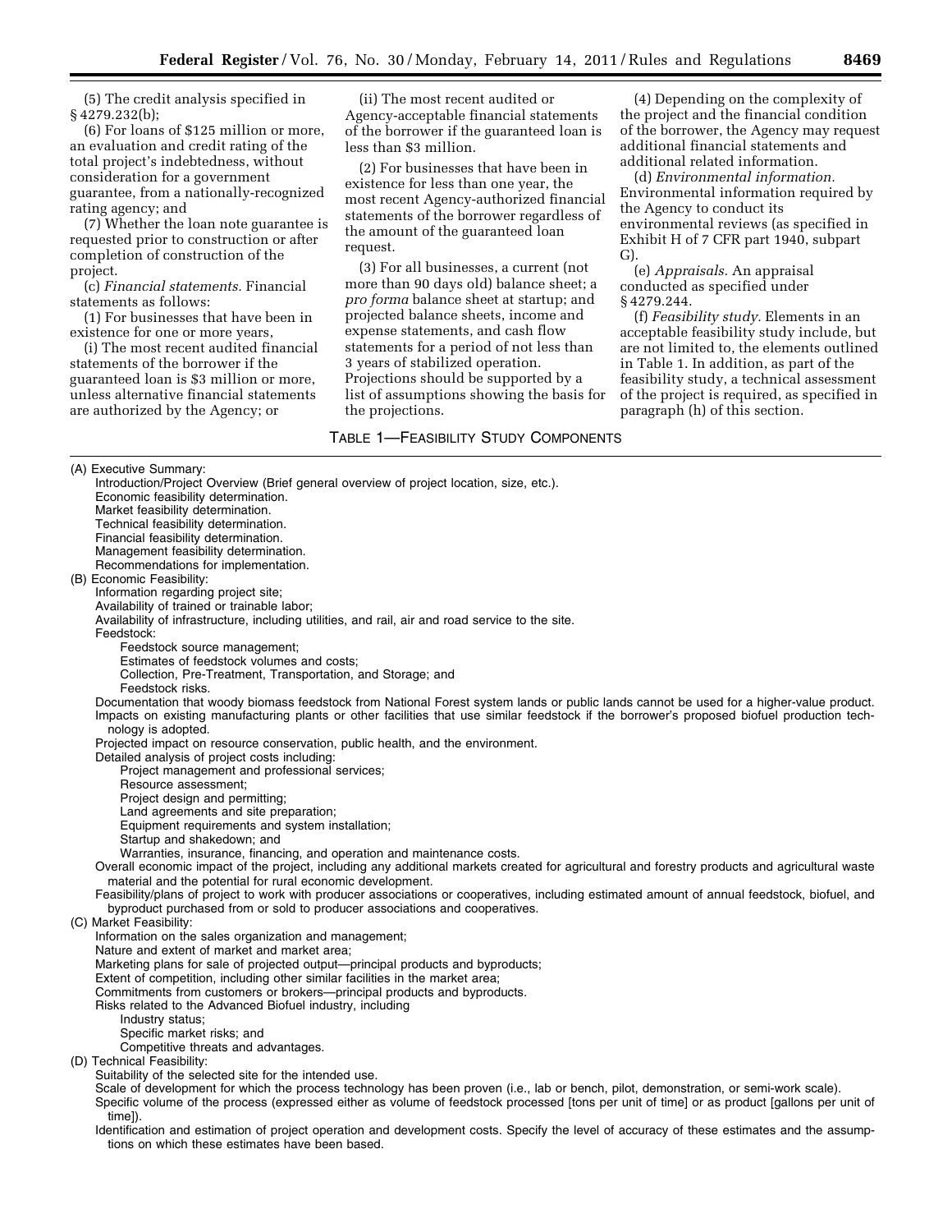(5) The credit analysis specified in § 4279.232(b);

(6) For loans of $125 million or more, an evaluation and credit rating of the total project's indebtedness, without consideration for a government guarantee, from a nationally-recognized rating agency; and

(7) Whether the loan note guarantee is requested prior to construction or after completion of construction of the project.

(c) *Financial statements.* Financial statements as follows:

(1) For businesses that have been in existence for one or more years,

(i) The most recent audited financial statements of the borrower if the guaranteed loan is $3 million or more, unless alternative financial statements are authorized by the Agency; or

(ii) The most recent audited or Agency-acceptable financial statements of the borrower if the guaranteed loan is less than $3 million.

(2) For businesses that have been in existence for less than one year, the most recent Agency-authorized financial statements of the borrower regardless of the amount of the guaranteed loan request.

(3) For all businesses, a current (not more than 90 days old) balance sheet; a *pro forma* balance sheet at startup; and projected balance sheets, income and expense statements, and cash flow statements for a period of not less than 3 years of stabilized operation. Projections should be supported by a list of assumptions showing the basis for the projections.

(4) Depending on the complexity of the project and the financial condition of the borrower, the Agency may request additional financial statements and additional related information.

(d) *Environmental information.* Environmental information required by the Agency to conduct its environmental reviews (as specified in Exhibit H of 7 CFR part 1940, subpart G).

(e) *Appraisals.* An appraisal conducted as specified under § 4279.244.

(f) *Feasibility study.* Elements in an acceptable feasibility study include, but are not limited to, the elements outlined in Table 1. In addition, as part of the feasibility study, a technical assessment of the project is required, as specified in paragraph (h) of this section.

TABLE 1—FEASIBILITY STUDY COMPONENTS

(A) Executive Summary:
- Introduction/Project Overview (Brief general overview of project location, size, etc.).
- Economic feasibility determination.
- Market feasibility determination.
- Technical feasibility determination.
- Financial feasibility determination.
- Management feasibility determination.
- Recommendations for implementation.

(B) Economic Feasibility:
- Information regarding project site;
- Availability of trained or trainable labor;
- Availability of infrastructure, including utilities, and rail, air and road service to the site.
- Feedstock:
  - Feedstock source management;
  - Estimates of feedstock volumes and costs;
  - Collection, Pre-Treatment, Transportation, and Storage; and
  - Feedstock risks.
- Documentation that woody biomass feedstock from National Forest system lands or public lands cannot be used for a higher-value product.
- Impacts on existing manufacturing plants or other facilities that use similar feedstock if the borrower's proposed biofuel production technology is adopted.
- Projected impact on resource conservation, public health, and the environment.
- Detailed analysis of project costs including:
  - Project management and professional services;
  - Resource assessment;
  - Project design and permitting;
  - Land agreements and site preparation;
  - Equipment requirements and system installation;
  - Startup and shakedown; and
  - Warranties, insurance, financing, and operation and maintenance costs.
- Overall economic impact of the project, including any additional markets created for agricultural and forestry products and agricultural waste material and the potential for rural economic development.
- Feasibility/plans of project to work with producer associations or cooperatives, including estimated amount of annual feedstock, biofuel, and byproduct purchased from or sold to producer associations and cooperatives.

(C) Market Feasibility:
- Information on the sales organization and management;
- Nature and extent of market and market area;
- Marketing plans for sale of projected output—principal products and byproducts;
- Extent of competition, including other similar facilities in the market area;
- Commitments from customers or brokers—principal products and byproducts.
- Risks related to the Advanced Biofuel industry, including
  - Industry status;
  - Specific market risks; and
  - Competitive threats and advantages.

(D) Technical Feasibility:
- Suitability of the selected site for the intended use.
- Scale of development for which the process technology has been proven (i.e., lab or bench, pilot, demonstration, or semi-work scale).
- Specific volume of the process (expressed either as volume of feedstock processed [tons per unit of time] or as product [gallons per unit of time]).
- Identification and estimation of project operation and development costs. Specify the level of accuracy of these estimates and the assumptions on which these estimates have been based.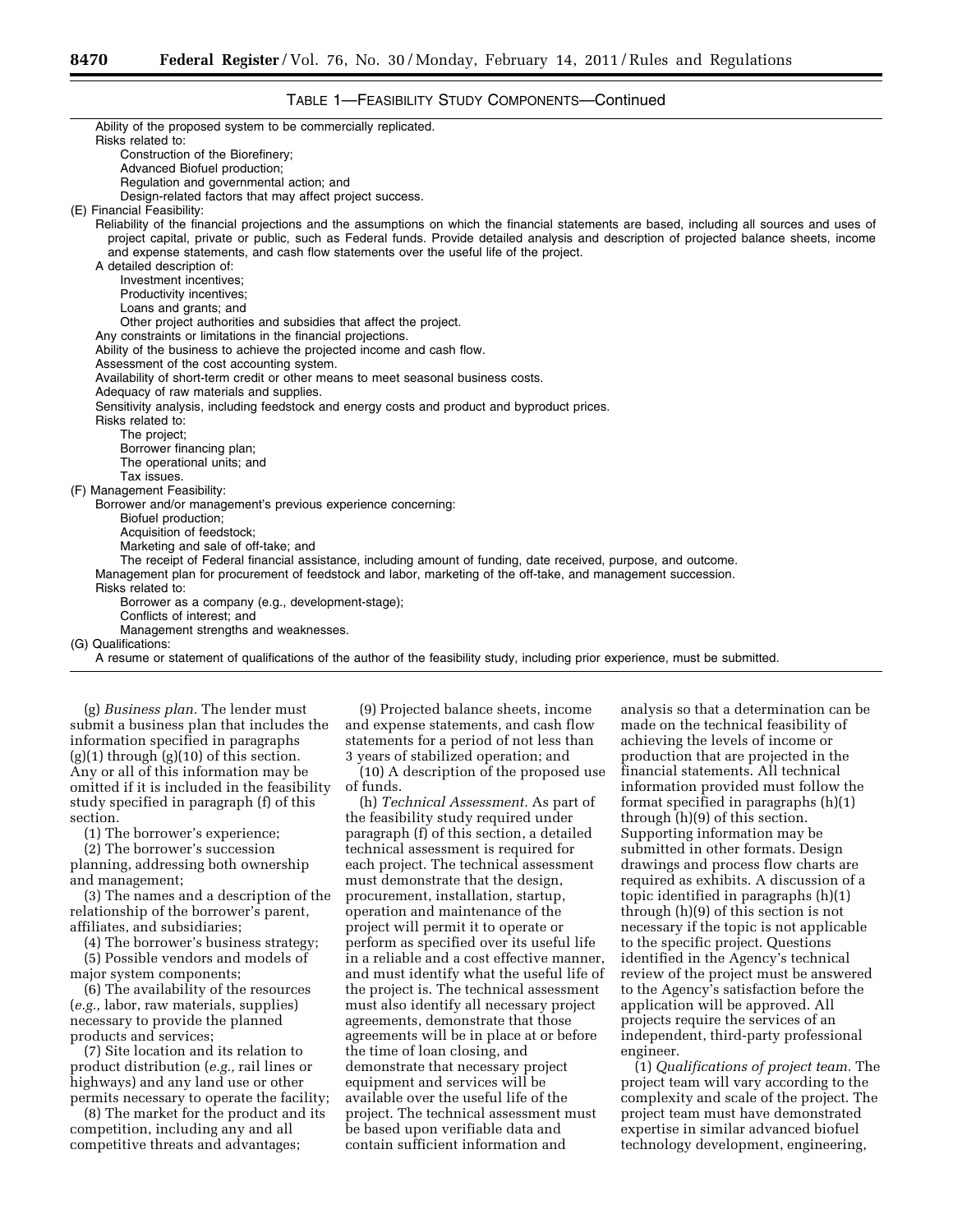TABLE 1—FEASIBILITY STUDY COMPONENTS—Continued

Ability of the proposed system to be commercially replicated.
Risks related to:
- Construction of the Biorefinery;
- Advanced Biofuel production;
- Regulation and governmental action; and
- Design-related factors that may affect project success.

(E) Financial Feasibility:
Reliability of the financial projections and the assumptions on which the financial statements are based, including all sources and uses of project capital, private or public, such as Federal funds. Provide detailed analysis and description of projected balance sheets, income and expense statements, and cash flow statements over the useful life of the project.
A detailed description of:
- Investment incentives;
- Productivity incentives;
- Loans and grants; and
- Other project authorities and subsidies that affect the project.

Any constraints or limitations in the financial projections.
Ability of the business to achieve the projected income and cash flow.
Assessment of the cost accounting system.
Availability of short-term credit or other means to meet seasonal business costs.
Adequacy of raw materials and supplies.
Sensitivity analysis, including feedstock and energy costs and product and byproduct prices.
Risks related to:
- The project;
- Borrower financing plan;
- The operational units; and
- Tax issues.

(F) Management Feasibility:
Borrower and/or management's previous experience concerning:
- Biofuel production;
- Acquisition of feedstock;
- Marketing and sale of off-take; and
- The receipt of Federal financial assistance, including amount of funding, date received, purpose, and outcome.

Management plan for procurement of feedstock and labor, marketing of the off-take, and management succession.
Risks related to:
- Borrower as a company (e.g., development-stage);
- Conflicts of interest; and
- Management strengths and weaknesses.

(G) Qualifications:
A resume or statement of qualifications of the author of the feasibility study, including prior experience, must be submitted.

(g) *Business plan.* The lender must submit a business plan that includes the information specified in paragraphs (g)(1) through (g)(10) of this section. Any or all of this information may be omitted if it is included in the feasibility study specified in paragraph (f) of this section.

(1) The borrower's experience;

(2) The borrower's succession planning, addressing both ownership and management;

(3) The names and a description of the relationship of the borrower's parent, affiliates, and subsidiaries;

(4) The borrower's business strategy;

(5) Possible vendors and models of major system components;

(6) The availability of the resources (*e.g.,* labor, raw materials, supplies) necessary to provide the planned products and services;

(7) Site location and its relation to product distribution (*e.g.,* rail lines or highways) and any land use or other permits necessary to operate the facility;

(8) The market for the product and its competition, including any and all competitive threats and advantages;

(9) Projected balance sheets, income and expense statements, and cash flow statements for a period of not less than 3 years of stabilized operation; and

(10) A description of the proposed use of funds.

(h) *Technical Assessment.* As part of the feasibility study required under paragraph (f) of this section, a detailed technical assessment is required for each project. The technical assessment must demonstrate that the design, procurement, installation, startup, operation and maintenance of the project will permit it to operate or perform as specified over its useful life in a reliable and a cost effective manner, and must identify what the useful life of the project is. The technical assessment must also identify all necessary project agreements, demonstrate that those agreements will be in place at or before the time of loan closing, and demonstrate that necessary project equipment and services will be available over the useful life of the project. The technical assessment must be based upon verifiable data and contain sufficient information and analysis so that a determination can be made on the technical feasibility of achieving the levels of income or production that are projected in the financial statements. All technical information provided must follow the format specified in paragraphs (h)(1) through (h)(9) of this section. Supporting information may be submitted in other formats. Design drawings and process flow charts are required as exhibits. A discussion of a topic identified in paragraphs (h)(1) through (h)(9) of this section is not necessary if the topic is not applicable to the specific project. Questions identified in the Agency's technical review of the project must be answered to the Agency's satisfaction before the application will be approved. All projects require the services of an independent, third-party professional engineer.

(1) *Qualifications of project team.* The project team will vary according to the complexity and scale of the project. The project team must have demonstrated expertise in similar advanced biofuel technology development, engineering,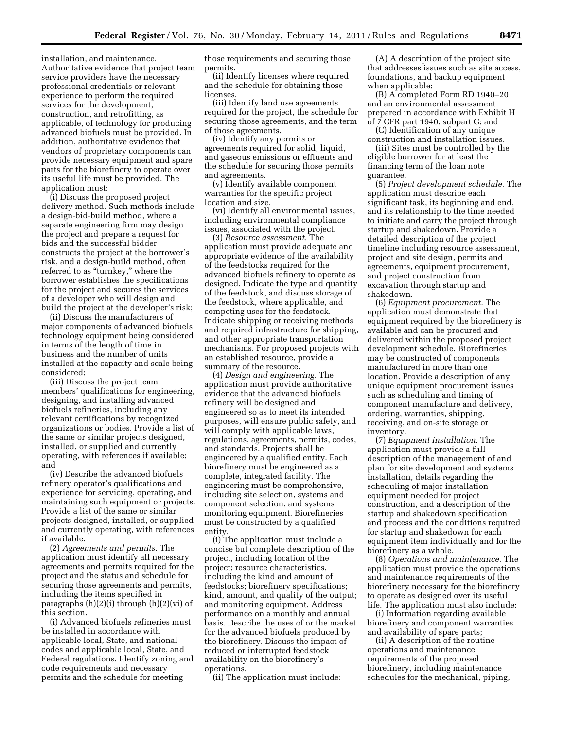installation, and maintenance. Authoritative evidence that project team service providers have the necessary professional credentials or relevant experience to perform the required services for the development, construction, and retrofitting, as applicable, of technology for producing advanced biofuels must be provided. In addition, authoritative evidence that vendors of proprietary components can provide necessary equipment and spare parts for the biorefinery to operate over its useful life must be provided. The application must:

(i) Discuss the proposed project delivery method. Such methods include a design-bid-build method, where a separate engineering firm may design the project and prepare a request for bids and the successful bidder constructs the project at the borrower's risk, and a design-build method, often referred to as "turnkey," where the borrower establishes the specifications for the project and secures the services of a developer who will design and build the project at the developer's risk;

(ii) Discuss the manufacturers of major components of advanced biofuels technology equipment being considered in terms of the length of time in business and the number of units installed at the capacity and scale being considered;

(iii) Discuss the project team members' qualifications for engineering, designing, and installing advanced biofuels refineries, including any relevant certifications by recognized organizations or bodies. Provide a list of the same or similar projects designed, installed, or supplied and currently operating, with references if available; and

(iv) Describe the advanced biofuels refinery operator's qualifications and experience for servicing, operating, and maintaining such equipment or projects. Provide a list of the same or similar projects designed, installed, or supplied and currently operating, with references if available.

(2) *Agreements and permits.* The application must identify all necessary agreements and permits required for the project and the status and schedule for securing those agreements and permits, including the items specified in paragraphs (h)(2)(i) through (h)(2)(vi) of this section.

(i) Advanced biofuels refineries must be installed in accordance with applicable local, State, and national codes and applicable local, State, and Federal regulations. Identify zoning and code requirements and necessary permits and the schedule for meeting those requirements and securing those permits.

(ii) Identify licenses where required and the schedule for obtaining those licenses.

(iii) Identify land use agreements required for the project, the schedule for securing those agreements, and the term of those agreements.

(iv) Identify any permits or agreements required for solid, liquid, and gaseous emissions or effluents and the schedule for securing those permits and agreements.

(v) Identify available component warranties for the specific project location and size.

(vi) Identify all environmental issues, including environmental compliance issues, associated with the project.

(3) *Resource assessment.* The application must provide adequate and appropriate evidence of the availability of the feedstocks required for the advanced biofuels refinery to operate as designed. Indicate the type and quantity of the feedstock, and discuss storage of the feedstock, where applicable, and competing uses for the feedstock. Indicate shipping or receiving methods and required infrastructure for shipping, and other appropriate transportation mechanisms. For proposed projects with an established resource, provide a summary of the resource.

(4) *Design and engineering.* The application must provide authoritative evidence that the advanced biofuels refinery will be designed and engineered so as to meet its intended purposes, will ensure public safety, and will comply with applicable laws, regulations, agreements, permits, codes, and standards. Projects shall be engineered by a qualified entity. Each biorefinery must be engineered as a complete, integrated facility. The engineering must be comprehensive, including site selection, systems and component selection, and systems monitoring equipment. Biorefineries must be constructed by a qualified entity.

(i) The application must include a concise but complete description of the project, including location of the project; resource characteristics, including the kind and amount of feedstocks; biorefinery specifications; kind, amount, and quality of the output; and monitoring equipment. Address performance on a monthly and annual basis. Describe the uses of or the market for the advanced biofuels produced by the biorefinery. Discuss the impact of reduced or interrupted feedstock availability on the biorefinery's operations.

(ii) The application must include:

(A) A description of the project site that addresses issues such as site access, foundations, and backup equipment when applicable;

(B) A completed Form RD 1940–20 and an environmental assessment prepared in accordance with Exhibit H of 7 CFR part 1940, subpart G; and

(C) Identification of any unique construction and installation issues.

(iii) Sites must be controlled by the eligible borrower for at least the financing term of the loan note guarantee.

(5) *Project development schedule.* The application must describe each significant task, its beginning and end, and its relationship to the time needed to initiate and carry the project through startup and shakedown. Provide a detailed description of the project timeline including resource assessment, project and site design, permits and agreements, equipment procurement, and project construction from excavation through startup and shakedown.

(6) *Equipment procurement.* The application must demonstrate that equipment required by the biorefinery is available and can be procured and delivered within the proposed project development schedule. Biorefineries may be constructed of components manufactured in more than one location. Provide a description of any unique equipment procurement issues such as scheduling and timing of component manufacture and delivery, ordering, warranties, shipping, receiving, and on-site storage or inventory.

(7) *Equipment installation.* The application must provide a full description of the management of and plan for site development and systems installation, details regarding the scheduling of major installation equipment needed for project construction, and a description of the startup and shakedown specification and process and the conditions required for startup and shakedown for each equipment item individually and for the biorefinery as a whole.

(8) *Operations and maintenance.* The application must provide the operations and maintenance requirements of the biorefinery necessary for the biorefinery to operate as designed over its useful life. The application must also include:

(i) Information regarding available biorefinery and component warranties and availability of spare parts;

(ii) A description of the routine operations and maintenance requirements of the proposed biorefinery, including maintenance schedules for the mechanical, piping,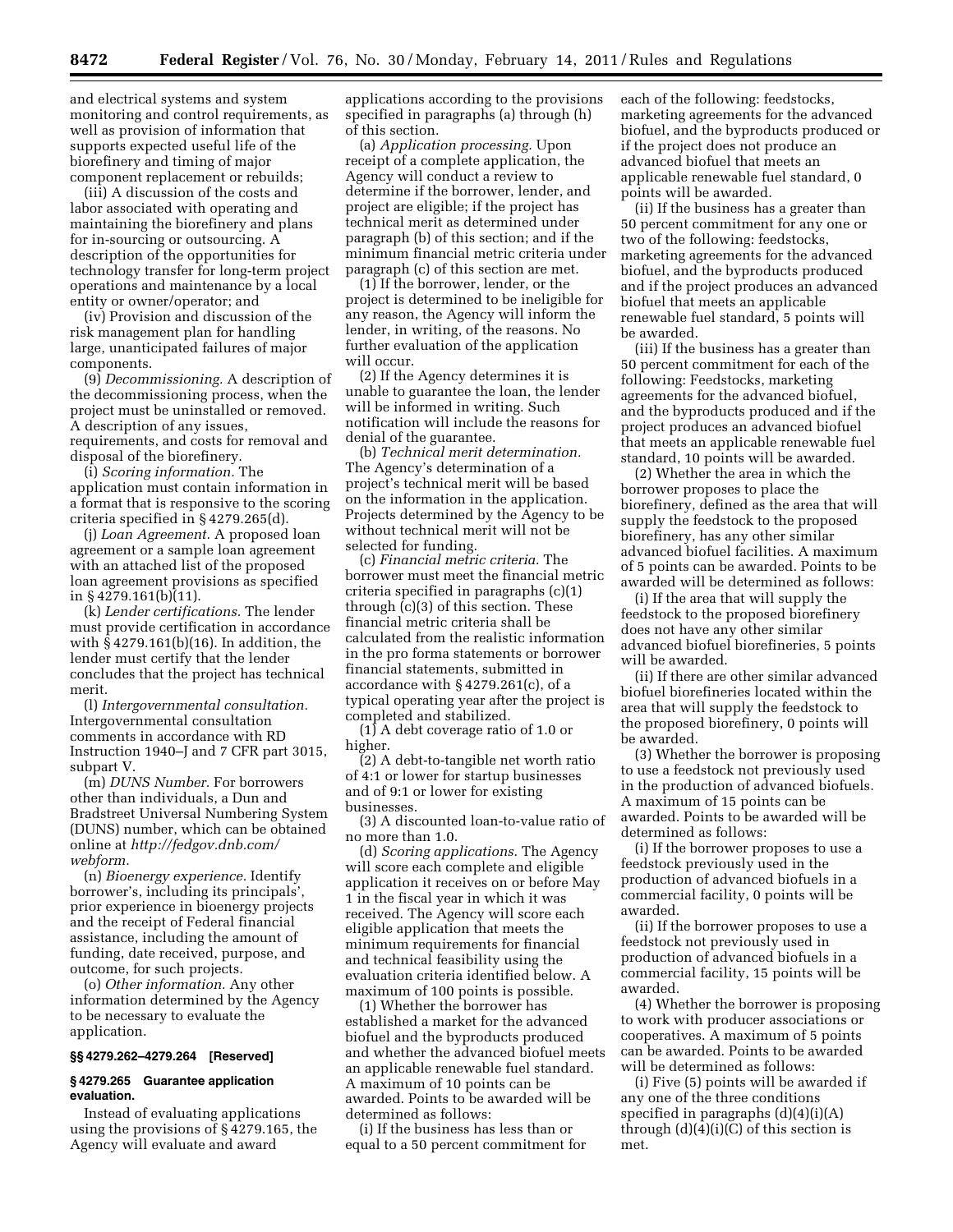and electrical systems and system monitoring and control requirements, as well as provision of information that supports expected useful life of the biorefinery and timing of major component replacement or rebuilds;

(iii) A discussion of the costs and labor associated with operating and maintaining the biorefinery and plans for in-sourcing or outsourcing. A description of the opportunities for technology transfer for long-term project operations and maintenance by a local entity or owner/operator; and

(iv) Provision and discussion of the risk management plan for handling large, unanticipated failures of major components.

(9) *Decommissioning.* A description of the decommissioning process, when the project must be uninstalled or removed. A description of any issues, requirements, and costs for removal and disposal of the biorefinery.

(i) *Scoring information.* The application must contain information in a format that is responsive to the scoring criteria specified in § 4279.265(d).

(j) *Loan Agreement.* A proposed loan agreement or a sample loan agreement with an attached list of the proposed loan agreement provisions as specified in § 4279.161(b)(11).

(k) *Lender certifications.* The lender must provide certification in accordance with § 4279.161(b)(16). In addition, the lender must certify that the lender concludes that the project has technical merit.

(l) *Intergovernmental consultation.* Intergovernmental consultation comments in accordance with RD Instruction 1940–J and 7 CFR part 3015, subpart V.

(m) *DUNS Number.* For borrowers other than individuals, a Dun and Bradstreet Universal Numbering System (DUNS) number, which can be obtained online at *http://fedgov.dnb.com/webform.*

(n) *Bioenergy experience.* Identify borrower's, including its principals', prior experience in bioenergy projects and the receipt of Federal financial assistance, including the amount of funding, date received, purpose, and outcome, for such projects.

(o) *Other information.* Any other information determined by the Agency to be necessary to evaluate the application.

### §§ 4279.262–4279.264 [Reserved]

### § 4279.265 Guarantee application evaluation.

Instead of evaluating applications using the provisions of § 4279.165, the Agency will evaluate and award applications according to the provisions specified in paragraphs (a) through (h) of this section.

(a) *Application processing.* Upon receipt of a complete application, the Agency will conduct a review to determine if the borrower, lender, and project are eligible; if the project has technical merit as determined under paragraph (b) of this section; and if the minimum financial metric criteria under paragraph (c) of this section are met.

(1) If the borrower, lender, or the project is determined to be ineligible for any reason, the Agency will inform the lender, in writing, of the reasons. No further evaluation of the application will occur.

(2) If the Agency determines it is unable to guarantee the loan, the lender will be informed in writing. Such notification will include the reasons for denial of the guarantee.

(b) *Technical merit determination.* The Agency's determination of a project's technical merit will be based on the information in the application. Projects determined by the Agency to be without technical merit will not be selected for funding.

(c) *Financial metric criteria.* The borrower must meet the financial metric criteria specified in paragraphs (c)(1) through (c)(3) of this section. These financial metric criteria shall be calculated from the realistic information in the pro forma statements or borrower financial statements, submitted in accordance with § 4279.261(c), of a typical operating year after the project is completed and stabilized.

(1) A debt coverage ratio of 1.0 or higher.

(2) A debt-to-tangible net worth ratio of 4:1 or lower for startup businesses and of 9:1 or lower for existing businesses.

(3) A discounted loan-to-value ratio of no more than 1.0.

(d) *Scoring applications.* The Agency will score each complete and eligible application it receives on or before May 1 in the fiscal year in which it was received. The Agency will score each eligible application that meets the minimum requirements for financial and technical feasibility using the evaluation criteria identified below. A maximum of 100 points is possible.

(1) Whether the borrower has established a market for the advanced biofuel and the byproducts produced and whether the advanced biofuel meets an applicable renewable fuel standard. A maximum of 10 points can be awarded. Points to be awarded will be determined as follows:

(i) If the business has less than or equal to a 50 percent commitment for each of the following: feedstocks, marketing agreements for the advanced biofuel, and the byproducts produced or if the project does not produce an advanced biofuel that meets an applicable renewable fuel standard, 0 points will be awarded.

(ii) If the business has a greater than 50 percent commitment for any one or two of the following: feedstocks, marketing agreements for the advanced biofuel, and the byproducts produced and if the project produces an advanced biofuel that meets an applicable renewable fuel standard, 5 points will be awarded.

(iii) If the business has a greater than 50 percent commitment for each of the following: Feedstocks, marketing agreements for the advanced biofuel, and the byproducts produced and if the project produces an advanced biofuel that meets an applicable renewable fuel standard, 10 points will be awarded.

(2) Whether the area in which the borrower proposes to place the biorefinery, defined as the area that will supply the feedstock to the proposed biorefinery, has any other similar advanced biofuel facilities. A maximum of 5 points can be awarded. Points to be awarded will be determined as follows:

(i) If the area that will supply the feedstock to the proposed biorefinery does not have any other similar advanced biofuel biorefineries, 5 points will be awarded.

(ii) If there are other similar advanced biofuel biorefineries located within the area that will supply the feedstock to the proposed biorefinery, 0 points will be awarded.

(3) Whether the borrower is proposing to use a feedstock not previously used in the production of advanced biofuels. A maximum of 15 points can be awarded. Points to be awarded will be determined as follows:

(i) If the borrower proposes to use a feedstock previously used in the production of advanced biofuels in a commercial facility, 0 points will be awarded.

(ii) If the borrower proposes to use a feedstock not previously used in production of advanced biofuels in a commercial facility, 15 points will be awarded.

(4) Whether the borrower is proposing to work with producer associations or cooperatives. A maximum of 5 points can be awarded. Points to be awarded will be determined as follows:

(i) Five (5) points will be awarded if any one of the three conditions specified in paragraphs (d)(4)(i)(A) through (d)(4)(i)(C) of this section is met.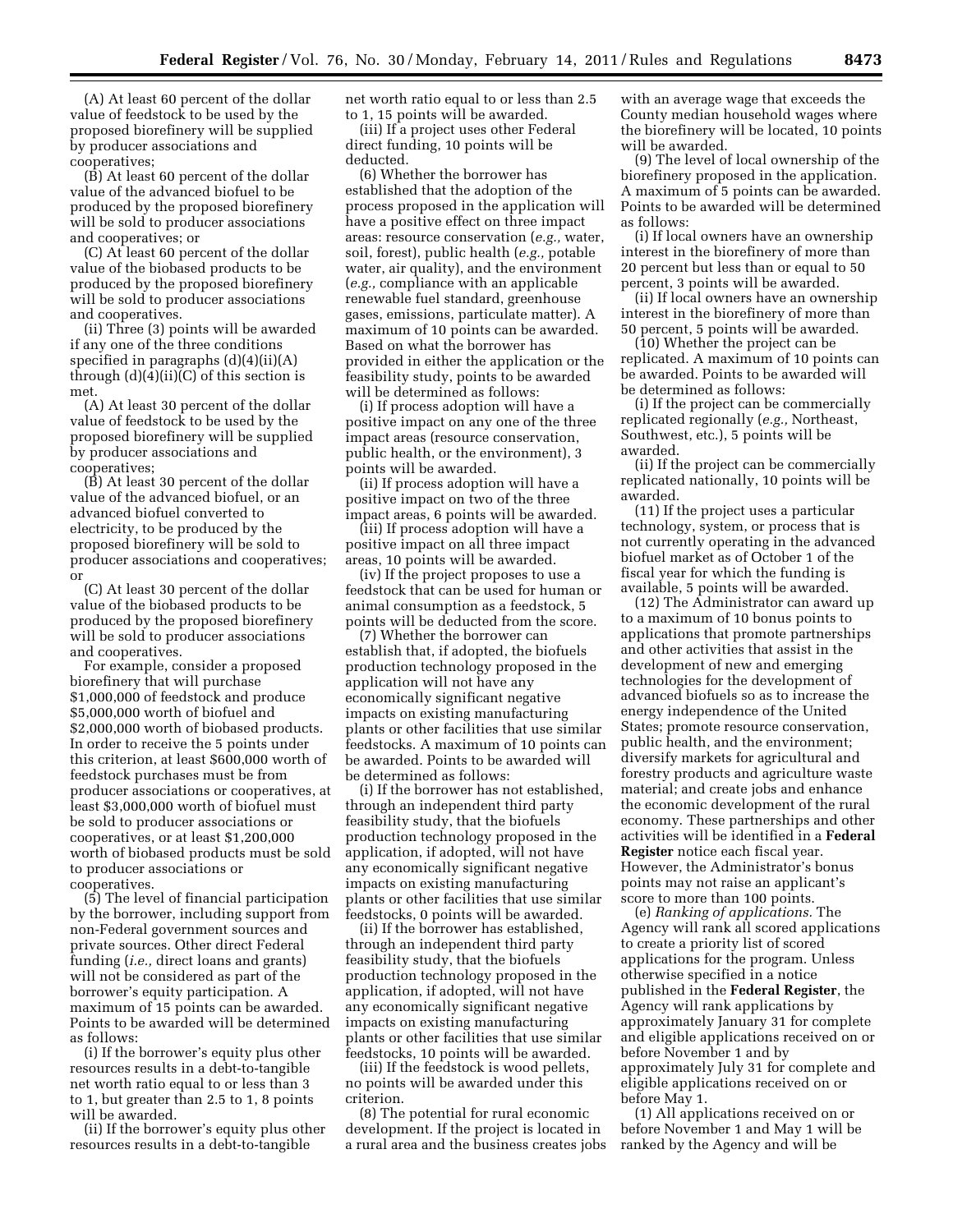(A) At least 60 percent of the dollar value of feedstock to be used by the proposed biorefinery will be supplied by producer associations and cooperatives;

(B) At least 60 percent of the dollar value of the advanced biofuel to be produced by the proposed biorefinery will be sold to producer associations and cooperatives; or

(C) At least 60 percent of the dollar value of the biobased products to be produced by the proposed biorefinery will be sold to producer associations and cooperatives.

(ii) Three (3) points will be awarded if any one of the three conditions specified in paragraphs (d)(4)(ii)(A) through (d)(4)(ii)(C) of this section is met.

(A) At least 30 percent of the dollar value of feedstock to be used by the proposed biorefinery will be supplied by producer associations and cooperatives;

(B) At least 30 percent of the dollar value of the advanced biofuel, or an advanced biofuel converted to electricity, to be produced by the proposed biorefinery will be sold to producer associations and cooperatives; or

(C) At least 30 percent of the dollar value of the biobased products to be produced by the proposed biorefinery will be sold to producer associations and cooperatives.

For example, consider a proposed biorefinery that will purchase $1,000,000 of feedstock and produce $5,000,000 worth of biofuel and $2,000,000 worth of biobased products. In order to receive the 5 points under this criterion, at least $600,000 worth of feedstock purchases must be from producer associations or cooperatives, at least $3,000,000 worth of biofuel must be sold to producer associations or cooperatives, or at least $1,200,000 worth of biobased products must be sold to producer associations or cooperatives.

(5) The level of financial participation by the borrower, including support from non-Federal government sources and private sources. Other direct Federal funding (*i.e.,* direct loans and grants) will not be considered as part of the borrower's equity participation. A maximum of 15 points can be awarded. Points to be awarded will be determined as follows:

(i) If the borrower's equity plus other resources results in a debt-to-tangible net worth ratio equal to or less than 3 to 1, but greater than 2.5 to 1, 8 points will be awarded.

(ii) If the borrower's equity plus other resources results in a debt-to-tangible net worth ratio equal to or less than 2.5 to 1, 15 points will be awarded.

(iii) If a project uses other Federal direct funding, 10 points will be deducted.

(6) Whether the borrower has established that the adoption of the process proposed in the application will have a positive effect on three impact areas: resource conservation (*e.g.,* water, soil, forest), public health (*e.g.,* potable water, air quality), and the environment (*e.g.,* compliance with an applicable renewable fuel standard, greenhouse gases, emissions, particulate matter). A maximum of 10 points can be awarded. Based on what the borrower has provided in either the application or the feasibility study, points to be awarded will be determined as follows:

(i) If process adoption will have a positive impact on any one of the three impact areas (resource conservation, public health, or the environment), 3 points will be awarded.

(ii) If process adoption will have a positive impact on two of the three impact areas, 6 points will be awarded.

(iii) If process adoption will have a positive impact on all three impact areas, 10 points will be awarded.

(iv) If the project proposes to use a feedstock that can be used for human or animal consumption as a feedstock, 5 points will be deducted from the score.

(7) Whether the borrower can establish that, if adopted, the biofuels production technology proposed in the application will not have any economically significant negative impacts on existing manufacturing plants or other facilities that use similar feedstocks. A maximum of 10 points can be awarded. Points to be awarded will be determined as follows:

(i) If the borrower has not established, through an independent third party feasibility study, that the biofuels production technology proposed in the application, if adopted, will not have any economically significant negative impacts on existing manufacturing plants or other facilities that use similar feedstocks, 0 points will be awarded.

(ii) If the borrower has established, through an independent third party feasibility study, that the biofuels production technology proposed in the application, if adopted, will not have any economically significant negative impacts on existing manufacturing plants or other facilities that use similar feedstocks, 10 points will be awarded.

(iii) If the feedstock is wood pellets, no points will be awarded under this criterion.

(8) The potential for rural economic development. If the project is located in a rural area and the business creates jobs with an average wage that exceeds the County median household wages where the biorefinery will be located, 10 points will be awarded.

(9) The level of local ownership of the biorefinery proposed in the application. A maximum of 5 points can be awarded. Points to be awarded will be determined as follows:

(i) If local owners have an ownership interest in the biorefinery of more than 20 percent but less than or equal to 50 percent, 3 points will be awarded.

(ii) If local owners have an ownership interest in the biorefinery of more than 50 percent, 5 points will be awarded.

(10) Whether the project can be replicated. A maximum of 10 points can be awarded. Points to be awarded will be determined as follows:

(i) If the project can be commercially replicated regionally (*e.g.,* Northeast, Southwest, etc.), 5 points will be awarded.

(ii) If the project can be commercially replicated nationally, 10 points will be awarded.

(11) If the project uses a particular technology, system, or process that is not currently operating in the advanced biofuel market as of October 1 of the fiscal year for which the funding is available, 5 points will be awarded.

(12) The Administrator can award up to a maximum of 10 bonus points to applications that promote partnerships and other activities that assist in the development of new and emerging technologies for the development of advanced biofuels so as to increase the energy independence of the United States; promote resource conservation, public health, and the environment; diversify markets for agricultural and forestry products and agriculture waste material; and create jobs and enhance the economic development of the rural economy. These partnerships and other activities will be identified in a **Federal Register** notice each fiscal year. However, the Administrator's bonus points may not raise an applicant's score to more than 100 points.

(e) *Ranking of applications.* The Agency will rank all scored applications to create a priority list of scored applications for the program. Unless otherwise specified in a notice published in the **Federal Register**, the Agency will rank applications by approximately January 31 for complete and eligible applications received on or before November 1 and by approximately July 31 for complete and eligible applications received on or before May 1.

(1) All applications received on or before November 1 and May 1 will be ranked by the Agency and will be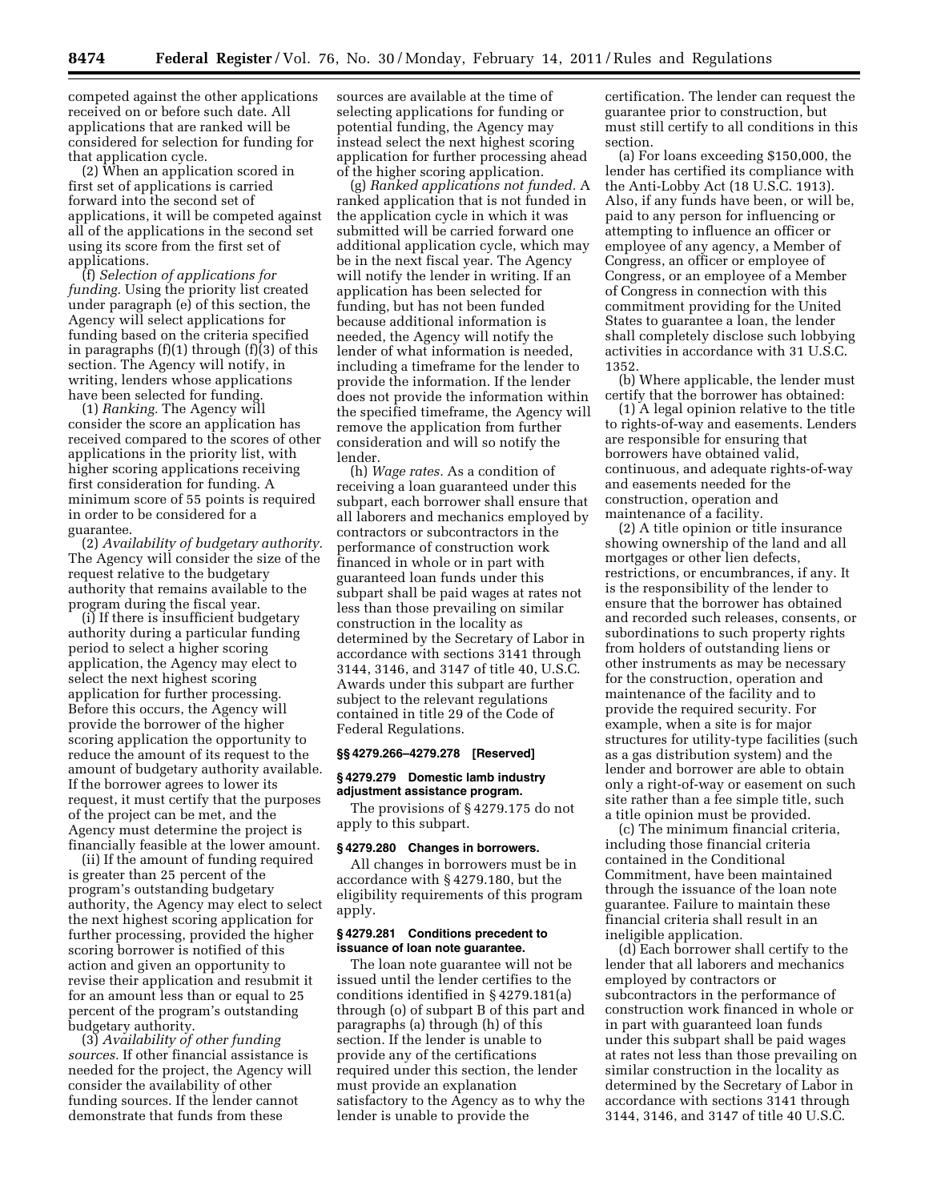competed against the other applications received on or before such date. All applications that are ranked will be considered for selection for funding for that application cycle.

(2) When an application scored in first set of applications is carried forward into the second set of applications, it will be competed against all of the applications in the second set using its score from the first set of applications.

(f) *Selection of applications for funding.* Using the priority list created under paragraph (e) of this section, the Agency will select applications for funding based on the criteria specified in paragraphs (f)(1) through (f)(3) of this section. The Agency will notify, in writing, lenders whose applications have been selected for funding.

(1) *Ranking.* The Agency will consider the score an application has received compared to the scores of other applications in the priority list, with higher scoring applications receiving first consideration for funding. A minimum score of 55 points is required in order to be considered for a guarantee.

(2) *Availability of budgetary authority.* The Agency will consider the size of the request relative to the budgetary authority that remains available to the program during the fiscal year.

(i) If there is insufficient budgetary authority during a particular funding period to select a higher scoring application, the Agency may elect to select the next highest scoring application for further processing. Before this occurs, the Agency will provide the borrower of the higher scoring application the opportunity to reduce the amount of its request to the amount of budgetary authority available. If the borrower agrees to lower its request, it must certify that the purposes of the project can be met, and the Agency must determine the project is financially feasible at the lower amount.

(ii) If the amount of funding required is greater than 25 percent of the program's outstanding budgetary authority, the Agency may elect to select the next highest scoring application for further processing, provided the higher scoring borrower is notified of this action and given an opportunity to revise their application and resubmit it for an amount less than or equal to 25 percent of the program's outstanding budgetary authority.

(3) *Availability of other funding sources.* If other financial assistance is needed for the project, the Agency will consider the availability of other funding sources. If the lender cannot demonstrate that funds from these sources are available at the time of selecting applications for funding or potential funding, the Agency may instead select the next highest scoring application for further processing ahead of the higher scoring application.

(g) *Ranked applications not funded.* A ranked application that is not funded in the application cycle in which it was submitted will be carried forward one additional application cycle, which may be in the next fiscal year. The Agency will notify the lender in writing. If an application has been selected for funding, but has not been funded because additional information is needed, the Agency will notify the lender of what information is needed, including a timeframe for the lender to provide the information. If the lender does not provide the information within the specified timeframe, the Agency will remove the application from further consideration and will so notify the lender.

(h) *Wage rates.* As a condition of receiving a loan guaranteed under this subpart, each borrower shall ensure that all laborers and mechanics employed by contractors or subcontractors in the performance of construction work financed in whole or in part with guaranteed loan funds under this subpart shall be paid wages at rates not less than those prevailing on similar construction in the locality as determined by the Secretary of Labor in accordance with sections 3141 through 3144, 3146, and 3147 of title 40, U.S.C. Awards under this subpart are further subject to the relevant regulations contained in title 29 of the Code of Federal Regulations.

#### §§ 4279.266–4279.278 [Reserved]

#### § 4279.279 Domestic lamb industry adjustment assistance program.

The provisions of § 4279.175 do not apply to this subpart.

#### § 4279.280 Changes in borrowers.

All changes in borrowers must be in accordance with § 4279.180, but the eligibility requirements of this program apply.

#### § 4279.281 Conditions precedent to issuance of loan note guarantee.

The loan note guarantee will not be issued until the lender certifies to the conditions identified in § 4279.181(a) through (o) of subpart B of this part and paragraphs (a) through (h) of this section. If the lender is unable to provide any of the certifications required under this section, the lender must provide an explanation satisfactory to the Agency as to why the lender is unable to provide the certification. The lender can request the guarantee prior to construction, but must still certify to all conditions in this section.

(a) For loans exceeding $150,000, the lender has certified its compliance with the Anti-Lobby Act (18 U.S.C. 1913). Also, if any funds have been, or will be, paid to any person for influencing or attempting to influence an officer or employee of any agency, a Member of Congress, an officer or employee of Congress, or an employee of a Member of Congress in connection with this commitment providing for the United States to guarantee a loan, the lender shall completely disclose such lobbying activities in accordance with 31 U.S.C. 1352.

(b) Where applicable, the lender must certify that the borrower has obtained:

(1) A legal opinion relative to the title to rights-of-way and easements. Lenders are responsible for ensuring that borrowers have obtained valid, continuous, and adequate rights-of-way and easements needed for the construction, operation and maintenance of a facility.

(2) A title opinion or title insurance showing ownership of the land and all mortgages or other lien defects, restrictions, or encumbrances, if any. It is the responsibility of the lender to ensure that the borrower has obtained and recorded such releases, consents, or subordinations to such property rights from holders of outstanding liens or other instruments as may be necessary for the construction, operation and maintenance of the facility and to provide the required security. For example, when a site is for major structures for utility-type facilities (such as a gas distribution system) and the lender and borrower are able to obtain only a right-of-way or easement on such site rather than a fee simple title, such a title opinion must be provided.

(c) The minimum financial criteria, including those financial criteria contained in the Conditional Commitment, have been maintained through the issuance of the loan note guarantee. Failure to maintain these financial criteria shall result in an ineligible application.

(d) Each borrower shall certify to the lender that all laborers and mechanics employed by contractors or subcontractors in the performance of construction work financed in whole or in part with guaranteed loan funds under this subpart shall be paid wages at rates not less than those prevailing on similar construction in the locality as determined by the Secretary of Labor in accordance with sections 3141 through 3144, 3146, and 3147 of title 40 U.S.C.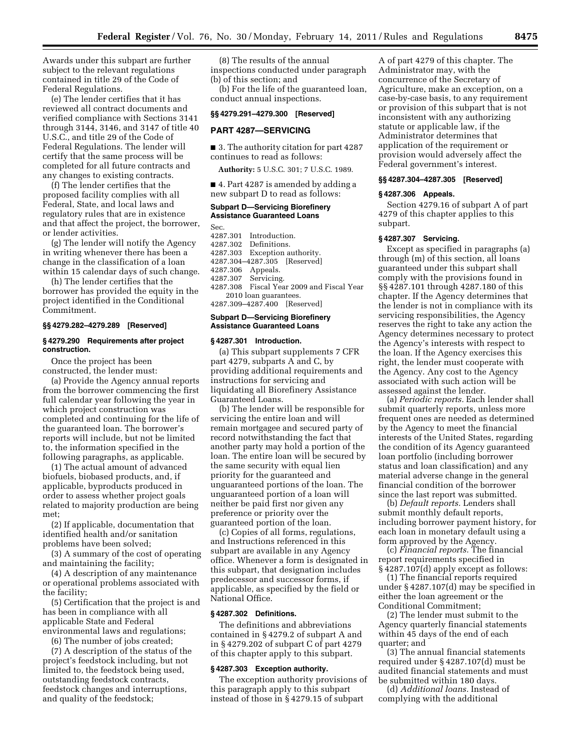Awards under this subpart are further subject to the relevant regulations contained in title 29 of the Code of Federal Regulations.

(e) The lender certifies that it has reviewed all contract documents and verified compliance with Sections 3141 through 3144, 3146, and 3147 of title 40 U.S.C., and title 29 of the Code of Federal Regulations. The lender will certify that the same process will be completed for all future contracts and any changes to existing contracts.

(f) The lender certifies that the proposed facility complies with all Federal, State, and local laws and regulatory rules that are in existence and that affect the project, the borrower, or lender activities.

(g) The lender will notify the Agency in writing whenever there has been a change in the classification of a loan within 15 calendar days of such change.

(h) The lender certifies that the borrower has provided the equity in the project identified in the Conditional Commitment.

#### §§ 4279.282–4279.289 [Reserved]

#### § 4279.290 Requirements after project construction.

Once the project has been constructed, the lender must:

(a) Provide the Agency annual reports from the borrower commencing the first full calendar year following the year in which project construction was completed and continuing for the life of the guaranteed loan. The borrower's reports will include, but not be limited to, the information specified in the following paragraphs, as applicable.

(1) The actual amount of advanced biofuels, biobased products, and, if applicable, byproducts produced in order to assess whether project goals related to majority production are being met;

(2) If applicable, documentation that identified health and/or sanitation problems have been solved;

(3) A summary of the cost of operating and maintaining the facility;

(4) A description of any maintenance or operational problems associated with the facility;

(5) Certification that the project is and has been in compliance with all applicable State and Federal environmental laws and regulations;

(6) The number of jobs created;

(7) A description of the status of the project's feedstock including, but not limited to, the feedstock being used, outstanding feedstock contracts, feedstock changes and interruptions, and quality of the feedstock;

(8) The results of the annual inspections conducted under paragraph (b) of this section; and

(b) For the life of the guaranteed loan, conduct annual inspections.

#### §§ 4279.291–4279.300 [Reserved]

## PART 4287—SERVICING

■ 3. The authority citation for part 4287 continues to read as follows:

**Authority:** 5 U.S.C. 301; 7 U.S.C. 1989.

■ 4. Part 4287 is amended by adding a new subpart D to read as follows:

### Subpart D—Servicing Biorefinery Assistance Guaranteed Loans

Sec.
4287.301 Introduction.
4287.302 Definitions.
4287.303 Exception authority.
4287.304–4287.305 [Reserved]
4287.306 Appeals.
4287.307 Servicing.
4287.308 Fiscal Year 2009 and Fiscal Year 2010 loan guarantees.
4287.309–4287.400 [Reserved]

### Subpart D—Servicing Biorefinery Assistance Guaranteed Loans

#### § 4287.301 Introduction.

(a) This subpart supplements 7 CFR part 4279, subparts A and C, by providing additional requirements and instructions for servicing and liquidating all Biorefinery Assistance Guaranteed Loans.

(b) The lender will be responsible for servicing the entire loan and will remain mortgagee and secured party of record notwithstanding the fact that another party may hold a portion of the loan. The entire loan will be secured by the same security with equal lien priority for the guaranteed and unguaranteed portions of the loan. The unguaranteed portion of a loan will neither be paid first nor given any preference or priority over the guaranteed portion of the loan.

(c) Copies of all forms, regulations, and Instructions referenced in this subpart are available in any Agency office. Whenever a form is designated in this subpart, that designation includes predecessor and successor forms, if applicable, as specified by the field or National Office.

#### § 4287.302 Definitions.

The definitions and abbreviations contained in § 4279.2 of subpart A and in § 4279.202 of subpart C of part 4279 of this chapter apply to this subpart.

#### § 4287.303 Exception authority.

The exception authority provisions of this paragraph apply to this subpart instead of those in § 4279.15 of subpart A of part 4279 of this chapter. The Administrator may, with the concurrence of the Secretary of Agriculture, make an exception, on a case-by-case basis, to any requirement or provision of this subpart that is not inconsistent with any authorizing statute or applicable law, if the Administrator determines that application of the requirement or provision would adversely affect the Federal government's interest.

#### §§ 4287.304–4287.305 [Reserved]

#### § 4287.306 Appeals.

Section 4279.16 of subpart A of part 4279 of this chapter applies to this subpart.

#### § 4287.307 Servicing.

Except as specified in paragraphs (a) through (m) of this section, all loans guaranteed under this subpart shall comply with the provisions found in §§ 4287.101 through 4287.180 of this chapter. If the Agency determines that the lender is not in compliance with its servicing responsibilities, the Agency reserves the right to take any action the Agency determines necessary to protect the Agency's interests with respect to the loan. If the Agency exercises this right, the lender must cooperate with the Agency. Any cost to the Agency associated with such action will be assessed against the lender.

(a) *Periodic reports.* Each lender shall submit quarterly reports, unless more frequent ones are needed as determined by the Agency to meet the financial interests of the United States, regarding the condition of its Agency guaranteed loan portfolio (including borrower status and loan classification) and any material adverse change in the general financial condition of the borrower since the last report was submitted.

(b) *Default reports.* Lenders shall submit monthly default reports, including borrower payment history, for each loan in monetary default using a form approved by the Agency.

(c) *Financial reports.* The financial report requirements specified in § 4287.107(d) apply except as follows:

(1) The financial reports required under § 4287.107(d) may be specified in either the loan agreement or the Conditional Commitment;

(2) The lender must submit to the Agency quarterly financial statements within 45 days of the end of each quarter; and

(3) The annual financial statements required under § 4287.107(d) must be audited financial statements and must be submitted within 180 days.

(d) *Additional loans.* Instead of complying with the additional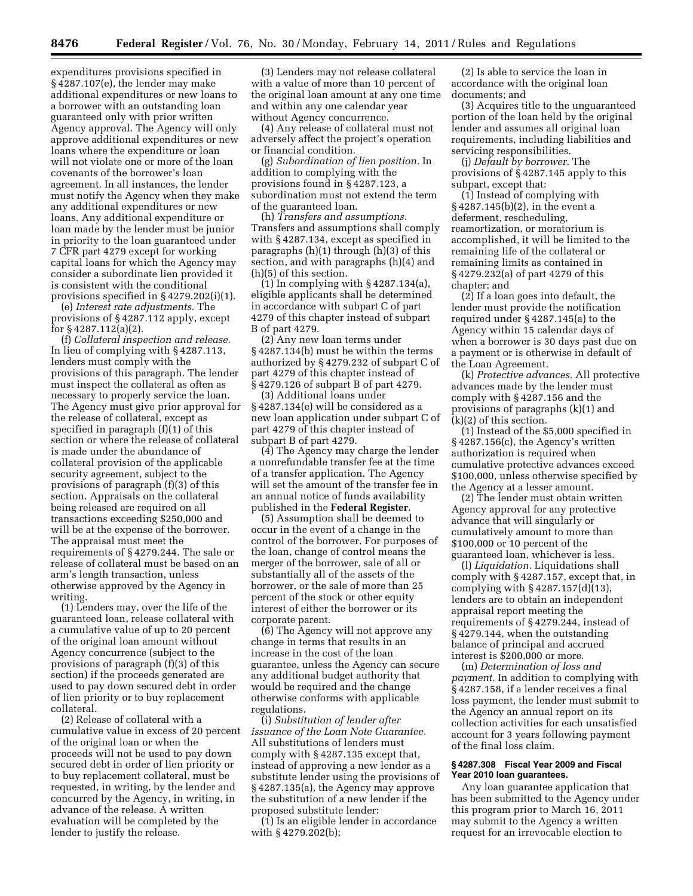expenditures provisions specified in § 4287.107(e), the lender may make additional expenditures or new loans to a borrower with an outstanding loan guaranteed only with prior written Agency approval. The Agency will only approve additional expenditures or new loans where the expenditure or loan will not violate one or more of the loan covenants of the borrower's loan agreement. In all instances, the lender must notify the Agency when they make any additional expenditures or new loans. Any additional expenditure or loan made by the lender must be junior in priority to the loan guaranteed under 7 CFR part 4279 except for working capital loans for which the Agency may consider a subordinate lien provided it is consistent with the conditional provisions specified in § 4279.202(i)(1).

(e) *Interest rate adjustments.* The provisions of § 4287.112 apply, except for § 4287.112(a)(2).

(f) *Collateral inspection and release.* In lieu of complying with § 4287.113, lenders must comply with the provisions of this paragraph. The lender must inspect the collateral as often as necessary to properly service the loan. The Agency must give prior approval for the release of collateral, except as specified in paragraph (f)(1) of this section or where the release of collateral is made under the abundance of collateral provision of the applicable security agreement, subject to the provisions of paragraph (f)(3) of this section. Appraisals on the collateral being released are required on all transactions exceeding $250,000 and will be at the expense of the borrower. The appraisal must meet the requirements of § 4279.244. The sale or release of collateral must be based on an arm's length transaction, unless otherwise approved by the Agency in writing.

(1) Lenders may, over the life of the guaranteed loan, release collateral with a cumulative value of up to 20 percent of the original loan amount without Agency concurrence (subject to the provisions of paragraph (f)(3) of this section) if the proceeds generated are used to pay down secured debt in order of lien priority or to buy replacement collateral.

(2) Release of collateral with a cumulative value in excess of 20 percent of the original loan or when the proceeds will not be used to pay down secured debt in order of lien priority or to buy replacement collateral, must be requested, in writing, by the lender and concurred by the Agency, in writing, in advance of the release. A written evaluation will be completed by the lender to justify the release.

(3) Lenders may not release collateral with a value of more than 10 percent of the original loan amount at any one time and within any one calendar year without Agency concurrence.

(4) Any release of collateral must not adversely affect the project's operation or financial condition.

(g) *Subordination of lien position.* In addition to complying with the provisions found in § 4287.123, a subordination must not extend the term of the guaranteed loan.

(h) *Transfers and assumptions.* Transfers and assumptions shall comply with § 4287.134, except as specified in paragraphs (h)(1) through (h)(3) of this section, and with paragraphs (h)(4) and (h)(5) of this section.

(1) In complying with § 4287.134(a), eligible applicants shall be determined in accordance with subpart C of part 4279 of this chapter instead of subpart B of part 4279.

(2) Any new loan terms under § 4287.134(b) must be within the terms authorized by § 4279.232 of subpart C of part 4279 of this chapter instead of § 4279.126 of subpart B of part 4279.

(3) Additional loans under § 4287.134(e) will be considered as a new loan application under subpart C of part 4279 of this chapter instead of subpart B of part 4279.

(4) The Agency may charge the lender a nonrefundable transfer fee at the time of a transfer application. The Agency will set the amount of the transfer fee in an annual notice of funds availability published in the **Federal Register**.

(5) Assumption shall be deemed to occur in the event of a change in the control of the borrower. For purposes of the loan, change of control means the merger of the borrower, sale of all or substantially all of the assets of the borrower, or the sale of more than 25 percent of the stock or other equity interest of either the borrower or its corporate parent.

(6) The Agency will not approve any change in terms that results in an increase in the cost of the loan guarantee, unless the Agency can secure any additional budget authority that would be required and the change otherwise conforms with applicable regulations.

(i) *Substitution of lender after issuance of the Loan Note Guarantee.* All substitutions of lenders must comply with § 4287.135 except that, instead of approving a new lender as a substitute lender using the provisions of § 4287.135(a), the Agency may approve the substitution of a new lender if the proposed substitute lender:

(1) Is an eligible lender in accordance with § 4279.202(b);

(2) Is able to service the loan in accordance with the original loan documents; and

(3) Acquires title to the unguaranteed portion of the loan held by the original lender and assumes all original loan requirements, including liabilities and servicing responsibilities.

(j) *Default by borrower.* The provisions of § 4287.145 apply to this subpart, except that:

(1) Instead of complying with § 4287.145(b)(2), in the event a deferment, rescheduling, reamortization, or moratorium is accomplished, it will be limited to the remaining life of the collateral or remaining limits as contained in § 4279.232(a) of part 4279 of this chapter; and

(2) If a loan goes into default, the lender must provide the notification required under § 4287.145(a) to the Agency within 15 calendar days of when a borrower is 30 days past due on a payment or is otherwise in default of the Loan Agreement.

(k) *Protective advances.* All protective advances made by the lender must comply with § 4287.156 and the provisions of paragraphs (k)(1) and (k)(2) of this section.

(1) Instead of the $5,000 specified in § 4287.156(c), the Agency's written authorization is required when cumulative protective advances exceed $100,000, unless otherwise specified by the Agency at a lesser amount.

(2) The lender must obtain written Agency approval for any protective advance that will singularly or cumulatively amount to more than $100,000 or 10 percent of the guaranteed loan, whichever is less.

(l) *Liquidation.* Liquidations shall comply with § 4287.157, except that, in complying with § 4287.157(d)(13), lenders are to obtain an independent appraisal report meeting the requirements of § 4279.244, instead of § 4279.144, when the outstanding balance of principal and accrued interest is $200,000 or more.

(m) *Determination of loss and payment.* In addition to complying with § 4287.158, if a lender receives a final loss payment, the lender must submit to the Agency an annual report on its collection activities for each unsatisfied account for 3 years following payment of the final loss claim.

#### § 4287.308 Fiscal Year 2009 and Fiscal Year 2010 loan guarantees.

Any loan guarantee application that has been submitted to the Agency under this program prior to March 16, 2011 may submit to the Agency a written request for an irrevocable election to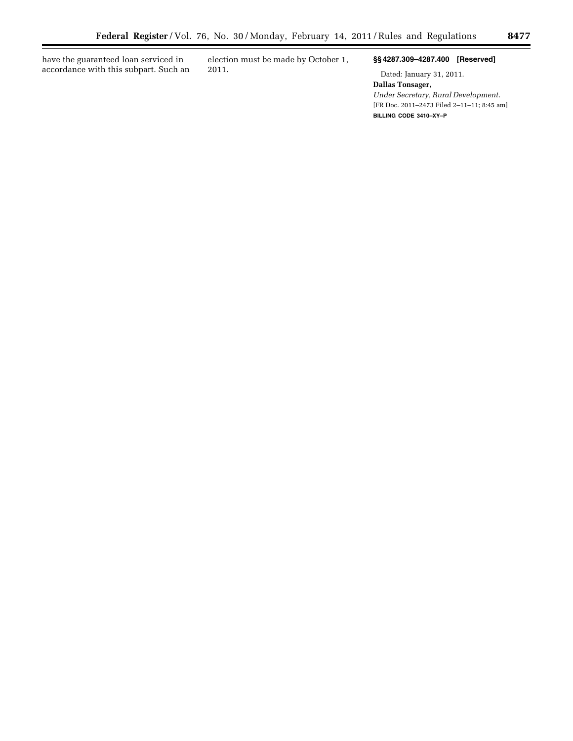have the guaranteed loan serviced in accordance with this subpart. Such an election must be made by October 1, 2011.

### §§ 4287.309–4287.400 [Reserved]

Dated: January 31, 2011.

**Dallas Tonsager,**

*Under Secretary, Rural Development.*

[FR Doc. 2011–2473 Filed 2–11–11; 8:45 am]

**BILLING CODE 3410–XY–P**